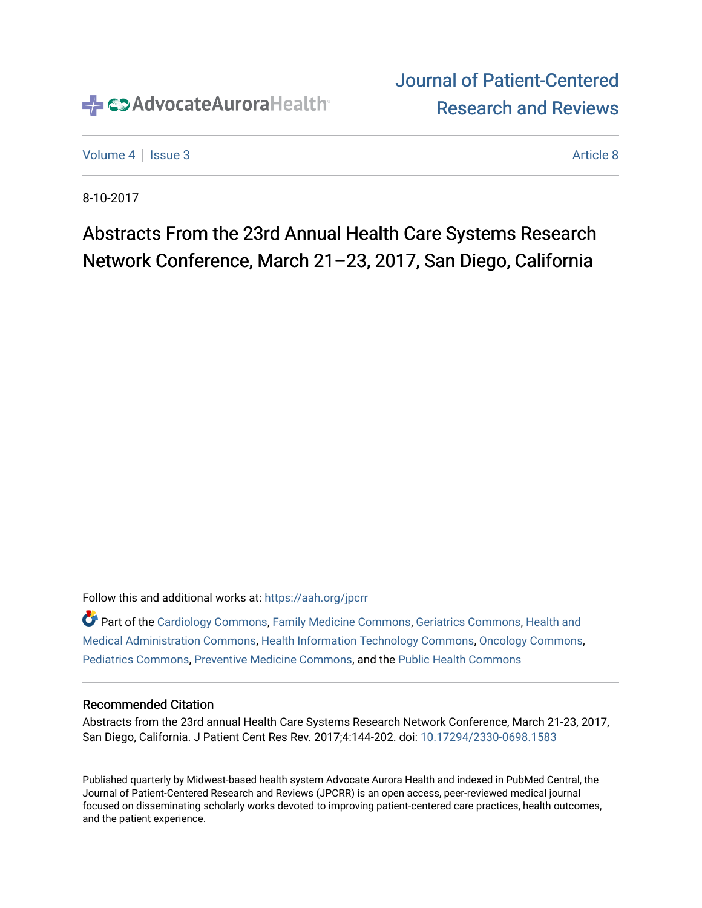AdvocateAuroraHealth

Journal of Patient-Centered Research and Reviews

Volume 4 | Issue 3 Article 8

8-10-2017

# Abstracts From the 23rd Annual Health Care Systems Research Network Conference, March 21–23, 2017, San Diego, California

Follow this and additional works at: https://aah.org/jpcrr

Part of the Cardiology Commons, Family Medicine Commons, Geriatrics Commons, Health and Medical Administration Commons, Health Information Technology Commons, Oncology Commons, Pediatrics Commons, Preventive Medicine Commons, and the Public Health Commons

## Recommended Citation

Abstracts from the 23rd annual Health Care Systems Research Network Conference, March 21-23, 2017, San Diego, California. J Patient Cent Res Rev. 2017;4:144-202. doi: 10.17294/2330-0698.1583

Published quarterly by Midwest-based health system Advocate Aurora Health and indexed in PubMed Central, the Journal of Patient-Centered Research and Reviews (JPCRR) is an open access, peer-reviewed medical journal focused on disseminating scholarly works devoted to improving patient-centered care practices, health outcomes, and the patient experience.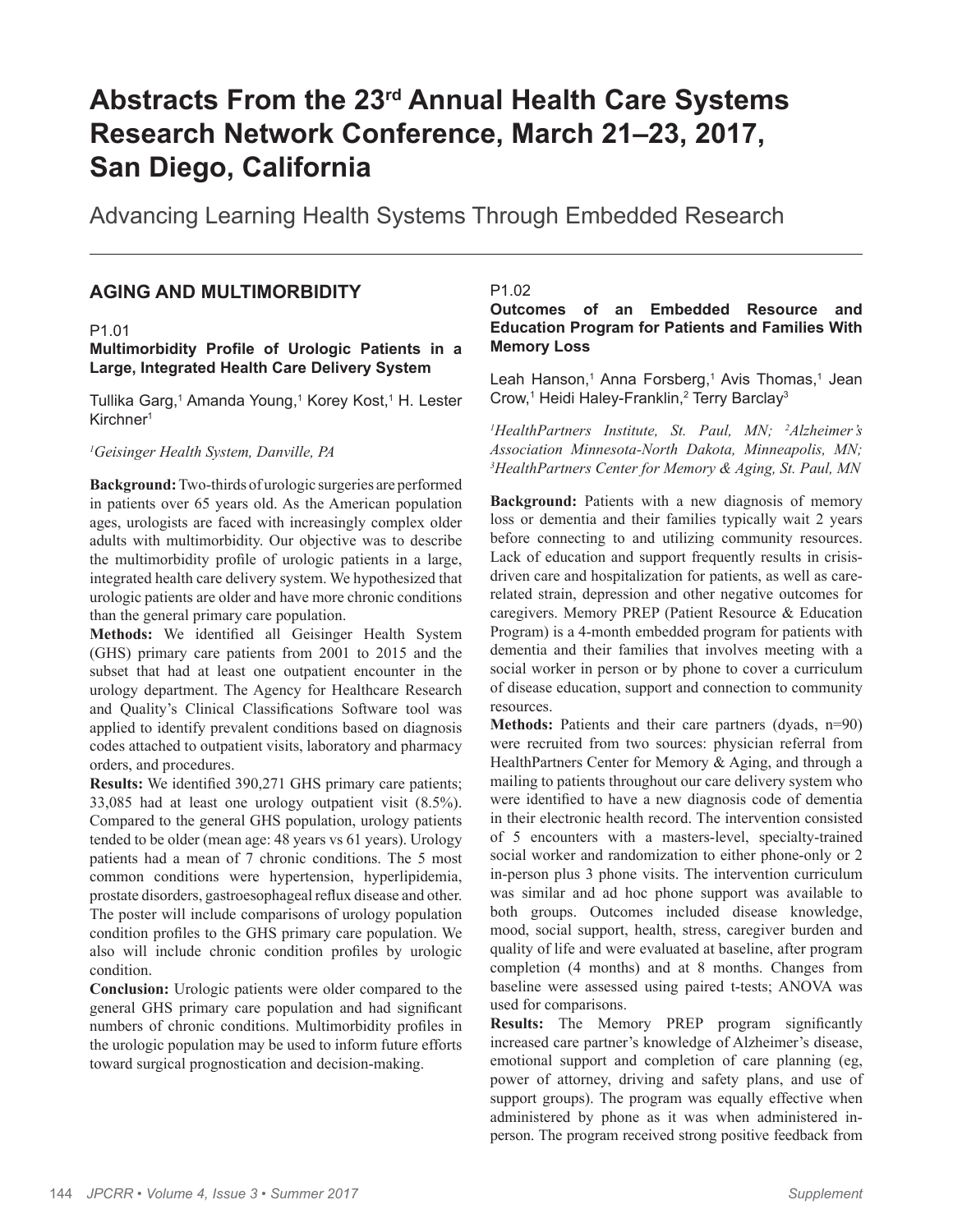# Abstracts From the 23rd Annual Health Care Systems Research Network Conference, March 21–23, 2017, San Diego, California

Advancing Learning Health Systems Through Embedded Research

## AGING AND MULTIMORBIDITY

P1.01

### Multimorbidity Profile of Urologic Patients in a Large, Integrated Health Care Delivery System

Tullika Garg,[1] Amanda Young,[1] Korey Kost,[1] H. Lester Kirchner[1]

*[1]Geisinger Health System, Danville, PA*

**Background:** Two-thirds of urologic surgeries are performed in patients over 65 years old. As the American population ages, urologists are faced with increasingly complex older adults with multimorbidity. Our objective was to describe the multimorbidity profile of urologic patients in a large, integrated health care delivery system. We hypothesized that urologic patients are older and have more chronic conditions than the general primary care population.

**Methods:** We identified all Geisinger Health System (GHS) primary care patients from 2001 to 2015 and the subset that had at least one outpatient encounter in the urology department. The Agency for Healthcare Research and Quality's Clinical Classifications Software tool was applied to identify prevalent conditions based on diagnosis codes attached to outpatient visits, laboratory and pharmacy orders, and procedures.

**Results:** We identified 390,271 GHS primary care patients; 33,085 had at least one urology outpatient visit (8.5%). Compared to the general GHS population, urology patients tended to be older (mean age: 48 years vs 61 years). Urology patients had a mean of 7 chronic conditions. The 5 most common conditions were hypertension, hyperlipidemia, prostate disorders, gastroesophageal reflux disease and other. The poster will include comparisons of urology population condition profiles to the GHS primary care population. We also will include chronic condition profiles by urologic condition.

**Conclusion:** Urologic patients were older compared to the general GHS primary care population and had significant numbers of chronic conditions. Multimorbidity profiles in the urologic population may be used to inform future efforts toward surgical prognostication and decision-making.

P1.02

### Outcomes of an Embedded Resource and Education Program for Patients and Families With Memory Loss

Leah Hanson,[1] Anna Forsberg,[1] Avis Thomas,[1] Jean Crow,[1] Heidi Haley-Franklin,[2] Terry Barclay[3]

*[1]HealthPartners Institute, St. Paul, MN; [2]Alzheimer's Association Minnesota-North Dakota, Minneapolis, MN; [3]HealthPartners Center for Memory & Aging, St. Paul, MN*

**Background:** Patients with a new diagnosis of memory loss or dementia and their families typically wait 2 years before connecting to and utilizing community resources. Lack of education and support frequently results in crisis-driven care and hospitalization for patients, as well as care-related strain, depression and other negative outcomes for caregivers. Memory PREP (Patient Resource & Education Program) is a 4-month embedded program for patients with dementia and their families that involves meeting with a social worker in person or by phone to cover a curriculum of disease education, support and connection to community resources.

**Methods:** Patients and their care partners (dyads, n=90) were recruited from two sources: physician referral from HealthPartners Center for Memory & Aging, and through a mailing to patients throughout our care delivery system who were identified to have a new diagnosis code of dementia in their electronic health record. The intervention consisted of 5 encounters with a masters-level, specialty-trained social worker and randomization to either phone-only or 2 in-person plus 3 phone visits. The intervention curriculum was similar and ad hoc phone support was available to both groups. Outcomes included disease knowledge, mood, social support, health, stress, caregiver burden and quality of life and were evaluated at baseline, after program completion (4 months) and at 8 months. Changes from baseline were assessed using paired t-tests; ANOVA was used for comparisons.

**Results:** The Memory PREP program significantly increased care partner's knowledge of Alzheimer's disease, emotional support and completion of care planning (eg, power of attorney, driving and safety plans, and use of support groups). The program was equally effective when administered by phone as it was when administered in-person. The program received strong positive feedback from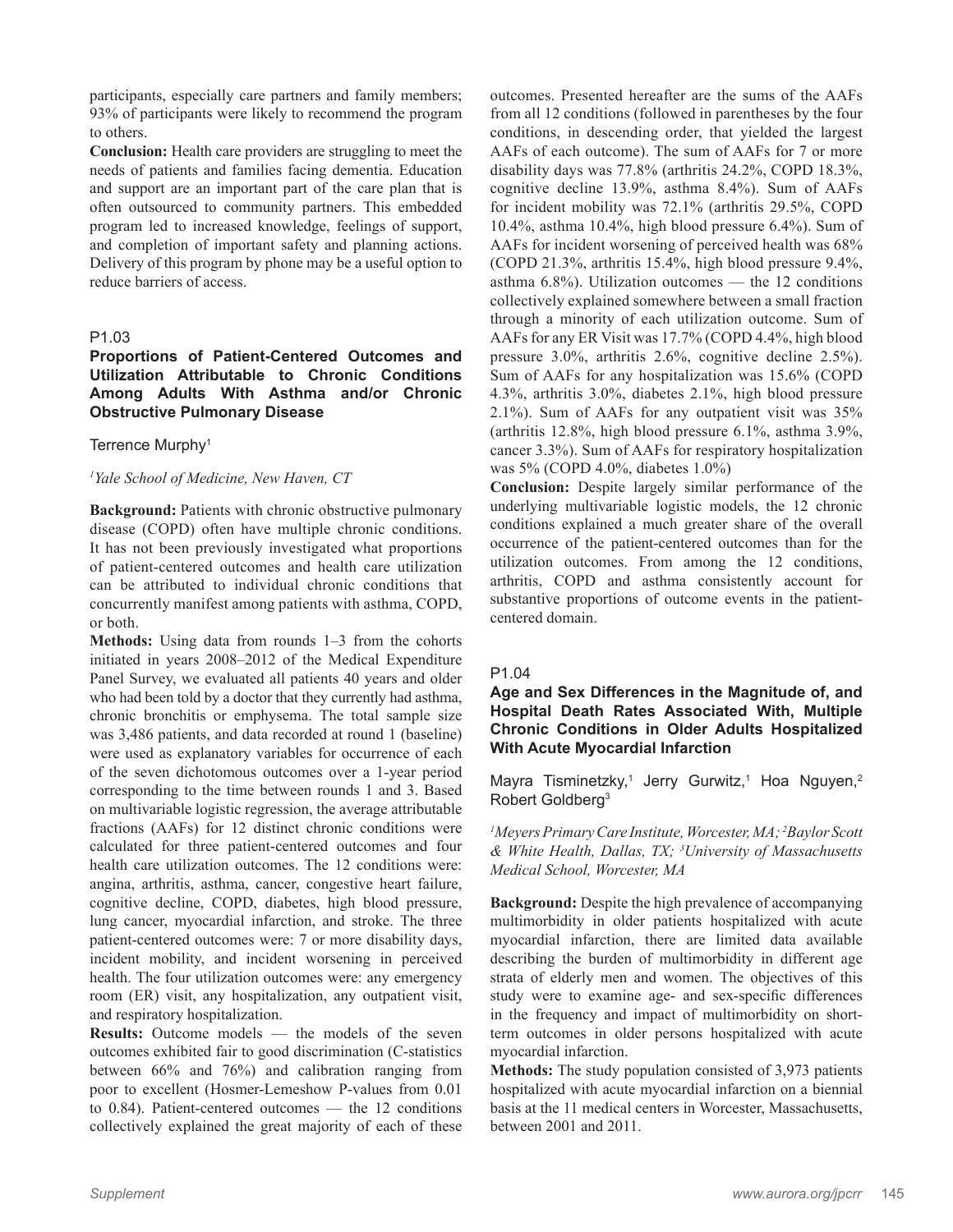participants, especially care partners and family members; 93% of participants were likely to recommend the program to others.

**Conclusion:** Health care providers are struggling to meet the needs of patients and families facing dementia. Education and support are an important part of the care plan that is often outsourced to community partners. This embedded program led to increased knowledge, feelings of support, and completion of important safety and planning actions. Delivery of this program by phone may be a useful option to reduce barriers of access.

P1.03

### Proportions of Patient-Centered Outcomes and Utilization Attributable to Chronic Conditions Among Adults With Asthma and/or Chronic Obstructive Pulmonary Disease

Terrence Murphy[1]

*[1]Yale School of Medicine, New Haven, CT*

**Background:** Patients with chronic obstructive pulmonary disease (COPD) often have multiple chronic conditions. It has not been previously investigated what proportions of patient-centered outcomes and health care utilization can be attributed to individual chronic conditions that concurrently manifest among patients with asthma, COPD, or both.

**Methods:** Using data from rounds 1–3 from the cohorts initiated in years 2008–2012 of the Medical Expenditure Panel Survey, we evaluated all patients 40 years and older who had been told by a doctor that they currently had asthma, chronic bronchitis or emphysema. The total sample size was 3,486 patients, and data recorded at round 1 (baseline) were used as explanatory variables for occurrence of each of the seven dichotomous outcomes over a 1-year period corresponding to the time between rounds 1 and 3. Based on multivariable logistic regression, the average attributable fractions (AAFs) for 12 distinct chronic conditions were calculated for three patient-centered outcomes and four health care utilization outcomes. The 12 conditions were: angina, arthritis, asthma, cancer, congestive heart failure, cognitive decline, COPD, diabetes, high blood pressure, lung cancer, myocardial infarction, and stroke. The three patient-centered outcomes were: 7 or more disability days, incident mobility, and incident worsening in perceived health. The four utilization outcomes were: any emergency room (ER) visit, any hospitalization, any outpatient visit, and respiratory hospitalization.

**Results:** Outcome models — the models of the seven outcomes exhibited fair to good discrimination (C-statistics between 66% and 76%) and calibration ranging from poor to excellent (Hosmer-Lemeshow P-values from 0.01 to 0.84). Patient-centered outcomes — the 12 conditions collectively explained the great majority of each of these outcomes. Presented hereafter are the sums of the AAFs from all 12 conditions (followed in parentheses by the four conditions, in descending order, that yielded the largest AAFs of each outcome). The sum of AAFs for 7 or more disability days was 77.8% (arthritis 24.2%, COPD 18.3%, cognitive decline 13.9%, asthma 8.4%). Sum of AAFs for incident mobility was 72.1% (arthritis 29.5%, COPD 10.4%, asthma 10.4%, high blood pressure 6.4%). Sum of AAFs for incident worsening of perceived health was 68% (COPD 21.3%, arthritis 15.4%, high blood pressure 9.4%, asthma 6.8%). Utilization outcomes — the 12 conditions collectively explained somewhere between a small fraction through a minority of each utilization outcome. Sum of AAFs for any ER Visit was 17.7% (COPD 4.4%, high blood pressure 3.0%, arthritis 2.6%, cognitive decline 2.5%). Sum of AAFs for any hospitalization was 15.6% (COPD 4.3%, arthritis 3.0%, diabetes 2.1%, high blood pressure 2.1%). Sum of AAFs for any outpatient visit was 35% (arthritis 12.8%, high blood pressure 6.1%, asthma 3.9%, cancer 3.3%). Sum of AAFs for respiratory hospitalization was 5% (COPD 4.0%, diabetes 1.0%)

**Conclusion:** Despite largely similar performance of the underlying multivariable logistic models, the 12 chronic conditions explained a much greater share of the overall occurrence of the patient-centered outcomes than for the utilization outcomes. From among the 12 conditions, arthritis, COPD and asthma consistently account for substantive proportions of outcome events in the patient-centered domain.

P1.04

### Age and Sex Differences in the Magnitude of, and Hospital Death Rates Associated With, Multiple Chronic Conditions in Older Adults Hospitalized With Acute Myocardial Infarction

Mayra Tisminetzky,[1] Jerry Gurwitz,[1] Hoa Nguyen,[2] Robert Goldberg[3]

*[1]Meyers Primary Care Institute, Worcester, MA; [2]Baylor Scott & White Health, Dallas, TX; [3]University of Massachusetts Medical School, Worcester, MA*

**Background:** Despite the high prevalence of accompanying multimorbidity in older patients hospitalized with acute myocardial infarction, there are limited data available describing the burden of multimorbidity in different age strata of elderly men and women. The objectives of this study were to examine age- and sex-specific differences in the frequency and impact of multimorbidity on short-term outcomes in older persons hospitalized with acute myocardial infarction.

**Methods:** The study population consisted of 3,973 patients hospitalized with acute myocardial infarction on a biennial basis at the 11 medical centers in Worcester, Massachusetts, between 2001 and 2011.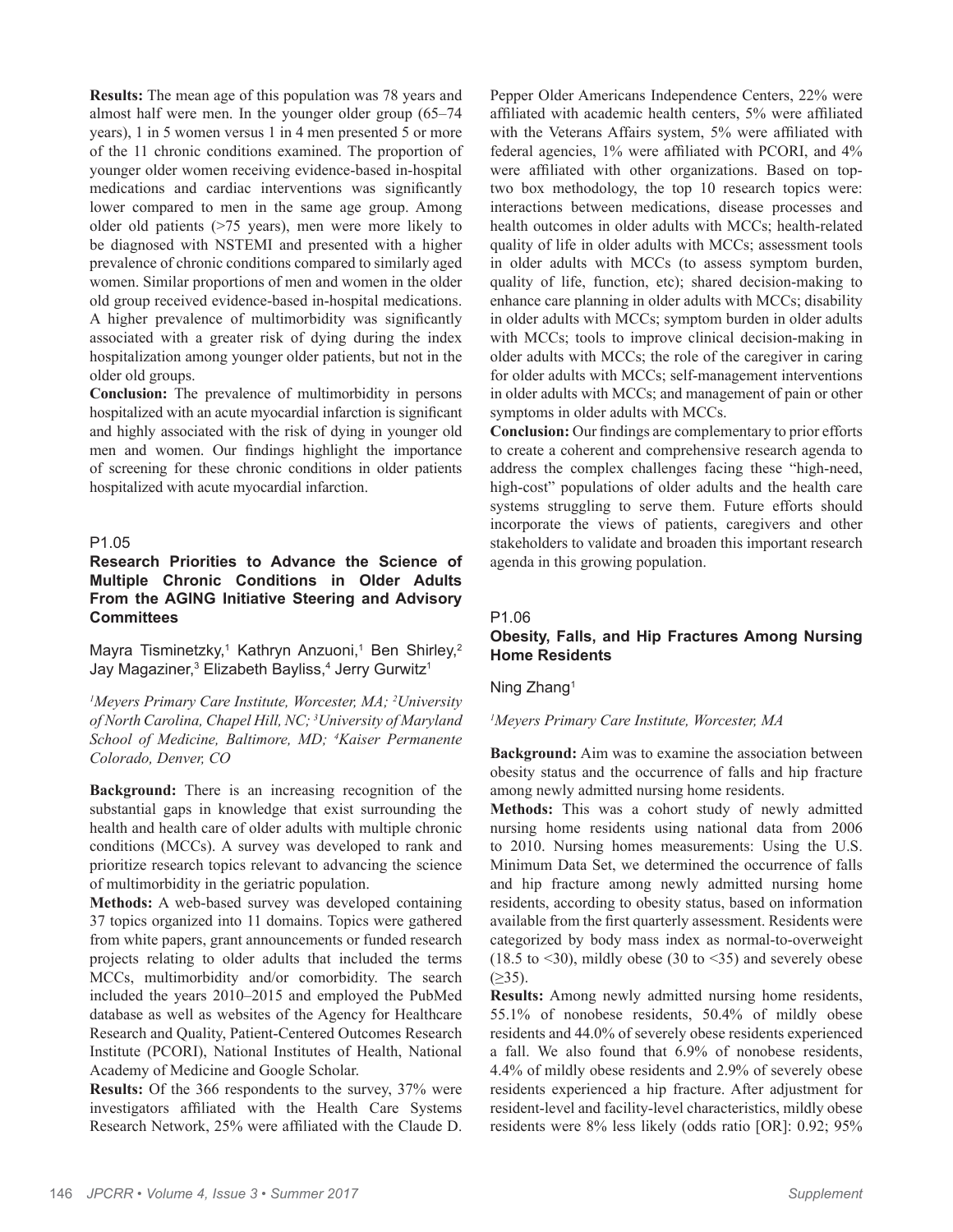**Results:** The mean age of this population was 78 years and almost half were men. In the younger older group (65–74 years), 1 in 5 women versus 1 in 4 men presented 5 or more of the 11 chronic conditions examined. The proportion of younger older women receiving evidence-based in-hospital medications and cardiac interventions was significantly lower compared to men in the same age group. Among older old patients (>75 years), men were more likely to be diagnosed with NSTEMI and presented with a higher prevalence of chronic conditions compared to similarly aged women. Similar proportions of men and women in the older old group received evidence-based in-hospital medications. A higher prevalence of multimorbidity was significantly associated with a greater risk of dying during the index hospitalization among younger older patients, but not in the older old groups.

**Conclusion:** The prevalence of multimorbidity in persons hospitalized with an acute myocardial infarction is significant and highly associated with the risk of dying in younger old men and women. Our findings highlight the importance of screening for these chronic conditions in older patients hospitalized with acute myocardial infarction.

P1.05

## Research Priorities to Advance the Science of Multiple Chronic Conditions in Older Adults From the AGING Initiative Steering and Advisory Committees

Mayra Tisminetzky,[1] Kathryn Anzuoni,[1] Ben Shirley,[2] Jay Magaziner,[3] Elizabeth Bayliss,[4] Jerry Gurwitz[1]

*[1]Meyers Primary Care Institute, Worcester, MA; [2]University of North Carolina, Chapel Hill, NC; [3]University of Maryland School of Medicine, Baltimore, MD; [4]Kaiser Permanente Colorado, Denver, CO*

**Background:** There is an increasing recognition of the substantial gaps in knowledge that exist surrounding the health and health care of older adults with multiple chronic conditions (MCCs). A survey was developed to rank and prioritize research topics relevant to advancing the science of multimorbidity in the geriatric population.

**Methods:** A web-based survey was developed containing 37 topics organized into 11 domains. Topics were gathered from white papers, grant announcements or funded research projects relating to older adults that included the terms MCCs, multimorbidity and/or comorbidity. The search included the years 2010–2015 and employed the PubMed database as well as websites of the Agency for Healthcare Research and Quality, Patient-Centered Outcomes Research Institute (PCORI), National Institutes of Health, National Academy of Medicine and Google Scholar.

**Results:** Of the 366 respondents to the survey, 37% were investigators affiliated with the Health Care Systems Research Network, 25% were affiliated with the Claude D. Pepper Older Americans Independence Centers, 22% were affiliated with academic health centers, 5% were affiliated with the Veterans Affairs system, 5% were affiliated with federal agencies, 1% were affiliated with PCORI, and 4% were affiliated with other organizations. Based on top-two box methodology, the top 10 research topics were: interactions between medications, disease processes and health outcomes in older adults with MCCs; health-related quality of life in older adults with MCCs; assessment tools in older adults with MCCs (to assess symptom burden, quality of life, function, etc); shared decision-making to enhance care planning in older adults with MCCs; disability in older adults with MCCs; symptom burden in older adults with MCCs; tools to improve clinical decision-making in older adults with MCCs; the role of the caregiver in caring for older adults with MCCs; self-management interventions in older adults with MCCs; and management of pain or other symptoms in older adults with MCCs.

**Conclusion:** Our findings are complementary to prior efforts to create a coherent and comprehensive research agenda to address the complex challenges facing these "high-need, high-cost" populations of older adults and the health care systems struggling to serve them. Future efforts should incorporate the views of patients, caregivers and other stakeholders to validate and broaden this important research agenda in this growing population.

P1.06

## Obesity, Falls, and Hip Fractures Among Nursing Home Residents

Ning Zhang[1]

*[1]Meyers Primary Care Institute, Worcester, MA*

**Background:** Aim was to examine the association between obesity status and the occurrence of falls and hip fracture among newly admitted nursing home residents.

**Methods:** This was a cohort study of newly admitted nursing home residents using national data from 2006 to 2010. Nursing homes measurements: Using the U.S. Minimum Data Set, we determined the occurrence of falls and hip fracture among newly admitted nursing home residents, according to obesity status, based on information available from the first quarterly assessment. Residents were categorized by body mass index as normal-to-overweight (18.5 to <30), mildly obese (30 to <35) and severely obese (≥35).

**Results:** Among newly admitted nursing home residents, 55.1% of nonobese residents, 50.4% of mildly obese residents and 44.0% of severely obese residents experienced a fall. We also found that 6.9% of nonobese residents, 4.4% of mildly obese residents and 2.9% of severely obese residents experienced a hip fracture. After adjustment for resident-level and facility-level characteristics, mildly obese residents were 8% less likely (odds ratio [OR]: 0.92; 95%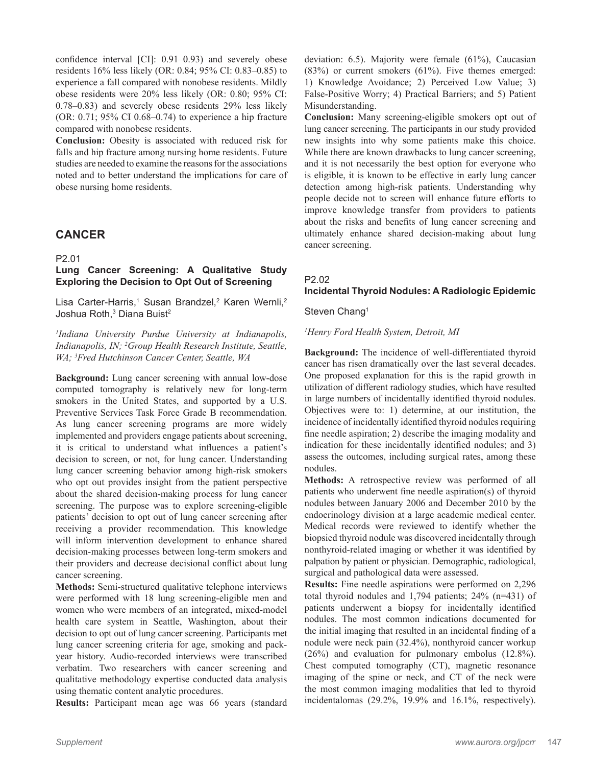confidence interval [CI]: 0.91–0.93) and severely obese residents 16% less likely (OR: 0.84; 95% CI: 0.83–0.85) to experience a fall compared with nonobese residents. Mildly obese residents were 20% less likely (OR: 0.80; 95% CI: 0.78–0.83) and severely obese residents 29% less likely (OR: 0.71; 95% CI 0.68–0.74) to experience a hip fracture compared with nonobese residents.

**Conclusion:** Obesity is associated with reduced risk for falls and hip fracture among nursing home residents. Future studies are needed to examine the reasons for the associations noted and to better understand the implications for care of obese nursing home residents.

## CANCER

P2.01

### Lung Cancer Screening: A Qualitative Study Exploring the Decision to Opt Out of Screening

Lisa Carter-Harris,[1] Susan Brandzel,[2] Karen Wernli,[2] Joshua Roth,[3] Diana Buist[2]

*[1]Indiana University Purdue University at Indianapolis, Indianapolis, IN; [2]Group Health Research Institute, Seattle, WA; [3]Fred Hutchinson Cancer Center, Seattle, WA*

**Background:** Lung cancer screening with annual low-dose computed tomography is relatively new for long-term smokers in the United States, and supported by a U.S. Preventive Services Task Force Grade B recommendation. As lung cancer screening programs are more widely implemented and providers engage patients about screening, it is critical to understand what influences a patient's decision to screen, or not, for lung cancer. Understanding lung cancer screening behavior among high-risk smokers who opt out provides insight from the patient perspective about the shared decision-making process for lung cancer screening. The purpose was to explore screening-eligible patients' decision to opt out of lung cancer screening after receiving a provider recommendation. This knowledge will inform intervention development to enhance shared decision-making processes between long-term smokers and their providers and decrease decisional conflict about lung cancer screening.

**Methods:** Semi-structured qualitative telephone interviews were performed with 18 lung screening-eligible men and women who were members of an integrated, mixed-model health care system in Seattle, Washington, about their decision to opt out of lung cancer screening. Participants met lung cancer screening criteria for age, smoking and pack-year history. Audio-recorded interviews were transcribed verbatim. Two researchers with cancer screening and qualitative methodology expertise conducted data analysis using thematic content analytic procedures.

**Results:** Participant mean age was 66 years (standard deviation: 6.5). Majority were female (61%), Caucasian (83%) or current smokers (61%). Five themes emerged: 1) Knowledge Avoidance; 2) Perceived Low Value; 3) False-Positive Worry; 4) Practical Barriers; and 5) Patient Misunderstanding.

**Conclusion:** Many screening-eligible smokers opt out of lung cancer screening. The participants in our study provided new insights into why some patients make this choice. While there are known drawbacks to lung cancer screening, and it is not necessarily the best option for everyone who is eligible, it is known to be effective in early lung cancer detection among high-risk patients. Understanding why people decide not to screen will enhance future efforts to improve knowledge transfer from providers to patients about the risks and benefits of lung cancer screening and ultimately enhance shared decision-making about lung cancer screening.

P2.02

### Incidental Thyroid Nodules: A Radiologic Epidemic

Steven Chang[1]

*[1]Henry Ford Health System, Detroit, MI*

**Background:** The incidence of well-differentiated thyroid cancer has risen dramatically over the last several decades. One proposed explanation for this is the rapid growth in utilization of different radiology studies, which have resulted in large numbers of incidentally identified thyroid nodules. Objectives were to: 1) determine, at our institution, the incidence of incidentally identified thyroid nodules requiring fine needle aspiration; 2) describe the imaging modality and indication for these incidentally identified nodules; and 3) assess the outcomes, including surgical rates, among these nodules.

**Methods:** A retrospective review was performed of all patients who underwent fine needle aspiration(s) of thyroid nodules between January 2006 and December 2010 by the endocrinology division at a large academic medical center. Medical records were reviewed to identify whether the biopsied thyroid nodule was discovered incidentally through nonthyroid-related imaging or whether it was identified by palpation by patient or physician. Demographic, radiological, surgical and pathological data were assessed.

**Results:** Fine needle aspirations were performed on 2,296 total thyroid nodules and 1,794 patients; 24% (n=431) of patients underwent a biopsy for incidentally identified nodules. The most common indications documented for the initial imaging that resulted in an incidental finding of a nodule were neck pain (32.4%), nonthyroid cancer workup (26%) and evaluation for pulmonary embolus (12.8%). Chest computed tomography (CT), magnetic resonance imaging of the spine or neck, and CT of the neck were the most common imaging modalities that led to thyroid incidentalomas (29.2%, 19.9% and 16.1%, respectively).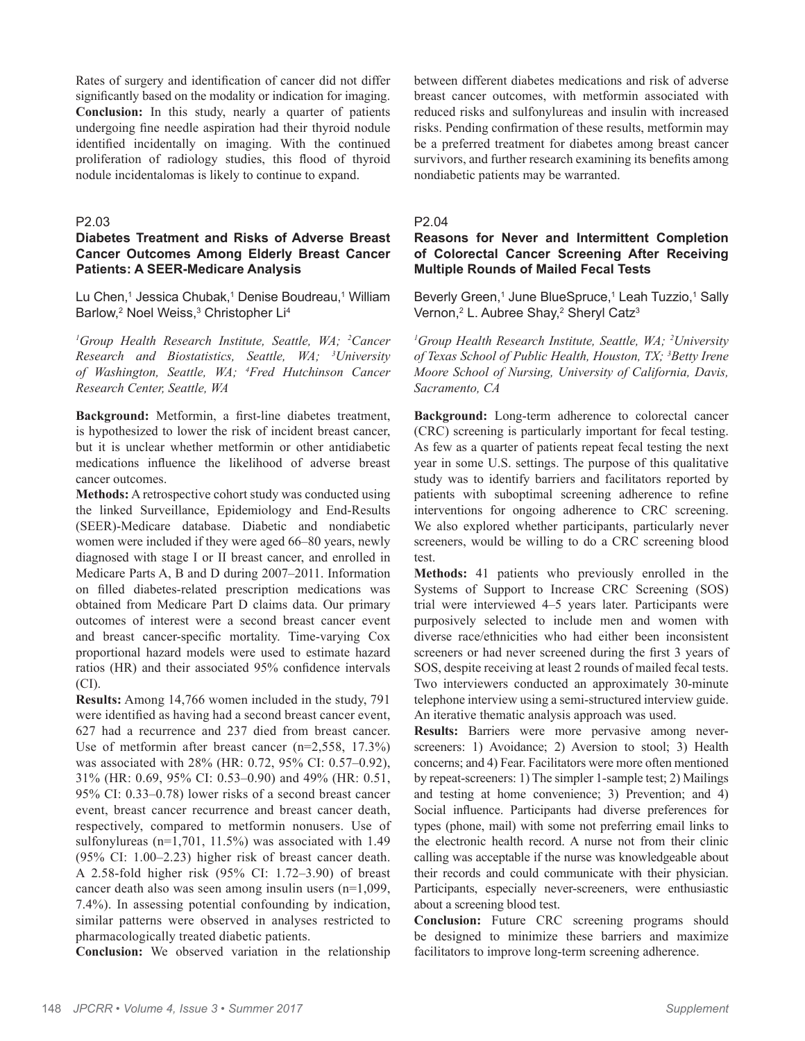Rates of surgery and identification of cancer did not differ significantly based on the modality or indication for imaging. **Conclusion:** In this study, nearly a quarter of patients undergoing fine needle aspiration had their thyroid nodule identified incidentally on imaging. With the continued proliferation of radiology studies, this flood of thyroid nodule incidentalomas is likely to continue to expand.

P2.03

### Diabetes Treatment and Risks of Adverse Breast Cancer Outcomes Among Elderly Breast Cancer Patients: A SEER-Medicare Analysis

Lu Chen,[1] Jessica Chubak,[1] Denise Boudreau,[1] William Barlow,[2] Noel Weiss,[3] Christopher Li[4]

*[1]Group Health Research Institute, Seattle, WA; [2]Cancer Research and Biostatistics, Seattle, WA; [3]University of Washington, Seattle, WA; [4]Fred Hutchinson Cancer Research Center, Seattle, WA*

**Background:** Metformin, a first-line diabetes treatment, is hypothesized to lower the risk of incident breast cancer, but it is unclear whether metformin or other antidiabetic medications influence the likelihood of adverse breast cancer outcomes.

**Methods:** A retrospective cohort study was conducted using the linked Surveillance, Epidemiology and End-Results (SEER)-Medicare database. Diabetic and nondiabetic women were included if they were aged 66–80 years, newly diagnosed with stage I or II breast cancer, and enrolled in Medicare Parts A, B and D during 2007–2011. Information on filled diabetes-related prescription medications was obtained from Medicare Part D claims data. Our primary outcomes of interest were a second breast cancer event and breast cancer-specific mortality. Time-varying Cox proportional hazard models were used to estimate hazard ratios (HR) and their associated 95% confidence intervals (CI).

**Results:** Among 14,766 women included in the study, 791 were identified as having had a second breast cancer event, 627 had a recurrence and 237 died from breast cancer. Use of metformin after breast cancer (n=2,558, 17.3%) was associated with 28% (HR: 0.72, 95% CI: 0.57–0.92), 31% (HR: 0.69, 95% CI: 0.53–0.90) and 49% (HR: 0.51, 95% CI: 0.33–0.78) lower risks of a second breast cancer event, breast cancer recurrence and breast cancer death, respectively, compared to metformin nonusers. Use of sulfonylureas (n=1,701, 11.5%) was associated with 1.49 (95% CI: 1.00–2.23) higher risk of breast cancer death. A 2.58-fold higher risk (95% CI: 1.72–3.90) of breast cancer death also was seen among insulin users (n=1,099, 7.4%). In assessing potential confounding by indication, similar patterns were observed in analyses restricted to pharmacologically treated diabetic patients.

**Conclusion:** We observed variation in the relationship between different diabetes medications and risk of adverse breast cancer outcomes, with metformin associated with reduced risks and sulfonylureas and insulin with increased risks. Pending confirmation of these results, metformin may be a preferred treatment for diabetes among breast cancer survivors, and further research examining its benefits among nondiabetic patients may be warranted.

P2.04

### Reasons for Never and Intermittent Completion of Colorectal Cancer Screening After Receiving Multiple Rounds of Mailed Fecal Tests

Beverly Green,[1] June BlueSpruce,[1] Leah Tuzzio,[1] Sally Vernon,[2] L. Aubree Shay,[2] Sheryl Catz[3]

*[1]Group Health Research Institute, Seattle, WA; [2]University of Texas School of Public Health, Houston, TX; [3]Betty Irene Moore School of Nursing, University of California, Davis, Sacramento, CA*

**Background:** Long-term adherence to colorectal cancer (CRC) screening is particularly important for fecal testing. As few as a quarter of patients repeat fecal testing the next year in some U.S. settings. The purpose of this qualitative study was to identify barriers and facilitators reported by patients with suboptimal screening adherence to refine interventions for ongoing adherence to CRC screening. We also explored whether participants, particularly never screeners, would be willing to do a CRC screening blood test.

**Methods:** 41 patients who previously enrolled in the Systems of Support to Increase CRC Screening (SOS) trial were interviewed 4–5 years later. Participants were purposively selected to include men and women with diverse race/ethnicities who had either been inconsistent screeners or had never screened during the first 3 years of SOS, despite receiving at least 2 rounds of mailed fecal tests. Two interviewers conducted an approximately 30-minute telephone interview using a semi-structured interview guide. An iterative thematic analysis approach was used.

**Results:** Barriers were more pervasive among never-screeners: 1) Avoidance; 2) Aversion to stool; 3) Health concerns; and 4) Fear. Facilitators were more often mentioned by repeat-screeners: 1) The simpler 1-sample test; 2) Mailings and testing at home convenience; 3) Prevention; and 4) Social influence. Participants had diverse preferences for types (phone, mail) with some not preferring email links to the electronic health record. A nurse not from their clinic calling was acceptable if the nurse was knowledgeable about their records and could communicate with their physician. Participants, especially never-screeners, were enthusiastic about a screening blood test.

**Conclusion:** Future CRC screening programs should be designed to minimize these barriers and maximize facilitators to improve long-term screening adherence.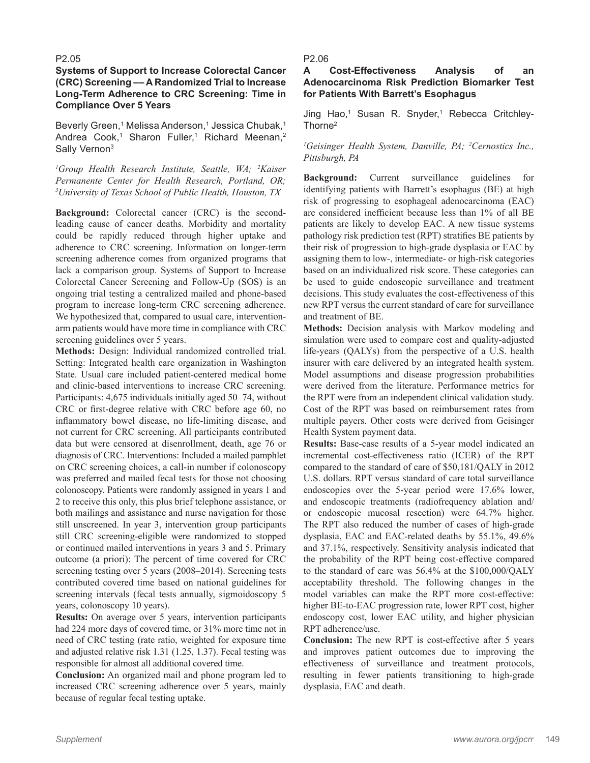P2.05

### Systems of Support to Increase Colorectal Cancer (CRC) Screening — A Randomized Trial to Increase Long-Term Adherence to CRC Screening: Time in Compliance Over 5 Years

Beverly Green,[1] Melissa Anderson,[1] Jessica Chubak,[1] Andrea Cook,[1] Sharon Fuller,[1] Richard Meenan,[2] Sally Vernon[3]

*[1]Group Health Research Institute, Seattle, WA; [2]Kaiser Permanente Center for Health Research, Portland, OR; [3]University of Texas School of Public Health, Houston, TX*

**Background:** Colorectal cancer (CRC) is the second-leading cause of cancer deaths. Morbidity and mortality could be rapidly reduced through higher uptake and adherence to CRC screening. Information on longer-term screening adherence comes from organized programs that lack a comparison group. Systems of Support to Increase Colorectal Cancer Screening and Follow-Up (SOS) is an ongoing trial testing a centralized mailed and phone-based program to increase long-term CRC screening adherence. We hypothesized that, compared to usual care, intervention-arm patients would have more time in compliance with CRC screening guidelines over 5 years.

**Methods:** Design: Individual randomized controlled trial. Setting: Integrated health care organization in Washington State. Usual care included patient-centered medical home and clinic-based interventions to increase CRC screening. Participants: 4,675 individuals initially aged 50–74, without CRC or first-degree relative with CRC before age 60, no inflammatory bowel disease, no life-limiting disease, and not current for CRC screening. All participants contributed data but were censored at disenrollment, death, age 76 or diagnosis of CRC. Interventions: Included a mailed pamphlet on CRC screening choices, a call-in number if colonoscopy was preferred and mailed fecal tests for those not choosing colonoscopy. Patients were randomly assigned in years 1 and 2 to receive this only, this plus brief telephone assistance, or both mailings and assistance and nurse navigation for those still unscreened. In year 3, intervention group participants still CRC screening-eligible were randomized to stopped or continued mailed interventions in years 3 and 5. Primary outcome (a priori): The percent of time covered for CRC screening testing over 5 years (2008–2014). Screening tests contributed covered time based on national guidelines for screening intervals (fecal tests annually, sigmoidoscopy 5 years, colonoscopy 10 years).

**Results:** On average over 5 years, intervention participants had 224 more days of covered time, or 31% more time not in need of CRC testing (rate ratio, weighted for exposure time and adjusted relative risk 1.31 (1.25, 1.37). Fecal testing was responsible for almost all additional covered time.

**Conclusion:** An organized mail and phone program led to increased CRC screening adherence over 5 years, mainly because of regular fecal testing uptake.

P2.06

### A Cost-Effectiveness Analysis of an Adenocarcinoma Risk Prediction Biomarker Test for Patients With Barrett's Esophagus

Jing Hao,[1] Susan R. Snyder,[1] Rebecca Critchley-Thorne[2]

*[1]Geisinger Health System, Danville, PA; [2]Cernostics Inc., Pittsburgh, PA*

**Background:** Current surveillance guidelines for identifying patients with Barrett's esophagus (BE) at high risk of progressing to esophageal adenocarcinoma (EAC) are considered inefficient because less than 1% of all BE patients are likely to develop EAC. A new tissue systems pathology risk prediction test (RPT) stratifies BE patients by their risk of progression to high-grade dysplasia or EAC by assigning them to low-, intermediate- or high-risk categories based on an individualized risk score. These categories can be used to guide endoscopic surveillance and treatment decisions. This study evaluates the cost-effectiveness of this new RPT versus the current standard of care for surveillance and treatment of BE.

**Methods:** Decision analysis with Markov modeling and simulation were used to compare cost and quality-adjusted life-years (QALYs) from the perspective of a U.S. health insurer with care delivered by an integrated health system. Model assumptions and disease progression probabilities were derived from the literature. Performance metrics for the RPT were from an independent clinical validation study. Cost of the RPT was based on reimbursement rates from multiple payers. Other costs were derived from Geisinger Health System payment data.

**Results:** Base-case results of a 5-year model indicated an incremental cost-effectiveness ratio (ICER) of the RPT compared to the standard of care of $50,181/QALY in 2012 U.S. dollars. RPT versus standard of care total surveillance endoscopies over the 5-year period were 17.6% lower, and endoscopic treatments (radiofrequency ablation and/or endoscopic mucosal resection) were 64.7% higher. The RPT also reduced the number of cases of high-grade dysplasia, EAC and EAC-related deaths by 55.1%, 49.6% and 37.1%, respectively. Sensitivity analysis indicated that the probability of the RPT being cost-effective compared to the standard of care was 56.4% at the $100,000/QALY acceptability threshold. The following changes in the model variables can make the RPT more cost-effective: higher BE-to-EAC progression rate, lower RPT cost, higher endoscopy cost, lower EAC utility, and higher physician RPT adherence/use.

**Conclusion:** The new RPT is cost-effective after 5 years and improves patient outcomes due to improving the effectiveness of surveillance and treatment protocols, resulting in fewer patients transitioning to high-grade dysplasia, EAC and death.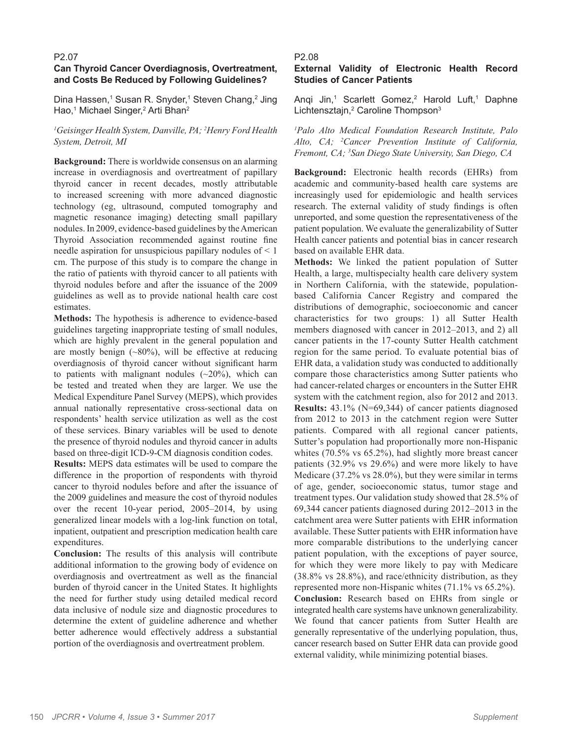P2.07

## Can Thyroid Cancer Overdiagnosis, Overtreatment, and Costs Be Reduced by Following Guidelines?

Dina Hassen,[1] Susan R. Snyder,[1] Steven Chang,[2] Jing Hao,[1] Michael Singer,[2] Arti Bhan[2]

*[1]Geisinger Health System, Danville, PA; [2]Henry Ford Health System, Detroit, MI*

**Background:** There is worldwide consensus on an alarming increase in overdiagnosis and overtreatment of papillary thyroid cancer in recent decades, mostly attributable to increased screening with more advanced diagnostic technology (eg, ultrasound, computed tomography and magnetic resonance imaging) detecting small papillary nodules. In 2009, evidence-based guidelines by the American Thyroid Association recommended against routine fine needle aspiration for unsuspicious papillary nodules of < 1 cm. The purpose of this study is to compare the change in the ratio of patients with thyroid cancer to all patients with thyroid nodules before and after the issuance of the 2009 guidelines as well as to provide national health care cost estimates.

**Methods:** The hypothesis is adherence to evidence-based guidelines targeting inappropriate testing of small nodules, which are highly prevalent in the general population and are mostly benign (~80%), will be effective at reducing overdiagnosis of thyroid cancer without significant harm to patients with malignant nodules (~20%), which can be tested and treated when they are larger. We use the Medical Expenditure Panel Survey (MEPS), which provides annual nationally representative cross-sectional data on respondents' health service utilization as well as the cost of these services. Binary variables will be used to denote the presence of thyroid nodules and thyroid cancer in adults based on three-digit ICD-9-CM diagnosis condition codes.

**Results:** MEPS data estimates will be used to compare the difference in the proportion of respondents with thyroid cancer to thyroid nodules before and after the issuance of the 2009 guidelines and measure the cost of thyroid nodules over the recent 10-year period, 2005–2014, by using generalized linear models with a log-link function on total, inpatient, outpatient and prescription medication health care expenditures.

**Conclusion:** The results of this analysis will contribute additional information to the growing body of evidence on overdiagnosis and overtreatment as well as the financial burden of thyroid cancer in the United States. It highlights the need for further study using detailed medical record data inclusive of nodule size and diagnostic procedures to determine the extent of guideline adherence and whether better adherence would effectively address a substantial portion of the overdiagnosis and overtreatment problem.

P2.08

## External Validity of Electronic Health Record Studies of Cancer Patients

Anqi Jin,[1] Scarlett Gomez,[2] Harold Luft,[1] Daphne Lichtensztajn,[2] Caroline Thompson[3]

*[1]Palo Alto Medical Foundation Research Institute, Palo Alto, CA; [2]Cancer Prevention Institute of California, Fremont, CA; [3]San Diego State University, San Diego, CA*

**Background:** Electronic health records (EHRs) from academic and community-based health care systems are increasingly used for epidemiologic and health services research. The external validity of study findings is often unreported, and some question the representativeness of the patient population. We evaluate the generalizability of Sutter Health cancer patients and potential bias in cancer research based on available EHR data.

**Methods:** We linked the patient population of Sutter Health, a large, multispecialty health care delivery system in Northern California, with the statewide, population-based California Cancer Registry and compared the distributions of demographic, socioeconomic and cancer characteristics for two groups: 1) all Sutter Health members diagnosed with cancer in 2012–2013, and 2) all cancer patients in the 17-county Sutter Health catchment region for the same period. To evaluate potential bias of EHR data, a validation study was conducted to additionally compare those characteristics among Sutter patients who had cancer-related charges or encounters in the Sutter EHR system with the catchment region, also for 2012 and 2013.

**Results:** 43.1% (N=69,344) of cancer patients diagnosed from 2012 to 2013 in the catchment region were Sutter patients. Compared with all regional cancer patients, Sutter's population had proportionally more non-Hispanic whites (70.5% vs 65.2%), had slightly more breast cancer patients (32.9% vs 29.6%) and were more likely to have Medicare (37.2% vs 28.0%), but they were similar in terms of age, gender, socioeconomic status, tumor stage and treatment types. Our validation study showed that 28.5% of 69,344 cancer patients diagnosed during 2012–2013 in the catchment area were Sutter patients with EHR information available. These Sutter patients with EHR information have more comparable distributions to the underlying cancer patient population, with the exceptions of payer source, for which they were more likely to pay with Medicare (38.8% vs 28.8%), and race/ethnicity distribution, as they represented more non-Hispanic whites (71.1% vs 65.2%).

**Conclusion:** Research based on EHRs from single or integrated health care systems have unknown generalizability. We found that cancer patients from Sutter Health are generally representative of the underlying population, thus, cancer research based on Sutter EHR data can provide good external validity, while minimizing potential biases.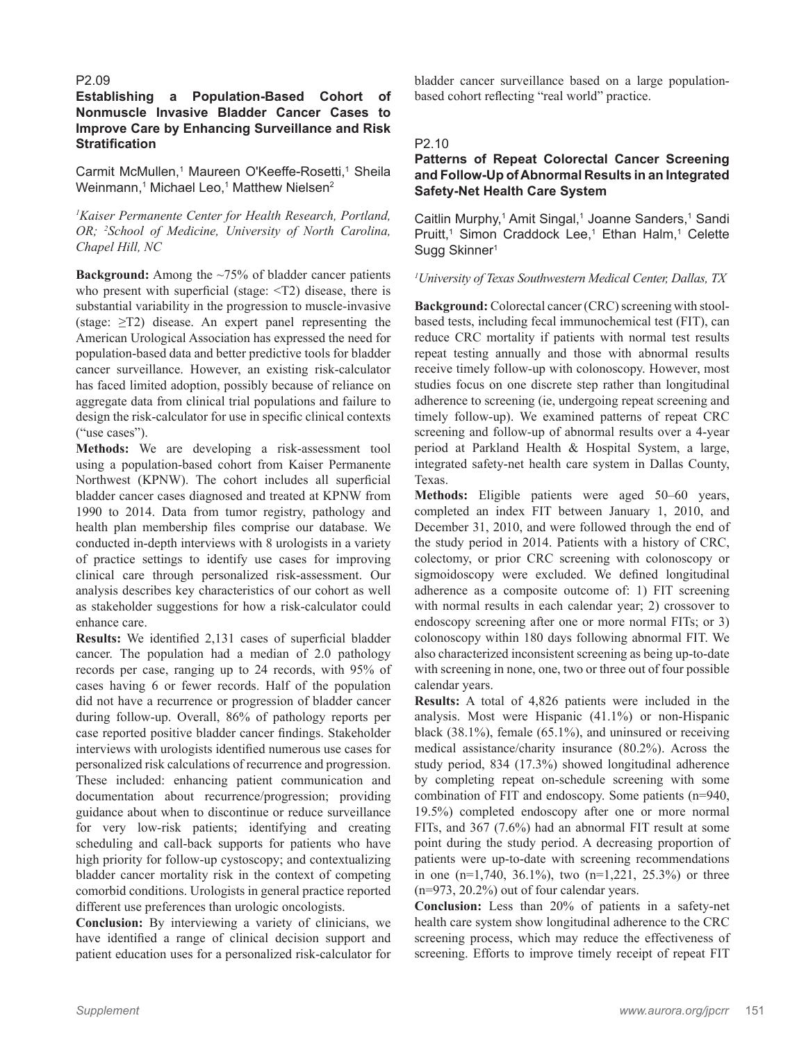P2.09

### Establishing a Population-Based Cohort of Nonmuscle Invasive Bladder Cancer Cases to Improve Care by Enhancing Surveillance and Risk Stratification

Carmit McMullen,[1] Maureen O'Keeffe-Rosetti,[1] Sheila Weinmann,[1] Michael Leo,[1] Matthew Nielsen[2]

*[1]Kaiser Permanente Center for Health Research, Portland, OR; [2]School of Medicine, University of North Carolina, Chapel Hill, NC*

**Background:** Among the ~75% of bladder cancer patients who present with superficial (stage: <T2) disease, there is substantial variability in the progression to muscle-invasive (stage: ≥T2) disease. An expert panel representing the American Urological Association has expressed the need for population-based data and better predictive tools for bladder cancer surveillance. However, an existing risk-calculator has faced limited adoption, possibly because of reliance on aggregate data from clinical trial populations and failure to design the risk-calculator for use in specific clinical contexts ("use cases").

**Methods:** We are developing a risk-assessment tool using a population-based cohort from Kaiser Permanente Northwest (KPNW). The cohort includes all superficial bladder cancer cases diagnosed and treated at KPNW from 1990 to 2014. Data from tumor registry, pathology and health plan membership files comprise our database. We conducted in-depth interviews with 8 urologists in a variety of practice settings to identify use cases for improving clinical care through personalized risk-assessment. Our analysis describes key characteristics of our cohort as well as stakeholder suggestions for how a risk-calculator could enhance care.

**Results:** We identified 2,131 cases of superficial bladder cancer. The population had a median of 2.0 pathology records per case, ranging up to 24 records, with 95% of cases having 6 or fewer records. Half of the population did not have a recurrence or progression of bladder cancer during follow-up. Overall, 86% of pathology reports per case reported positive bladder cancer findings. Stakeholder interviews with urologists identified numerous use cases for personalized risk calculations of recurrence and progression. These included: enhancing patient communication and documentation about recurrence/progression; providing guidance about when to discontinue or reduce surveillance for very low-risk patients; identifying and creating scheduling and call-back supports for patients who have high priority for follow-up cystoscopy; and contextualizing bladder cancer mortality risk in the context of competing comorbid conditions. Urologists in general practice reported different use preferences than urologic oncologists.

**Conclusion:** By interviewing a variety of clinicians, we have identified a range of clinical decision support and patient education uses for a personalized risk-calculator for bladder cancer surveillance based on a large population-based cohort reflecting "real world" practice.

P2.10

### Patterns of Repeat Colorectal Cancer Screening and Follow-Up of Abnormal Results in an Integrated Safety-Net Health Care System

Caitlin Murphy,[1] Amit Singal,[1] Joanne Sanders,[1] Sandi Pruitt,[1] Simon Craddock Lee,[1] Ethan Halm,[1] Celette Sugg Skinner[1]

*[1]University of Texas Southwestern Medical Center, Dallas, TX*

**Background:** Colorectal cancer (CRC) screening with stool-based tests, including fecal immunochemical test (FIT), can reduce CRC mortality if patients with normal test results repeat testing annually and those with abnormal results receive timely follow-up with colonoscopy. However, most studies focus on one discrete step rather than longitudinal adherence to screening (ie, undergoing repeat screening and timely follow-up). We examined patterns of repeat CRC screening and follow-up of abnormal results over a 4-year period at Parkland Health & Hospital System, a large, integrated safety-net health care system in Dallas County, Texas.

**Methods:** Eligible patients were aged 50–60 years, completed an index FIT between January 1, 2010, and December 31, 2010, and were followed through the end of the study period in 2014. Patients with a history of CRC, colectomy, or prior CRC screening with colonoscopy or sigmoidoscopy were excluded. We defined longitudinal adherence as a composite outcome of: 1) FIT screening with normal results in each calendar year; 2) crossover to endoscopy screening after one or more normal FITs; or 3) colonoscopy within 180 days following abnormal FIT. We also characterized inconsistent screening as being up-to-date with screening in none, one, two or three out of four possible calendar years.

**Results:** A total of 4,826 patients were included in the analysis. Most were Hispanic (41.1%) or non-Hispanic black (38.1%), female (65.1%), and uninsured or receiving medical assistance/charity insurance (80.2%). Across the study period, 834 (17.3%) showed longitudinal adherence by completing repeat on-schedule screening with some combination of FIT and endoscopy. Some patients (n=940, 19.5%) completed endoscopy after one or more normal FITs, and 367 (7.6%) had an abnormal FIT result at some point during the study period. A decreasing proportion of patients were up-to-date with screening recommendations in one (n=1,740, 36.1%), two (n=1,221, 25.3%) or three (n=973, 20.2%) out of four calendar years.

**Conclusion:** Less than 20% of patients in a safety-net health care system show longitudinal adherence to the CRC screening process, which may reduce the effectiveness of screening. Efforts to improve timely receipt of repeat FIT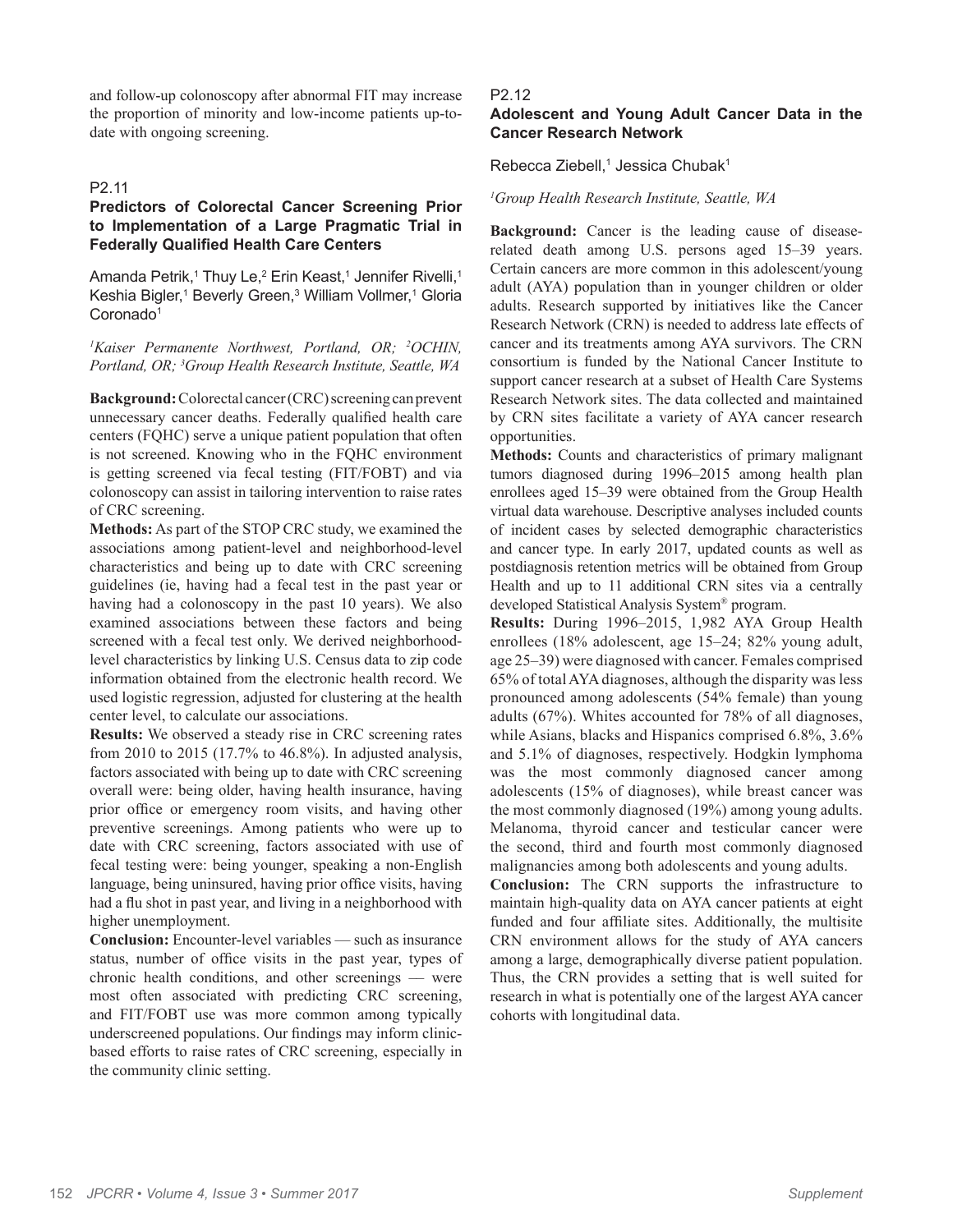and follow-up colonoscopy after abnormal FIT may increase the proportion of minority and low-income patients up-to-date with ongoing screening.

P2.11

### Predictors of Colorectal Cancer Screening Prior to Implementation of a Large Pragmatic Trial in Federally Qualified Health Care Centers

Amanda Petrik,[1] Thuy Le,[2] Erin Keast,[1] Jennifer Rivelli,[1] Keshia Bigler,[1] Beverly Green,[3] William Vollmer,[1] Gloria Coronado[1]

*[1]Kaiser Permanente Northwest, Portland, OR; [2]OCHIN, Portland, OR; [3]Group Health Research Institute, Seattle, WA*

**Background:** Colorectal cancer (CRC) screening can prevent unnecessary cancer deaths. Federally qualified health care centers (FQHC) serve a unique patient population that often is not screened. Knowing who in the FQHC environment is getting screened via fecal testing (FIT/FOBT) and via colonoscopy can assist in tailoring intervention to raise rates of CRC screening.

**Methods:** As part of the STOP CRC study, we examined the associations among patient-level and neighborhood-level characteristics and being up to date with CRC screening guidelines (ie, having had a fecal test in the past year or having had a colonoscopy in the past 10 years). We also examined associations between these factors and being screened with a fecal test only. We derived neighborhood-level characteristics by linking U.S. Census data to zip code information obtained from the electronic health record. We used logistic regression, adjusted for clustering at the health center level, to calculate our associations.

**Results:** We observed a steady rise in CRC screening rates from 2010 to 2015 (17.7% to 46.8%). In adjusted analysis, factors associated with being up to date with CRC screening overall were: being older, having health insurance, having prior office or emergency room visits, and having other preventive screenings. Among patients who were up to date with CRC screening, factors associated with use of fecal testing were: being younger, speaking a non-English language, being uninsured, having prior office visits, having had a flu shot in past year, and living in a neighborhood with higher unemployment.

**Conclusion:** Encounter-level variables — such as insurance status, number of office visits in the past year, types of chronic health conditions, and other screenings — were most often associated with predicting CRC screening, and FIT/FOBT use was more common among typically underscreened populations. Our findings may inform clinic-based efforts to raise rates of CRC screening, especially in the community clinic setting.

P2.12

### Adolescent and Young Adult Cancer Data in the Cancer Research Network

Rebecca Ziebell,[1] Jessica Chubak[1]

*[1]Group Health Research Institute, Seattle, WA*

**Background:** Cancer is the leading cause of disease-related death among U.S. persons aged 15–39 years. Certain cancers are more common in this adolescent/young adult (AYA) population than in younger children or older adults. Research supported by initiatives like the Cancer Research Network (CRN) is needed to address late effects of cancer and its treatments among AYA survivors. The CRN consortium is funded by the National Cancer Institute to support cancer research at a subset of Health Care Systems Research Network sites. The data collected and maintained by CRN sites facilitate a variety of AYA cancer research opportunities.

**Methods:** Counts and characteristics of primary malignant tumors diagnosed during 1996–2015 among health plan enrollees aged 15–39 were obtained from the Group Health virtual data warehouse. Descriptive analyses included counts of incident cases by selected demographic characteristics and cancer type. In early 2017, updated counts as well as postdiagnosis retention metrics will be obtained from Group Health and up to 11 additional CRN sites via a centrally developed Statistical Analysis System® program.

**Results:** During 1996–2015, 1,982 AYA Group Health enrollees (18% adolescent, age 15–24; 82% young adult, age 25–39) were diagnosed with cancer. Females comprised 65% of total AYA diagnoses, although the disparity was less pronounced among adolescents (54% female) than young adults (67%). Whites accounted for 78% of all diagnoses, while Asians, blacks and Hispanics comprised 6.8%, 3.6% and 5.1% of diagnoses, respectively. Hodgkin lymphoma was the most commonly diagnosed cancer among adolescents (15% of diagnoses), while breast cancer was the most commonly diagnosed (19%) among young adults. Melanoma, thyroid cancer and testicular cancer were the second, third and fourth most commonly diagnosed malignancies among both adolescents and young adults.

**Conclusion:** The CRN supports the infrastructure to maintain high-quality data on AYA cancer patients at eight funded and four affiliate sites. Additionally, the multisite CRN environment allows for the study of AYA cancers among a large, demographically diverse patient population. Thus, the CRN provides a setting that is well suited for research in what is potentially one of the largest AYA cancer cohorts with longitudinal data.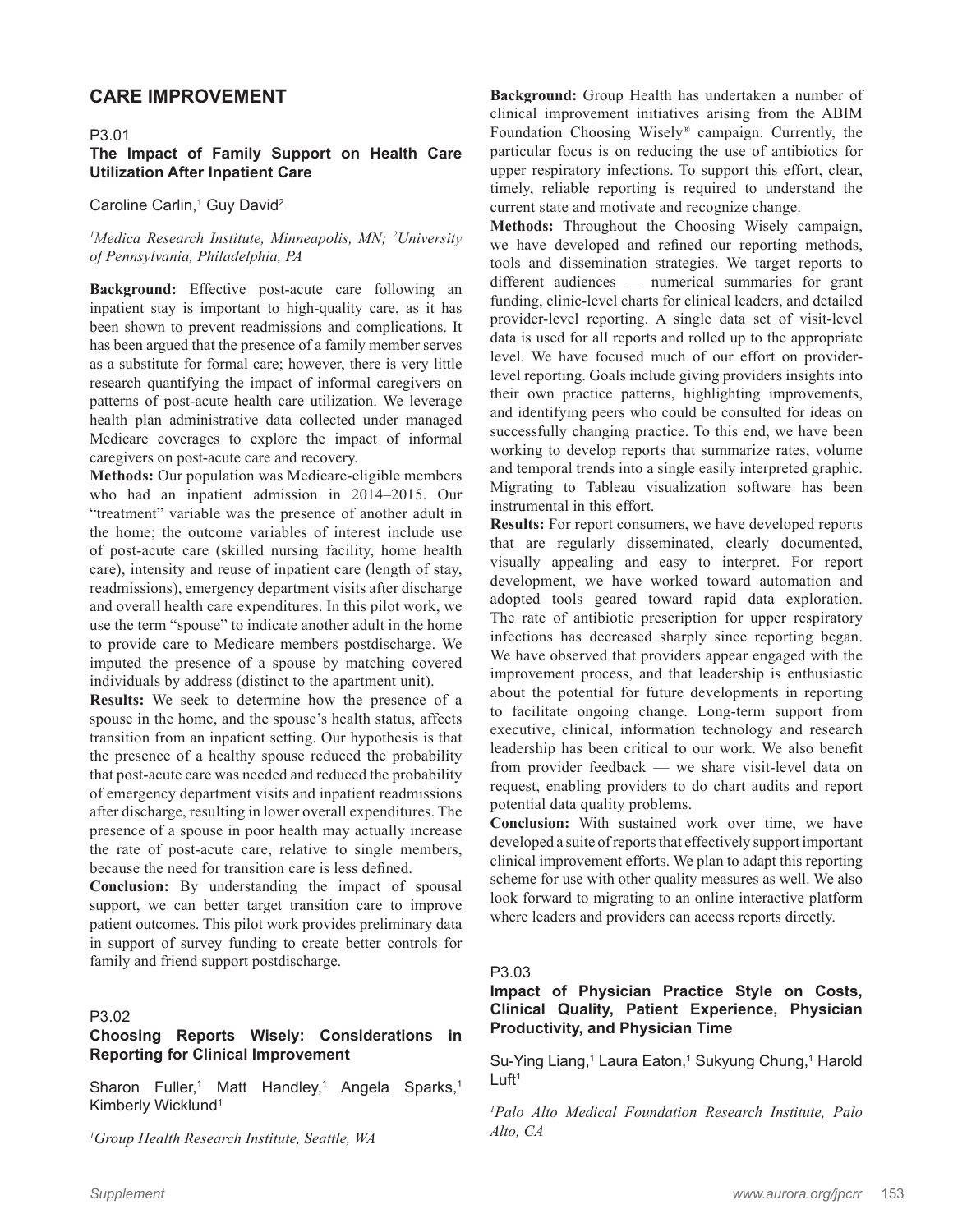## CARE IMPROVEMENT

P3.01

### The Impact of Family Support on Health Care Utilization After Inpatient Care

Caroline Carlin,[1] Guy David[2]

*[1]Medica Research Institute, Minneapolis, MN; [2]University of Pennsylvania, Philadelphia, PA*

**Background:** Effective post-acute care following an inpatient stay is important to high-quality care, as it has been shown to prevent readmissions and complications. It has been argued that the presence of a family member serves as a substitute for formal care; however, there is very little research quantifying the impact of informal caregivers on patterns of post-acute health care utilization. We leverage health plan administrative data collected under managed Medicare coverages to explore the impact of informal caregivers on post-acute care and recovery.

**Methods:** Our population was Medicare-eligible members who had an inpatient admission in 2014–2015. Our "treatment" variable was the presence of another adult in the home; the outcome variables of interest include use of post-acute care (skilled nursing facility, home health care), intensity and reuse of inpatient care (length of stay, readmissions), emergency department visits after discharge and overall health care expenditures. In this pilot work, we use the term "spouse" to indicate another adult in the home to provide care to Medicare members postdischarge. We imputed the presence of a spouse by matching covered individuals by address (distinct to the apartment unit).

**Results:** We seek to determine how the presence of a spouse in the home, and the spouse's health status, affects transition from an inpatient setting. Our hypothesis is that the presence of a healthy spouse reduced the probability that post-acute care was needed and reduced the probability of emergency department visits and inpatient readmissions after discharge, resulting in lower overall expenditures. The presence of a spouse in poor health may actually increase the rate of post-acute care, relative to single members, because the need for transition care is less defined.

**Conclusion:** By understanding the impact of spousal support, we can better target transition care to improve patient outcomes. This pilot work provides preliminary data in support of survey funding to create better controls for family and friend support postdischarge.

P3.02

### Choosing Reports Wisely: Considerations in Reporting for Clinical Improvement

Sharon Fuller,[1] Matt Handley,[1] Angela Sparks,[1] Kimberly Wicklund[1]

*[1]Group Health Research Institute, Seattle, WA*

**Background:** Group Health has undertaken a number of clinical improvement initiatives arising from the ABIM Foundation Choosing Wisely® campaign. Currently, the particular focus is on reducing the use of antibiotics for upper respiratory infections. To support this effort, clear, timely, reliable reporting is required to understand the current state and motivate and recognize change.

**Methods:** Throughout the Choosing Wisely campaign, we have developed and refined our reporting methods, tools and dissemination strategies. We target reports to different audiences — numerical summaries for grant funding, clinic-level charts for clinical leaders, and detailed provider-level reporting. A single data set of visit-level data is used for all reports and rolled up to the appropriate level. We have focused much of our effort on provider-level reporting. Goals include giving providers insights into their own practice patterns, highlighting improvements, and identifying peers who could be consulted for ideas on successfully changing practice. To this end, we have been working to develop reports that summarize rates, volume and temporal trends into a single easily interpreted graphic. Migrating to Tableau visualization software has been instrumental in this effort.

**Results:** For report consumers, we have developed reports that are regularly disseminated, clearly documented, visually appealing and easy to interpret. For report development, we have worked toward automation and adopted tools geared toward rapid data exploration. The rate of antibiotic prescription for upper respiratory infections has decreased sharply since reporting began. We have observed that providers appear engaged with the improvement process, and that leadership is enthusiastic about the potential for future developments in reporting to facilitate ongoing change. Long-term support from executive, clinical, information technology and research leadership has been critical to our work. We also benefit from provider feedback — we share visit-level data on request, enabling providers to do chart audits and report potential data quality problems.

**Conclusion:** With sustained work over time, we have developed a suite of reports that effectively support important clinical improvement efforts. We plan to adapt this reporting scheme for use with other quality measures as well. We also look forward to migrating to an online interactive platform where leaders and providers can access reports directly.

P3.03

### Impact of Physician Practice Style on Costs, Clinical Quality, Patient Experience, Physician Productivity, and Physician Time

Su-Ying Liang,[1] Laura Eaton,[1] Sukyung Chung,[1] Harold Luft[1]

*[1]Palo Alto Medical Foundation Research Institute, Palo Alto, CA*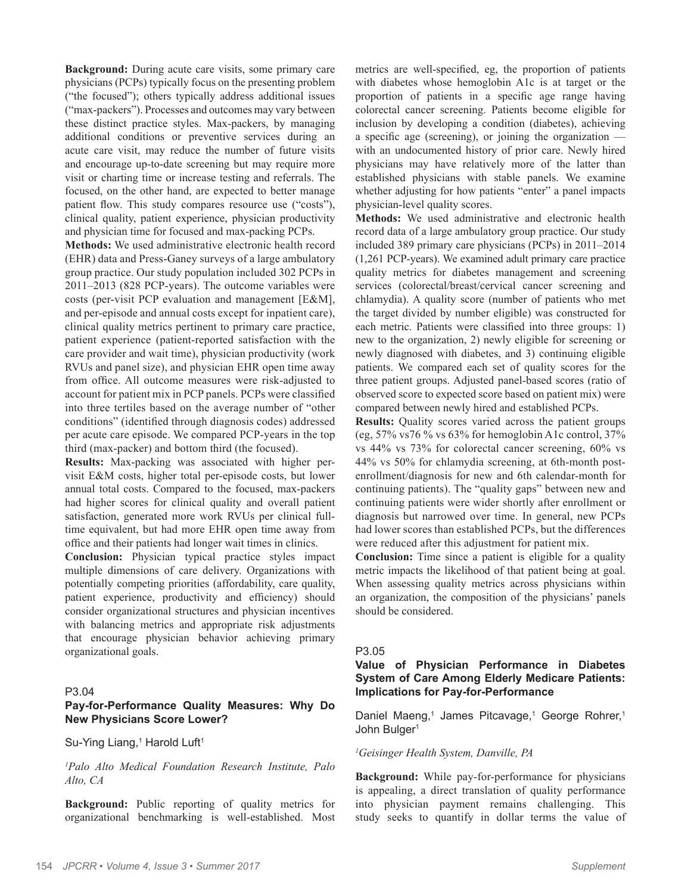**Background:** During acute care visits, some primary care physicians (PCPs) typically focus on the presenting problem ("the focused"); others typically address additional issues ("max-packers"). Processes and outcomes may vary between these distinct practice styles. Max-packers, by managing additional conditions or preventive services during an acute care visit, may reduce the number of future visits and encourage up-to-date screening but may require more visit or charting time or increase testing and referrals. The focused, on the other hand, are expected to better manage patient flow. This study compares resource use ("costs"), clinical quality, patient experience, physician productivity and physician time for focused and max-packing PCPs.

**Methods:** We used administrative electronic health record (EHR) data and Press-Ganey surveys of a large ambulatory group practice. Our study population included 302 PCPs in 2011–2013 (828 PCP-years). The outcome variables were costs (per-visit PCP evaluation and management [E&M], and per-episode and annual costs except for inpatient care), clinical quality metrics pertinent to primary care practice, patient experience (patient-reported satisfaction with the care provider and wait time), physician productivity (work RVUs and panel size), and physician EHR open time away from office. All outcome measures were risk-adjusted to account for patient mix in PCP panels. PCPs were classified into three tertiles based on the average number of "other conditions" (identified through diagnosis codes) addressed per acute care episode. We compared PCP-years in the top third (max-packer) and bottom third (the focused).

**Results:** Max-packing was associated with higher per-visit E&M costs, higher total per-episode costs, but lower annual total costs. Compared to the focused, max-packers had higher scores for clinical quality and overall patient satisfaction, generated more work RVUs per clinical full-time equivalent, but had more EHR open time away from office and their patients had longer wait times in clinics.

**Conclusion:** Physician typical practice styles impact multiple dimensions of care delivery. Organizations with potentially competing priorities (affordability, care quality, patient experience, productivity and efficiency) should consider organizational structures and physician incentives with balancing metrics and appropriate risk adjustments that encourage physician behavior achieving primary organizational goals.

P3.04

### Pay-for-Performance Quality Measures: Why Do New Physicians Score Lower?

Su-Ying Liang,[1] Harold Luft[1]

*[1]Palo Alto Medical Foundation Research Institute, Palo Alto, CA*

**Background:** Public reporting of quality metrics for organizational benchmarking is well-established. Most metrics are well-specified, eg, the proportion of patients with diabetes whose hemoglobin A1c is at target or the proportion of patients in a specific age range having colorectal cancer screening. Patients become eligible for inclusion by developing a condition (diabetes), achieving a specific age (screening), or joining the organization — with an undocumented history of prior care. Newly hired physicians may have relatively more of the latter than established physicians with stable panels. We examine whether adjusting for how patients "enter" a panel impacts physician-level quality scores.

**Methods:** We used administrative and electronic health record data of a large ambulatory group practice. Our study included 389 primary care physicians (PCPs) in 2011–2014 (1,261 PCP-years). We examined adult primary care practice quality metrics for diabetes management and screening services (colorectal/breast/cervical cancer screening and chlamydia). A quality score (number of patients who met the target divided by number eligible) was constructed for each metric. Patients were classified into three groups: 1) new to the organization, 2) newly eligible for screening or newly diagnosed with diabetes, and 3) continuing eligible patients. We compared each set of quality scores for the three patient groups. Adjusted panel-based scores (ratio of observed score to expected score based on patient mix) were compared between newly hired and established PCPs.

**Results:** Quality scores varied across the patient groups (eg, 57% vs76 % vs 63% for hemoglobin A1c control, 37% vs 44% vs 73% for colorectal cancer screening, 60% vs 44% vs 50% for chlamydia screening, at 6th-month post-enrollment/diagnosis for new and 6th calendar-month for continuing patients). The "quality gaps" between new and continuing patients were wider shortly after enrollment or diagnosis but narrowed over time. In general, new PCPs had lower scores than established PCPs, but the differences were reduced after this adjustment for patient mix.

**Conclusion:** Time since a patient is eligible for a quality metric impacts the likelihood of that patient being at goal. When assessing quality metrics across physicians within an organization, the composition of the physicians' panels should be considered.

P3.05

### Value of Physician Performance in Diabetes System of Care Among Elderly Medicare Patients: Implications for Pay-for-Performance

Daniel Maeng,[1] James Pitcavage,[1] George Rohrer,[1] John Bulger[1]

*[1]Geisinger Health System, Danville, PA*

**Background:** While pay-for-performance for physicians is appealing, a direct translation of quality performance into physician payment remains challenging. This study seeks to quantify in dollar terms the value of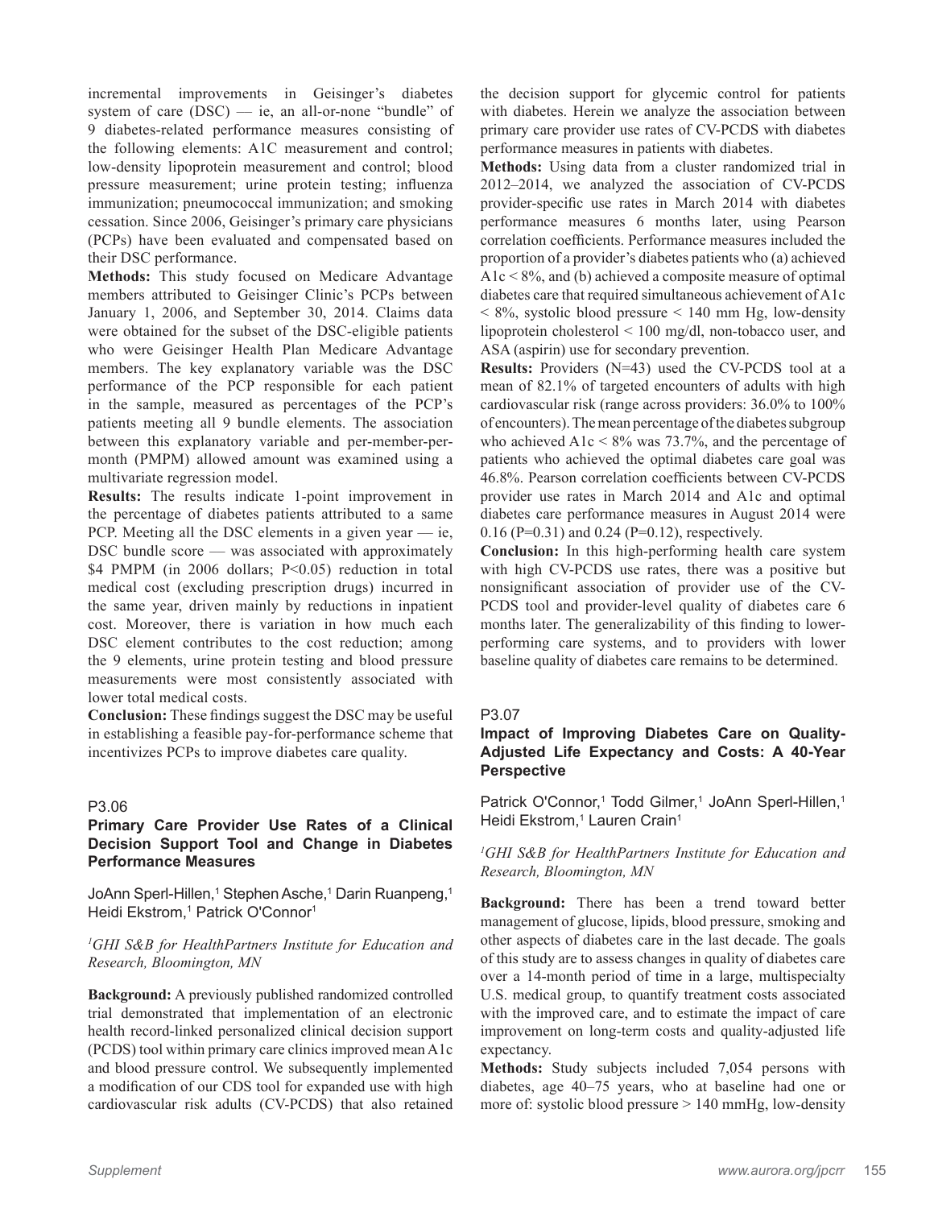incremental improvements in Geisinger's diabetes system of care (DSC) — ie, an all-or-none "bundle" of 9 diabetes-related performance measures consisting of the following elements: A1C measurement and control; low-density lipoprotein measurement and control; blood pressure measurement; urine protein testing; influenza immunization; pneumococcal immunization; and smoking cessation. Since 2006, Geisinger's primary care physicians (PCPs) have been evaluated and compensated based on their DSC performance.

**Methods:** This study focused on Medicare Advantage members attributed to Geisinger Clinic's PCPs between January 1, 2006, and September 30, 2014. Claims data were obtained for the subset of the DSC-eligible patients who were Geisinger Health Plan Medicare Advantage members. The key explanatory variable was the DSC performance of the PCP responsible for each patient in the sample, measured as percentages of the PCP's patients meeting all 9 bundle elements. The association between this explanatory variable and per-member-per-month (PMPM) allowed amount was examined using a multivariate regression model.

**Results:** The results indicate 1-point improvement in the percentage of diabetes patients attributed to a same PCP. Meeting all the DSC elements in a given year — ie, DSC bundle score — was associated with approximately \$4 PMPM (in 2006 dollars; $P<0.05$) reduction in total medical cost (excluding prescription drugs) incurred in the same year, driven mainly by reductions in inpatient cost. Moreover, there is variation in how much each DSC element contributes to the cost reduction; among the 9 elements, urine protein testing and blood pressure measurements were most consistently associated with lower total medical costs.

**Conclusion:** These findings suggest the DSC may be useful in establishing a feasible pay-for-performance scheme that incentivizes PCPs to improve diabetes care quality.

P3.06

### Primary Care Provider Use Rates of a Clinical Decision Support Tool and Change in Diabetes Performance Measures

JoAnn Sperl-Hillen,[1] Stephen Asche,[1] Darin Ruanpeng,[1] Heidi Ekstrom,[1] Patrick O'Connor[1]

*[1]GHI S&B for HealthPartners Institute for Education and Research, Bloomington, MN*

**Background:** A previously published randomized controlled trial demonstrated that implementation of an electronic health record-linked personalized clinical decision support (PCDS) tool within primary care clinics improved mean A1c and blood pressure control. We subsequently implemented a modification of our CDS tool for expanded use with high cardiovascular risk adults (CV-PCDS) that also retained the decision support for glycemic control for patients with diabetes. Herein we analyze the association between primary care provider use rates of CV-PCDS with diabetes performance measures in patients with diabetes.

**Methods:** Using data from a cluster randomized trial in 2012–2014, we analyzed the association of CV-PCDS provider-specific use rates in March 2014 with diabetes performance measures 6 months later, using Pearson correlation coefficients. Performance measures included the proportion of a provider's diabetes patients who (a) achieved A1c < 8%, and (b) achieved a composite measure of optimal diabetes care that required simultaneous achievement of A1c < 8%, systolic blood pressure < 140 mm Hg, low-density lipoprotein cholesterol < 100 mg/dl, non-tobacco user, and ASA (aspirin) use for secondary prevention.

**Results:** Providers (N=43) used the CV-PCDS tool at a mean of 82.1% of targeted encounters of adults with high cardiovascular risk (range across providers: 36.0% to 100% of encounters). The mean percentage of the diabetes subgroup who achieved A1c < 8% was 73.7%, and the percentage of patients who achieved the optimal diabetes care goal was 46.8%. Pearson correlation coefficients between CV-PCDS provider use rates in March 2014 and A1c and optimal diabetes care performance measures in August 2014 were 0.16 ($P=0.31$) and 0.24 ($P=0.12$), respectively.

**Conclusion:** In this high-performing health care system with high CV-PCDS use rates, there was a positive but nonsignificant association of provider use of the CV-PCDS tool and provider-level quality of diabetes care 6 months later. The generalizability of this finding to lower-performing care systems, and to providers with lower baseline quality of diabetes care remains to be determined.

P3.07

### Impact of Improving Diabetes Care on Quality-Adjusted Life Expectancy and Costs: A 40-Year Perspective

Patrick O'Connor,[1] Todd Gilmer,[1] JoAnn Sperl-Hillen,[1] Heidi Ekstrom,[1] Lauren Crain[1]

*[1]GHI S&B for HealthPartners Institute for Education and Research, Bloomington, MN*

**Background:** There has been a trend toward better management of glucose, lipids, blood pressure, smoking and other aspects of diabetes care in the last decade. The goals of this study are to assess changes in quality of diabetes care over a 14-month period of time in a large, multispecialty U.S. medical group, to quantify treatment costs associated with the improved care, and to estimate the impact of care improvement on long-term costs and quality-adjusted life expectancy.

**Methods:** Study subjects included 7,054 persons with diabetes, age 40–75 years, who at baseline had one or more of: systolic blood pressure > 140 mmHg, low-density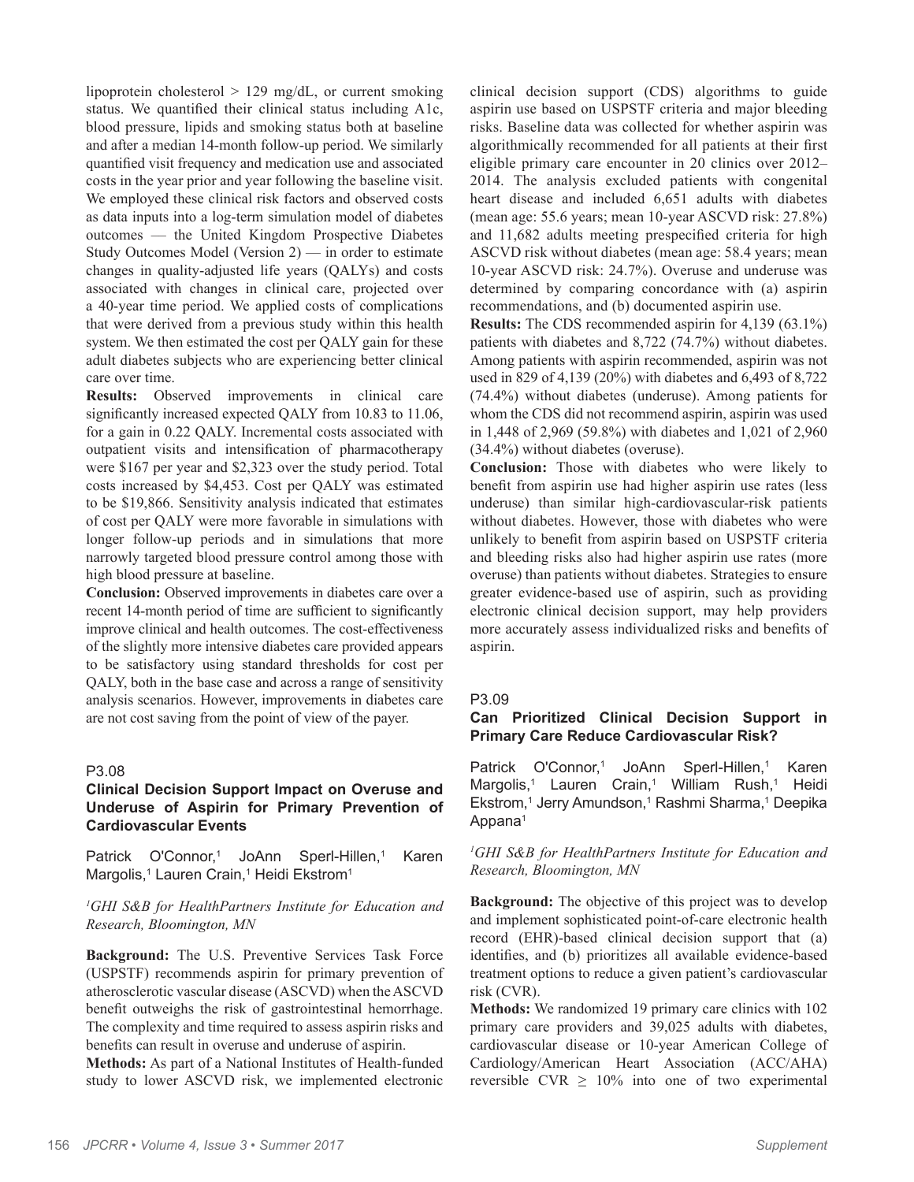lipoprotein cholesterol > 129 mg/dL, or current smoking status. We quantified their clinical status including A1c, blood pressure, lipids and smoking status both at baseline and after a median 14-month follow-up period. We similarly quantified visit frequency and medication use and associated costs in the year prior and year following the baseline visit. We employed these clinical risk factors and observed costs as data inputs into a log-term simulation model of diabetes outcomes — the United Kingdom Prospective Diabetes Study Outcomes Model (Version 2) — in order to estimate changes in quality-adjusted life years (QALYs) and costs associated with changes in clinical care, projected over a 40-year time period. We applied costs of complications that were derived from a previous study within this health system. We then estimated the cost per QALY gain for these adult diabetes subjects who are experiencing better clinical care over time.

**Results:** Observed improvements in clinical care significantly increased expected QALY from 10.83 to 11.06, for a gain in 0.22 QALY. Incremental costs associated with outpatient visits and intensification of pharmacotherapy were $167 per year and $2,323 over the study period. Total costs increased by $4,453. Cost per QALY was estimated to be $19,866. Sensitivity analysis indicated that estimates of cost per QALY were more favorable in simulations with longer follow-up periods and in simulations that more narrowly targeted blood pressure control among those with high blood pressure at baseline.

**Conclusion:** Observed improvements in diabetes care over a recent 14-month period of time are sufficient to significantly improve clinical and health outcomes. The cost-effectiveness of the slightly more intensive diabetes care provided appears to be satisfactory using standard thresholds for cost per QALY, both in the base case and across a range of sensitivity analysis scenarios. However, improvements in diabetes care are not cost saving from the point of view of the payer.

P3.08

### Clinical Decision Support Impact on Overuse and Underuse of Aspirin for Primary Prevention of Cardiovascular Events

Patrick O'Connor,[1] JoAnn Sperl-Hillen,[1] Karen Margolis,[1] Lauren Crain,[1] Heidi Ekstrom[1]

*[1]GHI S&B for HealthPartners Institute for Education and Research, Bloomington, MN*

**Background:** The U.S. Preventive Services Task Force (USPSTF) recommends aspirin for primary prevention of atherosclerotic vascular disease (ASCVD) when the ASCVD benefit outweighs the risk of gastrointestinal hemorrhage. The complexity and time required to assess aspirin risks and benefits can result in overuse and underuse of aspirin.

**Methods:** As part of a National Institutes of Health-funded study to lower ASCVD risk, we implemented electronic clinical decision support (CDS) algorithms to guide aspirin use based on USPSTF criteria and major bleeding risks. Baseline data was collected for whether aspirin was algorithmically recommended for all patients at their first eligible primary care encounter in 20 clinics over 2012–2014. The analysis excluded patients with congenital heart disease and included 6,651 adults with diabetes (mean age: 55.6 years; mean 10-year ASCVD risk: 27.8%) and 11,682 adults meeting prespecified criteria for high ASCVD risk without diabetes (mean age: 58.4 years; mean 10-year ASCVD risk: 24.7%). Overuse and underuse was determined by comparing concordance with (a) aspirin recommendations, and (b) documented aspirin use.

**Results:** The CDS recommended aspirin for 4,139 (63.1%) patients with diabetes and 8,722 (74.7%) without diabetes. Among patients with aspirin recommended, aspirin was not used in 829 of 4,139 (20%) with diabetes and 6,493 of 8,722 (74.4%) without diabetes (underuse). Among patients for whom the CDS did not recommend aspirin, aspirin was used in 1,448 of 2,969 (59.8%) with diabetes and 1,021 of 2,960 (34.4%) without diabetes (overuse).

**Conclusion:** Those with diabetes who were likely to benefit from aspirin use had higher aspirin use rates (less underuse) than similar high-cardiovascular-risk patients without diabetes. However, those with diabetes who were unlikely to benefit from aspirin based on USPSTF criteria and bleeding risks also had higher aspirin use rates (more overuse) than patients without diabetes. Strategies to ensure greater evidence-based use of aspirin, such as providing electronic clinical decision support, may help providers more accurately assess individualized risks and benefits of aspirin.

P3.09

### Can Prioritized Clinical Decision Support in Primary Care Reduce Cardiovascular Risk?

Patrick O'Connor,[1] JoAnn Sperl-Hillen,[1] Karen Margolis,[1] Lauren Crain,[1] William Rush,[1] Heidi Ekstrom,[1] Jerry Amundson,[1] Rashmi Sharma,[1] Deepika Appana[1]

*[1]GHI S&B for HealthPartners Institute for Education and Research, Bloomington, MN*

**Background:** The objective of this project was to develop and implement sophisticated point-of-care electronic health record (EHR)-based clinical decision support that (a) identifies, and (b) prioritizes all available evidence-based treatment options to reduce a given patient's cardiovascular risk (CVR).

**Methods:** We randomized 19 primary care clinics with 102 primary care providers and 39,025 adults with diabetes, cardiovascular disease or 10-year American College of Cardiology/American Heart Association (ACC/AHA) reversible CVR $\geq$ 10% into one of two experimental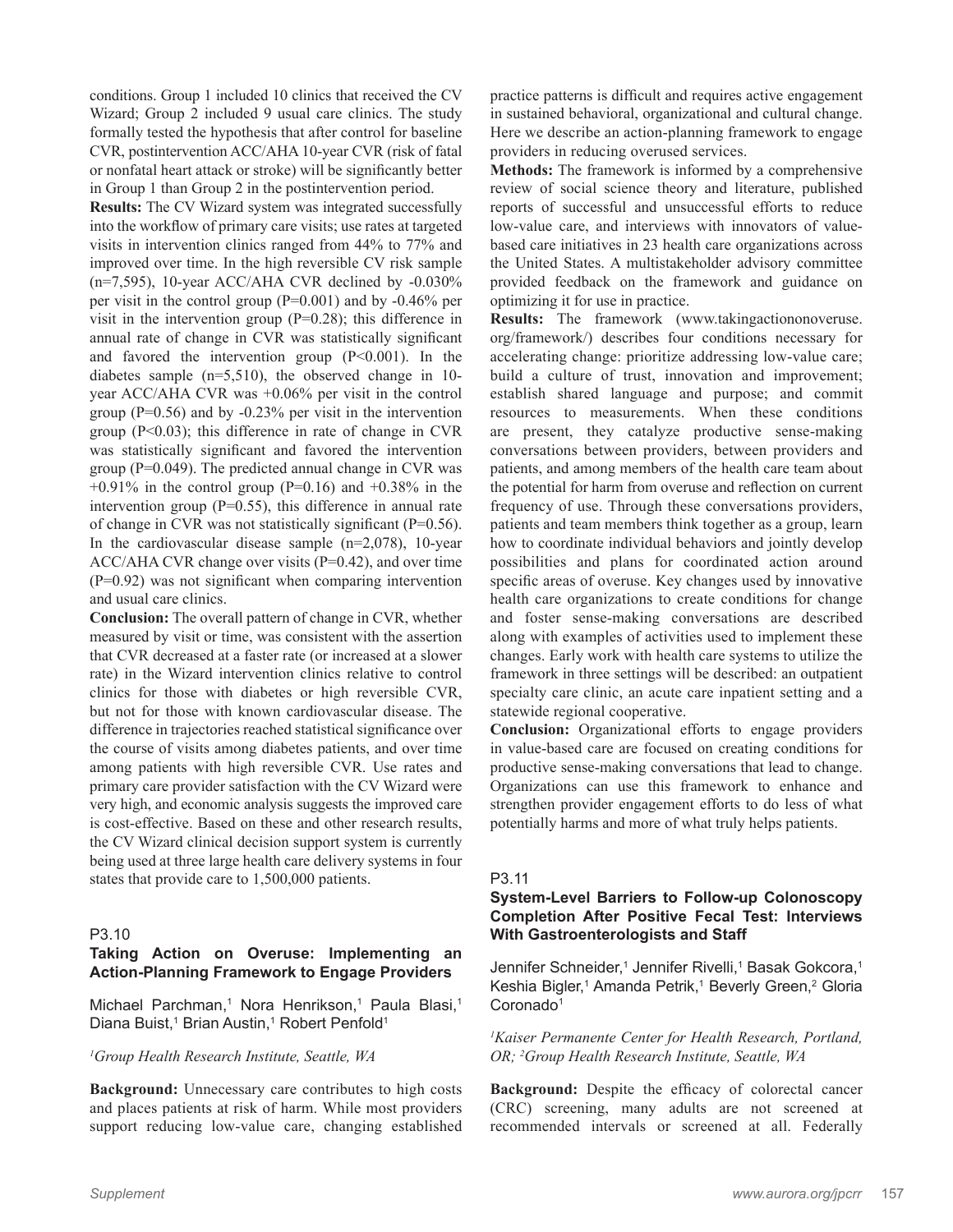conditions. Group 1 included 10 clinics that received the CV Wizard; Group 2 included 9 usual care clinics. The study formally tested the hypothesis that after control for baseline CVR, postintervention ACC/AHA 10-year CVR (risk of fatal or nonfatal heart attack or stroke) will be significantly better in Group 1 than Group 2 in the postintervention period.

**Results:** The CV Wizard system was integrated successfully into the workflow of primary care visits; use rates at targeted visits in intervention clinics ranged from 44% to 77% and improved over time. In the high reversible CV risk sample (n=7,595), 10-year ACC/AHA CVR declined by -0.030% per visit in the control group (P=0.001) and by -0.46% per visit in the intervention group (P=0.28); this difference in annual rate of change in CVR was statistically significant and favored the intervention group (P<0.001). In the diabetes sample (n=5,510), the observed change in 10-year ACC/AHA CVR was +0.06% per visit in the control group (P=0.56) and by -0.23% per visit in the intervention group (P<0.03); this difference in rate of change in CVR was statistically significant and favored the intervention group (P=0.049). The predicted annual change in CVR was +0.91% in the control group (P=0.16) and +0.38% in the intervention group (P=0.55), this difference in annual rate of change in CVR was not statistically significant (P=0.56). In the cardiovascular disease sample (n=2,078), 10-year ACC/AHA CVR change over visits (P=0.42), and over time (P=0.92) was not significant when comparing intervention and usual care clinics.

**Conclusion:** The overall pattern of change in CVR, whether measured by visit or time, was consistent with the assertion that CVR decreased at a faster rate (or increased at a slower rate) in the Wizard intervention clinics relative to control clinics for those with diabetes or high reversible CVR, but not for those with known cardiovascular disease. The difference in trajectories reached statistical significance over the course of visits among diabetes patients, and over time among patients with high reversible CVR. Use rates and primary care provider satisfaction with the CV Wizard were very high, and economic analysis suggests the improved care is cost-effective. Based on these and other research results, the CV Wizard clinical decision support system is currently being used at three large health care delivery systems in four states that provide care to 1,500,000 patients.

P3.10

### Taking Action on Overuse: Implementing an Action-Planning Framework to Engage Providers

Michael Parchman,[1] Nora Henrikson,[1] Paula Blasi,[1] Diana Buist,[1] Brian Austin,[1] Robert Penfold[1]

*[1]Group Health Research Institute, Seattle, WA*

**Background:** Unnecessary care contributes to high costs and places patients at risk of harm. While most providers support reducing low-value care, changing established practice patterns is difficult and requires active engagement in sustained behavioral, organizational and cultural change. Here we describe an action-planning framework to engage providers in reducing overused services.

**Methods:** The framework is informed by a comprehensive review of social science theory and literature, published reports of successful and unsuccessful efforts to reduce low-value care, and interviews with innovators of value-based care initiatives in 23 health care organizations across the United States. A multistakeholder advisory committee provided feedback on the framework and guidance on optimizing it for use in practice.

**Results:** The framework (www.takingactiononoveruse.org/framework/) describes four conditions necessary for accelerating change: prioritize addressing low-value care; build a culture of trust, innovation and improvement; establish shared language and purpose; and commit resources to measurements. When these conditions are present, they catalyze productive sense-making conversations between providers, between providers and patients, and among members of the health care team about the potential for harm from overuse and reflection on current frequency of use. Through these conversations providers, patients and team members think together as a group, learn how to coordinate individual behaviors and jointly develop possibilities and plans for coordinated action around specific areas of overuse. Key changes used by innovative health care organizations to create conditions for change and foster sense-making conversations are described along with examples of activities used to implement these changes. Early work with health care systems to utilize the framework in three settings will be described: an outpatient specialty care clinic, an acute care inpatient setting and a statewide regional cooperative.

**Conclusion:** Organizational efforts to engage providers in value-based care are focused on creating conditions for productive sense-making conversations that lead to change. Organizations can use this framework to enhance and strengthen provider engagement efforts to do less of what potentially harms and more of what truly helps patients.

P3.11

### System-Level Barriers to Follow-up Colonoscopy Completion After Positive Fecal Test: Interviews With Gastroenterologists and Staff

Jennifer Schneider,[1] Jennifer Rivelli,[1] Basak Gokcora,[1] Keshia Bigler,[1] Amanda Petrik,[1] Beverly Green,[2] Gloria Coronado[1]

*[1]Kaiser Permanente Center for Health Research, Portland, OR; [2]Group Health Research Institute, Seattle, WA*

**Background:** Despite the efficacy of colorectal cancer (CRC) screening, many adults are not screened at recommended intervals or screened at all. Federally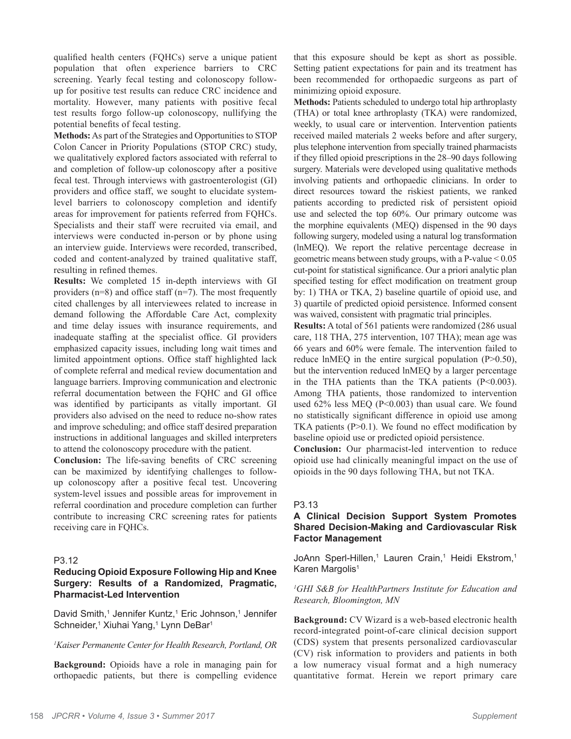qualified health centers (FQHCs) serve a unique patient population that often experience barriers to CRC screening. Yearly fecal testing and colonoscopy follow-up for positive test results can reduce CRC incidence and mortality. However, many patients with positive fecal test results forgo follow-up colonoscopy, nullifying the potential benefits of fecal testing.

**Methods:** As part of the Strategies and Opportunities to STOP Colon Cancer in Priority Populations (STOP CRC) study, we qualitatively explored factors associated with referral to and completion of follow-up colonoscopy after a positive fecal test. Through interviews with gastroenterologist (GI) providers and office staff, we sought to elucidate system-level barriers to colonoscopy completion and identify areas for improvement for patients referred from FQHCs. Specialists and their staff were recruited via email, and interviews were conducted in-person or by phone using an interview guide. Interviews were recorded, transcribed, coded and content-analyzed by trained qualitative staff, resulting in refined themes.

**Results:** We completed 15 in-depth interviews with GI providers (n=8) and office staff (n=7). The most frequently cited challenges by all interviewees related to increase in demand following the Affordable Care Act, complexity and time delay issues with insurance requirements, and inadequate staffing at the specialist office. GI providers emphasized capacity issues, including long wait times and limited appointment options. Office staff highlighted lack of complete referral and medical review documentation and language barriers. Improving communication and electronic referral documentation between the FQHC and GI office was identified by participants as vitally important. GI providers also advised on the need to reduce no-show rates and improve scheduling; and office staff desired preparation instructions in additional languages and skilled interpreters to attend the colonoscopy procedure with the patient.

**Conclusion:** The life-saving benefits of CRC screening can be maximized by identifying challenges to follow-up colonoscopy after a positive fecal test. Uncovering system-level issues and possible areas for improvement in referral coordination and procedure completion can further contribute to increasing CRC screening rates for patients receiving care in FQHCs.

P3.12

### Reducing Opioid Exposure Following Hip and Knee Surgery: Results of a Randomized, Pragmatic, Pharmacist-Led Intervention

David Smith,[1] Jennifer Kuntz,[1] Eric Johnson,[1] Jennifer Schneider,[1] Xiuhai Yang,[1] Lynn DeBar[1]

*[1]Kaiser Permanente Center for Health Research, Portland, OR*

**Background:** Opioids have a role in managing pain for orthopaedic patients, but there is compelling evidence that this exposure should be kept as short as possible. Setting patient expectations for pain and its treatment has been recommended for orthopaedic surgeons as part of minimizing opioid exposure.

**Methods:** Patients scheduled to undergo total hip arthroplasty (THA) or total knee arthroplasty (TKA) were randomized, weekly, to usual care or intervention. Intervention patients received mailed materials 2 weeks before and after surgery, plus telephone intervention from specially trained pharmacists if they filled opioid prescriptions in the 28–90 days following surgery. Materials were developed using qualitative methods involving patients and orthopaedic clinicians. In order to direct resources toward the riskiest patients, we ranked patients according to predicted risk of persistent opioid use and selected the top 60%. Our primary outcome was the morphine equivalents (MEQ) dispensed in the 90 days following surgery, modeled using a natural log transformation (lnMEQ). We report the relative percentage decrease in geometric means between study groups, with a P-value $< 0.05$ cut-point for statistical significance. Our a priori analytic plan specified testing for effect modification on treatment group by: 1) THA or TKA, 2) baseline quartile of opioid use, and 3) quartile of predicted opioid persistence. Informed consent was waived, consistent with pragmatic trial principles.

**Results:** A total of 561 patients were randomized (286 usual care, 118 THA, 275 intervention, 107 THA); mean age was 66 years and 60% were female. The intervention failed to reduce lnMEQ in the entire surgical population ($P>0.50$), but the intervention reduced lnMEQ by a larger percentage in the THA patients than the TKA patients ($P<0.003$). Among THA patients, those randomized to intervention used 62% less MEQ ($P<0.003$) than usual care. We found no statistically significant difference in opioid use among TKA patients ($P>0.1$). We found no effect modification by baseline opioid use or predicted opioid persistence.

**Conclusion:** Our pharmacist-led intervention to reduce opioid use had clinically meaningful impact on the use of opioids in the 90 days following THA, but not TKA.

P3.13

### A Clinical Decision Support System Promotes Shared Decision-Making and Cardiovascular Risk Factor Management

JoAnn Sperl-Hillen,[1] Lauren Crain,[1] Heidi Ekstrom,[1] Karen Margolis[1]

*[1]GHI S&B for HealthPartners Institute for Education and Research, Bloomington, MN*

**Background:** CV Wizard is a web-based electronic health record-integrated point-of-care clinical decision support (CDS) system that presents personalized cardiovascular (CV) risk information to providers and patients in both a low numeracy visual format and a high numeracy quantitative format. Herein we report primary care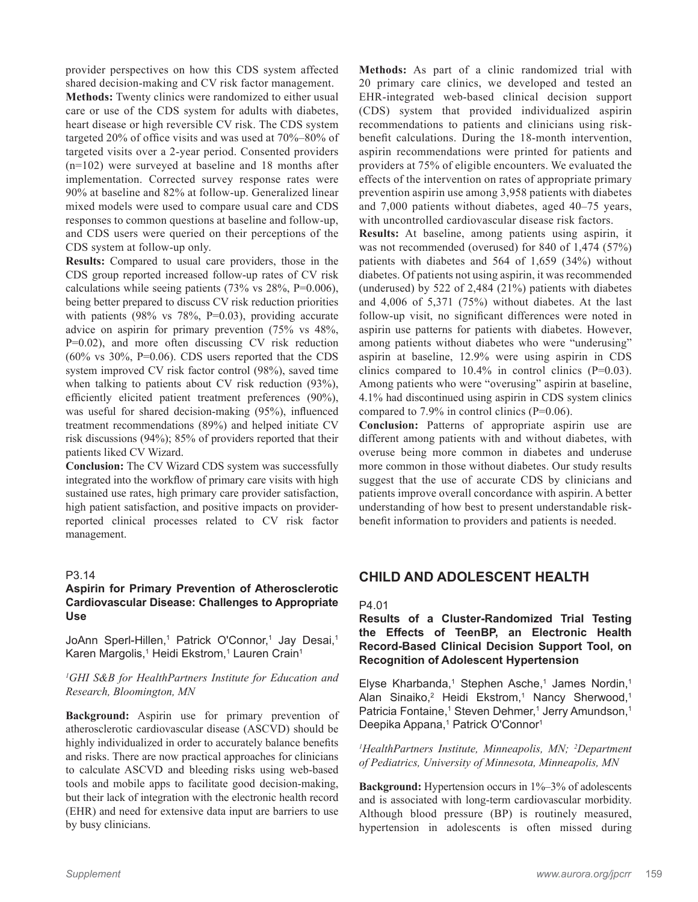provider perspectives on how this CDS system affected shared decision-making and CV risk factor management.

**Methods:** Twenty clinics were randomized to either usual care or use of the CDS system for adults with diabetes, heart disease or high reversible CV risk. The CDS system targeted 20% of office visits and was used at 70%–80% of targeted visits over a 2-year period. Consented providers (n=102) were surveyed at baseline and 18 months after implementation. Corrected survey response rates were 90% at baseline and 82% at follow-up. Generalized linear mixed models were used to compare usual care and CDS responses to common questions at baseline and follow-up, and CDS users were queried on their perceptions of the CDS system at follow-up only.

**Results:** Compared to usual care providers, those in the CDS group reported increased follow-up rates of CV risk calculations while seeing patients (73% vs 28%, P=0.006), being better prepared to discuss CV risk reduction priorities with patients (98% vs 78%, P=0.03), providing accurate advice on aspirin for primary prevention (75% vs 48%, P=0.02), and more often discussing CV risk reduction (60% vs 30%, P=0.06). CDS users reported that the CDS system improved CV risk factor control (98%), saved time when talking to patients about CV risk reduction (93%), efficiently elicited patient treatment preferences (90%), was useful for shared decision-making (95%), influenced treatment recommendations (89%) and helped initiate CV risk discussions (94%); 85% of providers reported that their patients liked CV Wizard.

**Conclusion:** The CV Wizard CDS system was successfully integrated into the workflow of primary care visits with high sustained use rates, high primary care provider satisfaction, high patient satisfaction, and positive impacts on provider-reported clinical processes related to CV risk factor management.

P3.14

### Aspirin for Primary Prevention of Atherosclerotic Cardiovascular Disease: Challenges to Appropriate Use

JoAnn Sperl-Hillen,[1] Patrick O'Connor,[1] Jay Desai,[1] Karen Margolis,[1] Heidi Ekstrom,[1] Lauren Crain[1]

*[1]GHI S&B for HealthPartners Institute for Education and Research, Bloomington, MN*

**Background:** Aspirin use for primary prevention of atherosclerotic cardiovascular disease (ASCVD) should be highly individualized in order to accurately balance benefits and risks. There are now practical approaches for clinicians to calculate ASCVD and bleeding risks using web-based tools and mobile apps to facilitate good decision-making, but their lack of integration with the electronic health record (EHR) and need for extensive data input are barriers to use by busy clinicians.

**Methods:** As part of a clinic randomized trial with 20 primary care clinics, we developed and tested an EHR-integrated web-based clinical decision support (CDS) system that provided individualized aspirin recommendations to patients and clinicians using risk-benefit calculations. During the 18-month intervention, aspirin recommendations were printed for patients and providers at 75% of eligible encounters. We evaluated the effects of the intervention on rates of appropriate primary prevention aspirin use among 3,958 patients with diabetes and 7,000 patients without diabetes, aged 40–75 years, with uncontrolled cardiovascular disease risk factors.

**Results:** At baseline, among patients using aspirin, it was not recommended (overused) for 840 of 1,474 (57%) patients with diabetes and 564 of 1,659 (34%) without diabetes. Of patients not using aspirin, it was recommended (underused) by 522 of 2,484 (21%) patients with diabetes and 4,006 of 5,371 (75%) without diabetes. At the last follow-up visit, no significant differences were noted in aspirin use patterns for patients with diabetes. However, among patients without diabetes who were "underusing" aspirin at baseline, 12.9% were using aspirin in CDS clinics compared to 10.4% in control clinics (P=0.03). Among patients who were "overusing" aspirin at baseline, 4.1% had discontinued using aspirin in CDS system clinics compared to 7.9% in control clinics (P=0.06).

**Conclusion:** Patterns of appropriate aspirin use are different among patients with and without diabetes, with overuse being more common in diabetes and underuse more common in those without diabetes. Our study results suggest that the use of accurate CDS by clinicians and patients improve overall concordance with aspirin. A better understanding of how best to present understandable risk-benefit information to providers and patients is needed.

## CHILD AND ADOLESCENT HEALTH

P4.01

### Results of a Cluster-Randomized Trial Testing the Effects of TeenBP, an Electronic Health Record-Based Clinical Decision Support Tool, on Recognition of Adolescent Hypertension

Elyse Kharbanda,[1] Stephen Asche,[1] James Nordin,[1] Alan Sinaiko,[2] Heidi Ekstrom,[1] Nancy Sherwood,[1] Patricia Fontaine,[1] Steven Dehmer,[1] Jerry Amundson,[1] Deepika Appana,[1] Patrick O'Connor[1]

*[1]HealthPartners Institute, Minneapolis, MN; [2]Department of Pediatrics, University of Minnesota, Minneapolis, MN*

**Background:** Hypertension occurs in 1%–3% of adolescents and is associated with long-term cardiovascular morbidity. Although blood pressure (BP) is routinely measured, hypertension in adolescents is often missed during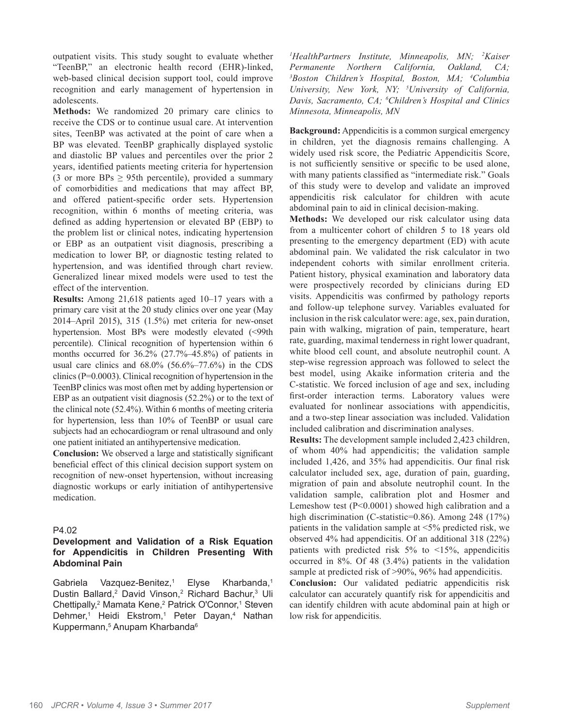outpatient visits. This study sought to evaluate whether "TeenBP," an electronic health record (EHR)-linked, web-based clinical decision support tool, could improve recognition and early management of hypertension in adolescents.

**Methods:** We randomized 20 primary care clinics to receive the CDS or to continue usual care. At intervention sites, TeenBP was activated at the point of care when a BP was elevated. TeenBP graphically displayed systolic and diastolic BP values and percentiles over the prior 2 years, identified patients meeting criteria for hypertension (3 or more BPs ≥ 95th percentile), provided a summary of comorbidities and medications that may affect BP, and offered patient-specific order sets. Hypertension recognition, within 6 months of meeting criteria, was defined as adding hypertension or elevated BP (EBP) to the problem list or clinical notes, indicating hypertension or EBP as an outpatient visit diagnosis, prescribing a medication to lower BP, or diagnostic testing related to hypertension, and was identified through chart review. Generalized linear mixed models were used to test the effect of the intervention.

**Results:** Among 21,618 patients aged 10–17 years with a primary care visit at the 20 study clinics over one year (May 2014–April 2015), 315 (1.5%) met criteria for new-onset hypertension. Most BPs were modestly elevated (<99th percentile). Clinical recognition of hypertension within 6 months occurred for 36.2% (27.7%–45.8%) of patients in usual care clinics and 68.0% (56.6%–77.6%) in the CDS clinics (P=0.0003). Clinical recognition of hypertension in the TeenBP clinics was most often met by adding hypertension or EBP as an outpatient visit diagnosis (52.2%) or to the text of the clinical note (52.4%). Within 6 months of meeting criteria for hypertension, less than 10% of TeenBP or usual care subjects had an echocardiogram or renal ultrasound and only one patient initiated an antihypertensive medication.

**Conclusion:** We observed a large and statistically significant beneficial effect of this clinical decision support system on recognition of new-onset hypertension, without increasing diagnostic workups or early initiation of antihypertensive medication.

P4.02

### Development and Validation of a Risk Equation for Appendicitis in Children Presenting With Abdominal Pain

Gabriela Vazquez-Benitez,[1] Elyse Kharbanda,[1] Dustin Ballard,[2] David Vinson,[2] Richard Bachur,[3] Uli Chettipally,[2] Mamata Kene,[2] Patrick O'Connor,[1] Steven Dehmer,[1] Heidi Ekstrom,[1] Peter Dayan,[4] Nathan Kuppermann,[5] Anupam Kharbanda[6]

*[1]HealthPartners Institute, Minneapolis, MN; [2]Kaiser Permanente Northern California, Oakland, CA; [3]Boston Children's Hospital, Boston, MA; [4]Columbia University, New York, NY; [5]University of California, Davis, Sacramento, CA; [6]Children's Hospital and Clinics Minnesota, Minneapolis, MN*

**Background:** Appendicitis is a common surgical emergency in children, yet the diagnosis remains challenging. A widely used risk score, the Pediatric Appendicitis Score, is not sufficiently sensitive or specific to be used alone, with many patients classified as "intermediate risk." Goals of this study were to develop and validate an improved appendicitis risk calculator for children with acute abdominal pain to aid in clinical decision-making.

**Methods:** We developed our risk calculator using data from a multicenter cohort of children 5 to 18 years old presenting to the emergency department (ED) with acute abdominal pain. We validated the risk calculator in two independent cohorts with similar enrollment criteria. Patient history, physical examination and laboratory data were prospectively recorded by clinicians during ED visits. Appendicitis was confirmed by pathology reports and follow-up telephone survey. Variables evaluated for inclusion in the risk calculator were: age, sex, pain duration, pain with walking, migration of pain, temperature, heart rate, guarding, maximal tenderness in right lower quadrant, white blood cell count, and absolute neutrophil count. A step-wise regression approach was followed to select the best model, using Akaike information criteria and the C-statistic. We forced inclusion of age and sex, including first-order interaction terms. Laboratory values were evaluated for nonlinear associations with appendicitis, and a two-step linear association was included. Validation included calibration and discrimination analyses.

**Results:** The development sample included 2,423 children, of whom 40% had appendicitis; the validation sample included 1,426, and 35% had appendicitis. Our final risk calculator included sex, age, duration of pain, guarding, migration of pain and absolute neutrophil count. In the validation sample, calibration plot and Hosmer and Lemeshow test (P<0.0001) showed high calibration and a high discrimination (C-statistic=0.86). Among 248 (17%) patients in the validation sample at <5% predicted risk, we observed 4% had appendicitis. Of an additional 318 (22%) patients with predicted risk 5% to <15%, appendicitis occurred in 8%. Of 48 (3.4%) patients in the validation sample at predicted risk of >90%, 96% had appendicitis.

**Conclusion:** Our validated pediatric appendicitis risk calculator can accurately quantify risk for appendicitis and can identify children with acute abdominal pain at high or low risk for appendicitis.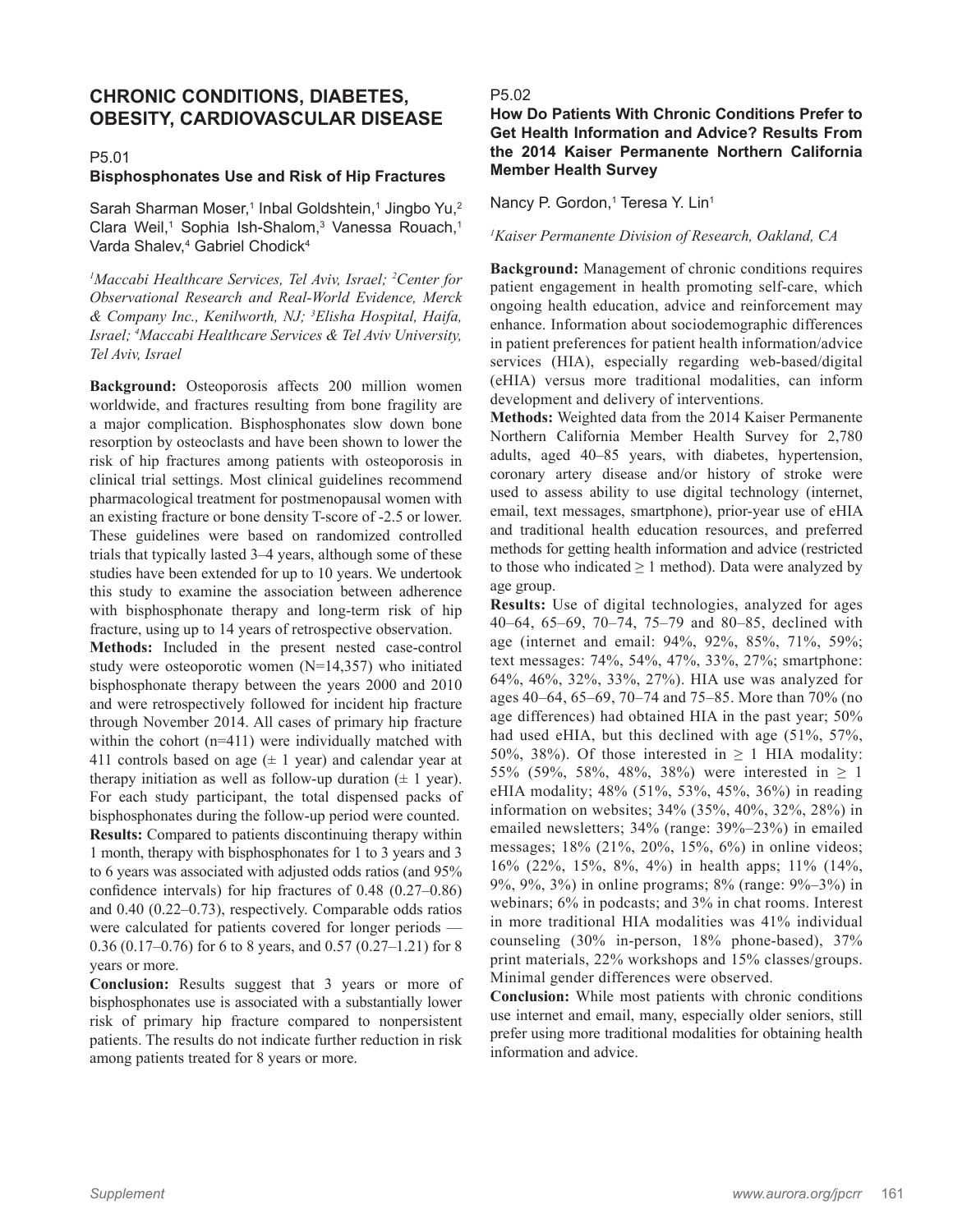# CHRONIC CONDITIONS, DIABETES, OBESITY, CARDIOVASCULAR DISEASE

## P5.01

### Bisphosphonates Use and Risk of Hip Fractures

Sarah Sharman Moser,[1] Inbal Goldshtein,[1] Jingbo Yu,[2] Clara Weil,[1] Sophia Ish-Shalom,[3] Vanessa Rouach,[1] Varda Shalev,[4] Gabriel Chodick[4]

*[1]Maccabi Healthcare Services, Tel Aviv, Israel; [2]Center for Observational Research and Real-World Evidence, Merck & Company Inc., Kenilworth, NJ; [3]Elisha Hospital, Haifa, Israel; [4]Maccabi Healthcare Services & Tel Aviv University, Tel Aviv, Israel*

**Background:** Osteoporosis affects 200 million women worldwide, and fractures resulting from bone fragility are a major complication. Bisphosphonates slow down bone resorption by osteoclasts and have been shown to lower the risk of hip fractures among patients with osteoporosis in clinical trial settings. Most clinical guidelines recommend pharmacological treatment for postmenopausal women with an existing fracture or bone density T-score of -2.5 or lower. These guidelines were based on randomized controlled trials that typically lasted 3–4 years, although some of these studies have been extended for up to 10 years. We undertook this study to examine the association between adherence with bisphosphonate therapy and long-term risk of hip fracture, using up to 14 years of retrospective observation.

**Methods:** Included in the present nested case-control study were osteoporotic women (N=14,357) who initiated bisphosphonate therapy between the years 2000 and 2010 and were retrospectively followed for incident hip fracture through November 2014. All cases of primary hip fracture within the cohort (n=411) were individually matched with 411 controls based on age (± 1 year) and calendar year at therapy initiation as well as follow-up duration (± 1 year). For each study participant, the total dispensed packs of bisphosphonates during the follow-up period were counted.

**Results:** Compared to patients discontinuing therapy within 1 month, therapy with bisphosphonates for 1 to 3 years and 3 to 6 years was associated with adjusted odds ratios (and 95% confidence intervals) for hip fractures of 0.48 (0.27–0.86) and 0.40 (0.22–0.73), respectively. Comparable odds ratios were calculated for patients covered for longer periods — 0.36 (0.17–0.76) for 6 to 8 years, and 0.57 (0.27–1.21) for 8 years or more.

**Conclusion:** Results suggest that 3 years or more of bisphosphonates use is associated with a substantially lower risk of primary hip fracture compared to nonpersistent patients. The results do not indicate further reduction in risk among patients treated for 8 years or more.

## P5.02

### How Do Patients With Chronic Conditions Prefer to Get Health Information and Advice? Results From the 2014 Kaiser Permanente Northern California Member Health Survey

Nancy P. Gordon,[1] Teresa Y. Lin[1]

*[1]Kaiser Permanente Division of Research, Oakland, CA*

**Background:** Management of chronic conditions requires patient engagement in health promoting self-care, which ongoing health education, advice and reinforcement may enhance. Information about sociodemographic differences in patient preferences for patient health information/advice services (HIA), especially regarding web-based/digital (eHIA) versus more traditional modalities, can inform development and delivery of interventions.

**Methods:** Weighted data from the 2014 Kaiser Permanente Northern California Member Health Survey for 2,780 adults, aged 40–85 years, with diabetes, hypertension, coronary artery disease and/or history of stroke were used to assess ability to use digital technology (internet, email, text messages, smartphone), prior-year use of eHIA and traditional health education resources, and preferred methods for getting health information and advice (restricted to those who indicated ≥ 1 method). Data were analyzed by age group.

**Results:** Use of digital technologies, analyzed for ages 40–64, 65–69, 70–74, 75–79 and 80–85, declined with age (internet and email: 94%, 92%, 85%, 71%, 59%; text messages: 74%, 54%, 47%, 33%, 27%; smartphone: 64%, 46%, 32%, 33%, 27%). HIA use was analyzed for ages 40–64, 65–69, 70–74 and 75–85. More than 70% (no age differences) had obtained HIA in the past year; 50% had used eHIA, but this declined with age (51%, 57%, 50%, 38%). Of those interested in ≥ 1 HIA modality: 55% (59%, 58%, 48%, 38%) were interested in ≥ 1 eHIA modality; 48% (51%, 53%, 45%, 36%) in reading information on websites; 34% (35%, 40%, 32%, 28%) in emailed newsletters; 34% (range: 39%–23%) in emailed messages; 18% (21%, 20%, 15%, 6%) in online videos; 16% (22%, 15%, 8%, 4%) in health apps; 11% (14%, 9%, 9%, 3%) in online programs; 8% (range: 9%–3%) in webinars; 6% in podcasts; and 3% in chat rooms. Interest in more traditional HIA modalities was 41% individual counseling (30% in-person, 18% phone-based), 37% print materials, 22% workshops and 15% classes/groups. Minimal gender differences were observed.

**Conclusion:** While most patients with chronic conditions use internet and email, many, especially older seniors, still prefer using more traditional modalities for obtaining health information and advice.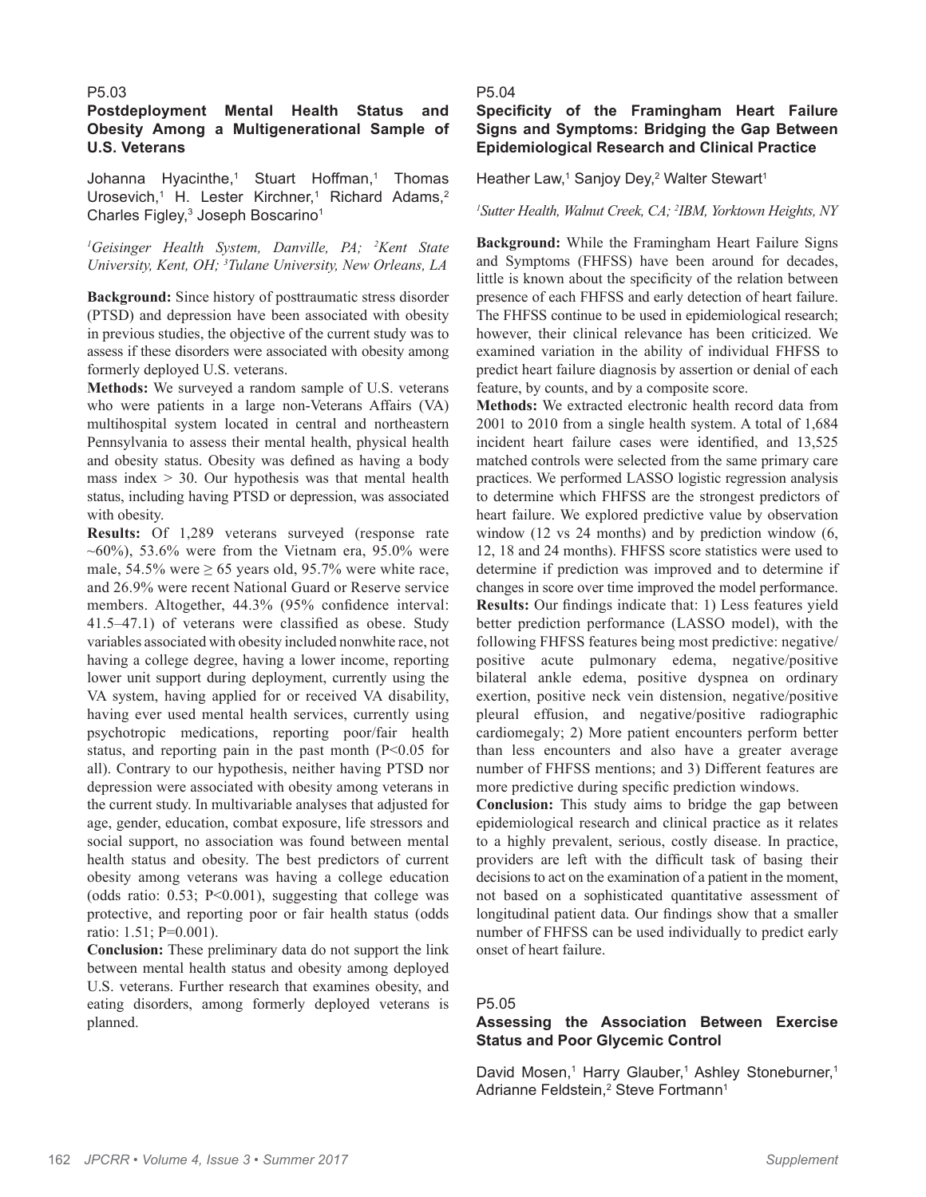P5.03

### Postdeployment Mental Health Status and Obesity Among a Multigenerational Sample of U.S. Veterans

Johanna Hyacinthe,[1] Stuart Hoffman,[1] Thomas Urosevich,[1] H. Lester Kirchner,[1] Richard Adams,[2] Charles Figley,[3] Joseph Boscarino[1]

*[1]Geisinger Health System, Danville, PA; [2]Kent State University, Kent, OH; [3]Tulane University, New Orleans, LA*

**Background:** Since history of posttraumatic stress disorder (PTSD) and depression have been associated with obesity in previous studies, the objective of the current study was to assess if these disorders were associated with obesity among formerly deployed U.S. veterans.

**Methods:** We surveyed a random sample of U.S. veterans who were patients in a large non-Veterans Affairs (VA) multihospital system located in central and northeastern Pennsylvania to assess their mental health, physical health and obesity status. Obesity was defined as having a body mass index > 30. Our hypothesis was that mental health status, including having PTSD or depression, was associated with obesity.

**Results:** Of 1,289 veterans surveyed (response rate ~60%), 53.6% were from the Vietnam era, 95.0% were male, 54.5% were ≥ 65 years old, 95.7% were white race, and 26.9% were recent National Guard or Reserve service members. Altogether, 44.3% (95% confidence interval: 41.5–47.1) of veterans were classified as obese. Study variables associated with obesity included nonwhite race, not having a college degree, having a lower income, reporting lower unit support during deployment, currently using the VA system, having applied for or received VA disability, having ever used mental health services, currently using psychotropic medications, reporting poor/fair health status, and reporting pain in the past month ($P<0.05$ for all). Contrary to our hypothesis, neither having PTSD nor depression were associated with obesity among veterans in the current study. In multivariable analyses that adjusted for age, gender, education, combat exposure, life stressors and social support, no association was found between mental health status and obesity. The best predictors of current obesity among veterans was having a college education (odds ratio: 0.53; $P<0.001$), suggesting that college was protective, and reporting poor or fair health status (odds ratio: 1.51; $P=0.001$).

**Conclusion:** These preliminary data do not support the link between mental health status and obesity among deployed U.S. veterans. Further research that examines obesity, and eating disorders, among formerly deployed veterans is planned.

P5.04

### Specificity of the Framingham Heart Failure Signs and Symptoms: Bridging the Gap Between Epidemiological Research and Clinical Practice

Heather Law,[1] Sanjoy Dey,[2] Walter Stewart[1]

*[1]Sutter Health, Walnut Creek, CA; [2]IBM, Yorktown Heights, NY*

**Background:** While the Framingham Heart Failure Signs and Symptoms (FHFSS) have been around for decades, little is known about the specificity of the relation between presence of each FHFSS and early detection of heart failure. The FHFSS continue to be used in epidemiological research; however, their clinical relevance has been criticized. We examined variation in the ability of individual FHFSS to predict heart failure diagnosis by assertion or denial of each feature, by counts, and by a composite score.

**Methods:** We extracted electronic health record data from 2001 to 2010 from a single health system. A total of 1,684 incident heart failure cases were identified, and 13,525 matched controls were selected from the same primary care practices. We performed LASSO logistic regression analysis to determine which FHFSS are the strongest predictors of heart failure. We explored predictive value by observation window (12 vs 24 months) and by prediction window (6, 12, 18 and 24 months). FHFSS score statistics were used to determine if prediction was improved and to determine if changes in score over time improved the model performance.

**Results:** Our findings indicate that: 1) Less features yield better prediction performance (LASSO model), with the following FHFSS features being most predictive: negative/positive acute pulmonary edema, negative/positive bilateral ankle edema, positive dyspnea on ordinary exertion, positive neck vein distension, negative/positive pleural effusion, and negative/positive radiographic cardiomegaly; 2) More patient encounters perform better than less encounters and also have a greater average number of FHFSS mentions; and 3) Different features are more predictive during specific prediction windows.

**Conclusion:** This study aims to bridge the gap between epidemiological research and clinical practice as it relates to a highly prevalent, serious, costly disease. In practice, providers are left with the difficult task of basing their decisions to act on the examination of a patient in the moment, not based on a sophisticated quantitative assessment of longitudinal patient data. Our findings show that a smaller number of FHFSS can be used individually to predict early onset of heart failure.

P5.05

### Assessing the Association Between Exercise Status and Poor Glycemic Control

David Mosen,[1] Harry Glauber,[1] Ashley Stoneburner,[1] Adrianne Feldstein,[2] Steve Fortmann[1]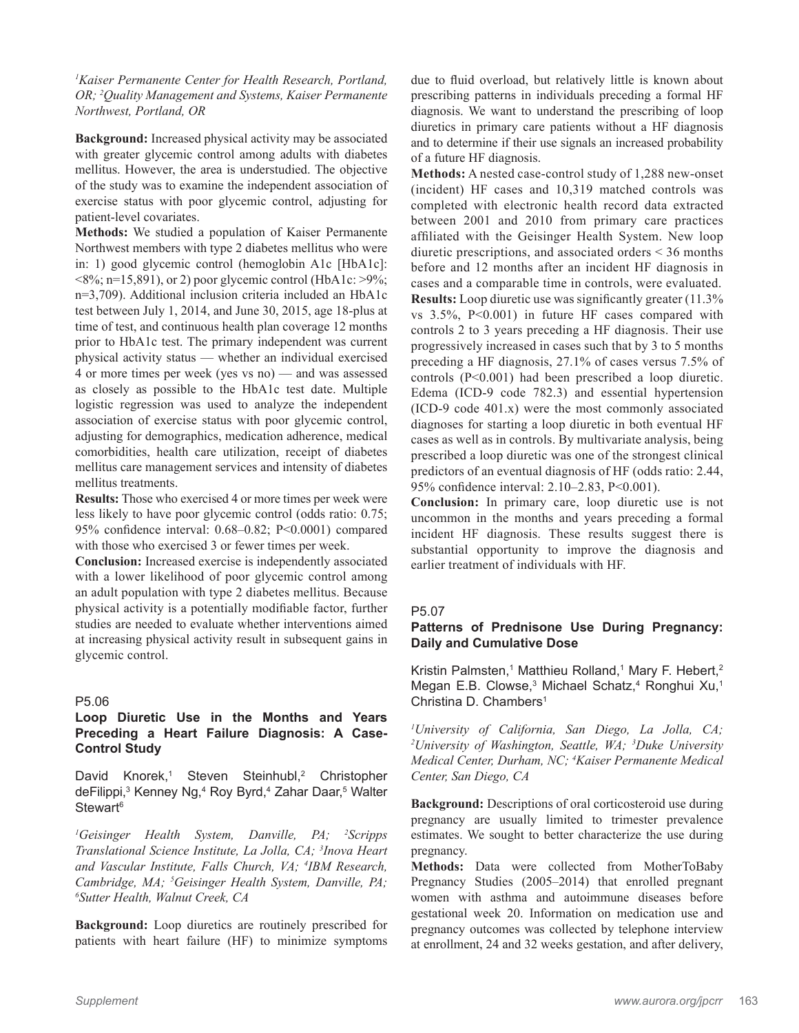[1]*Kaiser Permanente Center for Health Research, Portland, OR;* [2]*Quality Management and Systems, Kaiser Permanente Northwest, Portland, OR*

**Background:** Increased physical activity may be associated with greater glycemic control among adults with diabetes mellitus. However, the area is understudied. The objective of the study was to examine the independent association of exercise status with poor glycemic control, adjusting for patient-level covariates.

**Methods:** We studied a population of Kaiser Permanente Northwest members with type 2 diabetes mellitus who were in: 1) good glycemic control (hemoglobin A1c [HbA1c]: <8%; n=15,891), or 2) poor glycemic control (HbA1c: >9%; n=3,709). Additional inclusion criteria included an HbA1c test between July 1, 2014, and June 30, 2015, age 18-plus at time of test, and continuous health plan coverage 12 months prior to HbA1c test. The primary independent was current physical activity status — whether an individual exercised 4 or more times per week (yes vs no) — and was assessed as closely as possible to the HbA1c test date. Multiple logistic regression was used to analyze the independent association of exercise status with poor glycemic control, adjusting for demographics, medication adherence, medical comorbidities, health care utilization, receipt of diabetes mellitus care management services and intensity of diabetes mellitus treatments.

**Results:** Those who exercised 4 or more times per week were less likely to have poor glycemic control (odds ratio: 0.75; 95% confidence interval: 0.68–0.82; P<0.0001) compared with those who exercised 3 or fewer times per week.

**Conclusion:** Increased exercise is independently associated with a lower likelihood of poor glycemic control among an adult population with type 2 diabetes mellitus. Because physical activity is a potentially modifiable factor, further studies are needed to evaluate whether interventions aimed at increasing physical activity result in subsequent gains in glycemic control.

P5.06

### Loop Diuretic Use in the Months and Years Preceding a Heart Failure Diagnosis: A Case-Control Study

David Knorek,[1] Steven Steinhubl,[2] Christopher deFilippi,[3] Kenney Ng,[4] Roy Byrd,[4] Zahar Daar,[5] Walter Stewart[6]

[1]*Geisinger Health System, Danville, PA;* [2]*Scripps Translational Science Institute, La Jolla, CA;* [3]*Inova Heart and Vascular Institute, Falls Church, VA;* [4]*IBM Research, Cambridge, MA;* [5]*Geisinger Health System, Danville, PA;* [6]*Sutter Health, Walnut Creek, CA*

**Background:** Loop diuretics are routinely prescribed for patients with heart failure (HF) to minimize symptoms due to fluid overload, but relatively little is known about prescribing patterns in individuals preceding a formal HF diagnosis. We want to understand the prescribing of loop diuretics in primary care patients without a HF diagnosis and to determine if their use signals an increased probability of a future HF diagnosis.

**Methods:** A nested case-control study of 1,288 new-onset (incident) HF cases and 10,319 matched controls was completed with electronic health record data extracted between 2001 and 2010 from primary care practices affiliated with the Geisinger Health System. New loop diuretic prescriptions, and associated orders < 36 months before and 12 months after an incident HF diagnosis in cases and a comparable time in controls, were evaluated.

**Results:** Loop diuretic use was significantly greater (11.3% vs 3.5%, P<0.001) in future HF cases compared with controls 2 to 3 years preceding a HF diagnosis. Their use progressively increased in cases such that by 3 to 5 months preceding a HF diagnosis, 27.1% of cases versus 7.5% of controls (P<0.001) had been prescribed a loop diuretic. Edema (ICD-9 code 782.3) and essential hypertension (ICD-9 code 401.x) were the most commonly associated diagnoses for starting a loop diuretic in both eventual HF cases as well as in controls. By multivariate analysis, being prescribed a loop diuretic was one of the strongest clinical predictors of an eventual diagnosis of HF (odds ratio: 2.44, 95% confidence interval: 2.10–2.83, P<0.001).

**Conclusion:** In primary care, loop diuretic use is not uncommon in the months and years preceding a formal incident HF diagnosis. These results suggest there is substantial opportunity to improve the diagnosis and earlier treatment of individuals with HF.

P5.07

### Patterns of Prednisone Use During Pregnancy: Daily and Cumulative Dose

Kristin Palmsten,[1] Matthieu Rolland,[1] Mary F. Hebert,[2] Megan E.B. Clowse,[3] Michael Schatz,[4] Ronghui Xu,[1] Christina D. Chambers[1]

[1]*University of California, San Diego, La Jolla, CA;* [2]*University of Washington, Seattle, WA;* [3]*Duke University Medical Center, Durham, NC;* [4]*Kaiser Permanente Medical Center, San Diego, CA*

**Background:** Descriptions of oral corticosteroid use during pregnancy are usually limited to trimester prevalence estimates. We sought to better characterize the use during pregnancy.

**Methods:** Data were collected from MotherToBaby Pregnancy Studies (2005–2014) that enrolled pregnant women with asthma and autoimmune diseases before gestational week 20. Information on medication use and pregnancy outcomes was collected by telephone interview at enrollment, 24 and 32 weeks gestation, and after delivery,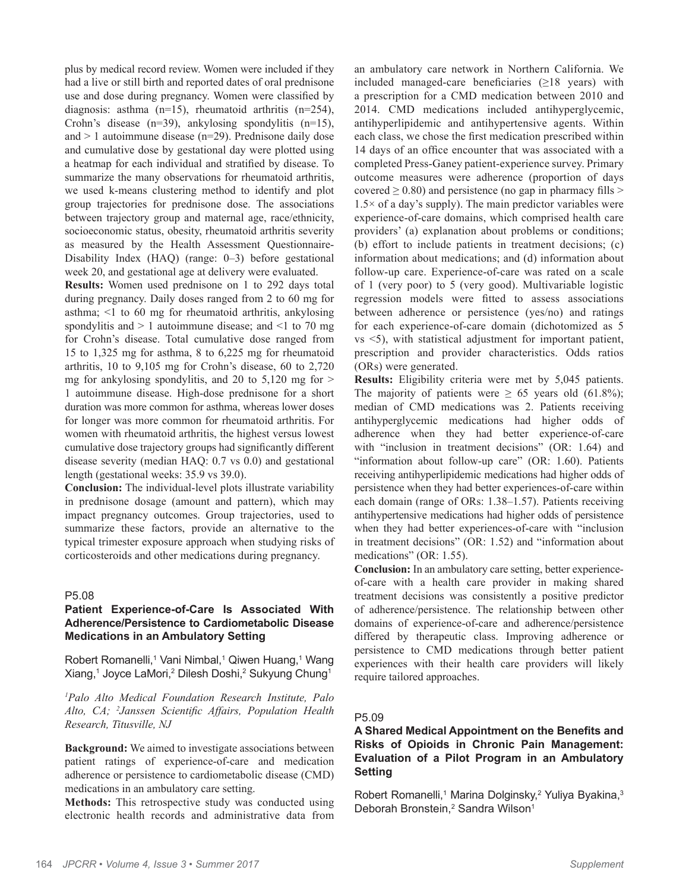plus by medical record review. Women were included if they had a live or still birth and reported dates of oral prednisone use and dose during pregnancy. Women were classified by diagnosis: asthma (n=15), rheumatoid arthritis (n=254), Crohn's disease (n=39), ankylosing spondylitis (n=15), and > 1 autoimmune disease (n=29). Prednisone daily dose and cumulative dose by gestational day were plotted using a heatmap for each individual and stratified by disease. To summarize the many observations for rheumatoid arthritis, we used k-means clustering method to identify and plot group trajectories for prednisone dose. The associations between trajectory group and maternal age, race/ethnicity, socioeconomic status, obesity, rheumatoid arthritis severity as measured by the Health Assessment Questionnaire-Disability Index (HAQ) (range: 0–3) before gestational week 20, and gestational age at delivery were evaluated.

**Results:** Women used prednisone on 1 to 292 days total during pregnancy. Daily doses ranged from 2 to 60 mg for asthma; <1 to 60 mg for rheumatoid arthritis, ankylosing spondylitis and > 1 autoimmune disease; and <1 to 70 mg for Crohn's disease. Total cumulative dose ranged from 15 to 1,325 mg for asthma, 8 to 6,225 mg for rheumatoid arthritis, 10 to 9,105 mg for Crohn's disease, 60 to 2,720 mg for ankylosing spondylitis, and 20 to 5,120 mg for > 1 autoimmune disease. High-dose prednisone for a short duration was more common for asthma, whereas lower doses for longer was more common for rheumatoid arthritis. For women with rheumatoid arthritis, the highest versus lowest cumulative dose trajectory groups had significantly different disease severity (median HAQ: 0.7 vs 0.0) and gestational length (gestational weeks: 35.9 vs 39.0).

**Conclusion:** The individual-level plots illustrate variability in prednisone dosage (amount and pattern), which may impact pregnancy outcomes. Group trajectories, used to summarize these factors, provide an alternative to the typical trimester exposure approach when studying risks of corticosteroids and other medications during pregnancy.

P5.08

### Patient Experience-of-Care Is Associated With Adherence/Persistence to Cardiometabolic Disease Medications in an Ambulatory Setting

Robert Romanelli,[1] Vani Nimbal,[1] Qiwen Huang,[1] Wang Xiang,[1] Joyce LaMori,[2] Dilesh Doshi,[2] Sukyung Chung[1]

*[1]Palo Alto Medical Foundation Research Institute, Palo Alto, CA; [2]Janssen Scientific Affairs, Population Health Research, Titusville, NJ*

**Background:** We aimed to investigate associations between patient ratings of experience-of-care and medication adherence or persistence to cardiometabolic disease (CMD) medications in an ambulatory care setting.

**Methods:** This retrospective study was conducted using electronic health records and administrative data from an ambulatory care network in Northern California. We included managed-care beneficiaries (≥18 years) with a prescription for a CMD medication between 2010 and 2014. CMD medications included antihyperglycemic, antihyperlipidemic and antihypertensive agents. Within each class, we chose the first medication prescribed within 14 days of an office encounter that was associated with a completed Press-Ganey patient-experience survey. Primary outcome measures were adherence (proportion of days covered ≥ 0.80) and persistence (no gap in pharmacy fills > 1.5× of a day's supply). The main predictor variables were experience-of-care domains, which comprised health care providers' (a) explanation about problems or conditions; (b) effort to include patients in treatment decisions; (c) information about medications; and (d) information about follow-up care. Experience-of-care was rated on a scale of 1 (very poor) to 5 (very good). Multivariable logistic regression models were fitted to assess associations between adherence or persistence (yes/no) and ratings for each experience-of-care domain (dichotomized as 5 vs <5), with statistical adjustment for important patient, prescription and provider characteristics. Odds ratios (ORs) were generated.

**Results:** Eligibility criteria were met by 5,045 patients. The majority of patients were ≥ 65 years old (61.8%); median of CMD medications was 2. Patients receiving antihyperglycemic medications had higher odds of adherence when they had better experience-of-care with "inclusion in treatment decisions" (OR: 1.64) and "information about follow-up care" (OR: 1.60). Patients receiving antihyperlipidemic medications had higher odds of persistence when they had better experiences-of-care within each domain (range of ORs: 1.38–1.57). Patients receiving antihypertensive medications had higher odds of persistence when they had better experiences-of-care with "inclusion in treatment decisions" (OR: 1.52) and "information about medications" (OR: 1.55).

**Conclusion:** In an ambulatory care setting, better experience-of-care with a health care provider in making shared treatment decisions was consistently a positive predictor of adherence/persistence. The relationship between other domains of experience-of-care and adherence/persistence differed by therapeutic class. Improving adherence or persistence to CMD medications through better patient experiences with their health care providers will likely require tailored approaches.

P5.09

### A Shared Medical Appointment on the Benefits and Risks of Opioids in Chronic Pain Management: Evaluation of a Pilot Program in an Ambulatory Setting

Robert Romanelli,[1] Marina Dolginsky,[2] Yuliya Byakina,[3] Deborah Bronstein,[2] Sandra Wilson[1]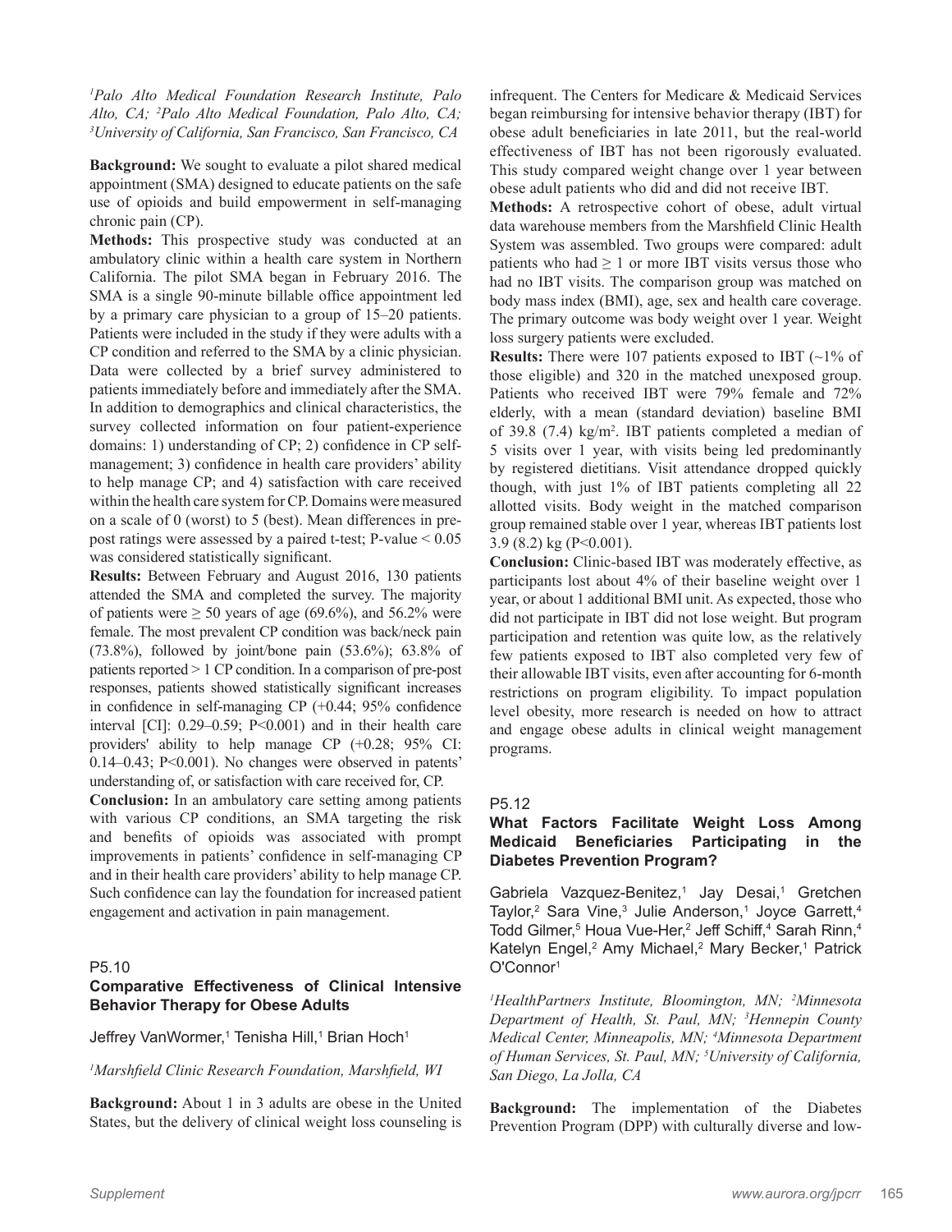[1]*Palo Alto Medical Foundation Research Institute, Palo Alto, CA;* [2]*Palo Alto Medical Foundation, Palo Alto, CA;* [3]*University of California, San Francisco, San Francisco, CA*

**Background:** We sought to evaluate a pilot shared medical appointment (SMA) designed to educate patients on the safe use of opioids and build empowerment in self-managing chronic pain (CP).

**Methods:** This prospective study was conducted at an ambulatory clinic within a health care system in Northern California. The pilot SMA began in February 2016. The SMA is a single 90-minute billable office appointment led by a primary care physician to a group of 15–20 patients. Patients were included in the study if they were adults with a CP condition and referred to the SMA by a clinic physician. Data were collected by a brief survey administered to patients immediately before and immediately after the SMA. In addition to demographics and clinical characteristics, the survey collected information on four patient-experience domains: 1) understanding of CP; 2) confidence in CP self-management; 3) confidence in health care providers' ability to help manage CP; and 4) satisfaction with care received within the health care system for CP. Domains were measured on a scale of 0 (worst) to 5 (best). Mean differences in pre-post ratings were assessed by a paired t-test; P-value < 0.05 was considered statistically significant.

**Results:** Between February and August 2016, 130 patients attended the SMA and completed the survey. The majority of patients were ≥ 50 years of age (69.6%), and 56.2% were female. The most prevalent CP condition was back/neck pain (73.8%), followed by joint/bone pain (53.6%); 63.8% of patients reported > 1 CP condition. In a comparison of pre-post responses, patients showed statistically significant increases in confidence in self-managing CP (+0.44; 95% confidence interval [CI]: 0.29–0.59; P<0.001) and in their health care providers' ability to help manage CP (+0.28; 95% CI: 0.14–0.43; P<0.001). No changes were observed in patients' understanding of, or satisfaction with care received for, CP.

**Conclusion:** In an ambulatory care setting among patients with various CP conditions, an SMA targeting the risk and benefits of opioids was associated with prompt improvements in patients' confidence in self-managing CP and in their health care providers' ability to help manage CP. Such confidence can lay the foundation for increased patient engagement and activation in pain management.

P5.10

### Comparative Effectiveness of Clinical Intensive Behavior Therapy for Obese Adults

Jeffrey VanWormer,[1] Tenisha Hill,[1] Brian Hoch[1]

[1]*Marshfield Clinic Research Foundation, Marshfield, WI*

**Background:** About 1 in 3 adults are obese in the United States, but the delivery of clinical weight loss counseling is infrequent. The Centers for Medicare & Medicaid Services began reimbursing for intensive behavior therapy (IBT) for obese adult beneficiaries in late 2011, but the real-world effectiveness of IBT has not been rigorously evaluated. This study compared weight change over 1 year between obese adult patients who did and did not receive IBT.

**Methods:** A retrospective cohort of obese, adult virtual data warehouse members from the Marshfield Clinic Health System was assembled. Two groups were compared: adult patients who had ≥ 1 or more IBT visits versus those who had no IBT visits. The comparison group was matched on body mass index (BMI), age, sex and health care coverage. The primary outcome was body weight over 1 year. Weight loss surgery patients were excluded.

**Results:** There were 107 patients exposed to IBT (~1% of those eligible) and 320 in the matched unexposed group. Patients who received IBT were 79% female and 72% elderly, with a mean (standard deviation) baseline BMI of 39.8 (7.4) kg/m$^2$. IBT patients completed a median of 5 visits over 1 year, with visits being led predominantly by registered dietitians. Visit attendance dropped quickly though, with just 1% of IBT patients completing all 22 allotted visits. Body weight in the matched comparison group remained stable over 1 year, whereas IBT patients lost 3.9 (8.2) kg (P<0.001).

**Conclusion:** Clinic-based IBT was moderately effective, as participants lost about 4% of their baseline weight over 1 year, or about 1 additional BMI unit. As expected, those who did not participate in IBT did not lose weight. But program participation and retention was quite low, as the relatively few patients exposed to IBT also completed very few of their allowable IBT visits, even after accounting for 6-month restrictions on program eligibility. To impact population level obesity, more research is needed on how to attract and engage obese adults in clinical weight management programs.

P5.12

### What Factors Facilitate Weight Loss Among Medicaid Beneficiaries Participating in the Diabetes Prevention Program?

Gabriela Vazquez-Benitez,[1] Jay Desai,[1] Gretchen Taylor,[2] Sara Vine,[3] Julie Anderson,[1] Joyce Garrett,[4] Todd Gilmer,[5] Houa Vue-Her,[2] Jeff Schiff,[4] Sarah Rinn,[4] Katelyn Engel,[2] Amy Michael,[2] Mary Becker,[1] Patrick O'Connor[1]

[1]*HealthPartners Institute, Bloomington, MN;* [2]*Minnesota Department of Health, St. Paul, MN;* [3]*Hennepin County Medical Center, Minneapolis, MN;* [4]*Minnesota Department of Human Services, St. Paul, MN;* [5]*University of California, San Diego, La Jolla, CA*

**Background:** The implementation of the Diabetes Prevention Program (DPP) with culturally diverse and low-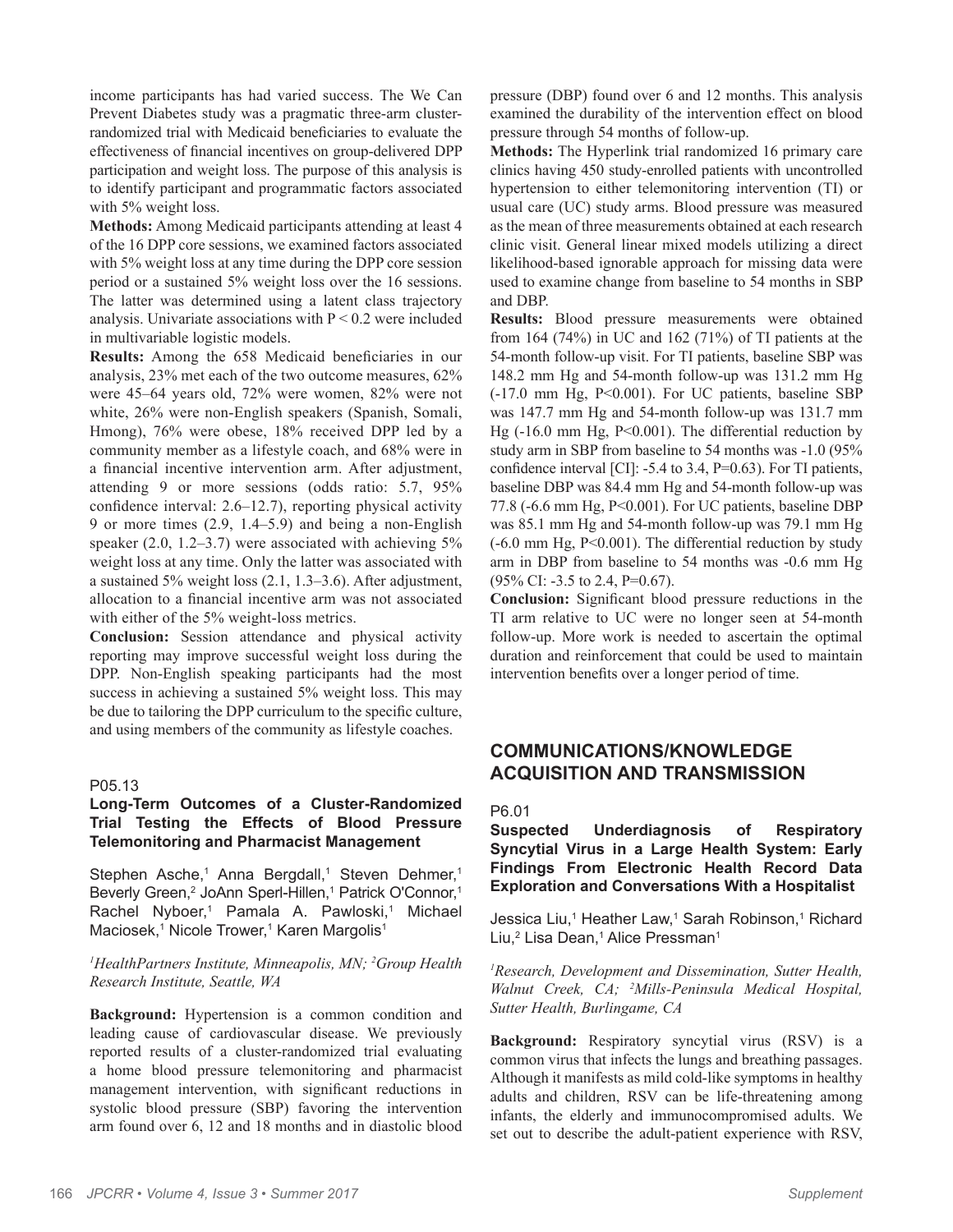income participants has had varied success. The We Can Prevent Diabetes study was a pragmatic three-arm cluster-randomized trial with Medicaid beneficiaries to evaluate the effectiveness of financial incentives on group-delivered DPP participation and weight loss. The purpose of this analysis is to identify participant and programmatic factors associated with 5% weight loss.

**Methods:** Among Medicaid participants attending at least 4 of the 16 DPP core sessions, we examined factors associated with 5% weight loss at any time during the DPP core session period or a sustained 5% weight loss over the 16 sessions. The latter was determined using a latent class trajectory analysis. Univariate associations with $P < 0.2$ were included in multivariable logistic models.

**Results:** Among the 658 Medicaid beneficiaries in our analysis, 23% met each of the two outcome measures, 62% were 45–64 years old, 72% were women, 82% were not white, 26% were non-English speakers (Spanish, Somali, Hmong), 76% were obese, 18% received DPP led by a community member as a lifestyle coach, and 68% were in a financial incentive intervention arm. After adjustment, attending 9 or more sessions (odds ratio: 5.7, 95% confidence interval: 2.6–12.7), reporting physical activity 9 or more times (2.9, 1.4–5.9) and being a non-English speaker (2.0, 1.2–3.7) were associated with achieving 5% weight loss at any time. Only the latter was associated with a sustained 5% weight loss (2.1, 1.3–3.6). After adjustment, allocation to a financial incentive arm was not associated with either of the 5% weight-loss metrics.

**Conclusion:** Session attendance and physical activity reporting may improve successful weight loss during the DPP. Non-English speaking participants had the most success in achieving a sustained 5% weight loss. This may be due to tailoring the DPP curriculum to the specific culture, and using members of the community as lifestyle coaches.

P05.13

### Long-Term Outcomes of a Cluster-Randomized Trial Testing the Effects of Blood Pressure Telemonitoring and Pharmacist Management

Stephen Asche,[1] Anna Bergdall,[1] Steven Dehmer,[1] Beverly Green,[2] JoAnn Sperl-Hillen,[1] Patrick O'Connor,[1] Rachel Nyboer,[1] Pamala A. Pawloski,[1] Michael Maciosek,[1] Nicole Trower,[1] Karen Margolis[1]

*[1]HealthPartners Institute, Minneapolis, MN; [2]Group Health Research Institute, Seattle, WA*

**Background:** Hypertension is a common condition and leading cause of cardiovascular disease. We previously reported results of a cluster-randomized trial evaluating a home blood pressure telemonitoring and pharmacist management intervention, with significant reductions in systolic blood pressure (SBP) favoring the intervention arm found over 6, 12 and 18 months and in diastolic blood pressure (DBP) found over 6 and 12 months. This analysis examined the durability of the intervention effect on blood pressure through 54 months of follow-up.

**Methods:** The Hyperlink trial randomized 16 primary care clinics having 450 study-enrolled patients with uncontrolled hypertension to either telemonitoring intervention (TI) or usual care (UC) study arms. Blood pressure was measured as the mean of three measurements obtained at each research clinic visit. General linear mixed models utilizing a direct likelihood-based ignorable approach for missing data were used to examine change from baseline to 54 months in SBP and DBP.

**Results:** Blood pressure measurements were obtained from 164 (74%) in UC and 162 (71%) of TI patients at the 54-month follow-up visit. For TI patients, baseline SBP was 148.2 mm Hg and 54-month follow-up was 131.2 mm Hg (-17.0 mm Hg, $P<0.001$). For UC patients, baseline SBP was 147.7 mm Hg and 54-month follow-up was 131.7 mm Hg (-16.0 mm Hg, $P<0.001$). The differential reduction by study arm in SBP from baseline to 54 months was -1.0 (95% confidence interval [CI]: -5.4 to 3.4, $P=0.63$). For TI patients, baseline DBP was 84.4 mm Hg and 54-month follow-up was 77.8 (-6.6 mm Hg, $P<0.001$). For UC patients, baseline DBP was 85.1 mm Hg and 54-month follow-up was 79.1 mm Hg (-6.0 mm Hg, $P<0.001$). The differential reduction by study arm in DBP from baseline to 54 months was -0.6 mm Hg (95% CI: -3.5 to 2.4, $P=0.67$).

**Conclusion:** Significant blood pressure reductions in the TI arm relative to UC were no longer seen at 54-month follow-up. More work is needed to ascertain the optimal duration and reinforcement that could be used to maintain intervention benefits over a longer period of time.

## COMMUNICATIONS/KNOWLEDGE ACQUISITION AND TRANSMISSION

P6.01

### Suspected Underdiagnosis of Respiratory Syncytial Virus in a Large Health System: Early Findings From Electronic Health Record Data Exploration and Conversations With a Hospitalist

Jessica Liu,[1] Heather Law,[1] Sarah Robinson,[1] Richard Liu,[2] Lisa Dean,[1] Alice Pressman[1]

*[1]Research, Development and Dissemination, Sutter Health, Walnut Creek, CA; [2]Mills-Peninsula Medical Hospital, Sutter Health, Burlingame, CA*

**Background:** Respiratory syncytial virus (RSV) is a common virus that infects the lungs and breathing passages. Although it manifests as mild cold-like symptoms in healthy adults and children, RSV can be life-threatening among infants, the elderly and immunocompromised adults. We set out to describe the adult-patient experience with RSV,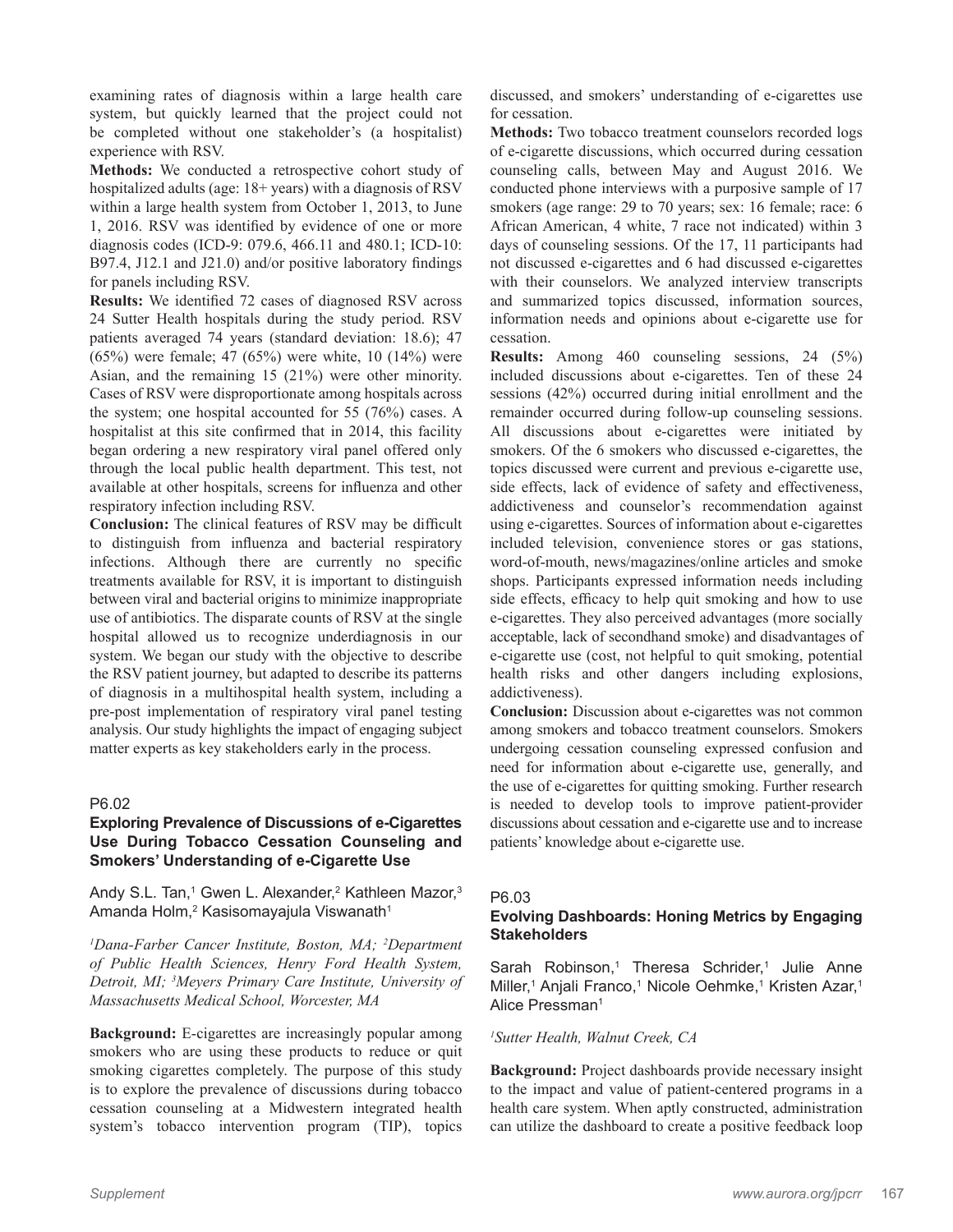examining rates of diagnosis within a large health care system, but quickly learned that the project could not be completed without one stakeholder's (a hospitalist) experience with RSV.

**Methods:** We conducted a retrospective cohort study of hospitalized adults (age: 18+ years) with a diagnosis of RSV within a large health system from October 1, 2013, to June 1, 2016. RSV was identified by evidence of one or more diagnosis codes (ICD-9: 079.6, 466.11 and 480.1; ICD-10: B97.4, J12.1 and J21.0) and/or positive laboratory findings for panels including RSV.

**Results:** We identified 72 cases of diagnosed RSV across 24 Sutter Health hospitals during the study period. RSV patients averaged 74 years (standard deviation: 18.6); 47 (65%) were female; 47 (65%) were white, 10 (14%) were Asian, and the remaining 15 (21%) were other minority. Cases of RSV were disproportionate among hospitals across the system; one hospital accounted for 55 (76%) cases. A hospitalist at this site confirmed that in 2014, this facility began ordering a new respiratory viral panel offered only through the local public health department. This test, not available at other hospitals, screens for influenza and other respiratory infection including RSV.

**Conclusion:** The clinical features of RSV may be difficult to distinguish from influenza and bacterial respiratory infections. Although there are currently no specific treatments available for RSV, it is important to distinguish between viral and bacterial origins to minimize inappropriate use of antibiotics. The disparate counts of RSV at the single hospital allowed us to recognize underdiagnosis in our system. We began our study with the objective to describe the RSV patient journey, but adapted to describe its patterns of diagnosis in a multihospital health system, including a pre-post implementation of respiratory viral panel testing analysis. Our study highlights the impact of engaging subject matter experts as key stakeholders early in the process.

P6.02

### Exploring Prevalence of Discussions of e-Cigarettes Use During Tobacco Cessation Counseling and Smokers' Understanding of e-Cigarette Use

Andy S.L. Tan,[1] Gwen L. Alexander,[2] Kathleen Mazor,[3] Amanda Holm,[2] Kasisomayajula Viswanath[1]

*[1]Dana-Farber Cancer Institute, Boston, MA; [2]Department of Public Health Sciences, Henry Ford Health System, Detroit, MI; [3]Meyers Primary Care Institute, University of Massachusetts Medical School, Worcester, MA*

**Background:** E-cigarettes are increasingly popular among smokers who are using these products to reduce or quit smoking cigarettes completely. The purpose of this study is to explore the prevalence of discussions during tobacco cessation counseling at a Midwestern integrated health system's tobacco intervention program (TIP), topics discussed, and smokers' understanding of e-cigarettes use for cessation.

**Methods:** Two tobacco treatment counselors recorded logs of e-cigarette discussions, which occurred during cessation counseling calls, between May and August 2016. We conducted phone interviews with a purposive sample of 17 smokers (age range: 29 to 70 years; sex: 16 female; race: 6 African American, 4 white, 7 race not indicated) within 3 days of counseling sessions. Of the 17, 11 participants had not discussed e-cigarettes and 6 had discussed e-cigarettes with their counselors. We analyzed interview transcripts and summarized topics discussed, information sources, information needs and opinions about e-cigarette use for cessation.

**Results:** Among 460 counseling sessions, 24 (5%) included discussions about e-cigarettes. Ten of these 24 sessions (42%) occurred during initial enrollment and the remainder occurred during follow-up counseling sessions. All discussions about e-cigarettes were initiated by smokers. Of the 6 smokers who discussed e-cigarettes, the topics discussed were current and previous e-cigarette use, side effects, lack of evidence of safety and effectiveness, addictiveness and counselor's recommendation against using e-cigarettes. Sources of information about e-cigarettes included television, convenience stores or gas stations, word-of-mouth, news/magazines/online articles and smoke shops. Participants expressed information needs including side effects, efficacy to help quit smoking and how to use e-cigarettes. They also perceived advantages (more socially acceptable, lack of secondhand smoke) and disadvantages of e-cigarette use (cost, not helpful to quit smoking, potential health risks and other dangers including explosions, addictiveness).

**Conclusion:** Discussion about e-cigarettes was not common among smokers and tobacco treatment counselors. Smokers undergoing cessation counseling expressed confusion and need for information about e-cigarette use, generally, and the use of e-cigarettes for quitting smoking. Further research is needed to develop tools to improve patient-provider discussions about cessation and e-cigarette use and to increase patients' knowledge about e-cigarette use.

P6.03

### Evolving Dashboards: Honing Metrics by Engaging Stakeholders

Sarah Robinson,[1] Theresa Schrider,[1] Julie Anne Miller,[1] Anjali Franco,[1] Nicole Oehmke,[1] Kristen Azar,[1] Alice Pressman[1]

*[1]Sutter Health, Walnut Creek, CA*

**Background:** Project dashboards provide necessary insight to the impact and value of patient-centered programs in a health care system. When aptly constructed, administration can utilize the dashboard to create a positive feedback loop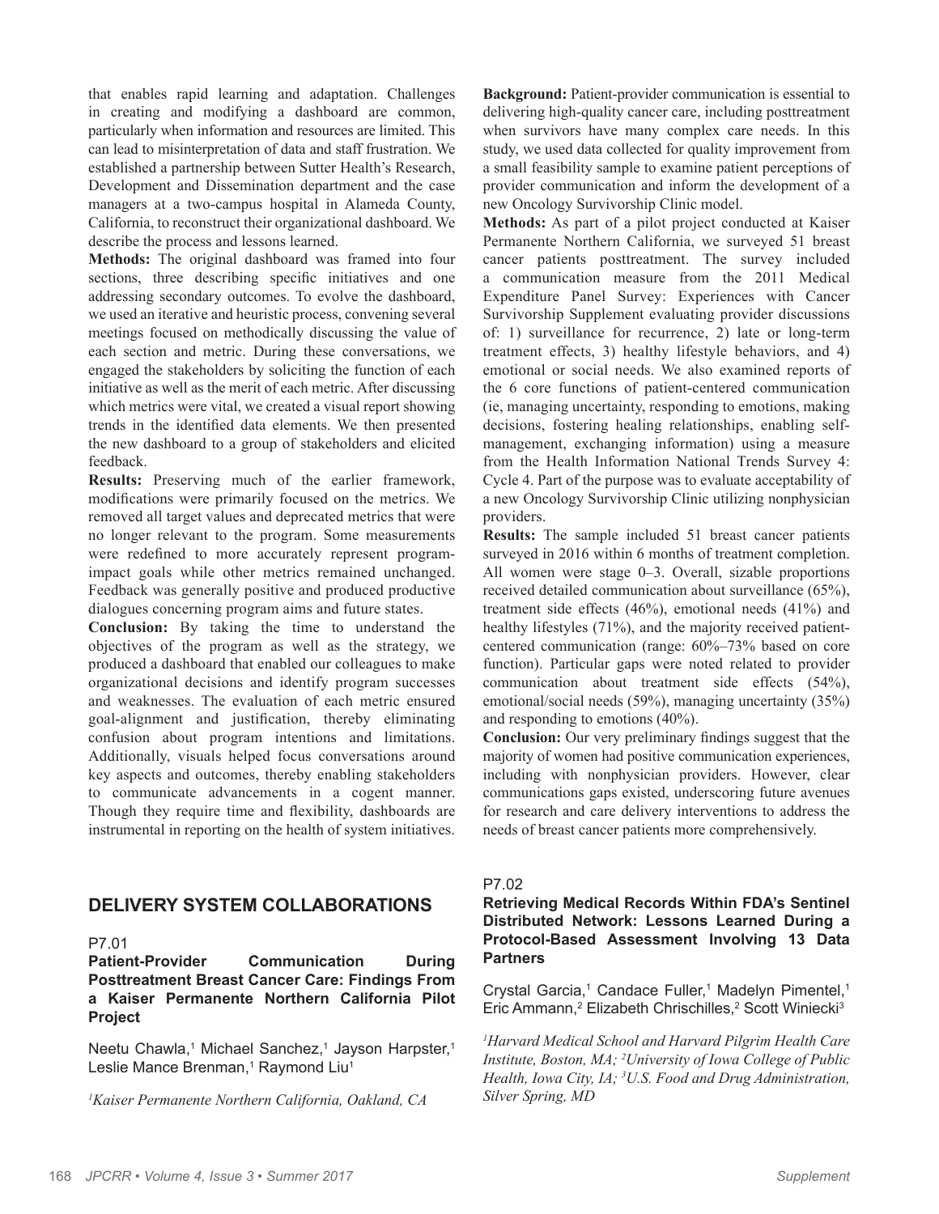that enables rapid learning and adaptation. Challenges in creating and modifying a dashboard are common, particularly when information and resources are limited. This can lead to misinterpretation of data and staff frustration. We established a partnership between Sutter Health's Research, Development and Dissemination department and the case managers at a two-campus hospital in Alameda County, California, to reconstruct their organizational dashboard. We describe the process and lessons learned.

**Methods:** The original dashboard was framed into four sections, three describing specific initiatives and one addressing secondary outcomes. To evolve the dashboard, we used an iterative and heuristic process, convening several meetings focused on methodically discussing the value of each section and metric. During these conversations, we engaged the stakeholders by soliciting the function of each initiative as well as the merit of each metric. After discussing which metrics were vital, we created a visual report showing trends in the identified data elements. We then presented the new dashboard to a group of stakeholders and elicited feedback.

**Results:** Preserving much of the earlier framework, modifications were primarily focused on the metrics. We removed all target values and deprecated metrics that were no longer relevant to the program. Some measurements were redefined to more accurately represent program-impact goals while other metrics remained unchanged. Feedback was generally positive and produced productive dialogues concerning program aims and future states.

**Conclusion:** By taking the time to understand the objectives of the program as well as the strategy, we produced a dashboard that enabled our colleagues to make organizational decisions and identify program successes and weaknesses. The evaluation of each metric ensured goal-alignment and justification, thereby eliminating confusion about program intentions and limitations. Additionally, visuals helped focus conversations around key aspects and outcomes, thereby enabling stakeholders to communicate advancements in a cogent manner. Though they require time and flexibility, dashboards are instrumental in reporting on the health of system initiatives.

## DELIVERY SYSTEM COLLABORATIONS

P7.01

### Patient-Provider Communication During Posttreatment Breast Cancer Care: Findings From a Kaiser Permanente Northern California Pilot Project

Neetu Chawla,[1] Michael Sanchez,[1] Jayson Harpster,[1] Leslie Mance Brenman,[1] Raymond Liu[1]

*[1]Kaiser Permanente Northern California, Oakland, CA*

**Background:** Patient-provider communication is essential to delivering high-quality cancer care, including posttreatment when survivors have many complex care needs. In this study, we used data collected for quality improvement from a small feasibility sample to examine patient perceptions of provider communication and inform the development of a new Oncology Survivorship Clinic model.

**Methods:** As part of a pilot project conducted at Kaiser Permanente Northern California, we surveyed 51 breast cancer patients posttreatment. The survey included a communication measure from the 2011 Medical Expenditure Panel Survey: Experiences with Cancer Survivorship Supplement evaluating provider discussions of: 1) surveillance for recurrence, 2) late or long-term treatment effects, 3) healthy lifestyle behaviors, and 4) emotional or social needs. We also examined reports of the 6 core functions of patient-centered communication (ie, managing uncertainty, responding to emotions, making decisions, fostering healing relationships, enabling self-management, exchanging information) using a measure from the Health Information National Trends Survey 4: Cycle 4. Part of the purpose was to evaluate acceptability of a new Oncology Survivorship Clinic utilizing nonphysician providers.

**Results:** The sample included 51 breast cancer patients surveyed in 2016 within 6 months of treatment completion. All women were stage 0–3. Overall, sizable proportions received detailed communication about surveillance (65%), treatment side effects (46%), emotional needs (41%) and healthy lifestyles (71%), and the majority received patient-centered communication (range: 60%–73% based on core function). Particular gaps were noted related to provider communication about treatment side effects (54%), emotional/social needs (59%), managing uncertainty (35%) and responding to emotions (40%).

**Conclusion:** Our very preliminary findings suggest that the majority of women had positive communication experiences, including with nonphysician providers. However, clear communications gaps existed, underscoring future avenues for research and care delivery interventions to address the needs of breast cancer patients more comprehensively.

P7.02

### Retrieving Medical Records Within FDA's Sentinel Distributed Network: Lessons Learned During a Protocol-Based Assessment Involving 13 Data Partners

Crystal Garcia,[1] Candace Fuller,[1] Madelyn Pimentel,[1] Eric Ammann,[2] Elizabeth Chrischilles,[2] Scott Winiecki[3]

*[1]Harvard Medical School and Harvard Pilgrim Health Care Institute, Boston, MA; [2]University of Iowa College of Public Health, Iowa City, IA; [3]U.S. Food and Drug Administration, Silver Spring, MD*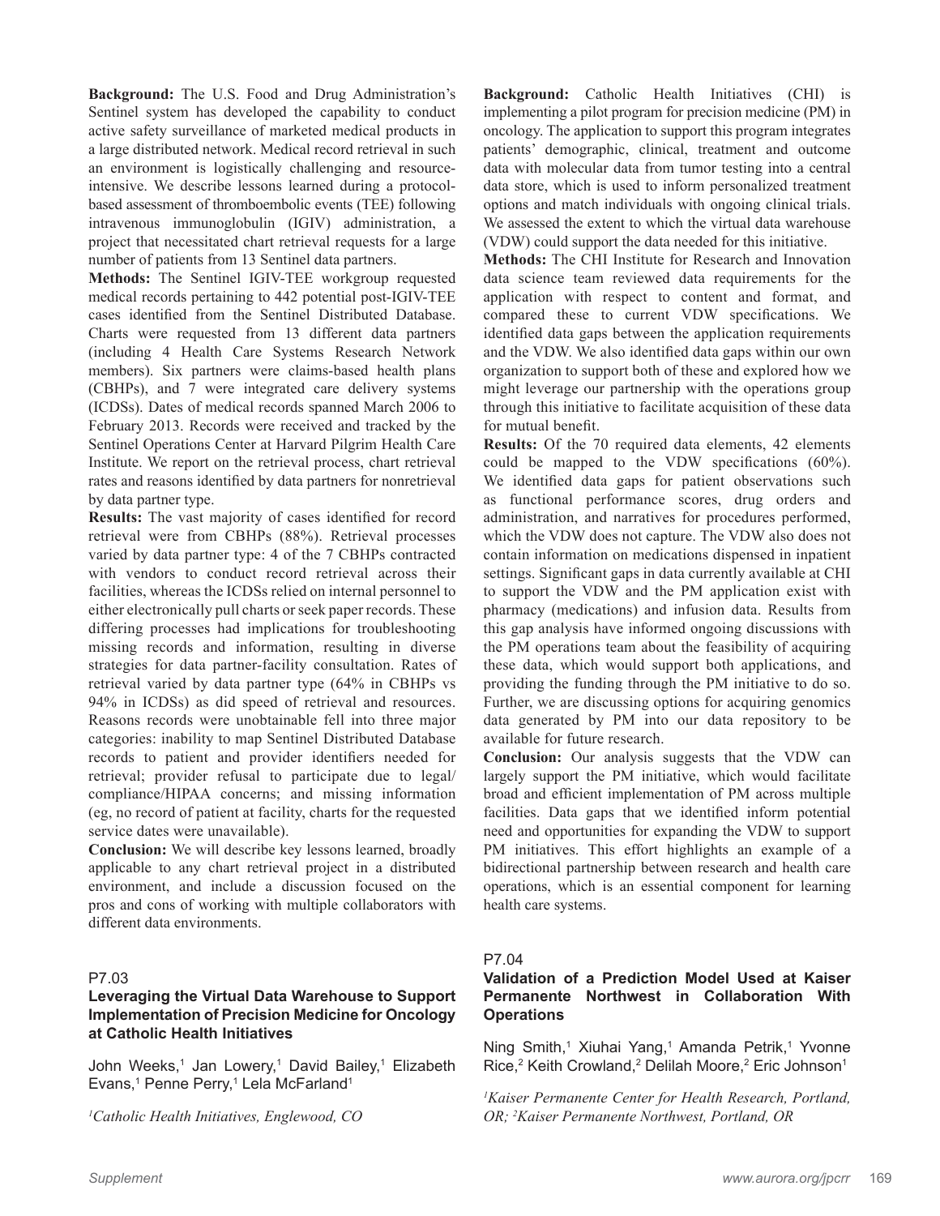**Background:** The U.S. Food and Drug Administration's Sentinel system has developed the capability to conduct active safety surveillance of marketed medical products in a large distributed network. Medical record retrieval in such an environment is logistically challenging and resource-intensive. We describe lessons learned during a protocol-based assessment of thromboembolic events (TEE) following intravenous immunoglobulin (IGIV) administration, a project that necessitated chart retrieval requests for a large number of patients from 13 Sentinel data partners.

**Methods:** The Sentinel IGIV-TEE workgroup requested medical records pertaining to 442 potential post-IGIV-TEE cases identified from the Sentinel Distributed Database. Charts were requested from 13 different data partners (including 4 Health Care Systems Research Network members). Six partners were claims-based health plans (CBHPs), and 7 were integrated care delivery systems (ICDSs). Dates of medical records spanned March 2006 to February 2013. Records were received and tracked by the Sentinel Operations Center at Harvard Pilgrim Health Care Institute. We report on the retrieval process, chart retrieval rates and reasons identified by data partners for nonretrieval by data partner type.

**Results:** The vast majority of cases identified for record retrieval were from CBHPs (88%). Retrieval processes varied by data partner type: 4 of the 7 CBHPs contracted with vendors to conduct record retrieval across their facilities, whereas the ICDSs relied on internal personnel to either electronically pull charts or seek paper records. These differing processes had implications for troubleshooting missing records and information, resulting in diverse strategies for data partner-facility consultation. Rates of retrieval varied by data partner type (64% in CBHPs vs 94% in ICDSs) as did speed of retrieval and resources. Reasons records were unobtainable fell into three major categories: inability to map Sentinel Distributed Database records to patient and provider identifiers needed for retrieval; provider refusal to participate due to legal/compliance/HIPAA concerns; and missing information (eg, no record of patient at facility, charts for the requested service dates were unavailable).

**Conclusion:** We will describe key lessons learned, broadly applicable to any chart retrieval project in a distributed environment, and include a discussion focused on the pros and cons of working with multiple collaborators with different data environments.

P7.03

### Leveraging the Virtual Data Warehouse to Support Implementation of Precision Medicine for Oncology at Catholic Health Initiatives

John Weeks,[1] Jan Lowery,[1] David Bailey,[1] Elizabeth Evans,[1] Penne Perry,[1] Lela McFarland[1]

*[1]Catholic Health Initiatives, Englewood, CO*

**Background:** Catholic Health Initiatives (CHI) is implementing a pilot program for precision medicine (PM) in oncology. The application to support this program integrates patients' demographic, clinical, treatment and outcome data with molecular data from tumor testing into a central data store, which is used to inform personalized treatment options and match individuals with ongoing clinical trials. We assessed the extent to which the virtual data warehouse (VDW) could support the data needed for this initiative.

**Methods:** The CHI Institute for Research and Innovation data science team reviewed data requirements for the application with respect to content and format, and compared these to current VDW specifications. We identified data gaps between the application requirements and the VDW. We also identified data gaps within our own organization to support both of these and explored how we might leverage our partnership with the operations group through this initiative to facilitate acquisition of these data for mutual benefit.

**Results:** Of the 70 required data elements, 42 elements could be mapped to the VDW specifications (60%). We identified data gaps for patient observations such as functional performance scores, drug orders and administration, and narratives for procedures performed, which the VDW does not capture. The VDW also does not contain information on medications dispensed in inpatient settings. Significant gaps in data currently available at CHI to support the VDW and the PM application exist with pharmacy (medications) and infusion data. Results from this gap analysis have informed ongoing discussions with the PM operations team about the feasibility of acquiring these data, which would support both applications, and providing the funding through the PM initiative to do so. Further, we are discussing options for acquiring genomics data generated by PM into our data repository to be available for future research.

**Conclusion:** Our analysis suggests that the VDW can largely support the PM initiative, which would facilitate broad and efficient implementation of PM across multiple facilities. Data gaps that we identified inform potential need and opportunities for expanding the VDW to support PM initiatives. This effort highlights an example of a bidirectional partnership between research and health care operations, which is an essential component for learning health care systems.

P7.04

### Validation of a Prediction Model Used at Kaiser Permanente Northwest in Collaboration With Operations

Ning Smith,[1] Xiuhai Yang,[1] Amanda Petrik,[1] Yvonne Rice,[2] Keith Crowland,[2] Delilah Moore,[2] Eric Johnson[1]

*[1]Kaiser Permanente Center for Health Research, Portland, OR; [2]Kaiser Permanente Northwest, Portland, OR*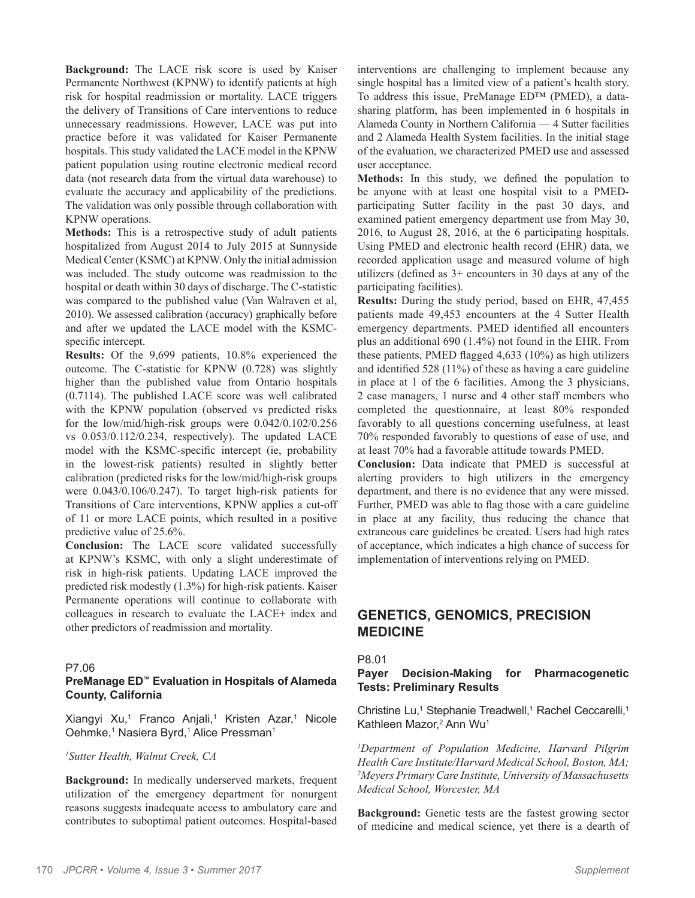**Background:** The LACE risk score is used by Kaiser Permanente Northwest (KPNW) to identify patients at high risk for hospital readmission or mortality. LACE triggers the delivery of Transitions of Care interventions to reduce unnecessary readmissions. However, LACE was put into practice before it was validated for Kaiser Permanente hospitals. This study validated the LACE model in the KPNW patient population using routine electronic medical record data (not research data from the virtual data warehouse) to evaluate the accuracy and applicability of the predictions. The validation was only possible through collaboration with KPNW operations.

**Methods:** This is a retrospective study of adult patients hospitalized from August 2014 to July 2015 at Sunnyside Medical Center (KSMC) at KPNW. Only the initial admission was included. The study outcome was readmission to the hospital or death within 30 days of discharge. The C-statistic was compared to the published value (Van Walraven et al, 2010). We assessed calibration (accuracy) graphically before and after we updated the LACE model with the KSMC-specific intercept.

**Results:** Of the 9,699 patients, 10.8% experienced the outcome. The C-statistic for KPNW (0.728) was slightly higher than the published value from Ontario hospitals (0.7114). The published LACE score was well calibrated with the KPNW population (observed vs predicted risks for the low/mid/high-risk groups were 0.042/0.102/0.256 vs 0.053/0.112/0.234, respectively). The updated LACE model with the KSMC-specific intercept (ie, probability in the lowest-risk patients) resulted in slightly better calibration (predicted risks for the low/mid/high-risk groups were 0.043/0.106/0.247). To target high-risk patients for Transitions of Care interventions, KPNW applies a cut-off of 11 or more LACE points, which resulted in a positive predictive value of 25.6%.

**Conclusion:** The LACE score validated successfully at KPNW's KSMC, with only a slight underestimate of risk in high-risk patients. Updating LACE improved the predicted risk modestly (1.3%) for high-risk patients. Kaiser Permanente operations will continue to collaborate with colleagues in research to evaluate the LACE+ index and other predictors of readmission and mortality.

P7.06

### PreManage ED™ Evaluation in Hospitals of Alameda County, California

Xiangyi Xu,[1] Franco Anjali,[1] Kristen Azar,[1] Nicole Oehmke,[1] Nasiera Byrd,[1] Alice Pressman[1]

*[1]Sutter Health, Walnut Creek, CA*

**Background:** In medically underserved markets, frequent utilization of the emergency department for nonurgent reasons suggests inadequate access to ambulatory care and contributes to suboptimal patient outcomes. Hospital-based interventions are challenging to implement because any single hospital has a limited view of a patient's health story. To address this issue, PreManage ED™ (PMED), a data-sharing platform, has been implemented in 6 hospitals in Alameda County in Northern California — 4 Sutter facilities and 2 Alameda Health System facilities. In the initial stage of the evaluation, we characterized PMED use and assessed user acceptance.

**Methods:** In this study, we defined the population to be anyone with at least one hospital visit to a PMED-participating Sutter facility in the past 30 days, and examined patient emergency department use from May 30, 2016, to August 28, 2016, at the 6 participating hospitals. Using PMED and electronic health record (EHR) data, we recorded application usage and measured volume of high utilizers (defined as 3+ encounters in 30 days at any of the participating facilities).

**Results:** During the study period, based on EHR, 47,455 patients made 49,453 encounters at the 4 Sutter Health emergency departments. PMED identified all encounters plus an additional 690 (1.4%) not found in the EHR. From these patients, PMED flagged 4,633 (10%) as high utilizers and identified 528 (11%) of these as having a care guideline in place at 1 of the 6 facilities. Among the 3 physicians, 2 case managers, 1 nurse and 4 other staff members who completed the questionnaire, at least 80% responded favorably to all questions concerning usefulness, at least 70% responded favorably to questions of ease of use, and at least 70% had a favorable attitude towards PMED.

**Conclusion:** Data indicate that PMED is successful at alerting providers to high utilizers in the emergency department, and there is no evidence that any were missed. Further, PMED was able to flag those with a care guideline in place at any facility, thus reducing the chance that extraneous care guidelines be created. Users had high rates of acceptance, which indicates a high chance of success for implementation of interventions relying on PMED.

## GENETICS, GENOMICS, PRECISION MEDICINE

P8.01

### Payer Decision-Making for Pharmacogenetic Tests: Preliminary Results

Christine Lu,[1] Stephanie Treadwell,[1] Rachel Ceccarelli,[1] Kathleen Mazor,[2] Ann Wu[1]

*[1]Department of Population Medicine, Harvard Pilgrim Health Care Institute/Harvard Medical School, Boston, MA; [2]Meyers Primary Care Institute, University of Massachusetts Medical School, Worcester, MA*

**Background:** Genetic tests are the fastest growing sector of medicine and medical science, yet there is a dearth of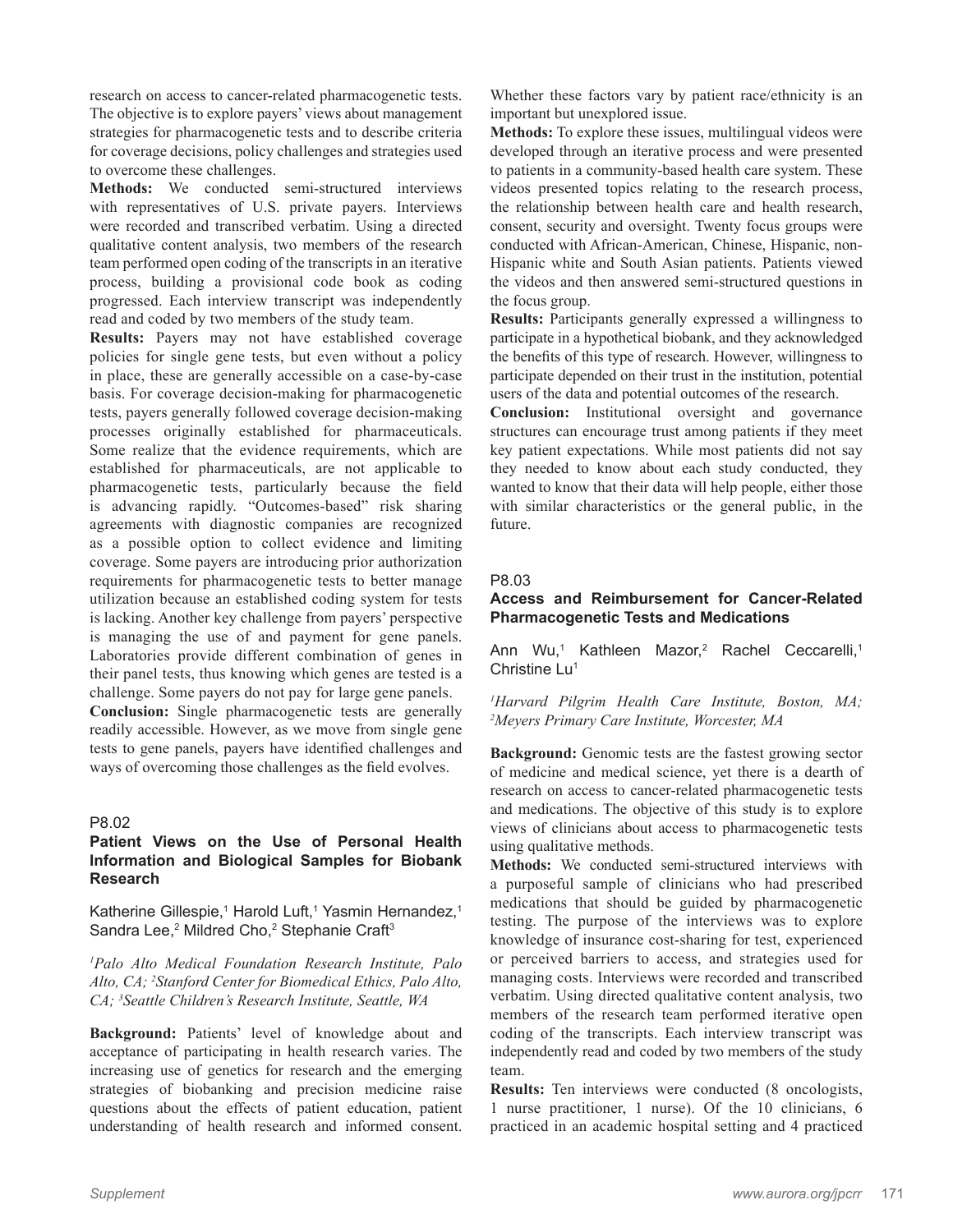research on access to cancer-related pharmacogenetic tests. The objective is to explore payers' views about management strategies for pharmacogenetic tests and to describe criteria for coverage decisions, policy challenges and strategies used to overcome these challenges.

**Methods:** We conducted semi-structured interviews with representatives of U.S. private payers. Interviews were recorded and transcribed verbatim. Using a directed qualitative content analysis, two members of the research team performed open coding of the transcripts in an iterative process, building a provisional code book as coding progressed. Each interview transcript was independently read and coded by two members of the study team.

**Results:** Payers may not have established coverage policies for single gene tests, but even without a policy in place, these are generally accessible on a case-by-case basis. For coverage decision-making for pharmacogenetic tests, payers generally followed coverage decision-making processes originally established for pharmaceuticals. Some realize that the evidence requirements, which are established for pharmaceuticals, are not applicable to pharmacogenetic tests, particularly because the field is advancing rapidly. "Outcomes-based" risk sharing agreements with diagnostic companies are recognized as a possible option to collect evidence and limiting coverage. Some payers are introducing prior authorization requirements for pharmacogenetic tests to better manage utilization because an established coding system for tests is lacking. Another key challenge from payers' perspective is managing the use of and payment for gene panels. Laboratories provide different combination of genes in their panel tests, thus knowing which genes are tested is a challenge. Some payers do not pay for large gene panels.

**Conclusion:** Single pharmacogenetic tests are generally readily accessible. However, as we move from single gene tests to gene panels, payers have identified challenges and ways of overcoming those challenges as the field evolves.

P8.02

### Patient Views on the Use of Personal Health Information and Biological Samples for Biobank Research

Katherine Gillespie,[1] Harold Luft,[1] Yasmin Hernandez,[1] Sandra Lee,[2] Mildred Cho,[2] Stephanie Craft[3]

*[1]Palo Alto Medical Foundation Research Institute, Palo Alto, CA; [2]Stanford Center for Biomedical Ethics, Palo Alto, CA; [3]Seattle Children's Research Institute, Seattle, WA*

**Background:** Patients' level of knowledge about and acceptance of participating in health research varies. The increasing use of genetics for research and the emerging strategies of biobanking and precision medicine raise questions about the effects of patient education, patient understanding of health research and informed consent. Whether these factors vary by patient race/ethnicity is an important but unexplored issue.

**Methods:** To explore these issues, multilingual videos were developed through an iterative process and were presented to patients in a community-based health care system. These videos presented topics relating to the research process, the relationship between health care and health research, consent, security and oversight. Twenty focus groups were conducted with African-American, Chinese, Hispanic, non-Hispanic white and South Asian patients. Patients viewed the videos and then answered semi-structured questions in the focus group.

**Results:** Participants generally expressed a willingness to participate in a hypothetical biobank, and they acknowledged the benefits of this type of research. However, willingness to participate depended on their trust in the institution, potential users of the data and potential outcomes of the research.

**Conclusion:** Institutional oversight and governance structures can encourage trust among patients if they meet key patient expectations. While most patients did not say they needed to know about each study conducted, they wanted to know that their data will help people, either those with similar characteristics or the general public, in the future.

P8.03

### Access and Reimbursement for Cancer-Related Pharmacogenetic Tests and Medications

Ann Wu,[1] Kathleen Mazor,[2] Rachel Ceccarelli,[1] Christine Lu[1]

*[1]Harvard Pilgrim Health Care Institute, Boston, MA; [2]Meyers Primary Care Institute, Worcester, MA*

**Background:** Genomic tests are the fastest growing sector of medicine and medical science, yet there is a dearth of research on access to cancer-related pharmacogenetic tests and medications. The objective of this study is to explore views of clinicians about access to pharmacogenetic tests using qualitative methods.

**Methods:** We conducted semi-structured interviews with a purposeful sample of clinicians who had prescribed medications that should be guided by pharmacogenetic testing. The purpose of the interviews was to explore knowledge of insurance cost-sharing for test, experienced or perceived barriers to access, and strategies used for managing costs. Interviews were recorded and transcribed verbatim. Using directed qualitative content analysis, two members of the research team performed iterative open coding of the transcripts. Each interview transcript was independently read and coded by two members of the study team.

**Results:** Ten interviews were conducted (8 oncologists, 1 nurse practitioner, 1 nurse). Of the 10 clinicians, 6 practiced in an academic hospital setting and 4 practiced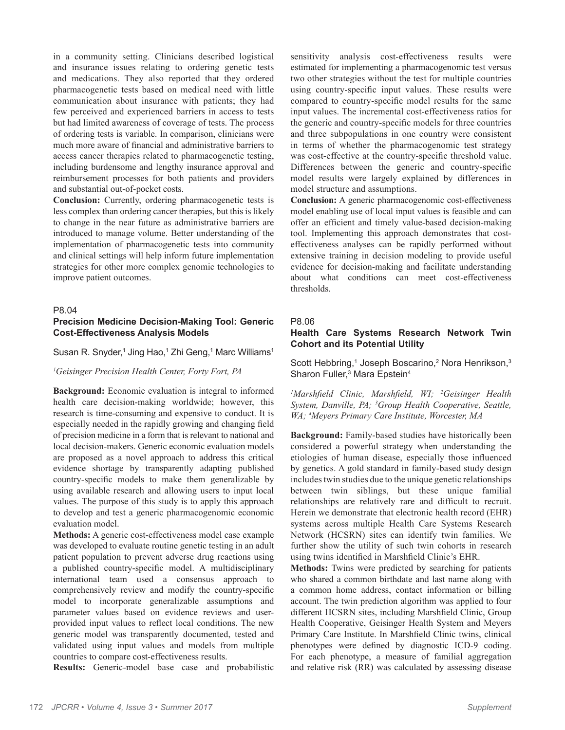in a community setting. Clinicians described logistical and insurance issues relating to ordering genetic tests and medications. They also reported that they ordered pharmacogenetic tests based on medical need with little communication about insurance with patients; they had few perceived and experienced barriers in access to tests but had limited awareness of coverage of tests. The process of ordering tests is variable. In comparison, clinicians were much more aware of financial and administrative barriers to access cancer therapies related to pharmacogenetic testing, including burdensome and lengthy insurance approval and reimbursement processes for both patients and providers and substantial out-of-pocket costs.

**Conclusion:** Currently, ordering pharmacogenetic tests is less complex than ordering cancer therapies, but this is likely to change in the near future as administrative barriers are introduced to manage volume. Better understanding of the implementation of pharmacogenetic tests into community and clinical settings will help inform future implementation strategies for other more complex genomic technologies to improve patient outcomes.

P8.04

### Precision Medicine Decision-Making Tool: Generic Cost-Effectiveness Analysis Models

Susan R. Snyder,[1] Jing Hao,[1] Zhi Geng,[1] Marc Williams[1]

*[1]Geisinger Precision Health Center, Forty Fort, PA*

**Background:** Economic evaluation is integral to informed health care decision-making worldwide; however, this research is time-consuming and expensive to conduct. It is especially needed in the rapidly growing and changing field of precision medicine in a form that is relevant to national and local decision-makers. Generic economic evaluation models are proposed as a novel approach to address this critical evidence shortage by transparently adapting published country-specific models to make them generalizable by using available research and allowing users to input local values. The purpose of this study is to apply this approach to develop and test a generic pharmacogenomic economic evaluation model.

**Methods:** A generic cost-effectiveness model case example was developed to evaluate routine genetic testing in an adult patient population to prevent adverse drug reactions using a published country-specific model. A multidisciplinary international team used a consensus approach to comprehensively review and modify the country-specific model to incorporate generalizable assumptions and parameter values based on evidence reviews and user-provided input values to reflect local conditions. The new generic model was transparently documented, tested and validated using input values and models from multiple countries to compare cost-effectiveness results.

**Results:** Generic-model base case and probabilistic sensitivity analysis cost-effectiveness results were estimated for implementing a pharmacogenomic test versus two other strategies without the test for multiple countries using country-specific input values. These results were compared to country-specific model results for the same input values. The incremental cost-effectiveness ratios for the generic and country-specific models for three countries and three subpopulations in one country were consistent in terms of whether the pharmacogenomic test strategy was cost-effective at the country-specific threshold value. Differences between the generic and country-specific model results were largely explained by differences in model structure and assumptions.

**Conclusion:** A generic pharmacogenomic cost-effectiveness model enabling use of local input values is feasible and can offer an efficient and timely value-based decision-making tool. Implementing this approach demonstrates that cost-effectiveness analyses can be rapidly performed without extensive training in decision modeling to provide useful evidence for decision-making and facilitate understanding about what conditions can meet cost-effectiveness thresholds.

P8.06

### Health Care Systems Research Network Twin Cohort and its Potential Utility

Scott Hebbring,[1] Joseph Boscarino,[2] Nora Henrikson,[3] Sharon Fuller,[3] Mara Epstein[4]

*[1]Marshfield Clinic, Marshfield, WI; [2]Geisinger Health System, Danville, PA; [3]Group Health Cooperative, Seattle, WA; [4]Meyers Primary Care Institute, Worcester, MA*

**Background:** Family-based studies have historically been considered a powerful strategy when understanding the etiologies of human disease, especially those influenced by genetics. A gold standard in family-based study design includes twin studies due to the unique genetic relationships between twin siblings, but these unique familial relationships are relatively rare and difficult to recruit. Herein we demonstrate that electronic health record (EHR) systems across multiple Health Care Systems Research Network (HCSRN) sites can identify twin families. We further show the utility of such twin cohorts in research using twins identified in Marshfield Clinic's EHR.

**Methods:** Twins were predicted by searching for patients who shared a common birthdate and last name along with a common home address, contact information or billing account. The twin prediction algorithm was applied to four different HCSRN sites, including Marshfield Clinic, Group Health Cooperative, Geisinger Health System and Meyers Primary Care Institute. In Marshfield Clinic twins, clinical phenotypes were defined by diagnostic ICD-9 coding. For each phenotype, a measure of familial aggregation and relative risk (RR) was calculated by assessing disease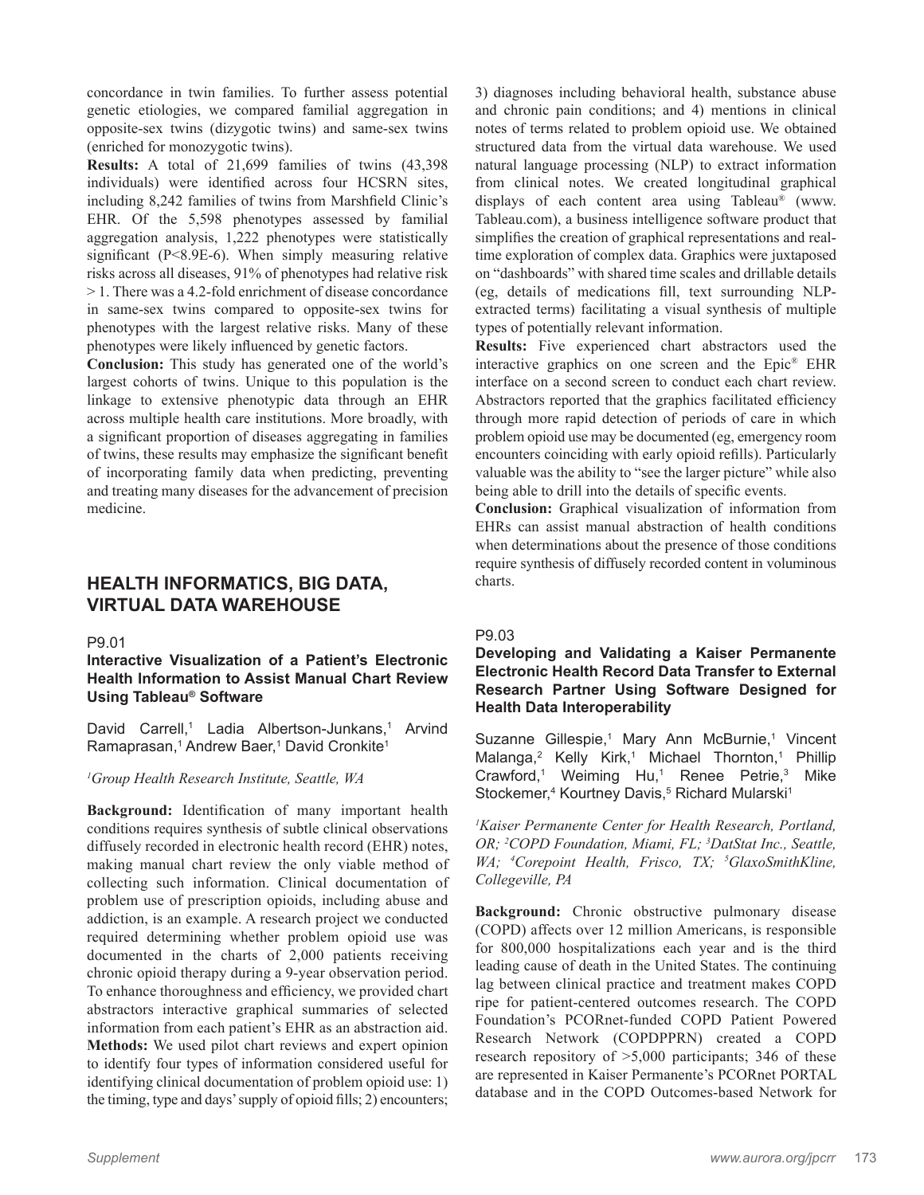concordance in twin families. To further assess potential genetic etiologies, we compared familial aggregation in opposite-sex twins (dizygotic twins) and same-sex twins (enriched for monozygotic twins).

**Results:** A total of 21,699 families of twins (43,398 individuals) were identified across four HCSRN sites, including 8,242 families of twins from Marshfield Clinic's EHR. Of the 5,598 phenotypes assessed by familial aggregation analysis, 1,222 phenotypes were statistically significant ($P<8.9E-6$). When simply measuring relative risks across all diseases, 91% of phenotypes had relative risk > 1. There was a 4.2-fold enrichment of disease concordance in same-sex twins compared to opposite-sex twins for phenotypes with the largest relative risks. Many of these phenotypes were likely influenced by genetic factors.

**Conclusion:** This study has generated one of the world's largest cohorts of twins. Unique to this population is the linkage to extensive phenotypic data through an EHR across multiple health care institutions. More broadly, with a significant proportion of diseases aggregating in families of twins, these results may emphasize the significant benefit of incorporating family data when predicting, preventing and treating many diseases for the advancement of precision medicine.

## HEALTH INFORMATICS, BIG DATA, VIRTUAL DATA WAREHOUSE

P9.01

### Interactive Visualization of a Patient's Electronic Health Information to Assist Manual Chart Review Using Tableau® Software

David Carrell,[1] Ladia Albertson-Junkans,[1] Arvind Ramaprasan,[1] Andrew Baer,[1] David Cronkite[1]

*[1]Group Health Research Institute, Seattle, WA*

**Background:** Identification of many important health conditions requires synthesis of subtle clinical observations diffusely recorded in electronic health record (EHR) notes, making manual chart review the only viable method of collecting such information. Clinical documentation of problem use of prescription opioids, including abuse and addiction, is an example. A research project we conducted required determining whether problem opioid use was documented in the charts of 2,000 patients receiving chronic opioid therapy during a 9-year observation period. To enhance thoroughness and efficiency, we provided chart abstractors interactive graphical summaries of selected information from each patient's EHR as an abstraction aid.

**Methods:** We used pilot chart reviews and expert opinion to identify four types of information considered useful for identifying clinical documentation of problem opioid use: 1) the timing, type and days' supply of opioid fills; 2) encounters; 3) diagnoses including behavioral health, substance abuse and chronic pain conditions; and 4) mentions in clinical notes of terms related to problem opioid use. We obtained structured data from the virtual data warehouse. We used natural language processing (NLP) to extract information from clinical notes. We created longitudinal graphical displays of each content area using Tableau® (www.Tableau.com), a business intelligence software product that simplifies the creation of graphical representations and real-time exploration of complex data. Graphics were juxtaposed on "dashboards" with shared time scales and drillable details (eg, details of medications fill, text surrounding NLP-extracted terms) facilitating a visual synthesis of multiple types of potentially relevant information.

**Results:** Five experienced chart abstractors used the interactive graphics on one screen and the Epic® EHR interface on a second screen to conduct each chart review. Abstractors reported that the graphics facilitated efficiency through more rapid detection of periods of care in which problem opioid use may be documented (eg, emergency room encounters coinciding with early opioid refills). Particularly valuable was the ability to "see the larger picture" while also being able to drill into the details of specific events.

**Conclusion:** Graphical visualization of information from EHRs can assist manual abstraction of health conditions when determinations about the presence of those conditions require synthesis of diffusely recorded content in voluminous charts.

P9.03

### Developing and Validating a Kaiser Permanente Electronic Health Record Data Transfer to External Research Partner Using Software Designed for Health Data Interoperability

Suzanne Gillespie,[1] Mary Ann McBurnie,[1] Vincent Malanga,[2] Kelly Kirk,[1] Michael Thornton,[1] Phillip Crawford,[1] Weiming Hu,[1] Renee Petrie,[3] Mike Stockemer,[4] Kourtney Davis,[5] Richard Mularski[1]

*[1]Kaiser Permanente Center for Health Research, Portland, OR; [2]COPD Foundation, Miami, FL; [3]DatStat Inc., Seattle, WA; [4]Corepoint Health, Frisco, TX; [5]GlaxoSmithKline, Collegeville, PA*

**Background:** Chronic obstructive pulmonary disease (COPD) affects over 12 million Americans, is responsible for 800,000 hospitalizations each year and is the third leading cause of death in the United States. The continuing lag between clinical practice and treatment makes COPD ripe for patient-centered outcomes research. The COPD Foundation's PCORnet-funded COPD Patient Powered Research Network (COPDPPRN) created a COPD research repository of >5,000 participants; 346 of these are represented in Kaiser Permanente's PCORnet PORTAL database and in the COPD Outcomes-based Network for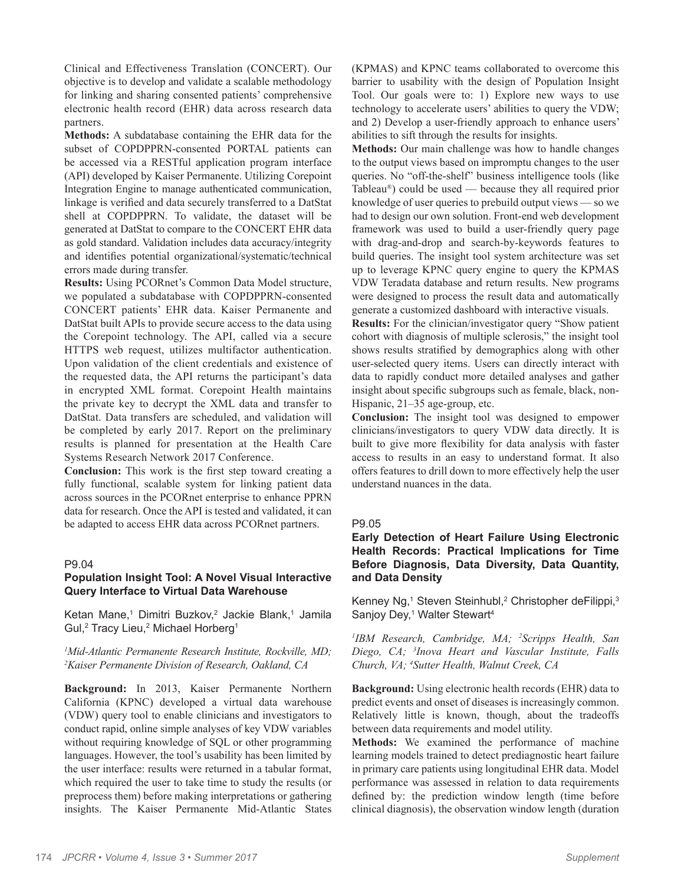Clinical and Effectiveness Translation (CONCERT). Our objective is to develop and validate a scalable methodology for linking and sharing consented patients' comprehensive electronic health record (EHR) data across research data partners.

**Methods:** A subdatabase containing the EHR data for the subset of COPDPPRN-consented PORTAL patients can be accessed via a RESTful application program interface (API) developed by Kaiser Permanente. Utilizing Corepoint Integration Engine to manage authenticated communication, linkage is verified and data securely transferred to a DatStat shell at COPDPPRN. To validate, the dataset will be generated at DatStat to compare to the CONCERT EHR data as gold standard. Validation includes data accuracy/integrity and identifies potential organizational/systematic/technical errors made during transfer.

**Results:** Using PCORnet's Common Data Model structure, we populated a subdatabase with COPDPPRN-consented CONCERT patients' EHR data. Kaiser Permanente and DatStat built APIs to provide secure access to the data using the Corepoint technology. The API, called via a secure HTTPS web request, utilizes multifactor authentication. Upon validation of the client credentials and existence of the requested data, the API returns the participant's data in encrypted XML format. Corepoint Health maintains the private key to decrypt the XML data and transfer to DatStat. Data transfers are scheduled, and validation will be completed by early 2017. Report on the preliminary results is planned for presentation at the Health Care Systems Research Network 2017 Conference.

**Conclusion:** This work is the first step toward creating a fully functional, scalable system for linking patient data across sources in the PCORnet enterprise to enhance PPRN data for research. Once the API is tested and validated, it can be adapted to access EHR data across PCORnet partners.

P9.04

### Population Insight Tool: A Novel Visual Interactive Query Interface to Virtual Data Warehouse

Ketan Mane,[1] Dimitri Buzkov,[2] Jackie Blank,[1] Jamila Gul,[2] Tracy Lieu,[2] Michael Horberg[1]

*[1]Mid-Atlantic Permanente Research Institute, Rockville, MD; [2]Kaiser Permanente Division of Research, Oakland, CA*

**Background:** In 2013, Kaiser Permanente Northern California (KPNC) developed a virtual data warehouse (VDW) query tool to enable clinicians and investigators to conduct rapid, online simple analyses of key VDW variables without requiring knowledge of SQL or other programming languages. However, the tool's usability has been limited by the user interface: results were returned in a tabular format, which required the user to take time to study the results (or preprocess them) before making interpretations or gathering insights. The Kaiser Permanente Mid-Atlantic States (KPMAS) and KPNC teams collaborated to overcome this barrier to usability with the design of Population Insight Tool. Our goals were to: 1) Explore new ways to use technology to accelerate users' abilities to query the VDW; and 2) Develop a user-friendly approach to enhance users' abilities to sift through the results for insights.

**Methods:** Our main challenge was how to handle changes to the output views based on impromptu changes to the user queries. No "off-the-shelf" business intelligence tools (like Tableau®) could be used — because they all required prior knowledge of user queries to prebuild output views — so we had to design our own solution. Front-end web development framework was used to build a user-friendly query page with drag-and-drop and search-by-keywords features to build queries. The insight tool system architecture was set up to leverage KPNC query engine to query the KPMAS VDW Teradata database and return results. New programs were designed to process the result data and automatically generate a customized dashboard with interactive visuals.

**Results:** For the clinician/investigator query "Show patient cohort with diagnosis of multiple sclerosis," the insight tool shows results stratified by demographics along with other user-selected query items. Users can directly interact with data to rapidly conduct more detailed analyses and gather insight about specific subgroups such as female, black, non-Hispanic, 21–35 age-group, etc.

**Conclusion:** The insight tool was designed to empower clinicians/investigators to query VDW data directly. It is built to give more flexibility for data analysis with faster access to results in an easy to understand format. It also offers features to drill down to more effectively help the user understand nuances in the data.

P9.05

### Early Detection of Heart Failure Using Electronic Health Records: Practical Implications for Time Before Diagnosis, Data Diversity, Data Quantity, and Data Density

Kenney Ng,[1] Steven Steinhubl,[2] Christopher deFilippi,[3] Sanjoy Dey,[1] Walter Stewart[4]

*[1]IBM Research, Cambridge, MA; [2]Scripps Health, San Diego, CA; [3]Inova Heart and Vascular Institute, Falls Church, VA; [4]Sutter Health, Walnut Creek, CA*

**Background:** Using electronic health records (EHR) data to predict events and onset of diseases is increasingly common. Relatively little is known, though, about the tradeoffs between data requirements and model utility.

**Methods:** We examined the performance of machine learning models trained to detect prediagnostic heart failure in primary care patients using longitudinal EHR data. Model performance was assessed in relation to data requirements defined by: the prediction window length (time before clinical diagnosis), the observation window length (duration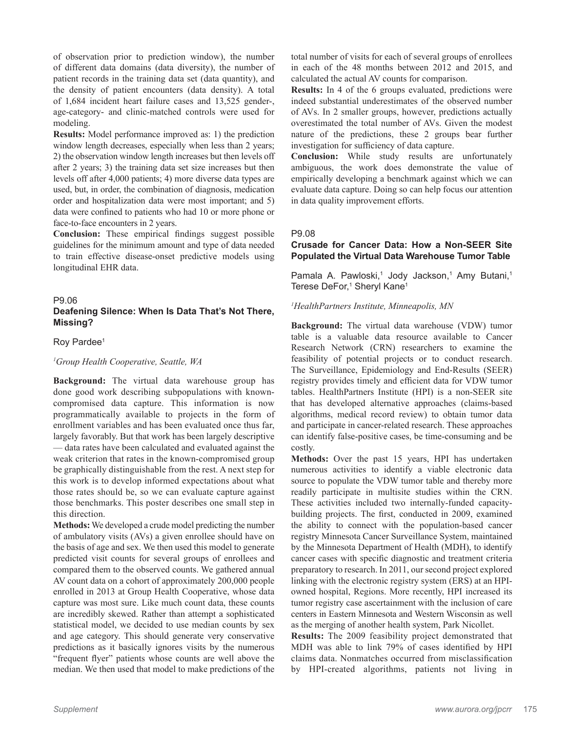of observation prior to prediction window), the number of different data domains (data diversity), the number of patient records in the training data set (data quantity), and the density of patient encounters (data density). A total of 1,684 incident heart failure cases and 13,525 gender-, age-category- and clinic-matched controls were used for modeling.

**Results:** Model performance improved as: 1) the prediction window length decreases, especially when less than 2 years; 2) the observation window length increases but then levels off after 2 years; 3) the training data set size increases but then levels off after 4,000 patients; 4) more diverse data types are used, but, in order, the combination of diagnosis, medication order and hospitalization data were most important; and 5) data were confined to patients who had 10 or more phone or face-to-face encounters in 2 years.

**Conclusion:** These empirical findings suggest possible guidelines for the minimum amount and type of data needed to train effective disease-onset predictive models using longitudinal EHR data.

P9.06

### Deafening Silence: When Is Data That's Not There, Missing?

Roy Pardee[1]

*[1]Group Health Cooperative, Seattle, WA*

**Background:** The virtual data warehouse group has done good work describing subpopulations with known-compromised data capture. This information is now programmatically available to projects in the form of enrollment variables and has been evaluated once thus far, largely favorably. But that work has been largely descriptive — data rates have been calculated and evaluated against the weak criterion that rates in the known-compromised group be graphically distinguishable from the rest. A next step for this work is to develop informed expectations about what those rates should be, so we can evaluate capture against those benchmarks. This poster describes one small step in this direction.

**Methods:** We developed a crude model predicting the number of ambulatory visits (AVs) a given enrollee should have on the basis of age and sex. We then used this model to generate predicted visit counts for several groups of enrollees and compared them to the observed counts. We gathered annual AV count data on a cohort of approximately 200,000 people enrolled in 2013 at Group Health Cooperative, whose data capture was most sure. Like much count data, these counts are incredibly skewed. Rather than attempt a sophisticated statistical model, we decided to use median counts by sex and age category. This should generate very conservative predictions as it basically ignores visits by the numerous "frequent flyer" patients whose counts are well above the median. We then used that model to make predictions of the total number of visits for each of several groups of enrollees in each of the 48 months between 2012 and 2015, and calculated the actual AV counts for comparison.

**Results:** In 4 of the 6 groups evaluated, predictions were indeed substantial underestimates of the observed number of AVs. In 2 smaller groups, however, predictions actually overestimated the total number of AVs. Given the modest nature of the predictions, these 2 groups bear further investigation for sufficiency of data capture.

**Conclusion:** While study results are unfortunately ambiguous, the work does demonstrate the value of empirically developing a benchmark against which we can evaluate data capture. Doing so can help focus our attention in data quality improvement efforts.

P9.08

### Crusade for Cancer Data: How a Non-SEER Site Populated the Virtual Data Warehouse Tumor Table

Pamala A. Pawloski,[1] Jody Jackson,[1] Amy Butani,[1] Terese DeFor,[1] Sheryl Kane[1]

*[1]HealthPartners Institute, Minneapolis, MN*

**Background:** The virtual data warehouse (VDW) tumor table is a valuable data resource available to Cancer Research Network (CRN) researchers to examine the feasibility of potential projects or to conduct research. The Surveillance, Epidemiology and End-Results (SEER) registry provides timely and efficient data for VDW tumor tables. HealthPartners Institute (HPI) is a non-SEER site that has developed alternative approaches (claims-based algorithms, medical record review) to obtain tumor data and participate in cancer-related research. These approaches can identify false-positive cases, be time-consuming and be costly.

**Methods:** Over the past 15 years, HPI has undertaken numerous activities to identify a viable electronic data source to populate the VDW tumor table and thereby more readily participate in multisite studies within the CRN. These activities included two internally-funded capacity-building projects. The first, conducted in 2009, examined the ability to connect with the population-based cancer registry Minnesota Cancer Surveillance System, maintained by the Minnesota Department of Health (MDH), to identify cancer cases with specific diagnostic and treatment criteria preparatory to research. In 2011, our second project explored linking with the electronic registry system (ERS) at an HPI-owned hospital, Regions. More recently, HPI increased its tumor registry case ascertainment with the inclusion of care centers in Eastern Minnesota and Western Wisconsin as well as the merging of another health system, Park Nicollet.

**Results:** The 2009 feasibility project demonstrated that MDH was able to link 79% of cases identified by HPI claims data. Nonmatches occurred from misclassification by HPI-created algorithms, patients not living in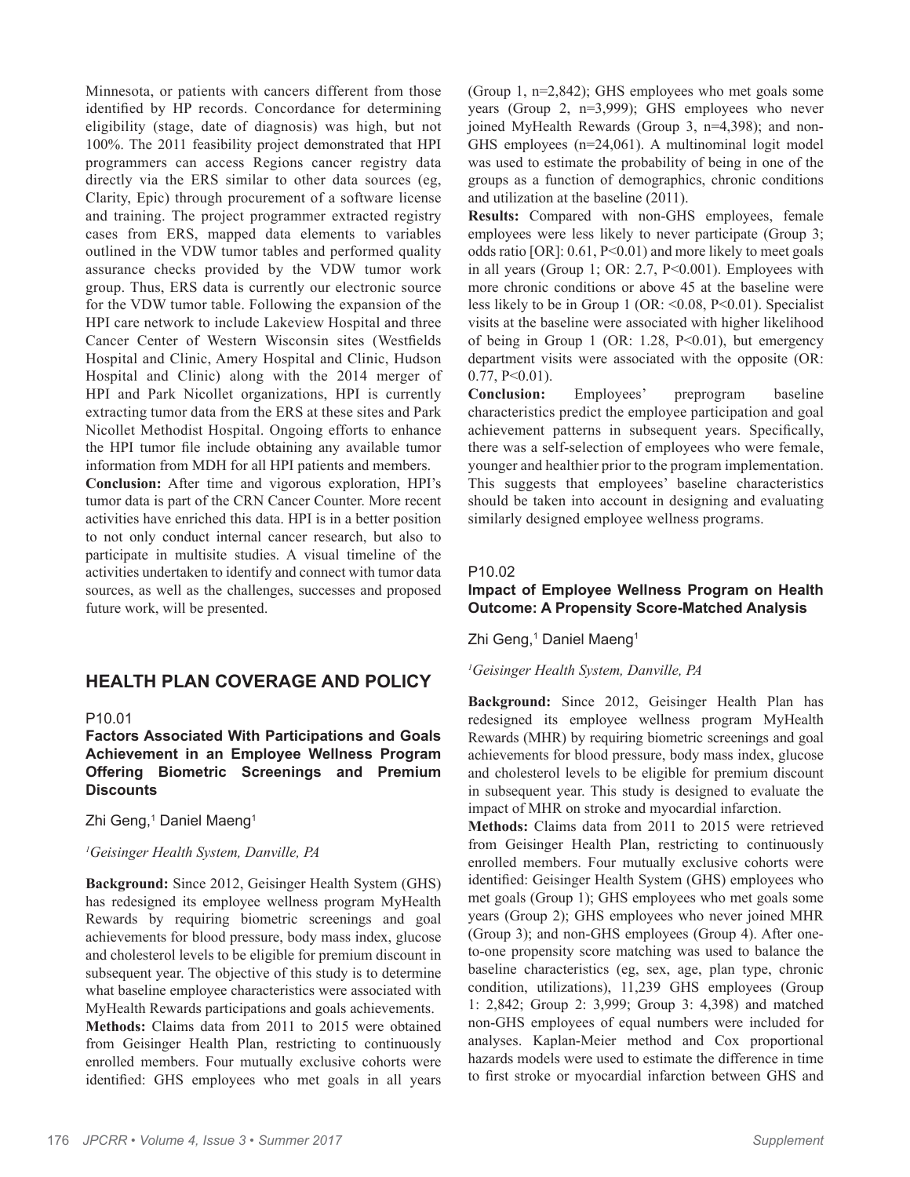Minnesota, or patients with cancers different from those identified by HP records. Concordance for determining eligibility (stage, date of diagnosis) was high, but not 100%. The 2011 feasibility project demonstrated that HPI programmers can access Regions cancer registry data directly via the ERS similar to other data sources (eg, Clarity, Epic) through procurement of a software license and training. The project programmer extracted registry cases from ERS, mapped data elements to variables outlined in the VDW tumor tables and performed quality assurance checks provided by the VDW tumor work group. Thus, ERS data is currently our electronic source for the VDW tumor table. Following the expansion of the HPI care network to include Lakeview Hospital and three Cancer Center of Western Wisconsin sites (Westfields Hospital and Clinic, Amery Hospital and Clinic, Hudson Hospital and Clinic) along with the 2014 merger of HPI and Park Nicollet organizations, HPI is currently extracting tumor data from the ERS at these sites and Park Nicollet Methodist Hospital. Ongoing efforts to enhance the HPI tumor file include obtaining any available tumor information from MDH for all HPI patients and members.

**Conclusion:** After time and vigorous exploration, HPI's tumor data is part of the CRN Cancer Counter. More recent activities have enriched this data. HPI is in a better position to not only conduct internal cancer research, but also to participate in multisite studies. A visual timeline of the activities undertaken to identify and connect with tumor data sources, as well as the challenges, successes and proposed future work, will be presented.

## HEALTH PLAN COVERAGE AND POLICY

P10.01

### Factors Associated With Participations and Goals Achievement in an Employee Wellness Program Offering Biometric Screenings and Premium Discounts

Zhi Geng,[1] Daniel Maeng[1]

*[1]Geisinger Health System, Danville, PA*

**Background:** Since 2012, Geisinger Health System (GHS) has redesigned its employee wellness program MyHealth Rewards by requiring biometric screenings and goal achievements for blood pressure, body mass index, glucose and cholesterol levels to be eligible for premium discount in subsequent year. The objective of this study is to determine what baseline employee characteristics were associated with MyHealth Rewards participations and goals achievements.

**Methods:** Claims data from 2011 to 2015 were obtained from Geisinger Health Plan, restricting to continuously enrolled members. Four mutually exclusive cohorts were identified: GHS employees who met goals in all years (Group 1, n=2,842); GHS employees who met goals some years (Group 2, n=3,999); GHS employees who never joined MyHealth Rewards (Group 3, n=4,398); and non-GHS employees (n=24,061). A multinominal logit model was used to estimate the probability of being in one of the groups as a function of demographics, chronic conditions and utilization at the baseline (2011).

**Results:** Compared with non-GHS employees, female employees were less likely to never participate (Group 3; odds ratio [OR]: 0.61, P<0.01) and more likely to meet goals in all years (Group 1; OR: 2.7, P<0.001). Employees with more chronic conditions or above 45 at the baseline were less likely to be in Group 1 (OR: <0.08, P<0.01). Specialist visits at the baseline were associated with higher likelihood of being in Group 1 (OR: 1.28, P<0.01), but emergency department visits were associated with the opposite (OR: 0.77, P<0.01).

**Conclusion:** Employees' preprogram baseline characteristics predict the employee participation and goal achievement patterns in subsequent years. Specifically, there was a self-selection of employees who were female, younger and healthier prior to the program implementation. This suggests that employees' baseline characteristics should be taken into account in designing and evaluating similarly designed employee wellness programs.

P10.02

### Impact of Employee Wellness Program on Health Outcome: A Propensity Score-Matched Analysis

Zhi Geng,[1] Daniel Maeng[1]

*[1]Geisinger Health System, Danville, PA*

**Background:** Since 2012, Geisinger Health Plan has redesigned its employee wellness program MyHealth Rewards (MHR) by requiring biometric screenings and goal achievements for blood pressure, body mass index, glucose and cholesterol levels to be eligible for premium discount in subsequent year. This study is designed to evaluate the impact of MHR on stroke and myocardial infarction.

**Methods:** Claims data from 2011 to 2015 were retrieved from Geisinger Health Plan, restricting to continuously enrolled members. Four mutually exclusive cohorts were identified: Geisinger Health System (GHS) employees who met goals (Group 1); GHS employees who met goals some years (Group 2); GHS employees who never joined MHR (Group 3); and non-GHS employees (Group 4). After one-to-one propensity score matching was used to balance the baseline characteristics (eg, sex, age, plan type, chronic condition, utilizations), 11,239 GHS employees (Group 1: 2,842; Group 2: 3,999; Group 3: 4,398) and matched non-GHS employees of equal numbers were included for analyses. Kaplan-Meier method and Cox proportional hazards models were used to estimate the difference in time to first stroke or myocardial infarction between GHS and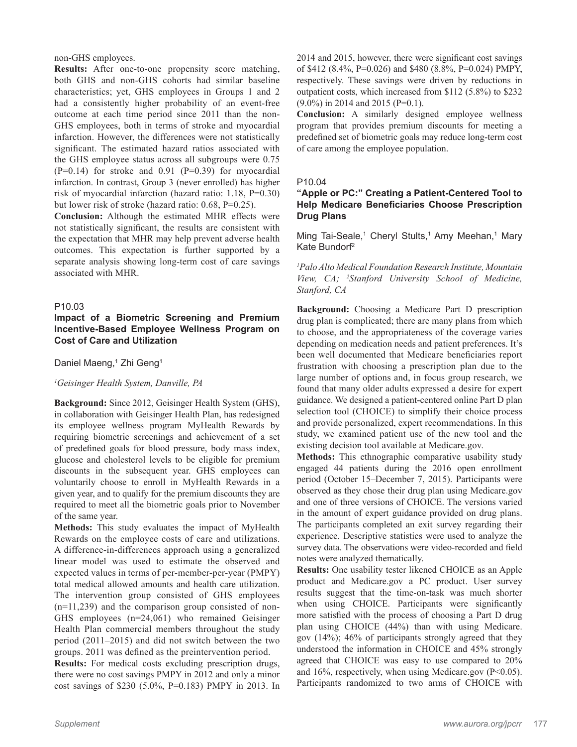non-GHS employees.

**Results:** After one-to-one propensity score matching, both GHS and non-GHS cohorts had similar baseline characteristics; yet, GHS employees in Groups 1 and 2 had a consistently higher probability of an event-free outcome at each time period since 2011 than the non-GHS employees, both in terms of stroke and myocardial infarction. However, the differences were not statistically significant. The estimated hazard ratios associated with the GHS employee status across all subgroups were 0.75 (P=0.14) for stroke and 0.91 (P=0.39) for myocardial infarction. In contrast, Group 3 (never enrolled) has higher risk of myocardial infarction (hazard ratio: 1.18, P=0.30) but lower risk of stroke (hazard ratio: 0.68, P=0.25).

**Conclusion:** Although the estimated MHR effects were not statistically significant, the results are consistent with the expectation that MHR may help prevent adverse health outcomes. This expectation is further supported by a separate analysis showing long-term cost of care savings associated with MHR.

P10.03

### Impact of a Biometric Screening and Premium Incentive-Based Employee Wellness Program on Cost of Care and Utilization

Daniel Maeng,[1] Zhi Geng[1]

*[1]Geisinger Health System, Danville, PA*

**Background:** Since 2012, Geisinger Health System (GHS), in collaboration with Geisinger Health Plan, has redesigned its employee wellness program MyHealth Rewards by requiring biometric screenings and achievement of a set of predefined goals for blood pressure, body mass index, glucose and cholesterol levels to be eligible for premium discounts in the subsequent year. GHS employees can voluntarily choose to enroll in MyHealth Rewards in a given year, and to qualify for the premium discounts they are required to meet all the biometric goals prior to November of the same year.

**Methods:** This study evaluates the impact of MyHealth Rewards on the employee costs of care and utilizations. A difference-in-differences approach using a generalized linear model was used to estimate the observed and expected values in terms of per-member-per-year (PMPY) total medical allowed amounts and health care utilization. The intervention group consisted of GHS employees (n=11,239) and the comparison group consisted of non-GHS employees (n=24,061) who remained Geisinger Health Plan commercial members throughout the study period (2011–2015) and did not switch between the two groups. 2011 was defined as the preintervention period.

**Results:** For medical costs excluding prescription drugs, there were no cost savings PMPY in 2012 and only a minor cost savings of $230 (5.0%, P=0.183) PMPY in 2013. In 2014 and 2015, however, there were significant cost savings of $412 (8.4%, P=0.026) and $480 (8.8%, P=0.024) PMPY, respectively. These savings were driven by reductions in outpatient costs, which increased from $112 (5.8%) to $232 (9.0%) in 2014 and 2015 (P=0.1).

**Conclusion:** A similarly designed employee wellness program that provides premium discounts for meeting a predefined set of biometric goals may reduce long-term cost of care among the employee population.

P10.04

### "Apple or PC:" Creating a Patient-Centered Tool to Help Medicare Beneficiaries Choose Prescription Drug Plans

Ming Tai-Seale,[1] Cheryl Stults,[1] Amy Meehan,[1] Mary Kate Bundorf[2]

*[1]Palo Alto Medical Foundation Research Institute, Mountain View, CA; [2]Stanford University School of Medicine, Stanford, CA*

**Background:** Choosing a Medicare Part D prescription drug plan is complicated; there are many plans from which to choose, and the appropriateness of the coverage varies depending on medication needs and patient preferences. It's been well documented that Medicare beneficiaries report frustration with choosing a prescription plan due to the large number of options and, in focus group research, we found that many older adults expressed a desire for expert guidance. We designed a patient-centered online Part D plan selection tool (CHOICE) to simplify their choice process and provide personalized, expert recommendations. In this study, we examined patient use of the new tool and the existing decision tool available at Medicare.gov.

**Methods:** This ethnographic comparative usability study engaged 44 patients during the 2016 open enrollment period (October 15–December 7, 2015). Participants were observed as they chose their drug plan using Medicare.gov and one of three versions of CHOICE. The versions varied in the amount of expert guidance provided on drug plans. The participants completed an exit survey regarding their experience. Descriptive statistics were used to analyze the survey data. The observations were video-recorded and field notes were analyzed thematically.

**Results:** One usability tester likened CHOICE as an Apple product and Medicare.gov a PC product. User survey results suggest that the time-on-task was much shorter when using CHOICE. Participants were significantly more satisfied with the process of choosing a Part D drug plan using CHOICE (44%) than with using Medicare.gov (14%); 46% of participants strongly agreed that they understood the information in CHOICE and 45% strongly agreed that CHOICE was easy to use compared to 20% and 16%, respectively, when using Medicare.gov (P<0.05). Participants randomized to two arms of CHOICE with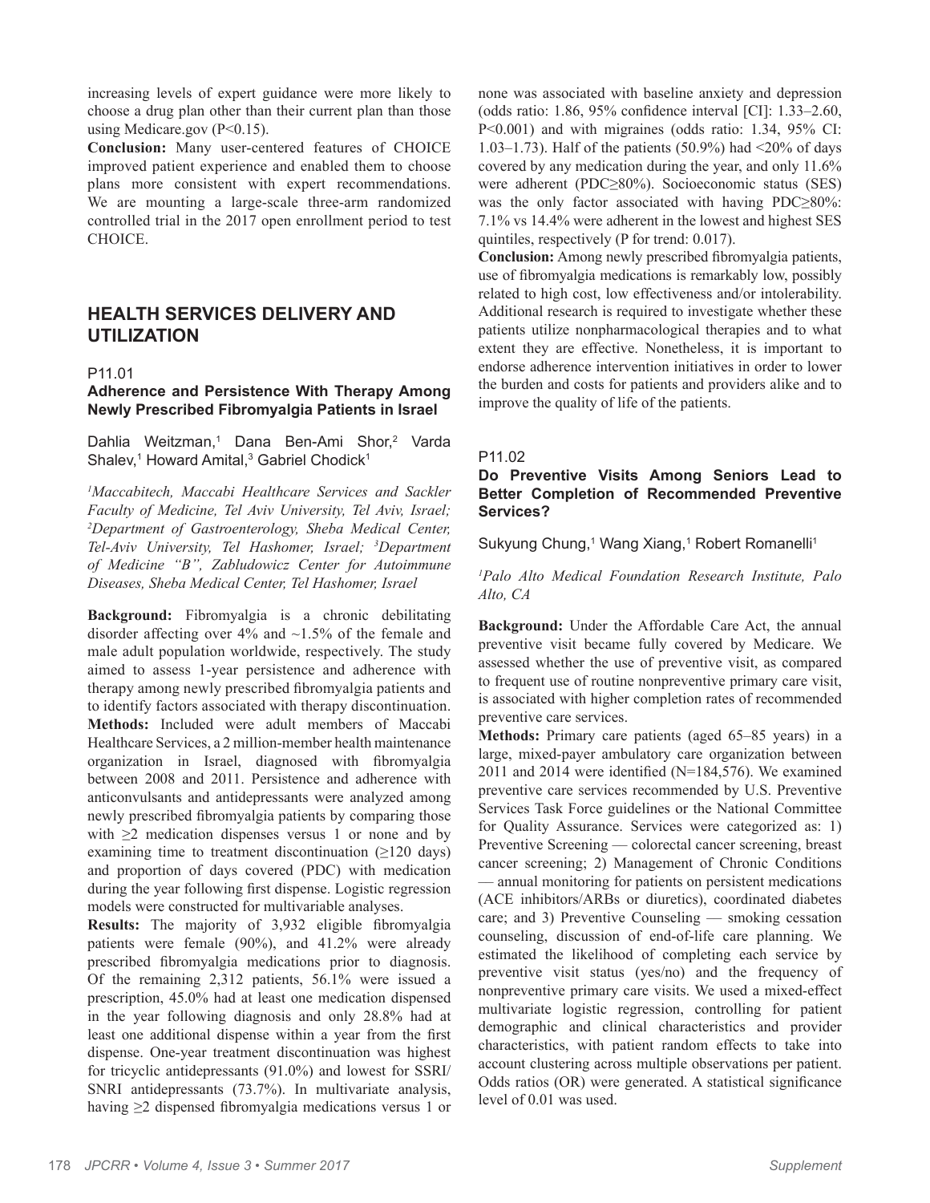increasing levels of expert guidance were more likely to choose a drug plan other than their current plan than those using Medicare.gov (P<0.15).

**Conclusion:** Many user-centered features of CHOICE improved patient experience and enabled them to choose plans more consistent with expert recommendations. We are mounting a large-scale three-arm randomized controlled trial in the 2017 open enrollment period to test CHOICE.

## HEALTH SERVICES DELIVERY AND UTILIZATION

P11.01

### Adherence and Persistence With Therapy Among Newly Prescribed Fibromyalgia Patients in Israel

Dahlia Weitzman,[1] Dana Ben-Ami Shor,[2] Varda Shalev,[1] Howard Amital,[3] Gabriel Chodick[1]

*[1]Maccabitech, Maccabi Healthcare Services and Sackler Faculty of Medicine, Tel Aviv University, Tel Aviv, Israel; [2]Department of Gastroenterology, Sheba Medical Center, Tel-Aviv University, Tel Hashomer, Israel; [3]Department of Medicine "B", Zabludowicz Center for Autoimmune Diseases, Sheba Medical Center, Tel Hashomer, Israel*

**Background:** Fibromyalgia is a chronic debilitating disorder affecting over 4% and ~1.5% of the female and male adult population worldwide, respectively. The study aimed to assess 1-year persistence and adherence with therapy among newly prescribed fibromyalgia patients and to identify factors associated with therapy discontinuation.

**Methods:** Included were adult members of Maccabi Healthcare Services, a 2 million-member health maintenance organization in Israel, diagnosed with fibromyalgia between 2008 and 2011. Persistence and adherence with anticonvulsants and antidepressants were analyzed among newly prescribed fibromyalgia patients by comparing those with ≥2 medication dispenses versus 1 or none and by examining time to treatment discontinuation (≥120 days) and proportion of days covered (PDC) with medication during the year following first dispense. Logistic regression models were constructed for multivariable analyses.

**Results:** The majority of 3,932 eligible fibromyalgia patients were female (90%), and 41.2% were already prescribed fibromyalgia medications prior to diagnosis. Of the remaining 2,312 patients, 56.1% were issued a prescription, 45.0% had at least one medication dispensed in the year following diagnosis and only 28.8% had at least one additional dispense within a year from the first dispense. One-year treatment discontinuation was highest for tricyclic antidepressants (91.0%) and lowest for SSRI/SNRI antidepressants (73.7%). In multivariate analysis, having ≥2 dispensed fibromyalgia medications versus 1 or none was associated with baseline anxiety and depression (odds ratio: 1.86, 95% confidence interval [CI]: 1.33–2.60, P<0.001) and with migraines (odds ratio: 1.34, 95% CI: 1.03–1.73). Half of the patients (50.9%) had <20% of days covered by any medication during the year, and only 11.6% were adherent (PDC≥80%). Socioeconomic status (SES) was the only factor associated with having PDC≥80%: 7.1% vs 14.4% were adherent in the lowest and highest SES quintiles, respectively (P for trend: 0.017).

**Conclusion:** Among newly prescribed fibromyalgia patients, use of fibromyalgia medications is remarkably low, possibly related to high cost, low effectiveness and/or intolerability. Additional research is required to investigate whether these patients utilize nonpharmacological therapies and to what extent they are effective. Nonetheless, it is important to endorse adherence intervention initiatives in order to lower the burden and costs for patients and providers alike and to improve the quality of life of the patients.

P11.02

### Do Preventive Visits Among Seniors Lead to Better Completion of Recommended Preventive Services?

Sukyung Chung,[1] Wang Xiang,[1] Robert Romanelli[1]

*[1]Palo Alto Medical Foundation Research Institute, Palo Alto, CA*

**Background:** Under the Affordable Care Act, the annual preventive visit became fully covered by Medicare. We assessed whether the use of preventive visit, as compared to frequent use of routine nonpreventive primary care visit, is associated with higher completion rates of recommended preventive care services.

**Methods:** Primary care patients (aged 65–85 years) in a large, mixed-payer ambulatory care organization between 2011 and 2014 were identified (N=184,576). We examined preventive care services recommended by U.S. Preventive Services Task Force guidelines or the National Committee for Quality Assurance. Services were categorized as: 1) Preventive Screening — colorectal cancer screening, breast cancer screening; 2) Management of Chronic Conditions — annual monitoring for patients on persistent medications (ACE inhibitors/ARBs or diuretics), coordinated diabetes care; and 3) Preventive Counseling — smoking cessation counseling, discussion of end-of-life care planning. We estimated the likelihood of completing each service by preventive visit status (yes/no) and the frequency of nonpreventive primary care visits. We used a mixed-effect multivariate logistic regression, controlling for patient demographic and clinical characteristics and provider characteristics, with patient random effects to take into account clustering across multiple observations per patient. Odds ratios (OR) were generated. A statistical significance level of 0.01 was used.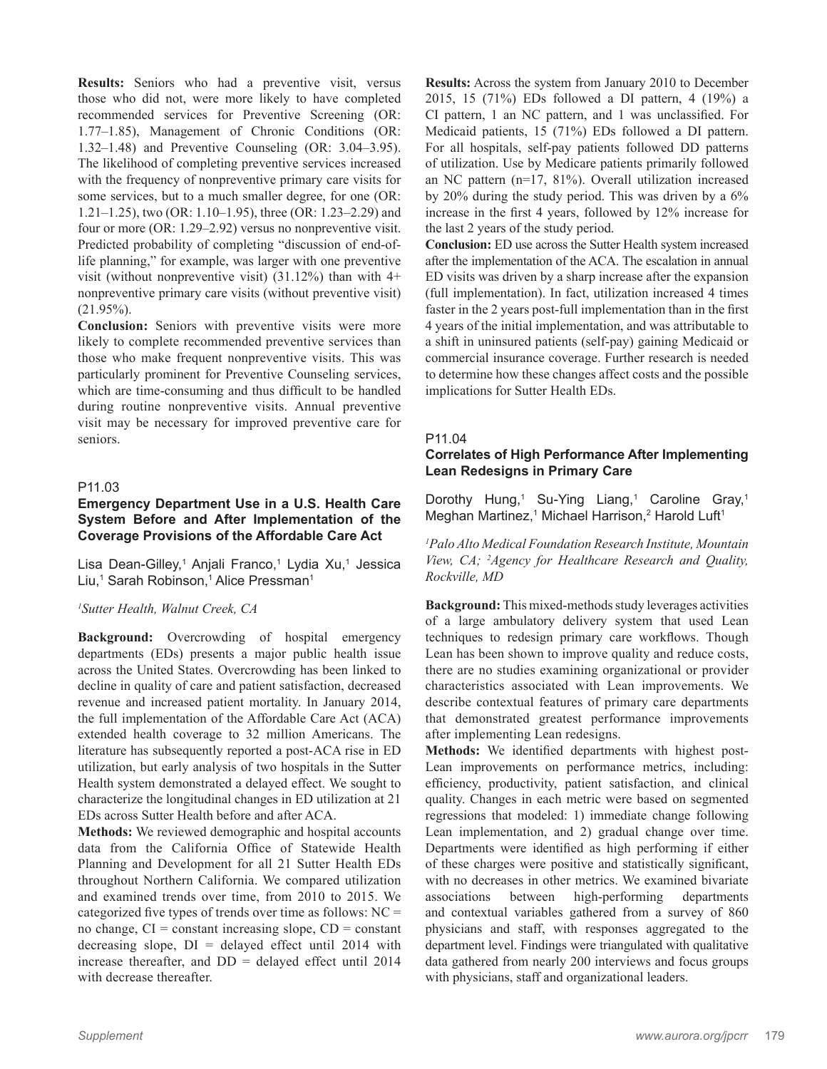**Results:** Seniors who had a preventive visit, versus those who did not, were more likely to have completed recommended services for Preventive Screening (OR: 1.77–1.85), Management of Chronic Conditions (OR: 1.32–1.48) and Preventive Counseling (OR: 3.04–3.95). The likelihood of completing preventive services increased with the frequency of nonpreventive primary care visits for some services, but to a much smaller degree, for one (OR: 1.21–1.25), two (OR: 1.10–1.95), three (OR: 1.23–2.29) and four or more (OR: 1.29–2.92) versus no nonpreventive visit. Predicted probability of completing "discussion of end-of-life planning," for example, was larger with one preventive visit (without nonpreventive visit) (31.12%) than with 4+ nonpreventive primary care visits (without preventive visit) (21.95%).

**Conclusion:** Seniors with preventive visits were more likely to complete recommended preventive services than those who make frequent nonpreventive visits. This was particularly prominent for Preventive Counseling services, which are time-consuming and thus difficult to be handled during routine nonpreventive visits. Annual preventive visit may be necessary for improved preventive care for seniors.

P11.03

### Emergency Department Use in a U.S. Health Care System Before and After Implementation of the Coverage Provisions of the Affordable Care Act

Lisa Dean-Gilley,[1] Anjali Franco,[1] Lydia Xu,[1] Jessica Liu,[1] Sarah Robinson,[1] Alice Pressman[1]

*[1]Sutter Health, Walnut Creek, CA*

**Background:** Overcrowding of hospital emergency departments (EDs) presents a major public health issue across the United States. Overcrowding has been linked to decline in quality of care and patient satisfaction, decreased revenue and increased patient mortality. In January 2014, the full implementation of the Affordable Care Act (ACA) extended health coverage to 32 million Americans. The literature has subsequently reported a post-ACA rise in ED utilization, but early analysis of two hospitals in the Sutter Health system demonstrated a delayed effect. We sought to characterize the longitudinal changes in ED utilization at 21 EDs across Sutter Health before and after ACA.

**Methods:** We reviewed demographic and hospital accounts data from the California Office of Statewide Health Planning and Development for all 21 Sutter Health EDs throughout Northern California. We compared utilization and examined trends over time, from 2010 to 2015. We categorized five types of trends over time as follows: NC = no change, CI = constant increasing slope, CD = constant decreasing slope, DI = delayed effect until 2014 with increase thereafter, and DD = delayed effect until 2014 with decrease thereafter.

**Results:** Across the system from January 2010 to December 2015, 15 (71%) EDs followed a DI pattern, 4 (19%) a CI pattern, 1 an NC pattern, and 1 was unclassified. For Medicaid patients, 15 (71%) EDs followed a DI pattern. For all hospitals, self-pay patients followed DD patterns of utilization. Use by Medicare patients primarily followed an NC pattern (n=17, 81%). Overall utilization increased by 20% during the study period. This was driven by a 6% increase in the first 4 years, followed by 12% increase for the last 2 years of the study period.

**Conclusion:** ED use across the Sutter Health system increased after the implementation of the ACA. The escalation in annual ED visits was driven by a sharp increase after the expansion (full implementation). In fact, utilization increased 4 times faster in the 2 years post-full implementation than in the first 4 years of the initial implementation, and was attributable to a shift in uninsured patients (self-pay) gaining Medicaid or commercial insurance coverage. Further research is needed to determine how these changes affect costs and the possible implications for Sutter Health EDs.

P11.04

### Correlates of High Performance After Implementing Lean Redesigns in Primary Care

Dorothy Hung,[1] Su-Ying Liang,[1] Caroline Gray,[1] Meghan Martinez,[1] Michael Harrison,[2] Harold Luft[1]

*[1]Palo Alto Medical Foundation Research Institute, Mountain View, CA; [2]Agency for Healthcare Research and Quality, Rockville, MD*

**Background:** This mixed-methods study leverages activities of a large ambulatory delivery system that used Lean techniques to redesign primary care workflows. Though Lean has been shown to improve quality and reduce costs, there are no studies examining organizational or provider characteristics associated with Lean improvements. We describe contextual features of primary care departments that demonstrated greatest performance improvements after implementing Lean redesigns.

**Methods:** We identified departments with highest post-Lean improvements on performance metrics, including: efficiency, productivity, patient satisfaction, and clinical quality. Changes in each metric were based on segmented regressions that modeled: 1) immediate change following Lean implementation, and 2) gradual change over time. Departments were identified as high performing if either of these charges were positive and statistically significant, with no decreases in other metrics. We examined bivariate associations between high-performing departments and contextual variables gathered from a survey of 860 physicians and staff, with responses aggregated to the department level. Findings were triangulated with qualitative data gathered from nearly 200 interviews and focus groups with physicians, staff and organizational leaders.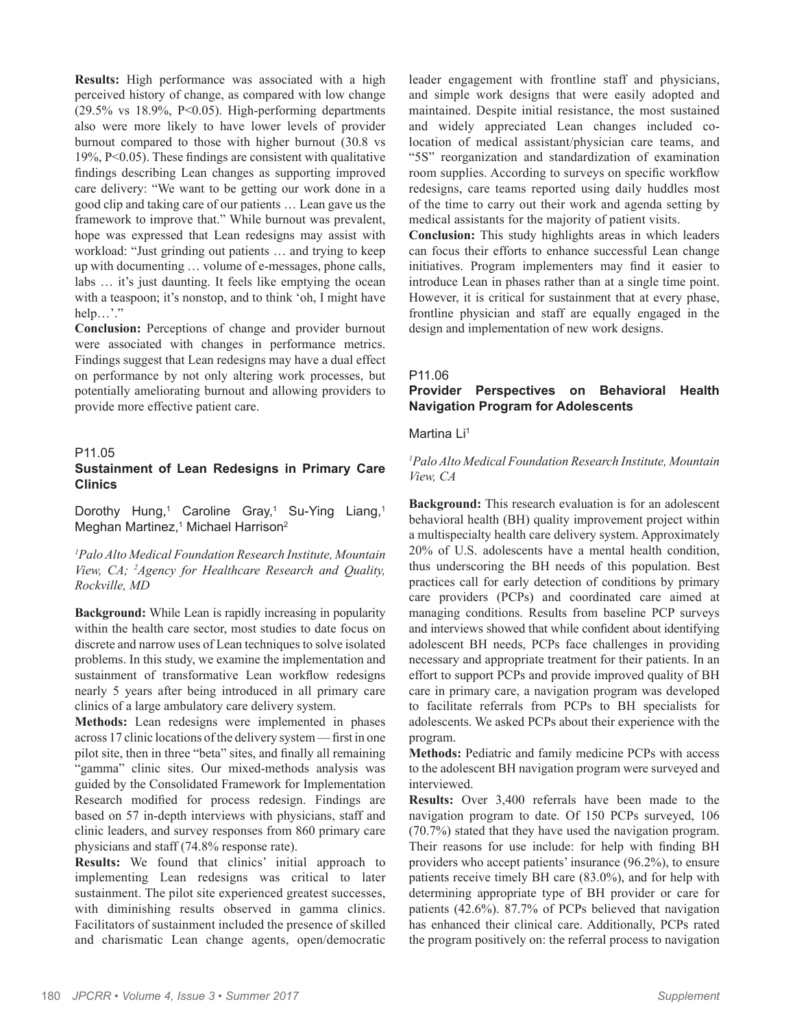**Results:** High performance was associated with a high perceived history of change, as compared with low change (29.5% vs 18.9%, $P<0.05$). High-performing departments also were more likely to have lower levels of provider burnout compared to those with higher burnout (30.8 vs 19%, $P<0.05$). These findings are consistent with qualitative findings describing Lean changes as supporting improved care delivery: "We want to be getting our work done in a good clip and taking care of our patients … Lean gave us the framework to improve that." While burnout was prevalent, hope was expressed that Lean redesigns may assist with workload: "Just grinding out patients … and trying to keep up with documenting … volume of e-messages, phone calls, labs … it's just daunting. It feels like emptying the ocean with a teaspoon; it's nonstop, and to think 'oh, I might have help…'."

**Conclusion:** Perceptions of change and provider burnout were associated with changes in performance metrics. Findings suggest that Lean redesigns may have a dual effect on performance by not only altering work processes, but potentially ameliorating burnout and allowing providers to provide more effective patient care.

P11.05

### Sustainment of Lean Redesigns in Primary Care Clinics

Dorothy Hung,[1] Caroline Gray,[1] Su-Ying Liang,[1] Meghan Martinez,[1] Michael Harrison[2]

*[1]Palo Alto Medical Foundation Research Institute, Mountain View, CA; [2]Agency for Healthcare Research and Quality, Rockville, MD*

**Background:** While Lean is rapidly increasing in popularity within the health care sector, most studies to date focus on discrete and narrow uses of Lean techniques to solve isolated problems. In this study, we examine the implementation and sustainment of transformative Lean workflow redesigns nearly 5 years after being introduced in all primary care clinics of a large ambulatory care delivery system.

**Methods:** Lean redesigns were implemented in phases across 17 clinic locations of the delivery system — first in one pilot site, then in three "beta" sites, and finally all remaining "gamma" clinic sites. Our mixed-methods analysis was guided by the Consolidated Framework for Implementation Research modified for process redesign. Findings are based on 57 in-depth interviews with physicians, staff and clinic leaders, and survey responses from 860 primary care physicians and staff (74.8% response rate).

**Results:** We found that clinics' initial approach to implementing Lean redesigns was critical to later sustainment. The pilot site experienced greatest successes, with diminishing results observed in gamma clinics. Facilitators of sustainment included the presence of skilled and charismatic Lean change agents, open/democratic leader engagement with frontline staff and physicians, and simple work designs that were easily adopted and maintained. Despite initial resistance, the most sustained and widely appreciated Lean changes included co-location of medical assistant/physician care teams, and "5S" reorganization and standardization of examination room supplies. According to surveys on specific workflow redesigns, care teams reported using daily huddles most of the time to carry out their work and agenda setting by medical assistants for the majority of patient visits.

**Conclusion:** This study highlights areas in which leaders can focus their efforts to enhance successful Lean change initiatives. Program implementers may find it easier to introduce Lean in phases rather than at a single time point. However, it is critical for sustainment that at every phase, frontline physician and staff are equally engaged in the design and implementation of new work designs.

P11.06

### Provider Perspectives on Behavioral Health Navigation Program for Adolescents

Martina Li[1]

*[1]Palo Alto Medical Foundation Research Institute, Mountain View, CA*

**Background:** This research evaluation is for an adolescent behavioral health (BH) quality improvement project within a multispecialty health care delivery system. Approximately 20% of U.S. adolescents have a mental health condition, thus underscoring the BH needs of this population. Best practices call for early detection of conditions by primary care providers (PCPs) and coordinated care aimed at managing conditions. Results from baseline PCP surveys and interviews showed that while confident about identifying adolescent BH needs, PCPs face challenges in providing necessary and appropriate treatment for their patients. In an effort to support PCPs and provide improved quality of BH care in primary care, a navigation program was developed to facilitate referrals from PCPs to BH specialists for adolescents. We asked PCPs about their experience with the program.

**Methods:** Pediatric and family medicine PCPs with access to the adolescent BH navigation program were surveyed and interviewed.

**Results:** Over 3,400 referrals have been made to the navigation program to date. Of 150 PCPs surveyed, 106 (70.7%) stated that they have used the navigation program. Their reasons for use include: for help with finding BH providers who accept patients' insurance (96.2%), to ensure patients receive timely BH care (83.0%), and for help with determining appropriate type of BH provider or care for patients (42.6%). 87.7% of PCPs believed that navigation has enhanced their clinical care. Additionally, PCPs rated the program positively on: the referral process to navigation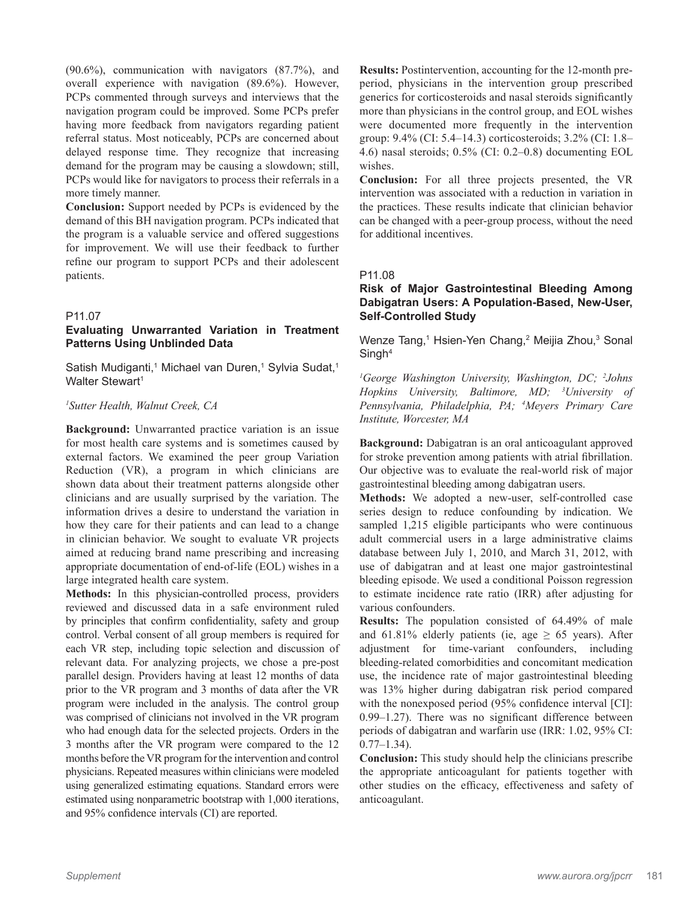(90.6%), communication with navigators (87.7%), and overall experience with navigation (89.6%). However, PCPs commented through surveys and interviews that the navigation program could be improved. Some PCPs prefer having more feedback from navigators regarding patient referral status. Most noticeably, PCPs are concerned about delayed response time. They recognize that increasing demand for the program may be causing a slowdown; still, PCPs would like for navigators to process their referrals in a more timely manner.

**Conclusion:** Support needed by PCPs is evidenced by the demand of this BH navigation program. PCPs indicated that the program is a valuable service and offered suggestions for improvement. We will use their feedback to further refine our program to support PCPs and their adolescent patients.

P11.07

### Evaluating Unwarranted Variation in Treatment Patterns Using Unblinded Data

Satish Mudiganti,[1] Michael van Duren,[1] Sylvia Sudat,[1] Walter Stewart[1]

*[1]Sutter Health, Walnut Creek, CA*

**Background:** Unwarranted practice variation is an issue for most health care systems and is sometimes caused by external factors. We examined the peer group Variation Reduction (VR), a program in which clinicians are shown data about their treatment patterns alongside other clinicians and are usually surprised by the variation. The information drives a desire to understand the variation in how they care for their patients and can lead to a change in clinician behavior. We sought to evaluate VR projects aimed at reducing brand name prescribing and increasing appropriate documentation of end-of-life (EOL) wishes in a large integrated health care system.

**Methods:** In this physician-controlled process, providers reviewed and discussed data in a safe environment ruled by principles that confirm confidentiality, safety and group control. Verbal consent of all group members is required for each VR step, including topic selection and discussion of relevant data. For analyzing projects, we chose a pre-post parallel design. Providers having at least 12 months of data prior to the VR program and 3 months of data after the VR program were included in the analysis. The control group was comprised of clinicians not involved in the VR program who had enough data for the selected projects. Orders in the 3 months after the VR program were compared to the 12 months before the VR program for the intervention and control physicians. Repeated measures within clinicians were modeled using generalized estimating equations. Standard errors were estimated using nonparametric bootstrap with 1,000 iterations, and 95% confidence intervals (CI) are reported.

**Results:** Postintervention, accounting for the 12-month pre-period, physicians in the intervention group prescribed generics for corticosteroids and nasal steroids significantly more than physicians in the control group, and EOL wishes were documented more frequently in the intervention group: 9.4% (CI: 5.4–14.3) corticosteroids; 3.2% (CI: 1.8–4.6) nasal steroids; 0.5% (CI: 0.2–0.8) documenting EOL wishes.

**Conclusion:** For all three projects presented, the VR intervention was associated with a reduction in variation in the practices. These results indicate that clinician behavior can be changed with a peer-group process, without the need for additional incentives.

P11.08

### Risk of Major Gastrointestinal Bleeding Among Dabigatran Users: A Population-Based, New-User, Self-Controlled Study

Wenze Tang,[1] Hsien-Yen Chang,[2] Meijia Zhou,[3] Sonal Singh[4]

*[1]George Washington University, Washington, DC; [2]Johns Hopkins University, Baltimore, MD; [3]University of Pennsylvania, Philadelphia, PA; [4]Meyers Primary Care Institute, Worcester, MA*

**Background:** Dabigatran is an oral anticoagulant approved for stroke prevention among patients with atrial fibrillation. Our objective was to evaluate the real-world risk of major gastrointestinal bleeding among dabigatran users.

**Methods:** We adopted a new-user, self-controlled case series design to reduce confounding by indication. We sampled 1,215 eligible participants who were continuous adult commercial users in a large administrative claims database between July 1, 2010, and March 31, 2012, with use of dabigatran and at least one major gastrointestinal bleeding episode. We used a conditional Poisson regression to estimate incidence rate ratio (IRR) after adjusting for various confounders.

**Results:** The population consisted of 64.49% of male and 61.81% elderly patients (ie, age $\geq$ 65 years). After adjustment for time-variant confounders, including bleeding-related comorbidities and concomitant medication use, the incidence rate of major gastrointestinal bleeding was 13% higher during dabigatran risk period compared with the nonexposed period (95% confidence interval [CI]: 0.99–1.27). There was no significant difference between periods of dabigatran and warfarin use (IRR: 1.02, 95% CI: 0.77–1.34).

**Conclusion:** This study should help the clinicians prescribe the appropriate anticoagulant for patients together with other studies on the efficacy, effectiveness and safety of anticoagulant.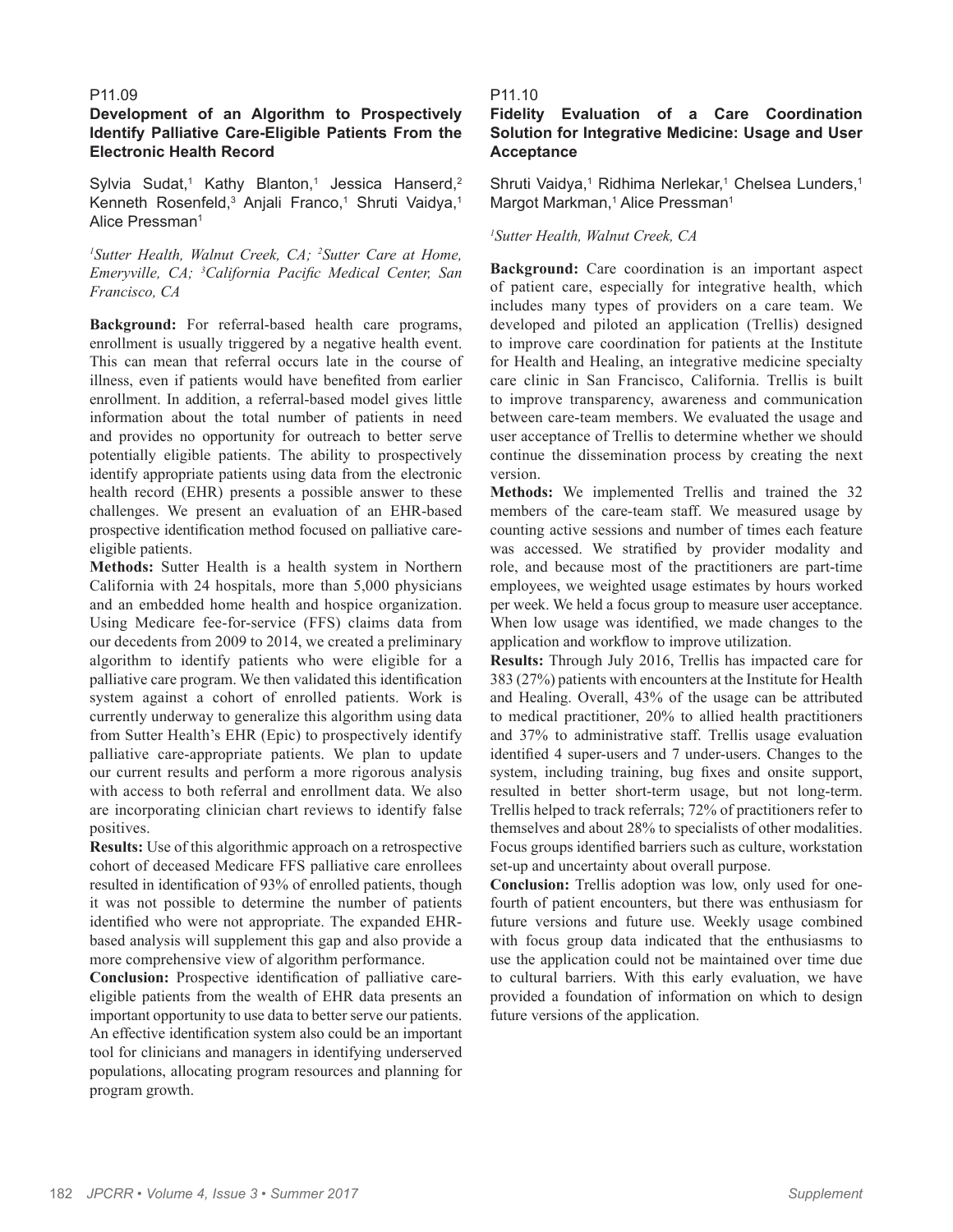P11.09

### Development of an Algorithm to Prospectively Identify Palliative Care-Eligible Patients From the Electronic Health Record

Sylvia Sudat,[1] Kathy Blanton,[1] Jessica Hanserd,[2] Kenneth Rosenfeld,[3] Anjali Franco,[1] Shruti Vaidya,[1] Alice Pressman[1]

*[1]Sutter Health, Walnut Creek, CA; [2]Sutter Care at Home, Emeryville, CA; [3]California Pacific Medical Center, San Francisco, CA*

**Background:** For referral-based health care programs, enrollment is usually triggered by a negative health event. This can mean that referral occurs late in the course of illness, even if patients would have benefited from earlier enrollment. In addition, a referral-based model gives little information about the total number of patients in need and provides no opportunity for outreach to better serve potentially eligible patients. The ability to prospectively identify appropriate patients using data from the electronic health record (EHR) presents a possible answer to these challenges. We present an evaluation of an EHR-based prospective identification method focused on palliative care-eligible patients.

**Methods:** Sutter Health is a health system in Northern California with 24 hospitals, more than 5,000 physicians and an embedded home health and hospice organization. Using Medicare fee-for-service (FFS) claims data from our decedents from 2009 to 2014, we created a preliminary algorithm to identify patients who were eligible for a palliative care program. We then validated this identification system against a cohort of enrolled patients. Work is currently underway to generalize this algorithm using data from Sutter Health's EHR (Epic) to prospectively identify palliative care-appropriate patients. We plan to update our current results and perform a more rigorous analysis with access to both referral and enrollment data. We also are incorporating clinician chart reviews to identify false positives.

**Results:** Use of this algorithmic approach on a retrospective cohort of deceased Medicare FFS palliative care enrollees resulted in identification of 93% of enrolled patients, though it was not possible to determine the number of patients identified who were not appropriate. The expanded EHR-based analysis will supplement this gap and also provide a more comprehensive view of algorithm performance.

**Conclusion:** Prospective identification of palliative care-eligible patients from the wealth of EHR data presents an important opportunity to use data to better serve our patients. An effective identification system also could be an important tool for clinicians and managers in identifying underserved populations, allocating program resources and planning for program growth.

P11.10

### Fidelity Evaluation of a Care Coordination Solution for Integrative Medicine: Usage and User Acceptance

Shruti Vaidya,[1] Ridhima Nerlekar,[1] Chelsea Lunders,[1] Margot Markman,[1] Alice Pressman[1]

*[1]Sutter Health, Walnut Creek, CA*

**Background:** Care coordination is an important aspect of patient care, especially for integrative health, which includes many types of providers on a care team. We developed and piloted an application (Trellis) designed to improve care coordination for patients at the Institute for Health and Healing, an integrative medicine specialty care clinic in San Francisco, California. Trellis is built to improve transparency, awareness and communication between care-team members. We evaluated the usage and user acceptance of Trellis to determine whether we should continue the dissemination process by creating the next version.

**Methods:** We implemented Trellis and trained the 32 members of the care-team staff. We measured usage by counting active sessions and number of times each feature was accessed. We stratified by provider modality and role, and because most of the practitioners are part-time employees, we weighted usage estimates by hours worked per week. We held a focus group to measure user acceptance. When low usage was identified, we made changes to the application and workflow to improve utilization.

**Results:** Through July 2016, Trellis has impacted care for 383 (27%) patients with encounters at the Institute for Health and Healing. Overall, 43% of the usage can be attributed to medical practitioner, 20% to allied health practitioners and 37% to administrative staff. Trellis usage evaluation identified 4 super-users and 7 under-users. Changes to the system, including training, bug fixes and onsite support, resulted in better short-term usage, but not long-term. Trellis helped to track referrals; 72% of practitioners refer to themselves and about 28% to specialists of other modalities. Focus groups identified barriers such as culture, workstation set-up and uncertainty about overall purpose.

**Conclusion:** Trellis adoption was low, only used for one-fourth of patient encounters, but there was enthusiasm for future versions and future use. Weekly usage combined with focus group data indicated that the enthusiasms to use the application could not be maintained over time due to cultural barriers. With this early evaluation, we have provided a foundation of information on which to design future versions of the application.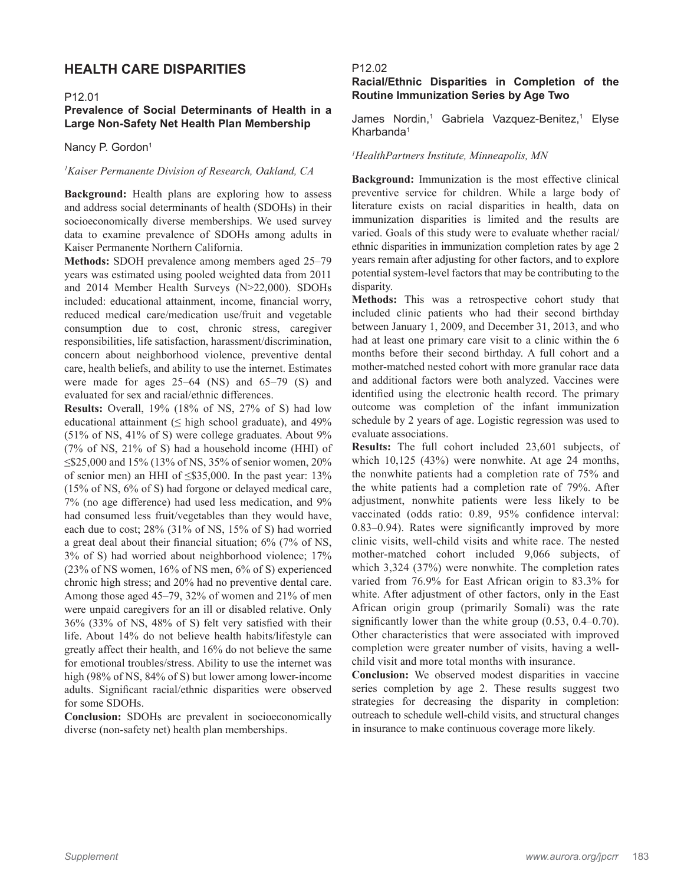## HEALTH CARE DISPARITIES

P12.01

### Prevalence of Social Determinants of Health in a Large Non-Safety Net Health Plan Membership

Nancy P. Gordon[1]

*[1]Kaiser Permanente Division of Research, Oakland, CA*

**Background:** Health plans are exploring how to assess and address social determinants of health (SDOHs) in their socioeconomically diverse memberships. We used survey data to examine prevalence of SDOHs among adults in Kaiser Permanente Northern California.

**Methods:** SDOH prevalence among members aged 25–79 years was estimated using pooled weighted data from 2011 and 2014 Member Health Surveys (N>22,000). SDOHs included: educational attainment, income, financial worry, reduced medical care/medication use/fruit and vegetable consumption due to cost, chronic stress, caregiver responsibilities, life satisfaction, harassment/discrimination, concern about neighborhood violence, preventive dental care, health beliefs, and ability to use the internet. Estimates were made for ages 25–64 (NS) and 65–79 (S) and evaluated for sex and racial/ethnic differences.

**Results:** Overall, 19% (18% of NS, 27% of S) had low educational attainment (≤ high school graduate), and 49% (51% of NS, 41% of S) were college graduates. About 9% (7% of NS, 21% of S) had a household income (HHI) of ≤$25,000 and 15% (13% of NS, 35% of senior women, 20% of senior men) an HHI of ≤$35,000. In the past year: 13% (15% of NS, 6% of S) had forgone or delayed medical care, 7% (no age difference) had used less medication, and 9% had consumed less fruit/vegetables than they would have, each due to cost; 28% (31% of NS, 15% of S) had worried a great deal about their financial situation; 6% (7% of NS, 3% of S) had worried about neighborhood violence; 17% (23% of NS women, 16% of NS men, 6% of S) experienced chronic high stress; and 20% had no preventive dental care. Among those aged 45–79, 32% of women and 21% of men were unpaid caregivers for an ill or disabled relative. Only 36% (33% of NS, 48% of S) felt very satisfied with their life. About 14% do not believe health habits/lifestyle can greatly affect their health, and 16% do not believe the same for emotional troubles/stress. Ability to use the internet was high (98% of NS, 84% of S) but lower among lower-income adults. Significant racial/ethnic disparities were observed for some SDOHs.

**Conclusion:** SDOHs are prevalent in socioeconomically diverse (non-safety net) health plan memberships.

P12.02

### Racial/Ethnic Disparities in Completion of the Routine Immunization Series by Age Two

James Nordin,[1] Gabriela Vazquez-Benitez,[1] Elyse Kharbanda[1]

*[1]HealthPartners Institute, Minneapolis, MN*

**Background:** Immunization is the most effective clinical preventive service for children. While a large body of literature exists on racial disparities in health, data on immunization disparities is limited and the results are varied. Goals of this study were to evaluate whether racial/ethnic disparities in immunization completion rates by age 2 years remain after adjusting for other factors, and to explore potential system-level factors that may be contributing to the disparity.

**Methods:** This was a retrospective cohort study that included clinic patients who had their second birthday between January 1, 2009, and December 31, 2013, and who had at least one primary care visit to a clinic within the 6 months before their second birthday. A full cohort and a mother-matched nested cohort with more granular race data and additional factors were both analyzed. Vaccines were identified using the electronic health record. The primary outcome was completion of the infant immunization schedule by 2 years of age. Logistic regression was used to evaluate associations.

**Results:** The full cohort included 23,601 subjects, of which 10,125 (43%) were nonwhite. At age 24 months, the nonwhite patients had a completion rate of 75% and the white patients had a completion rate of 79%. After adjustment, nonwhite patients were less likely to be vaccinated (odds ratio: 0.89, 95% confidence interval: 0.83–0.94). Rates were significantly improved by more clinic visits, well-child visits and white race. The nested mother-matched cohort included 9,066 subjects, of which 3,324 (37%) were nonwhite. The completion rates varied from 76.9% for East African origin to 83.3% for white. After adjustment of other factors, only in the East African origin group (primarily Somali) was the rate significantly lower than the white group (0.53, 0.4–0.70). Other characteristics that were associated with improved completion were greater number of visits, having a well-child visit and more total months with insurance.

**Conclusion:** We observed modest disparities in vaccine series completion by age 2. These results suggest two strategies for decreasing the disparity in completion: outreach to schedule well-child visits, and structural changes in insurance to make continuous coverage more likely.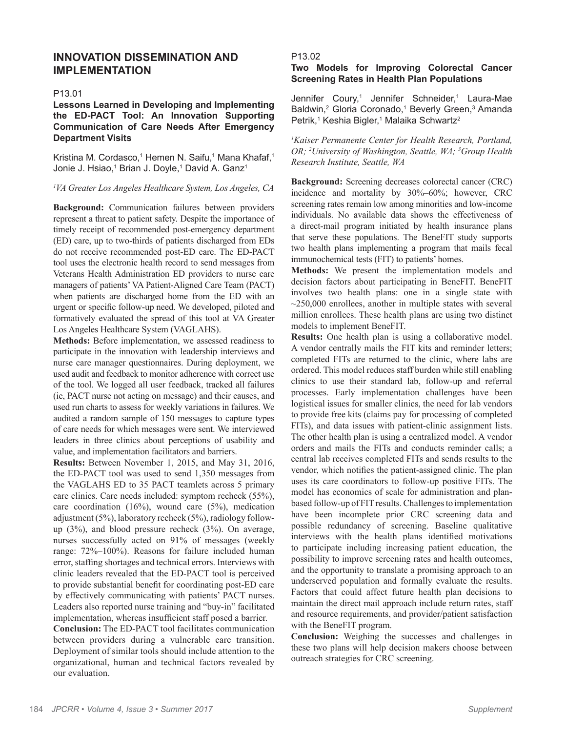## INNOVATION DISSEMINATION AND IMPLEMENTATION

P13.01

### Lessons Learned in Developing and Implementing the ED-PACT Tool: An Innovation Supporting Communication of Care Needs After Emergency Department Visits

Kristina M. Cordasco,[1] Hemen N. Saifu,[1] Mana Khafaf,[1] Jonie J. Hsiao,[1] Brian J. Doyle,[1] David A. Ganz[1]

*[1]VA Greater Los Angeles Healthcare System, Los Angeles, CA*

**Background:** Communication failures between providers represent a threat to patient safety. Despite the importance of timely receipt of recommended post-emergency department (ED) care, up to two-thirds of patients discharged from EDs do not receive recommended post-ED care. The ED-PACT tool uses the electronic health record to send messages from Veterans Health Administration ED providers to nurse care managers of patients' VA Patient-Aligned Care Team (PACT) when patients are discharged home from the ED with an urgent or specific follow-up need. We developed, piloted and formatively evaluated the spread of this tool at VA Greater Los Angeles Healthcare System (VAGLAHS).

**Methods:** Before implementation, we assessed readiness to participate in the innovation with leadership interviews and nurse care manager questionnaires. During deployment, we used audit and feedback to monitor adherence with correct use of the tool. We logged all user feedback, tracked all failures (ie, PACT nurse not acting on message) and their causes, and used run charts to assess for weekly variations in failures. We audited a random sample of 150 messages to capture types of care needs for which messages were sent. We interviewed leaders in three clinics about perceptions of usability and value, and implementation facilitators and barriers.

**Results:** Between November 1, 2015, and May 31, 2016, the ED-PACT tool was used to send 1,350 messages from the VAGLAHS ED to 35 PACT teamlets across 5 primary care clinics. Care needs included: symptom recheck (55%), care coordination (16%), wound care (5%), medication adjustment (5%), laboratory recheck (5%), radiology follow-up (3%), and blood pressure recheck (3%). On average, nurses successfully acted on 91% of messages (weekly range: 72%–100%). Reasons for failure included human error, staffing shortages and technical errors. Interviews with clinic leaders revealed that the ED-PACT tool is perceived to provide substantial benefit for coordinating post-ED care by effectively communicating with patients' PACT nurses. Leaders also reported nurse training and "buy-in" facilitated implementation, whereas insufficient staff posed a barrier.

**Conclusion:** The ED-PACT tool facilitates communication between providers during a vulnerable care transition. Deployment of similar tools should include attention to the organizational, human and technical factors revealed by our evaluation.

P13.02

### Two Models for Improving Colorectal Cancer Screening Rates in Health Plan Populations

Jennifer Coury,[1] Jennifer Schneider,[1] Laura-Mae Baldwin,[2] Gloria Coronado,[1] Beverly Green,[3] Amanda Petrik,[1] Keshia Bigler,[1] Malaika Schwartz[2]

*[1]Kaiser Permanente Center for Health Research, Portland, OR; [2]University of Washington, Seattle, WA; [3]Group Health Research Institute, Seattle, WA*

**Background:** Screening decreases colorectal cancer (CRC) incidence and mortality by 30%–60%; however, CRC screening rates remain low among minorities and low-income individuals. No available data shows the effectiveness of a direct-mail program initiated by health insurance plans that serve these populations. The BeneFIT study supports two health plans implementing a program that mails fecal immunochemical tests (FIT) to patients' homes.

**Methods:** We present the implementation models and decision factors about participating in BeneFIT. BeneFIT involves two health plans: one in a single state with ~250,000 enrollees, another in multiple states with several million enrollees. These health plans are using two distinct models to implement BeneFIT.

**Results:** One health plan is using a collaborative model. A vendor centrally mails the FIT kits and reminder letters; completed FITs are returned to the clinic, where labs are ordered. This model reduces staff burden while still enabling clinics to use their standard lab, follow-up and referral processes. Early implementation challenges have been logistical issues for smaller clinics, the need for lab vendors to provide free kits (claims pay for processing of completed FITs), and data issues with patient-clinic assignment lists. The other health plan is using a centralized model. A vendor orders and mails the FITs and conducts reminder calls; a central lab receives completed FITs and sends results to the vendor, which notifies the patient-assigned clinic. The plan uses its care coordinators to follow-up positive FITs. The model has economics of scale for administration and plan-based follow-up of FIT results. Challenges to implementation have been incomplete prior CRC screening data and possible redundancy of screening. Baseline qualitative interviews with the health plans identified motivations to participate including increasing patient education, the possibility to improve screening rates and health outcomes, and the opportunity to translate a promising approach to an underserved population and formally evaluate the results. Factors that could affect future health plan decisions to maintain the direct mail approach include return rates, staff and resource requirements, and provider/patient satisfaction with the BeneFIT program.

**Conclusion:** Weighing the successes and challenges in these two plans will help decision makers choose between outreach strategies for CRC screening.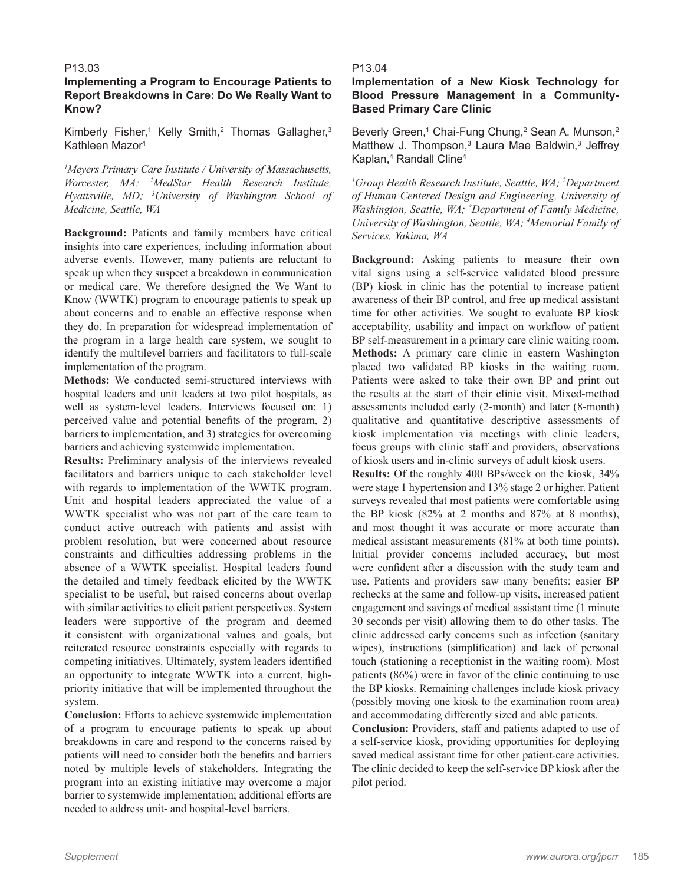P13.03

### Implementing a Program to Encourage Patients to Report Breakdowns in Care: Do We Really Want to Know?

Kimberly Fisher,[1] Kelly Smith,[2] Thomas Gallagher,[3] Kathleen Mazor[1]

*[1]Meyers Primary Care Institute / University of Massachusetts, Worcester, MA; [2]MedStar Health Research Institute, Hyattsville, MD; [3]University of Washington School of Medicine, Seattle, WA*

**Background:** Patients and family members have critical insights into care experiences, including information about adverse events. However, many patients are reluctant to speak up when they suspect a breakdown in communication or medical care. We therefore designed the We Want to Know (WWTK) program to encourage patients to speak up about concerns and to enable an effective response when they do. In preparation for widespread implementation of the program in a large health care system, we sought to identify the multilevel barriers and facilitators to full-scale implementation of the program.

**Methods:** We conducted semi-structured interviews with hospital leaders and unit leaders at two pilot hospitals, as well as system-level leaders. Interviews focused on: 1) perceived value and potential benefits of the program, 2) barriers to implementation, and 3) strategies for overcoming barriers and achieving systemwide implementation.

**Results:** Preliminary analysis of the interviews revealed facilitators and barriers unique to each stakeholder level with regards to implementation of the WWTK program. Unit and hospital leaders appreciated the value of a WWTK specialist who was not part of the care team to conduct active outreach with patients and assist with problem resolution, but were concerned about resource constraints and difficulties addressing problems in the absence of a WWTK specialist. Hospital leaders found the detailed and timely feedback elicited by the WWTK specialist to be useful, but raised concerns about overlap with similar activities to elicit patient perspectives. System leaders were supportive of the program and deemed it consistent with organizational values and goals, but reiterated resource constraints especially with regards to competing initiatives. Ultimately, system leaders identified an opportunity to integrate WWTK into a current, high-priority initiative that will be implemented throughout the system.

**Conclusion:** Efforts to achieve systemwide implementation of a program to encourage patients to speak up about breakdowns in care and respond to the concerns raised by patients will need to consider both the benefits and barriers noted by multiple levels of stakeholders. Integrating the program into an existing initiative may overcome a major barrier to systemwide implementation; additional efforts are needed to address unit- and hospital-level barriers.

P13.04

### Implementation of a New Kiosk Technology for Blood Pressure Management in a Community-Based Primary Care Clinic

Beverly Green,[1] Chai-Fung Chung,[2] Sean A. Munson,[2] Matthew J. Thompson,[3] Laura Mae Baldwin,[3] Jeffrey Kaplan,[4] Randall Cline[4]

*[1]Group Health Research Institute, Seattle, WA; [2]Department of Human Centered Design and Engineering, University of Washington, Seattle, WA; [3]Department of Family Medicine, University of Washington, Seattle, WA; [4]Memorial Family of Services, Yakima, WA*

**Background:** Asking patients to measure their own vital signs using a self-service validated blood pressure (BP) kiosk in clinic has the potential to increase patient awareness of their BP control, and free up medical assistant time for other activities. We sought to evaluate BP kiosk acceptability, usability and impact on workflow of patient BP self-measurement in a primary care clinic waiting room.

**Methods:** A primary care clinic in eastern Washington placed two validated BP kiosks in the waiting room. Patients were asked to take their own BP and print out the results at the start of their clinic visit. Mixed-method assessments included early (2-month) and later (8-month) qualitative and quantitative descriptive assessments of kiosk implementation via meetings with clinic leaders, focus groups with clinic staff and providers, observations of kiosk users and in-clinic surveys of adult kiosk users.

**Results:** Of the roughly 400 BPs/week on the kiosk, 34% were stage 1 hypertension and 13% stage 2 or higher. Patient surveys revealed that most patients were comfortable using the BP kiosk (82% at 2 months and 87% at 8 months), and most thought it was accurate or more accurate than medical assistant measurements (81% at both time points). Initial provider concerns included accuracy, but most were confident after a discussion with the study team and use. Patients and providers saw many benefits: easier BP rechecks at the same and follow-up visits, increased patient engagement and savings of medical assistant time (1 minute 30 seconds per visit) allowing them to do other tasks. The clinic addressed early concerns such as infection (sanitary wipes), instructions (simplification) and lack of personal touch (stationing a receptionist in the waiting room). Most patients (86%) were in favor of the clinic continuing to use the BP kiosks. Remaining challenges include kiosk privacy (possibly moving one kiosk to the examination room area) and accommodating differently sized and able patients.

**Conclusion:** Providers, staff and patients adapted to use of a self-service kiosk, providing opportunities for deploying saved medical assistant time for other patient-care activities. The clinic decided to keep the self-service BP kiosk after the pilot period.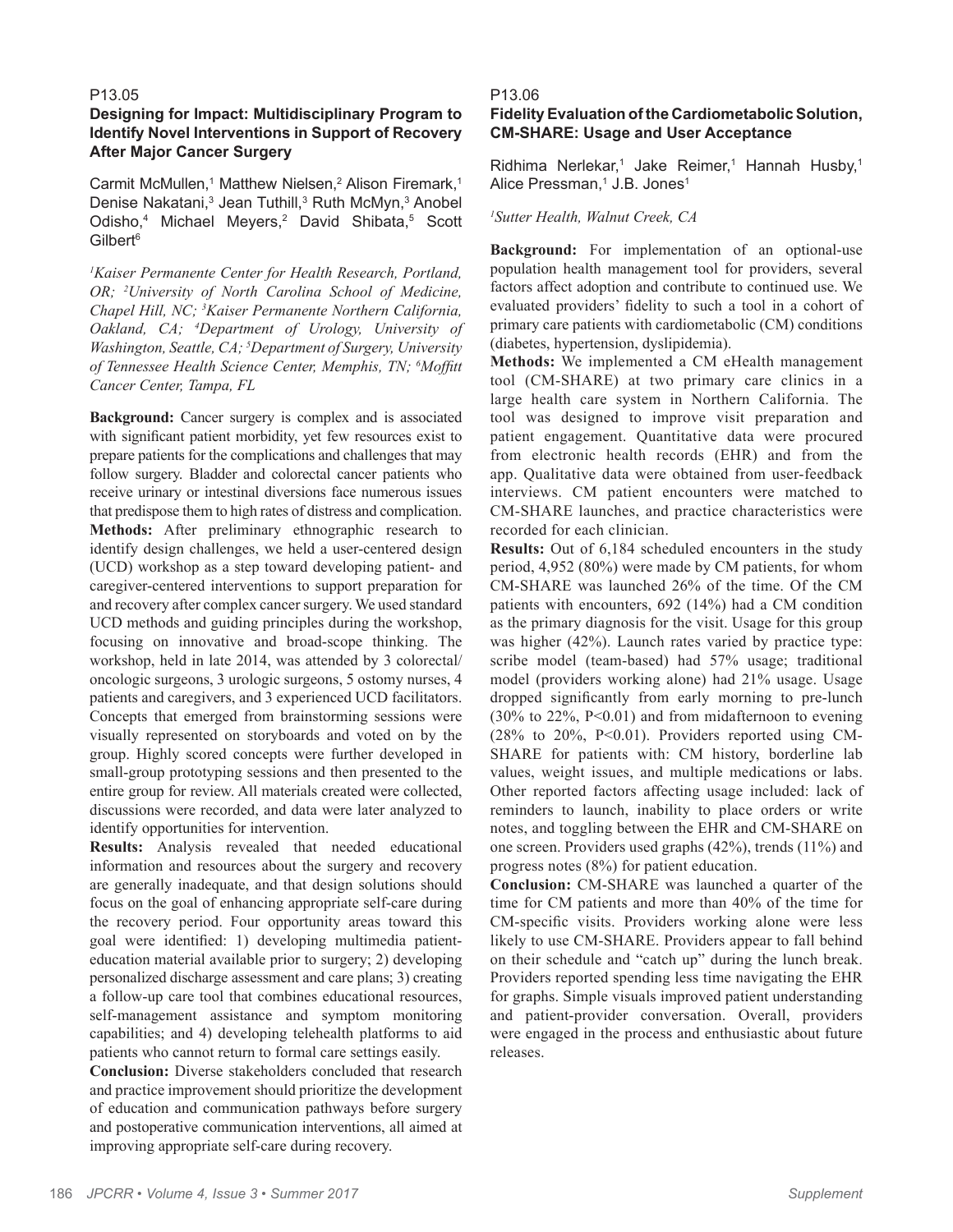P13.05

### Designing for Impact: Multidisciplinary Program to Identify Novel Interventions in Support of Recovery After Major Cancer Surgery

Carmit McMullen,[1] Matthew Nielsen,[2] Alison Firemark,[1] Denise Nakatani,[3] Jean Tuthill,[3] Ruth McMyn,[3] Anobel Odisho,[4] Michael Meyers,[2] David Shibata,[5] Scott Gilbert[6]

*[1]Kaiser Permanente Center for Health Research, Portland, OR; [2]University of North Carolina School of Medicine, Chapel Hill, NC; [3]Kaiser Permanente Northern California, Oakland, CA; [4]Department of Urology, University of Washington, Seattle, CA; [5]Department of Surgery, University of Tennessee Health Science Center, Memphis, TN; [6]Moffitt Cancer Center, Tampa, FL*

**Background:** Cancer surgery is complex and is associated with significant patient morbidity, yet few resources exist to prepare patients for the complications and challenges that may follow surgery. Bladder and colorectal cancer patients who receive urinary or intestinal diversions face numerous issues that predispose them to high rates of distress and complication.

**Methods:** After preliminary ethnographic research to identify design challenges, we held a user-centered design (UCD) workshop as a step toward developing patient- and caregiver-centered interventions to support preparation for and recovery after complex cancer surgery. We used standard UCD methods and guiding principles during the workshop, focusing on innovative and broad-scope thinking. The workshop, held in late 2014, was attended by 3 colorectal/oncologic surgeons, 3 urologic surgeons, 5 ostomy nurses, 4 patients and caregivers, and 3 experienced UCD facilitators. Concepts that emerged from brainstorming sessions were visually represented on storyboards and voted on by the group. Highly scored concepts were further developed in small-group prototyping sessions and then presented to the entire group for review. All materials created were collected, discussions were recorded, and data were later analyzed to identify opportunities for intervention.

**Results:** Analysis revealed that needed educational information and resources about the surgery and recovery are generally inadequate, and that design solutions should focus on the goal of enhancing appropriate self-care during the recovery period. Four opportunity areas toward this goal were identified: 1) developing multimedia patient-education material available prior to surgery; 2) developing personalized discharge assessment and care plans; 3) creating a follow-up care tool that combines educational resources, self-management assistance and symptom monitoring capabilities; and 4) developing telehealth platforms to aid patients who cannot return to formal care settings easily.

**Conclusion:** Diverse stakeholders concluded that research and practice improvement should prioritize the development of education and communication pathways before surgery and postoperative communication interventions, all aimed at improving appropriate self-care during recovery.

P13.06

### Fidelity Evaluation of the Cardiometabolic Solution, CM-SHARE: Usage and User Acceptance

Ridhima Nerlekar,[1] Jake Reimer,[1] Hannah Husby,[1] Alice Pressman,[1] J.B. Jones[1]

*[1]Sutter Health, Walnut Creek, CA*

**Background:** For implementation of an optional-use population health management tool for providers, several factors affect adoption and contribute to continued use. We evaluated providers' fidelity to such a tool in a cohort of primary care patients with cardiometabolic (CM) conditions (diabetes, hypertension, dyslipidemia).

**Methods:** We implemented a CM eHealth management tool (CM-SHARE) at two primary care clinics in a large health care system in Northern California. The tool was designed to improve visit preparation and patient engagement. Quantitative data were procured from electronic health records (EHR) and from the app. Qualitative data were obtained from user-feedback interviews. CM patient encounters were matched to CM-SHARE launches, and practice characteristics were recorded for each clinician.

**Results:** Out of 6,184 scheduled encounters in the study period, 4,952 (80%) were made by CM patients, for whom CM-SHARE was launched 26% of the time. Of the CM patients with encounters, 692 (14%) had a CM condition as the primary diagnosis for the visit. Usage for this group was higher (42%). Launch rates varied by practice type: scribe model (team-based) had 57% usage; traditional model (providers working alone) had 21% usage. Usage dropped significantly from early morning to pre-lunch (30% to 22%, $P<0.01$) and from midafternoon to evening (28% to 20%, $P<0.01$). Providers reported using CM-SHARE for patients with: CM history, borderline lab values, weight issues, and multiple medications or labs. Other reported factors affecting usage included: lack of reminders to launch, inability to place orders or write notes, and toggling between the EHR and CM-SHARE on one screen. Providers used graphs (42%), trends (11%) and progress notes (8%) for patient education.

**Conclusion:** CM-SHARE was launched a quarter of the time for CM patients and more than 40% of the time for CM-specific visits. Providers working alone were less likely to use CM-SHARE. Providers appear to fall behind on their schedule and "catch up" during the lunch break. Providers reported spending less time navigating the EHR for graphs. Simple visuals improved patient understanding and patient-provider conversation. Overall, providers were engaged in the process and enthusiastic about future releases.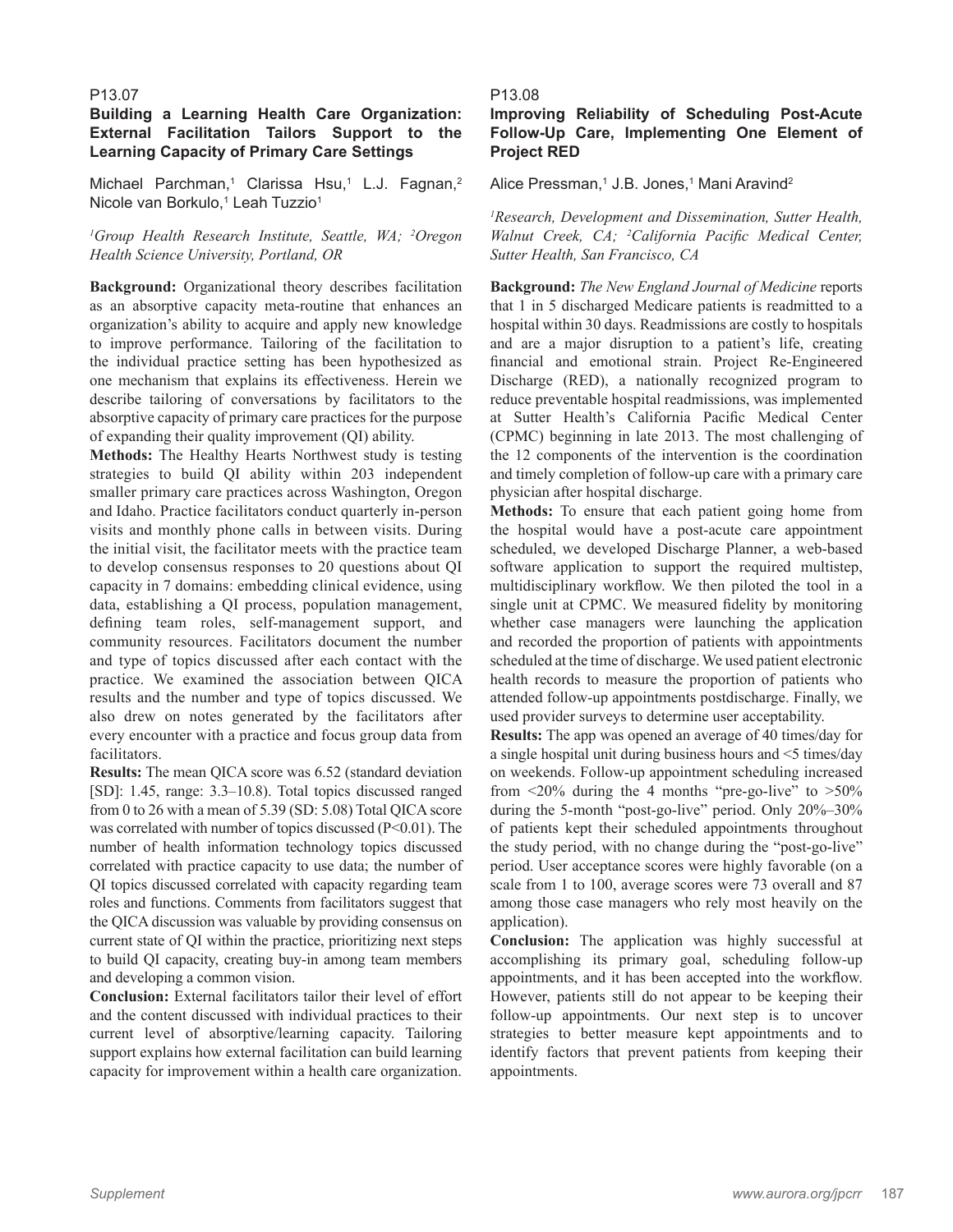P13.07

### Building a Learning Health Care Organization: External Facilitation Tailors Support to the Learning Capacity of Primary Care Settings

Michael Parchman,[1] Clarissa Hsu,[1] L.J. Fagnan,[2] Nicole van Borkulo,[1] Leah Tuzzio[1]

*[1]Group Health Research Institute, Seattle, WA; [2]Oregon Health Science University, Portland, OR*

**Background:** Organizational theory describes facilitation as an absorptive capacity meta-routine that enhances an organization's ability to acquire and apply new knowledge to improve performance. Tailoring of the facilitation to the individual practice setting has been hypothesized as one mechanism that explains its effectiveness. Herein we describe tailoring of conversations by facilitators to the absorptive capacity of primary care practices for the purpose of expanding their quality improvement (QI) ability.

**Methods:** The Healthy Hearts Northwest study is testing strategies to build QI ability within 203 independent smaller primary care practices across Washington, Oregon and Idaho. Practice facilitators conduct quarterly in-person visits and monthly phone calls in between visits. During the initial visit, the facilitator meets with the practice team to develop consensus responses to 20 questions about QI capacity in 7 domains: embedding clinical evidence, using data, establishing a QI process, population management, defining team roles, self-management support, and community resources. Facilitators document the number and type of topics discussed after each contact with the practice. We examined the association between QICA results and the number and type of topics discussed. We also drew on notes generated by the facilitators after every encounter with a practice and focus group data from facilitators.

**Results:** The mean QICA score was 6.52 (standard deviation [SD]: 1.45, range: 3.3–10.8). Total topics discussed ranged from 0 to 26 with a mean of 5.39 (SD: 5.08) Total QICA score was correlated with number of topics discussed ($P<0.01$). The number of health information technology topics discussed correlated with practice capacity to use data; the number of QI topics discussed correlated with capacity regarding team roles and functions. Comments from facilitators suggest that the QICA discussion was valuable by providing consensus on current state of QI within the practice, prioritizing next steps to build QI capacity, creating buy-in among team members and developing a common vision.

**Conclusion:** External facilitators tailor their level of effort and the content discussed with individual practices to their current level of absorptive/learning capacity. Tailoring support explains how external facilitation can build learning capacity for improvement within a health care organization.

P13.08

### Improving Reliability of Scheduling Post-Acute Follow-Up Care, Implementing One Element of Project RED

Alice Pressman,[1] J.B. Jones,[1] Mani Aravind[2]

*[1]Research, Development and Dissemination, Sutter Health, Walnut Creek, CA; [2]California Pacific Medical Center, Sutter Health, San Francisco, CA*

**Background:** *The New England Journal of Medicine* reports that 1 in 5 discharged Medicare patients is readmitted to a hospital within 30 days. Readmissions are costly to hospitals and are a major disruption to a patient's life, creating financial and emotional strain. Project Re-Engineered Discharge (RED), a nationally recognized program to reduce preventable hospital readmissions, was implemented at Sutter Health's California Pacific Medical Center (CPMC) beginning in late 2013. The most challenging of the 12 components of the intervention is the coordination and timely completion of follow-up care with a primary care physician after hospital discharge.

**Methods:** To ensure that each patient going home from the hospital would have a post-acute care appointment scheduled, we developed Discharge Planner, a web-based software application to support the required multistep, multidisciplinary workflow. We then piloted the tool in a single unit at CPMC. We measured fidelity by monitoring whether case managers were launching the application and recorded the proportion of patients with appointments scheduled at the time of discharge. We used patient electronic health records to measure the proportion of patients who attended follow-up appointments postdischarge. Finally, we used provider surveys to determine user acceptability.

**Results:** The app was opened an average of 40 times/day for a single hospital unit during business hours and <5 times/day on weekends. Follow-up appointment scheduling increased from <20% during the 4 months "pre-go-live" to >50% during the 5-month "post-go-live" period. Only 20%–30% of patients kept their scheduled appointments throughout the study period, with no change during the "post-go-live" period. User acceptance scores were highly favorable (on a scale from 1 to 100, average scores were 73 overall and 87 among those case managers who rely most heavily on the application).

**Conclusion:** The application was highly successful at accomplishing its primary goal, scheduling follow-up appointments, and it has been accepted into the workflow. However, patients still do not appear to be keeping their follow-up appointments. Our next step is to uncover strategies to better measure kept appointments and to identify factors that prevent patients from keeping their appointments.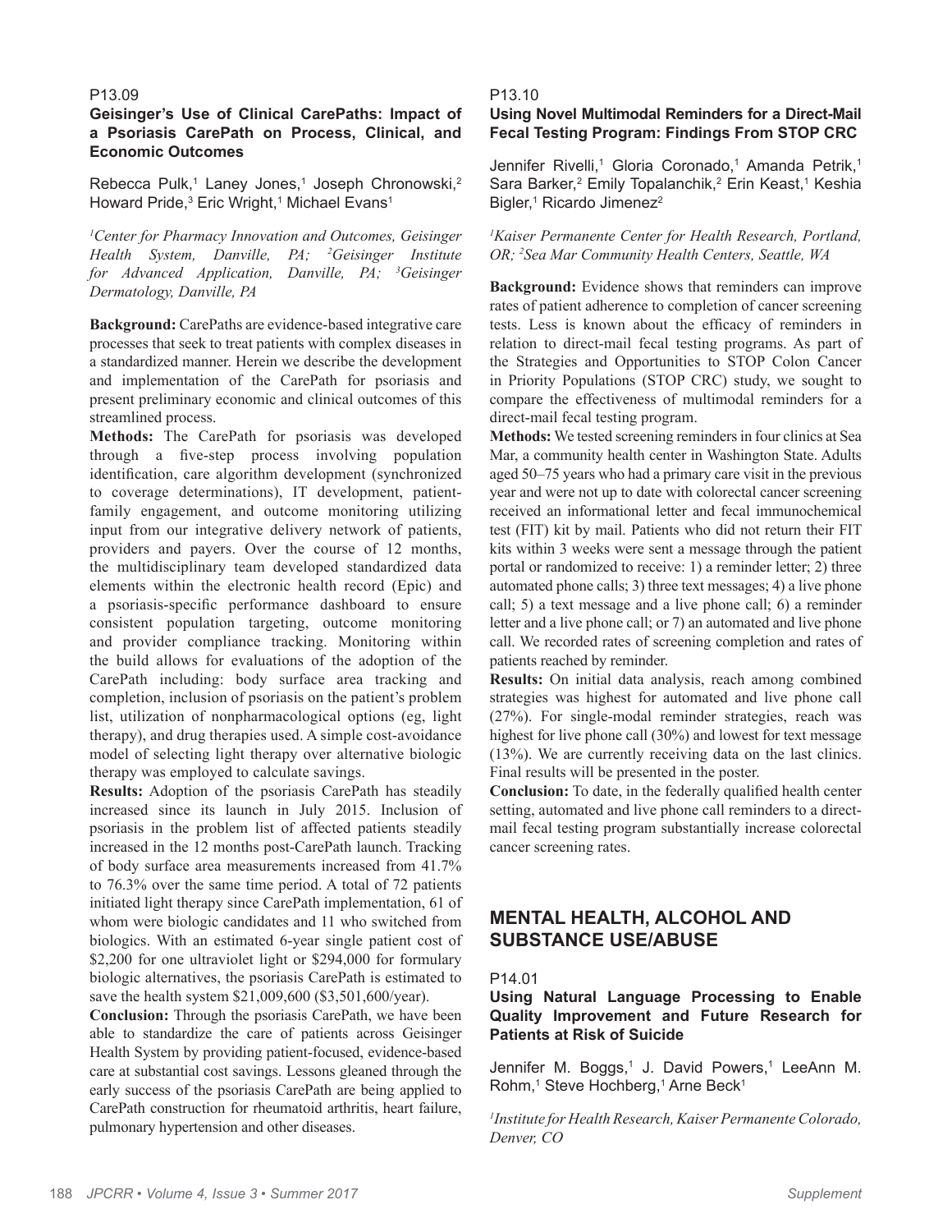P13.09

### Geisinger's Use of Clinical CarePaths: Impact of a Psoriasis CarePath on Process, Clinical, and Economic Outcomes

Rebecca Pulk,[1] Laney Jones,[1] Joseph Chronowski,[2] Howard Pride,[3] Eric Wright,[1] Michael Evans[1]

*[1]Center for Pharmacy Innovation and Outcomes, Geisinger Health System, Danville, PA; [2]Geisinger Institute for Advanced Application, Danville, PA; [3]Geisinger Dermatology, Danville, PA*

**Background:** CarePaths are evidence-based integrative care processes that seek to treat patients with complex diseases in a standardized manner. Herein we describe the development and implementation of the CarePath for psoriasis and present preliminary economic and clinical outcomes of this streamlined process.

**Methods:** The CarePath for psoriasis was developed through a five-step process involving population identification, care algorithm development (synchronized to coverage determinations), IT development, patient-family engagement, and outcome monitoring utilizing input from our integrative delivery network of patients, providers and payers. Over the course of 12 months, the multidisciplinary team developed standardized data elements within the electronic health record (Epic) and a psoriasis-specific performance dashboard to ensure consistent population targeting, outcome monitoring and provider compliance tracking. Monitoring within the build allows for evaluations of the adoption of the CarePath including: body surface area tracking and completion, inclusion of psoriasis on the patient's problem list, utilization of nonpharmacological options (eg, light therapy), and drug therapies used. A simple cost-avoidance model of selecting light therapy over alternative biologic therapy was employed to calculate savings.

**Results:** Adoption of the psoriasis CarePath has steadily increased since its launch in July 2015. Inclusion of psoriasis in the problem list of affected patients steadily increased in the 12 months post-CarePath launch. Tracking of body surface area measurements increased from 41.7% to 76.3% over the same time period. A total of 72 patients initiated light therapy since CarePath implementation, 61 of whom were biologic candidates and 11 who switched from biologics. With an estimated 6-year single patient cost of $2,200 for one ultraviolet light or $294,000 for formulary biologic alternatives, the psoriasis CarePath is estimated to save the health system $21,009,600 ($3,501,600/year).

**Conclusion:** Through the psoriasis CarePath, we have been able to standardize the care of patients across Geisinger Health System by providing patient-focused, evidence-based care at substantial cost savings. Lessons gleaned through the early success of the psoriasis CarePath are being applied to CarePath construction for rheumatoid arthritis, heart failure, pulmonary hypertension and other diseases.

P13.10

### Using Novel Multimodal Reminders for a Direct-Mail Fecal Testing Program: Findings From STOP CRC

Jennifer Rivelli,[1] Gloria Coronado,[1] Amanda Petrik,[1] Sara Barker,[2] Emily Topalanchik,[2] Erin Keast,[1] Keshia Bigler,[1] Ricardo Jimenez[2]

*[1]Kaiser Permanente Center for Health Research, Portland, OR; [2]Sea Mar Community Health Centers, Seattle, WA*

**Background:** Evidence shows that reminders can improve rates of patient adherence to completion of cancer screening tests. Less is known about the efficacy of reminders in relation to direct-mail fecal testing programs. As part of the Strategies and Opportunities to STOP Colon Cancer in Priority Populations (STOP CRC) study, we sought to compare the effectiveness of multimodal reminders for a direct-mail fecal testing program.

**Methods:** We tested screening reminders in four clinics at Sea Mar, a community health center in Washington State. Adults aged 50–75 years who had a primary care visit in the previous year and were not up to date with colorectal cancer screening received an informational letter and fecal immunochemical test (FIT) kit by mail. Patients who did not return their FIT kits within 3 weeks were sent a message through the patient portal or randomized to receive: 1) a reminder letter; 2) three automated phone calls; 3) three text messages; 4) a live phone call; 5) a text message and a live phone call; 6) a reminder letter and a live phone call; or 7) an automated and live phone call. We recorded rates of screening completion and rates of patients reached by reminder.

**Results:** On initial data analysis, reach among combined strategies was highest for automated and live phone call (27%). For single-modal reminder strategies, reach was highest for live phone call (30%) and lowest for text message (13%). We are currently receiving data on the last clinics. Final results will be presented in the poster.

**Conclusion:** To date, in the federally qualified health center setting, automated and live phone call reminders to a direct-mail fecal testing program substantially increase colorectal cancer screening rates.

## MENTAL HEALTH, ALCOHOL AND SUBSTANCE USE/ABUSE

P14.01

### Using Natural Language Processing to Enable Quality Improvement and Future Research for Patients at Risk of Suicide

Jennifer M. Boggs,[1] J. David Powers,[1] LeeAnn M. Rohm,[1] Steve Hochberg,[1] Arne Beck[1]

*[1]Institute for Health Research, Kaiser Permanente Colorado, Denver, CO*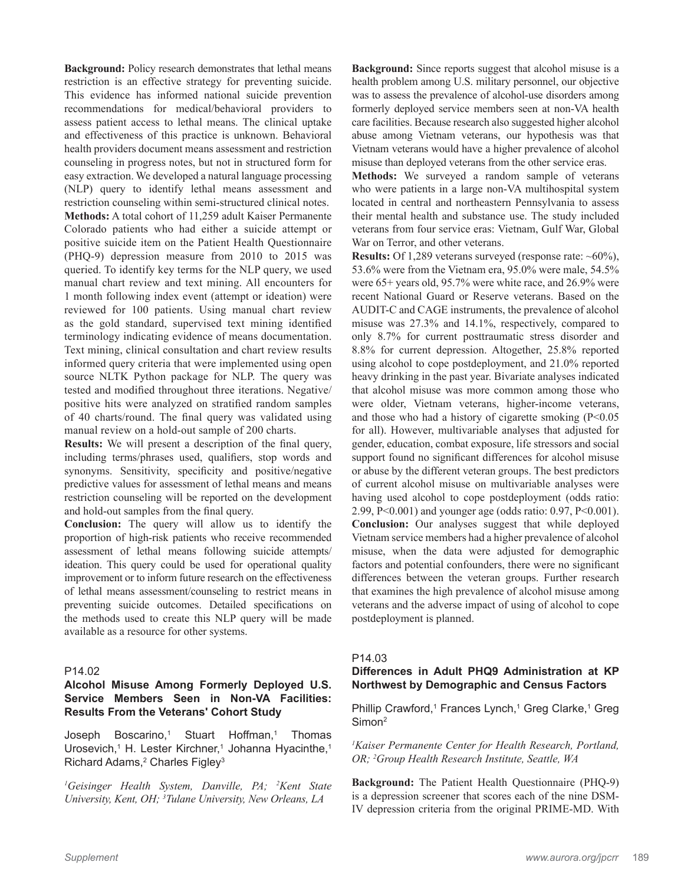**Background:** Policy research demonstrates that lethal means restriction is an effective strategy for preventing suicide. This evidence has informed national suicide prevention recommendations for medical/behavioral providers to assess patient access to lethal means. The clinical uptake and effectiveness of this practice is unknown. Behavioral health providers document means assessment and restriction counseling in progress notes, but not in structured form for easy extraction. We developed a natural language processing (NLP) query to identify lethal means assessment and restriction counseling within semi-structured clinical notes.

**Methods:** A total cohort of 11,259 adult Kaiser Permanente Colorado patients who had either a suicide attempt or positive suicide item on the Patient Health Questionnaire (PHQ-9) depression measure from 2010 to 2015 was queried. To identify key terms for the NLP query, we used manual chart review and text mining. All encounters for 1 month following index event (attempt or ideation) were reviewed for 100 patients. Using manual chart review as the gold standard, supervised text mining identified terminology indicating evidence of means documentation. Text mining, clinical consultation and chart review results informed query criteria that were implemented using open source NLTK Python package for NLP. The query was tested and modified throughout three iterations. Negative/positive hits were analyzed on stratified random samples of 40 charts/round. The final query was validated using manual review on a hold-out sample of 200 charts.

**Results:** We will present a description of the final query, including terms/phrases used, qualifiers, stop words and synonyms. Sensitivity, specificity and positive/negative predictive values for assessment of lethal means and means restriction counseling will be reported on the development and hold-out samples from the final query.

**Conclusion:** The query will allow us to identify the proportion of high-risk patients who receive recommended assessment of lethal means following suicide attempts/ideation. This query could be used for operational quality improvement or to inform future research on the effectiveness of lethal means assessment/counseling to restrict means in preventing suicide outcomes. Detailed specifications on the methods used to create this NLP query will be made available as a resource for other systems.

P14.02

### Alcohol Misuse Among Formerly Deployed U.S. Service Members Seen in Non-VA Facilities: Results From the Veterans' Cohort Study

Joseph Boscarino,[1] Stuart Hoffman,[1] Thomas Urosevich,[1] H. Lester Kirchner,[1] Johanna Hyacinthe,[1] Richard Adams,[2] Charles Figley[3]

*[1]Geisinger Health System, Danville, PA; [2]Kent State University, Kent, OH; [3]Tulane University, New Orleans, LA*

**Background:** Since reports suggest that alcohol misuse is a health problem among U.S. military personnel, our objective was to assess the prevalence of alcohol-use disorders among formerly deployed service members seen at non-VA health care facilities. Because research also suggested higher alcohol abuse among Vietnam veterans, our hypothesis was that Vietnam veterans would have a higher prevalence of alcohol misuse than deployed veterans from the other service eras.

**Methods:** We surveyed a random sample of veterans who were patients in a large non-VA multihospital system located in central and northeastern Pennsylvania to assess their mental health and substance use. The study included veterans from four service eras: Vietnam, Gulf War, Global War on Terror, and other veterans.

**Results:** Of 1,289 veterans surveyed (response rate: ~60%), 53.6% were from the Vietnam era, 95.0% were male, 54.5% were 65+ years old, 95.7% were white race, and 26.9% were recent National Guard or Reserve veterans. Based on the AUDIT-C and CAGE instruments, the prevalence of alcohol misuse was 27.3% and 14.1%, respectively, compared to only 8.7% for current posttraumatic stress disorder and 8.8% for current depression. Altogether, 25.8% reported using alcohol to cope postdeployment, and 21.0% reported heavy drinking in the past year. Bivariate analyses indicated that alcohol misuse was more common among those who were older, Vietnam veterans, higher-income veterans, and those who had a history of cigarette smoking ($P<0.05$ for all). However, multivariable analyses that adjusted for gender, education, combat exposure, life stressors and social support found no significant differences for alcohol misuse or abuse by the different veteran groups. The best predictors of current alcohol misuse on multivariable analyses were having used alcohol to cope postdeployment (odds ratio: 2.99, $P<0.001$) and younger age (odds ratio: 0.97, $P<0.001$).

**Conclusion:** Our analyses suggest that while deployed Vietnam service members had a higher prevalence of alcohol misuse, when the data were adjusted for demographic factors and potential confounders, there were no significant differences between the veteran groups. Further research that examines the high prevalence of alcohol misuse among veterans and the adverse impact of using of alcohol to cope postdeployment is planned.

P14.03

### Differences in Adult PHQ9 Administration at KP Northwest by Demographic and Census Factors

Phillip Crawford,[1] Frances Lynch,[1] Greg Clarke,[1] Greg Simon[2]

*[1]Kaiser Permanente Center for Health Research, Portland, OR; [2]Group Health Research Institute, Seattle, WA*

**Background:** The Patient Health Questionnaire (PHQ-9) is a depression screener that scores each of the nine DSM-IV depression criteria from the original PRIME-MD. With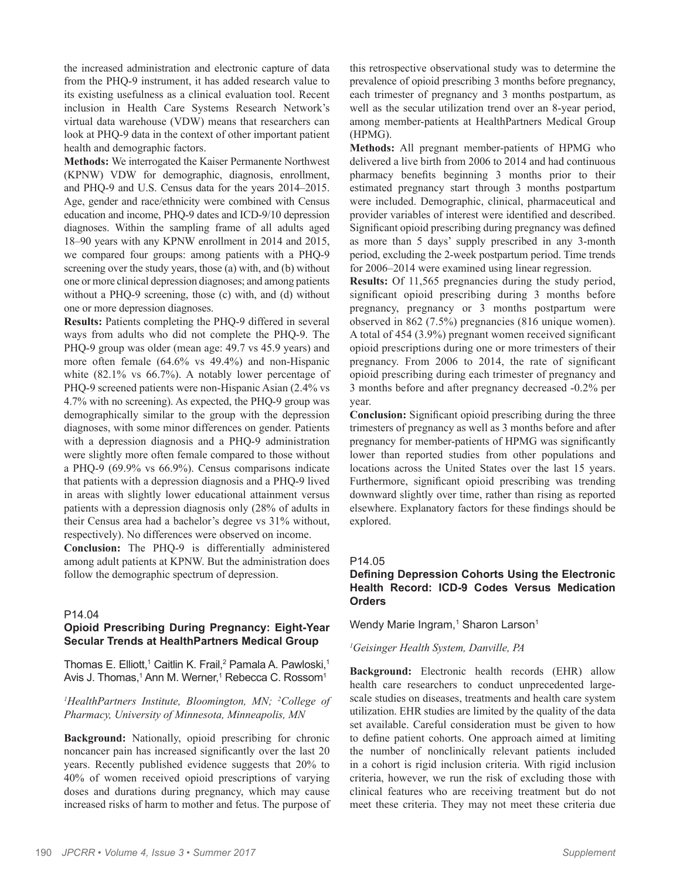the increased administration and electronic capture of data from the PHQ-9 instrument, it has added research value to its existing usefulness as a clinical evaluation tool. Recent inclusion in Health Care Systems Research Network's virtual data warehouse (VDW) means that researchers can look at PHQ-9 data in the context of other important patient health and demographic factors.

**Methods:** We interrogated the Kaiser Permanente Northwest (KPNW) VDW for demographic, diagnosis, enrollment, and PHQ-9 and U.S. Census data for the years 2014–2015. Age, gender and race/ethnicity were combined with Census education and income, PHQ-9 dates and ICD-9/10 depression diagnoses. Within the sampling frame of all adults aged 18–90 years with any KPNW enrollment in 2014 and 2015, we compared four groups: among patients with a PHQ-9 screening over the study years, those (a) with, and (b) without one or more clinical depression diagnoses; and among patients without a PHQ-9 screening, those (c) with, and (d) without one or more depression diagnoses.

**Results:** Patients completing the PHQ-9 differed in several ways from adults who did not complete the PHQ-9. The PHQ-9 group was older (mean age: 49.7 vs 45.9 years) and more often female (64.6% vs 49.4%) and non-Hispanic white (82.1% vs 66.7%). A notably lower percentage of PHQ-9 screened patients were non-Hispanic Asian (2.4% vs 4.7% with no screening). As expected, the PHQ-9 group was demographically similar to the group with the depression diagnoses, with some minor differences on gender. Patients with a depression diagnosis and a PHQ-9 administration were slightly more often female compared to those without a PHQ-9 (69.9% vs 66.9%). Census comparisons indicate that patients with a depression diagnosis and a PHQ-9 lived in areas with slightly lower educational attainment versus patients with a depression diagnosis only (28% of adults in their Census area had a bachelor's degree vs 31% without, respectively). No differences were observed on income.

**Conclusion:** The PHQ-9 is differentially administered among adult patients at KPNW. But the administration does follow the demographic spectrum of depression.

P14.04

### Opioid Prescribing During Pregnancy: Eight-Year Secular Trends at HealthPartners Medical Group

Thomas E. Elliott,[1] Caitlin K. Frail,[2] Pamala A. Pawloski,[1] Avis J. Thomas,[1] Ann M. Werner,[1] Rebecca C. Rossom[1]

*[1]HealthPartners Institute, Bloomington, MN; [2]College of Pharmacy, University of Minnesota, Minneapolis, MN*

**Background:** Nationally, opioid prescribing for chronic noncancer pain has increased significantly over the last 20 years. Recently published evidence suggests that 20% to 40% of women received opioid prescriptions of varying doses and durations during pregnancy, which may cause increased risks of harm to mother and fetus. The purpose of this retrospective observational study was to determine the prevalence of opioid prescribing 3 months before pregnancy, each trimester of pregnancy and 3 months postpartum, as well as the secular utilization trend over an 8-year period, among member-patients at HealthPartners Medical Group (HPMG).

**Methods:** All pregnant member-patients of HPMG who delivered a live birth from 2006 to 2014 and had continuous pharmacy benefits beginning 3 months prior to their estimated pregnancy start through 3 months postpartum were included. Demographic, clinical, pharmaceutical and provider variables of interest were identified and described. Significant opioid prescribing during pregnancy was defined as more than 5 days' supply prescribed in any 3-month period, excluding the 2-week postpartum period. Time trends for 2006–2014 were examined using linear regression.

**Results:** Of 11,565 pregnancies during the study period, significant opioid prescribing during 3 months before pregnancy, pregnancy or 3 months postpartum were observed in 862 (7.5%) pregnancies (816 unique women). A total of 454 (3.9%) pregnant women received significant opioid prescriptions during one or more trimesters of their pregnancy. From 2006 to 2014, the rate of significant opioid prescribing during each trimester of pregnancy and 3 months before and after pregnancy decreased -0.2% per year.

**Conclusion:** Significant opioid prescribing during the three trimesters of pregnancy as well as 3 months before and after pregnancy for member-patients of HPMG was significantly lower than reported studies from other populations and locations across the United States over the last 15 years. Furthermore, significant opioid prescribing was trending downward slightly over time, rather than rising as reported elsewhere. Explanatory factors for these findings should be explored.

P14.05

### Defining Depression Cohorts Using the Electronic Health Record: ICD-9 Codes Versus Medication Orders

Wendy Marie Ingram,[1] Sharon Larson[1]

*[1]Geisinger Health System, Danville, PA*

**Background:** Electronic health records (EHR) allow health care researchers to conduct unprecedented large-scale studies on diseases, treatments and health care system utilization. EHR studies are limited by the quality of the data set available. Careful consideration must be given to how to define patient cohorts. One approach aimed at limiting the number of nonclinically relevant patients included in a cohort is rigid inclusion criteria. With rigid inclusion criteria, however, we run the risk of excluding those with clinical features who are receiving treatment but do not meet these criteria. They may not meet these criteria due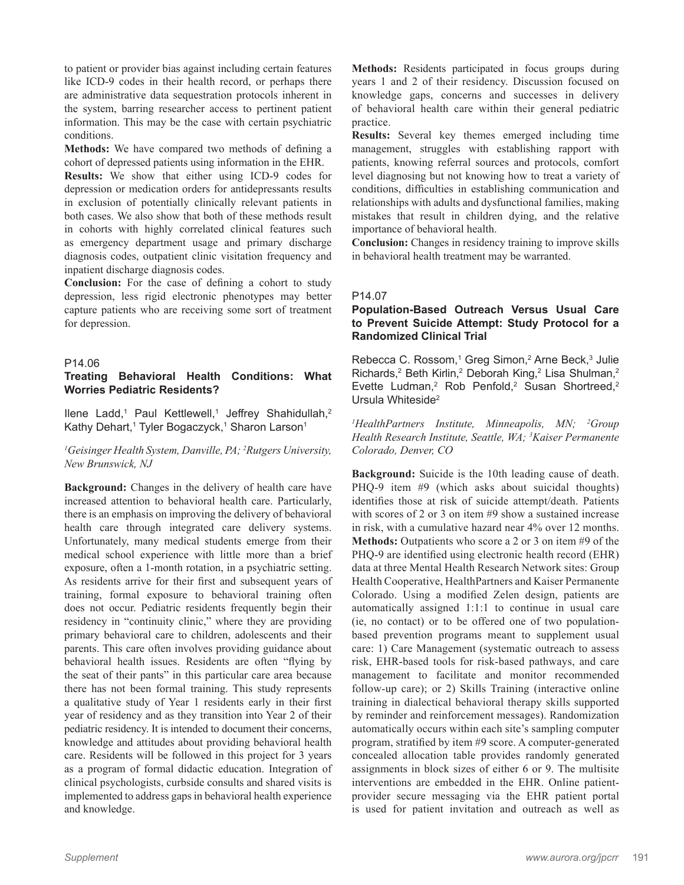to patient or provider bias against including certain features like ICD-9 codes in their health record, or perhaps there are administrative data sequestration protocols inherent in the system, barring researcher access to pertinent patient information. This may be the case with certain psychiatric conditions.

**Methods:** We have compared two methods of defining a cohort of depressed patients using information in the EHR.

**Results:** We show that either using ICD-9 codes for depression or medication orders for antidepressants results in exclusion of potentially clinically relevant patients in both cases. We also show that both of these methods result in cohorts with highly correlated clinical features such as emergency department usage and primary discharge diagnosis codes, outpatient clinic visitation frequency and inpatient discharge diagnosis codes.

**Conclusion:** For the case of defining a cohort to study depression, less rigid electronic phenotypes may better capture patients who are receiving some sort of treatment for depression.

P14.06

### Treating Behavioral Health Conditions: What Worries Pediatric Residents?

Ilene Ladd,[1] Paul Kettlewell,[1] Jeffrey Shahidullah,[2] Kathy Dehart,[1] Tyler Bogaczyck,[1] Sharon Larson[1]

*[1]Geisinger Health System, Danville, PA; [2]Rutgers University, New Brunswick, NJ*

**Background:** Changes in the delivery of health care have increased attention to behavioral health care. Particularly, there is an emphasis on improving the delivery of behavioral health care through integrated care delivery systems. Unfortunately, many medical students emerge from their medical school experience with little more than a brief exposure, often a 1-month rotation, in a psychiatric setting. As residents arrive for their first and subsequent years of training, formal exposure to behavioral training often does not occur. Pediatric residents frequently begin their residency in "continuity clinic," where they are providing primary behavioral care to children, adolescents and their parents. This care often involves providing guidance about behavioral health issues. Residents are often "flying by the seat of their pants" in this particular care area because there has not been formal training. This study represents a qualitative study of Year 1 residents early in their first year of residency and as they transition into Year 2 of their pediatric residency. It is intended to document their concerns, knowledge and attitudes about providing behavioral health care. Residents will be followed in this project for 3 years as a program of formal didactic education. Integration of clinical psychologists, curbside consults and shared visits is implemented to address gaps in behavioral health experience and knowledge.

**Methods:** Residents participated in focus groups during years 1 and 2 of their residency. Discussion focused on knowledge gaps, concerns and successes in delivery of behavioral health care within their general pediatric practice.

**Results:** Several key themes emerged including time management, struggles with establishing rapport with patients, knowing referral sources and protocols, comfort level diagnosing but not knowing how to treat a variety of conditions, difficulties in establishing communication and relationships with adults and dysfunctional families, making mistakes that result in children dying, and the relative importance of behavioral health.

**Conclusion:** Changes in residency training to improve skills in behavioral health treatment may be warranted.

P14.07

### Population-Based Outreach Versus Usual Care to Prevent Suicide Attempt: Study Protocol for a Randomized Clinical Trial

Rebecca C. Rossom,[1] Greg Simon,[2] Arne Beck,[3] Julie Richards,[2] Beth Kirlin,[2] Deborah King,[2] Lisa Shulman,[2] Evette Ludman,[2] Rob Penfold,[2] Susan Shortreed,[2] Ursula Whiteside[2]

*[1]HealthPartners Institute, Minneapolis, MN; [2]Group Health Research Institute, Seattle, WA; [3]Kaiser Permanente Colorado, Denver, CO*

**Background:** Suicide is the 10th leading cause of death. PHQ-9 item #9 (which asks about suicidal thoughts) identifies those at risk of suicide attempt/death. Patients with scores of 2 or 3 on item #9 show a sustained increase in risk, with a cumulative hazard near 4% over 12 months.

**Methods:** Outpatients who score a 2 or 3 on item #9 of the PHQ-9 are identified using electronic health record (EHR) data at three Mental Health Research Network sites: Group Health Cooperative, HealthPartners and Kaiser Permanente Colorado. Using a modified Zelen design, patients are automatically assigned 1:1:1 to continue in usual care (ie, no contact) or to be offered one of two population-based prevention programs meant to supplement usual care: 1) Care Management (systematic outreach to assess risk, EHR-based tools for risk-based pathways, and care management to facilitate and monitor recommended follow-up care); or 2) Skills Training (interactive online training in dialectical behavioral therapy skills supported by reminder and reinforcement messages). Randomization automatically occurs within each site's sampling computer program, stratified by item #9 score. A computer-generated concealed allocation table provides randomly generated assignments in block sizes of either 6 or 9. The multisite interventions are embedded in the EHR. Online patient-provider secure messaging via the EHR patient portal is used for patient invitation and outreach as well as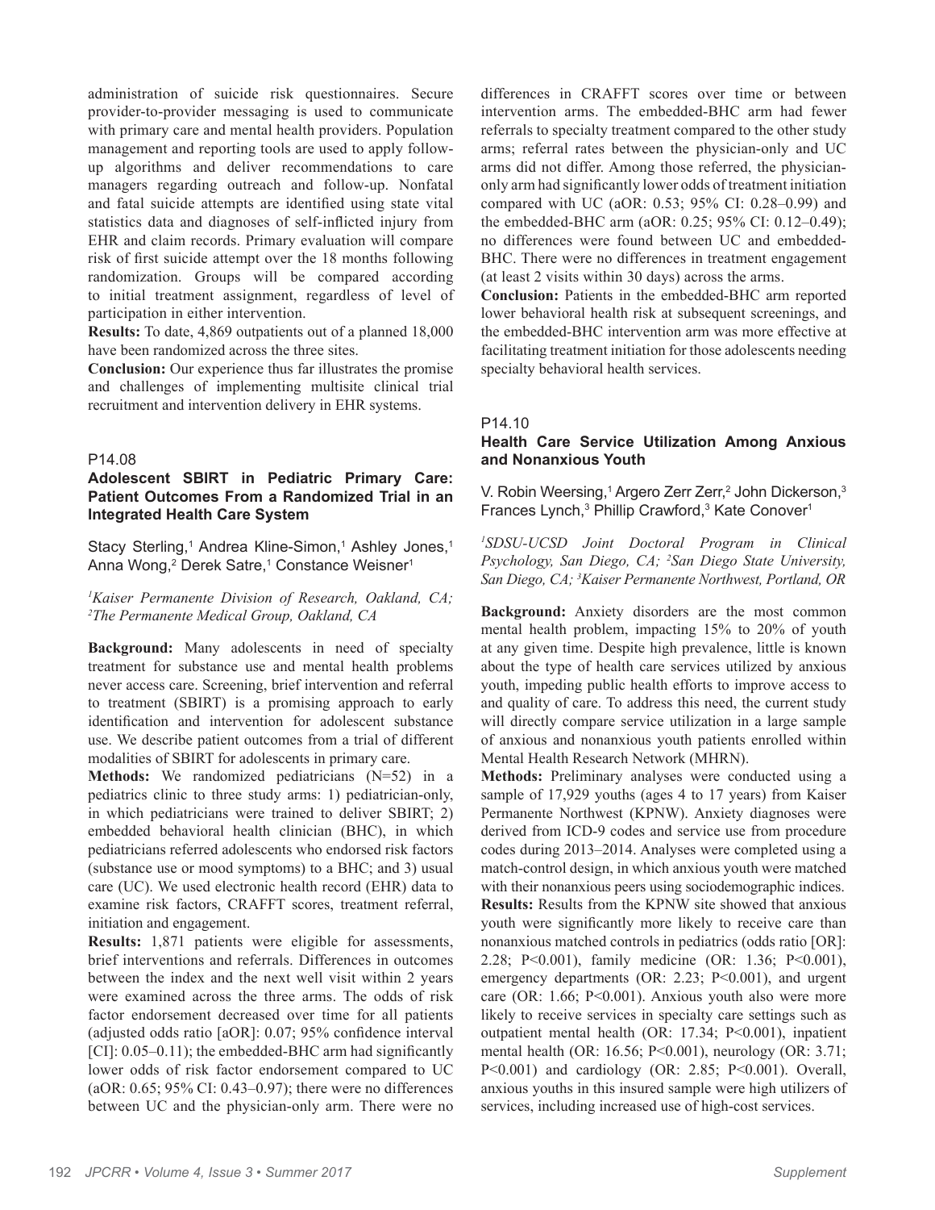administration of suicide risk questionnaires. Secure provider-to-provider messaging is used to communicate with primary care and mental health providers. Population management and reporting tools are used to apply follow-up algorithms and deliver recommendations to care managers regarding outreach and follow-up. Nonfatal and fatal suicide attempts are identified using state vital statistics data and diagnoses of self-inflicted injury from EHR and claim records. Primary evaluation will compare risk of first suicide attempt over the 18 months following randomization. Groups will be compared according to initial treatment assignment, regardless of level of participation in either intervention.

**Results:** To date, 4,869 outpatients out of a planned 18,000 have been randomized across the three sites.

**Conclusion:** Our experience thus far illustrates the promise and challenges of implementing multisite clinical trial recruitment and intervention delivery in EHR systems.

P14.08

### Adolescent SBIRT in Pediatric Primary Care: Patient Outcomes From a Randomized Trial in an Integrated Health Care System

Stacy Sterling,[1] Andrea Kline-Simon,[1] Ashley Jones,[1] Anna Wong,[2] Derek Satre,[1] Constance Weisner[1]

*[1]Kaiser Permanente Division of Research, Oakland, CA; [2]The Permanente Medical Group, Oakland, CA*

**Background:** Many adolescents in need of specialty treatment for substance use and mental health problems never access care. Screening, brief intervention and referral to treatment (SBIRT) is a promising approach to early identification and intervention for adolescent substance use. We describe patient outcomes from a trial of different modalities of SBIRT for adolescents in primary care.

**Methods:** We randomized pediatricians (N=52) in a pediatrics clinic to three study arms: 1) pediatrician-only, in which pediatricians were trained to deliver SBIRT; 2) embedded behavioral health clinician (BHC), in which pediatricians referred adolescents who endorsed risk factors (substance use or mood symptoms) to a BHC; and 3) usual care (UC). We used electronic health record (EHR) data to examine risk factors, CRAFFT scores, treatment referral, initiation and engagement.

**Results:** 1,871 patients were eligible for assessments, brief interventions and referrals. Differences in outcomes between the index and the next well visit within 2 years were examined across the three arms. The odds of risk factor endorsement decreased over time for all patients (adjusted odds ratio [aOR]: 0.07; 95% confidence interval [CI]: 0.05–0.11); the embedded-BHC arm had significantly lower odds of risk factor endorsement compared to UC (aOR: 0.65; 95% CI: 0.43–0.97); there were no differences between UC and the physician-only arm. There were no differences in CRAFFT scores over time or between intervention arms. The embedded-BHC arm had fewer referrals to specialty treatment compared to the other study arms; referral rates between the physician-only and UC arms did not differ. Among those referred, the physician-only arm had significantly lower odds of treatment initiation compared with UC (aOR: 0.53; 95% CI: 0.28–0.99) and the embedded-BHC arm (aOR: 0.25; 95% CI: 0.12–0.49); no differences were found between UC and embedded-BHC. There were no differences in treatment engagement (at least 2 visits within 30 days) across the arms.

**Conclusion:** Patients in the embedded-BHC arm reported lower behavioral health risk at subsequent screenings, and the embedded-BHC intervention arm was more effective at facilitating treatment initiation for those adolescents needing specialty behavioral health services.

P14.10

### Health Care Service Utilization Among Anxious and Nonanxious Youth

V. Robin Weersing,[1] Argero Zerr Zerr,[2] John Dickerson,[3] Frances Lynch,[3] Phillip Crawford,[3] Kate Conover[1]

*[1]SDSU-UCSD Joint Doctoral Program in Clinical Psychology, San Diego, CA; [2]San Diego State University, San Diego, CA; [3]Kaiser Permanente Northwest, Portland, OR*

**Background:** Anxiety disorders are the most common mental health problem, impacting 15% to 20% of youth at any given time. Despite high prevalence, little is known about the type of health care services utilized by anxious youth, impeding public health efforts to improve access to and quality of care. To address this need, the current study will directly compare service utilization in a large sample of anxious and nonanxious youth patients enrolled within Mental Health Research Network (MHRN).

**Methods:** Preliminary analyses were conducted using a sample of 17,929 youths (ages 4 to 17 years) from Kaiser Permanente Northwest (KPNW). Anxiety diagnoses were derived from ICD-9 codes and service use from procedure codes during 2013–2014. Analyses were completed using a match-control design, in which anxious youth were matched with their nonanxious peers using sociodemographic indices.

**Results:** Results from the KPNW site showed that anxious youth were significantly more likely to receive care than nonanxious matched controls in pediatrics (odds ratio [OR]: 2.28; P<0.001), family medicine (OR: 1.36; P<0.001), emergency departments (OR: 2.23; P<0.001), and urgent care (OR: 1.66; P<0.001). Anxious youth also were more likely to receive services in specialty care settings such as outpatient mental health (OR: 17.34; P<0.001), inpatient mental health (OR: 16.56; P<0.001), neurology (OR: 3.71; P<0.001) and cardiology (OR: 2.85; P<0.001). Overall, anxious youths in this insured sample were high utilizers of services, including increased use of high-cost services.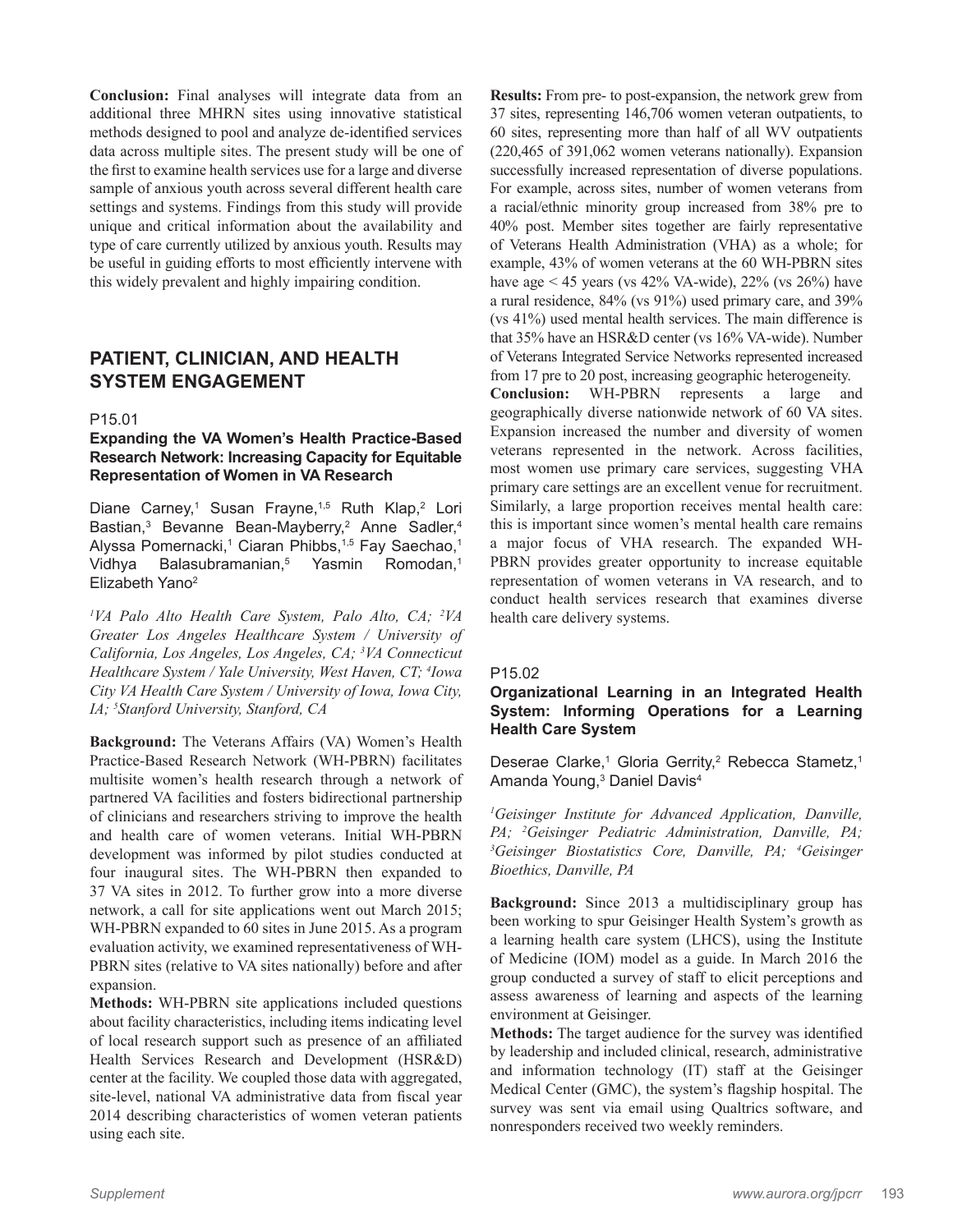**Conclusion:** Final analyses will integrate data from an additional three MHRN sites using innovative statistical methods designed to pool and analyze de-identified services data across multiple sites. The present study will be one of the first to examine health services use for a large and diverse sample of anxious youth across several different health care settings and systems. Findings from this study will provide unique and critical information about the availability and type of care currently utilized by anxious youth. Results may be useful in guiding efforts to most efficiently intervene with this widely prevalent and highly impairing condition.

## PATIENT, CLINICIAN, AND HEALTH SYSTEM ENGAGEMENT

P15.01

### Expanding the VA Women's Health Practice-Based Research Network: Increasing Capacity for Equitable Representation of Women in VA Research

Diane Carney,[1] Susan Frayne,[1,5] Ruth Klap,[2] Lori Bastian,[3] Bevanne Bean-Mayberry,[2] Anne Sadler,[4] Alyssa Pomernacki,[1] Ciaran Phibbs,[1,5] Fay Saechao,[1] Vidhya Balasubramanian,[5] Yasmin Romodan,[1] Elizabeth Yano[2]

*[1]VA Palo Alto Health Care System, Palo Alto, CA; [2]VA Greater Los Angeles Healthcare System / University of California, Los Angeles, Los Angeles, CA; [3]VA Connecticut Healthcare System / Yale University, West Haven, CT; [4]Iowa City VA Health Care System / University of Iowa, Iowa City, IA; [5]Stanford University, Stanford, CA*

**Background:** The Veterans Affairs (VA) Women's Health Practice-Based Research Network (WH-PBRN) facilitates multisite women's health research through a network of partnered VA facilities and fosters bidirectional partnership of clinicians and researchers striving to improve the health and health care of women veterans. Initial WH-PBRN development was informed by pilot studies conducted at four inaugural sites. The WH-PBRN then expanded to 37 VA sites in 2012. To further grow into a more diverse network, a call for site applications went out March 2015; WH-PBRN expanded to 60 sites in June 2015. As a program evaluation activity, we examined representativeness of WH-PBRN sites (relative to VA sites nationally) before and after expansion.

**Methods:** WH-PBRN site applications included questions about facility characteristics, including items indicating level of local research support such as presence of an affiliated Health Services Research and Development (HSR&D) center at the facility. We coupled those data with aggregated, site-level, national VA administrative data from fiscal year 2014 describing characteristics of women veteran patients using each site.

**Results:** From pre- to post-expansion, the network grew from 37 sites, representing 146,706 women veteran outpatients, to 60 sites, representing more than half of all WV outpatients (220,465 of 391,062 women veterans nationally). Expansion successfully increased representation of diverse populations. For example, across sites, number of women veterans from a racial/ethnic minority group increased from 38% pre to 40% post. Member sites together are fairly representative of Veterans Health Administration (VHA) as a whole; for example, 43% of women veterans at the 60 WH-PBRN sites have age < 45 years (vs 42% VA-wide), 22% (vs 26%) have a rural residence, 84% (vs 91%) used primary care, and 39% (vs 41%) used mental health services. The main difference is that 35% have an HSR&D center (vs 16% VA-wide). Number of Veterans Integrated Service Networks represented increased from 17 pre to 20 post, increasing geographic heterogeneity.

**Conclusion:** WH-PBRN represents a large and geographically diverse nationwide network of 60 VA sites. Expansion increased the number and diversity of women veterans represented in the network. Across facilities, most women use primary care services, suggesting VHA primary care settings are an excellent venue for recruitment. Similarly, a large proportion receives mental health care: this is important since women's mental health care remains a major focus of VHA research. The expanded WH-PBRN provides greater opportunity to increase equitable representation of women veterans in VA research, and to conduct health services research that examines diverse health care delivery systems.

P15.02

### Organizational Learning in an Integrated Health System: Informing Operations for a Learning Health Care System

Deserae Clarke,[1] Gloria Gerrity,[2] Rebecca Stametz,[1] Amanda Young,[3] Daniel Davis[4]

*[1]Geisinger Institute for Advanced Application, Danville, PA; [2]Geisinger Pediatric Administration, Danville, PA; [3]Geisinger Biostatistics Core, Danville, PA; [4]Geisinger Bioethics, Danville, PA*

**Background:** Since 2013 a multidisciplinary group has been working to spur Geisinger Health System's growth as a learning health care system (LHCS), using the Institute of Medicine (IOM) model as a guide. In March 2016 the group conducted a survey of staff to elicit perceptions and assess awareness of learning and aspects of the learning environment at Geisinger.

**Methods:** The target audience for the survey was identified by leadership and included clinical, research, administrative and information technology (IT) staff at the Geisinger Medical Center (GMC), the system's flagship hospital. The survey was sent via email using Qualtrics software, and nonresponders received two weekly reminders.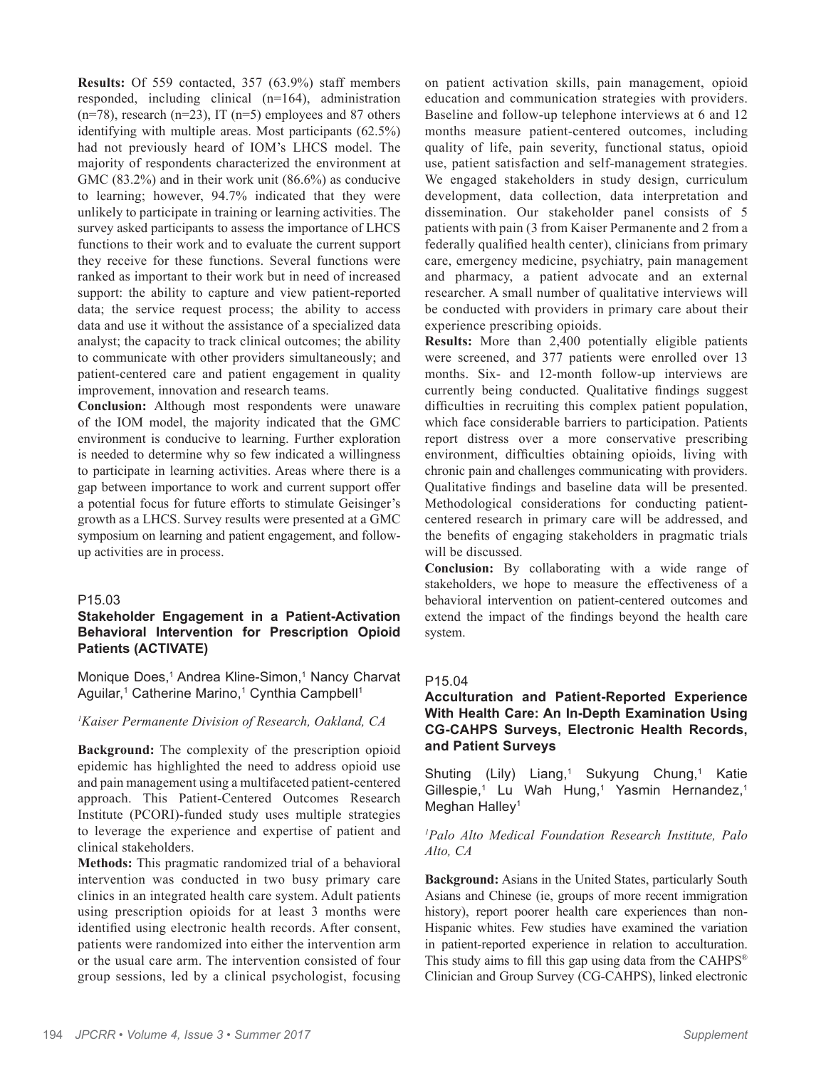**Results:** Of 559 contacted, 357 (63.9%) staff members responded, including clinical (n=164), administration (n=78), research (n=23), IT (n=5) employees and 87 others identifying with multiple areas. Most participants (62.5%) had not previously heard of IOM's LHCS model. The majority of respondents characterized the environment at GMC (83.2%) and in their work unit (86.6%) as conducive to learning; however, 94.7% indicated that they were unlikely to participate in training or learning activities. The survey asked participants to assess the importance of LHCS functions to their work and to evaluate the current support they receive for these functions. Several functions were ranked as important to their work but in need of increased support: the ability to capture and view patient-reported data; the service request process; the ability to access data and use it without the assistance of a specialized data analyst; the capacity to track clinical outcomes; the ability to communicate with other providers simultaneously; and patient-centered care and patient engagement in quality improvement, innovation and research teams.

**Conclusion:** Although most respondents were unaware of the IOM model, the majority indicated that the GMC environment is conducive to learning. Further exploration is needed to determine why so few indicated a willingness to participate in learning activities. Areas where there is a gap between importance to work and current support offer a potential focus for future efforts to stimulate Geisinger's growth as a LHCS. Survey results were presented at a GMC symposium on learning and patient engagement, and follow-up activities are in process.

P15.03

### Stakeholder Engagement in a Patient-Activation Behavioral Intervention for Prescription Opioid Patients (ACTIVATE)

Monique Does,[1] Andrea Kline-Simon,[1] Nancy Charvat Aguilar,[1] Catherine Marino,[1] Cynthia Campbell[1]

*[1]Kaiser Permanente Division of Research, Oakland, CA*

**Background:** The complexity of the prescription opioid epidemic has highlighted the need to address opioid use and pain management using a multifaceted patient-centered approach. This Patient-Centered Outcomes Research Institute (PCORI)-funded study uses multiple strategies to leverage the experience and expertise of patient and clinical stakeholders.

**Methods:** This pragmatic randomized trial of a behavioral intervention was conducted in two busy primary care clinics in an integrated health care system. Adult patients using prescription opioids for at least 3 months were identified using electronic health records. After consent, patients were randomized into either the intervention arm or the usual care arm. The intervention consisted of four group sessions, led by a clinical psychologist, focusing on patient activation skills, pain management, opioid education and communication strategies with providers. Baseline and follow-up telephone interviews at 6 and 12 months measure patient-centered outcomes, including quality of life, pain severity, functional status, opioid use, patient satisfaction and self-management strategies. We engaged stakeholders in study design, curriculum development, data collection, data interpretation and dissemination. Our stakeholder panel consists of 5 patients with pain (3 from Kaiser Permanente and 2 from a federally qualified health center), clinicians from primary care, emergency medicine, psychiatry, pain management and pharmacy, a patient advocate and an external researcher. A small number of qualitative interviews will be conducted with providers in primary care about their experience prescribing opioids.

**Results:** More than 2,400 potentially eligible patients were screened, and 377 patients were enrolled over 13 months. Six- and 12-month follow-up interviews are currently being conducted. Qualitative findings suggest difficulties in recruiting this complex patient population, which face considerable barriers to participation. Patients report distress over a more conservative prescribing environment, difficulties obtaining opioids, living with chronic pain and challenges communicating with providers. Qualitative findings and baseline data will be presented. Methodological considerations for conducting patient-centered research in primary care will be addressed, and the benefits of engaging stakeholders in pragmatic trials will be discussed.

**Conclusion:** By collaborating with a wide range of stakeholders, we hope to measure the effectiveness of a behavioral intervention on patient-centered outcomes and extend the impact of the findings beyond the health care system.

P15.04

### Acculturation and Patient-Reported Experience With Health Care: An In-Depth Examination Using CG-CAHPS Surveys, Electronic Health Records, and Patient Surveys

Shuting (Lily) Liang,[1] Sukyung Chung,[1] Katie Gillespie,[1] Lu Wah Hung,[1] Yasmin Hernandez,[1] Meghan Halley[1]

*[1]Palo Alto Medical Foundation Research Institute, Palo Alto, CA*

**Background:** Asians in the United States, particularly South Asians and Chinese (ie, groups of more recent immigration history), report poorer health care experiences than non-Hispanic whites. Few studies have examined the variation in patient-reported experience in relation to acculturation. This study aims to fill this gap using data from the CAHPS® Clinician and Group Survey (CG-CAHPS), linked electronic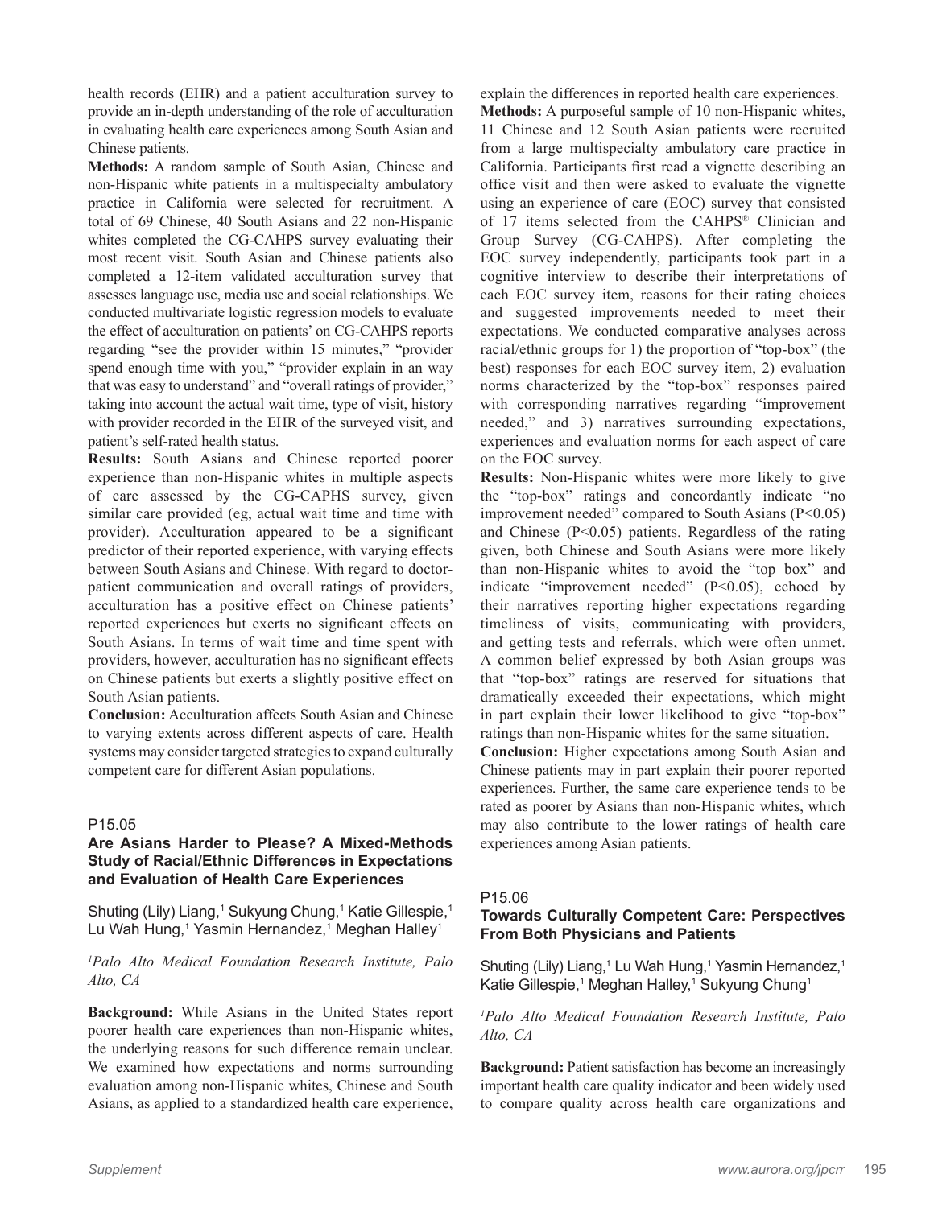health records (EHR) and a patient acculturation survey to provide an in-depth understanding of the role of acculturation in evaluating health care experiences among South Asian and Chinese patients.

**Methods:** A random sample of South Asian, Chinese and non-Hispanic white patients in a multispecialty ambulatory practice in California were selected for recruitment. A total of 69 Chinese, 40 South Asians and 22 non-Hispanic whites completed the CG-CAHPS survey evaluating their most recent visit. South Asian and Chinese patients also completed a 12-item validated acculturation survey that assesses language use, media use and social relationships. We conducted multivariate logistic regression models to evaluate the effect of acculturation on patients' on CG-CAHPS reports regarding "see the provider within 15 minutes," "provider spend enough time with you," "provider explain in an way that was easy to understand" and "overall ratings of provider," taking into account the actual wait time, type of visit, history with provider recorded in the EHR of the surveyed visit, and patient's self-rated health status.

**Results:** South Asians and Chinese reported poorer experience than non-Hispanic whites in multiple aspects of care assessed by the CG-CAPHS survey, given similar care provided (eg, actual wait time and time with provider). Acculturation appeared to be a significant predictor of their reported experience, with varying effects between South Asians and Chinese. With regard to doctor-patient communication and overall ratings of providers, acculturation has a positive effect on Chinese patients' reported experiences but exerts no significant effects on South Asians. In terms of wait time and time spent with providers, however, acculturation has no significant effects on Chinese patients but exerts a slightly positive effect on South Asian patients.

**Conclusion:** Acculturation affects South Asian and Chinese to varying extents across different aspects of care. Health systems may consider targeted strategies to expand culturally competent care for different Asian populations.

P15.05

### Are Asians Harder to Please? A Mixed-Methods Study of Racial/Ethnic Differences in Expectations and Evaluation of Health Care Experiences

Shuting (Lily) Liang,[1] Sukyung Chung,[1] Katie Gillespie,[1] Lu Wah Hung,[1] Yasmin Hernandez,[1] Meghan Halley[1]

*[1]Palo Alto Medical Foundation Research Institute, Palo Alto, CA*

**Background:** While Asians in the United States report poorer health care experiences than non-Hispanic whites, the underlying reasons for such difference remain unclear. We examined how expectations and norms surrounding evaluation among non-Hispanic whites, Chinese and South Asians, as applied to a standardized health care experience, explain the differences in reported health care experiences.

**Methods:** A purposeful sample of 10 non-Hispanic whites, 11 Chinese and 12 South Asian patients were recruited from a large multispecialty ambulatory care practice in California. Participants first read a vignette describing an office visit and then were asked to evaluate the vignette using an experience of care (EOC) survey that consisted of 17 items selected from the CAHPS® Clinician and Group Survey (CG-CAHPS). After completing the EOC survey independently, participants took part in a cognitive interview to describe their interpretations of each EOC survey item, reasons for their rating choices and suggested improvements needed to meet their expectations. We conducted comparative analyses across racial/ethnic groups for 1) the proportion of "top-box" (the best) responses for each EOC survey item, 2) evaluation norms characterized by the "top-box" responses paired with corresponding narratives regarding "improvement needed," and 3) narratives surrounding expectations, experiences and evaluation norms for each aspect of care on the EOC survey.

**Results:** Non-Hispanic whites were more likely to give the "top-box" ratings and concordantly indicate "no improvement needed" compared to South Asians ($P<0.05$) and Chinese ($P<0.05$) patients. Regardless of the rating given, both Chinese and South Asians were more likely than non-Hispanic whites to avoid the "top box" and indicate "improvement needed" ($P<0.05$), echoed by their narratives reporting higher expectations regarding timeliness of visits, communicating with providers, and getting tests and referrals, which were often unmet. A common belief expressed by both Asian groups was that "top-box" ratings are reserved for situations that dramatically exceeded their expectations, which might in part explain their lower likelihood to give "top-box" ratings than non-Hispanic whites for the same situation.

**Conclusion:** Higher expectations among South Asian and Chinese patients may in part explain their poorer reported experiences. Further, the same care experience tends to be rated as poorer by Asians than non-Hispanic whites, which may also contribute to the lower ratings of health care experiences among Asian patients.

P15.06

### Towards Culturally Competent Care: Perspectives From Both Physicians and Patients

Shuting (Lily) Liang,[1] Lu Wah Hung,[1] Yasmin Hernandez,[1] Katie Gillespie,[1] Meghan Halley,[1] Sukyung Chung[1]

*[1]Palo Alto Medical Foundation Research Institute, Palo Alto, CA*

**Background:** Patient satisfaction has become an increasingly important health care quality indicator and been widely used to compare quality across health care organizations and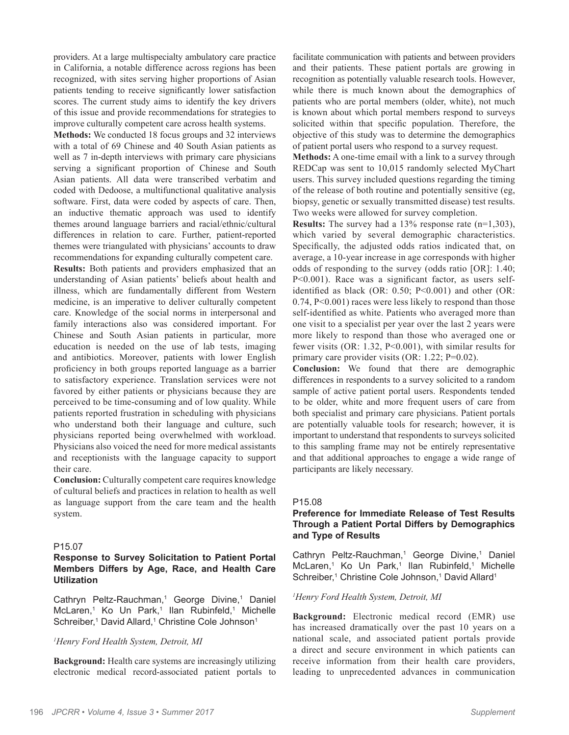providers. At a large multispecialty ambulatory care practice in California, a notable difference across regions has been recognized, with sites serving higher proportions of Asian patients tending to receive significantly lower satisfaction scores. The current study aims to identify the key drivers of this issue and provide recommendations for strategies to improve culturally competent care across health systems.

**Methods:** We conducted 18 focus groups and 32 interviews with a total of 69 Chinese and 40 South Asian patients as well as 7 in-depth interviews with primary care physicians serving a significant proportion of Chinese and South Asian patients. All data were transcribed verbatim and coded with Dedoose, a multifunctional qualitative analysis software. First, data were coded by aspects of care. Then, an inductive thematic approach was used to identify themes around language barriers and racial/ethnic/cultural differences in relation to care. Further, patient-reported themes were triangulated with physicians' accounts to draw recommendations for expanding culturally competent care.

**Results:** Both patients and providers emphasized that an understanding of Asian patients' beliefs about health and illness, which are fundamentally different from Western medicine, is an imperative to deliver culturally competent care. Knowledge of the social norms in interpersonal and family interactions also was considered important. For Chinese and South Asian patients in particular, more education is needed on the use of lab tests, imaging and antibiotics. Moreover, patients with lower English proficiency in both groups reported language as a barrier to satisfactory experience. Translation services were not favored by either patients or physicians because they are perceived to be time-consuming and of low quality. While patients reported frustration in scheduling with physicians who understand both their language and culture, such physicians reported being overwhelmed with workload. Physicians also voiced the need for more medical assistants and receptionists with the language capacity to support their care.

**Conclusion:** Culturally competent care requires knowledge of cultural beliefs and practices in relation to health as well as language support from the care team and the health system.

P15.07

### Response to Survey Solicitation to Patient Portal Members Differs by Age, Race, and Health Care Utilization

Cathryn Peltz-Rauchman,[1] George Divine,[1] Daniel McLaren,[1] Ko Un Park,[1] Ilan Rubinfeld,[1] Michelle Schreiber,[1] David Allard,[1] Christine Cole Johnson[1]

*[1]Henry Ford Health System, Detroit, MI*

**Background:** Health care systems are increasingly utilizing electronic medical record-associated patient portals to facilitate communication with patients and between providers and their patients. These patient portals are growing in recognition as potentially valuable research tools. However, while there is much known about the demographics of patients who are portal members (older, white), not much is known about which portal members respond to surveys solicited within that specific population. Therefore, the objective of this study was to determine the demographics of patient portal users who respond to a survey request.

**Methods:** A one-time email with a link to a survey through REDCap was sent to 10,015 randomly selected MyChart users. This survey included questions regarding the timing of the release of both routine and potentially sensitive (eg, biopsy, genetic or sexually transmitted disease) test results. Two weeks were allowed for survey completion.

**Results:** The survey had a 13% response rate (n=1,303), which varied by several demographic characteristics. Specifically, the adjusted odds ratios indicated that, on average, a 10-year increase in age corresponds with higher odds of responding to the survey (odds ratio [OR]: 1.40; P<0.001). Race was a significant factor, as users self-identified as black (OR: 0.50; P<0.001) and other (OR: 0.74, P<0.001) races were less likely to respond than those self-identified as white. Patients who averaged more than one visit to a specialist per year over the last 2 years were more likely to respond than those who averaged one or fewer visits (OR: 1.32, P<0.001), with similar results for primary care provider visits (OR: 1.22; P=0.02).

**Conclusion:** We found that there are demographic differences in respondents to a survey solicited to a random sample of active patient portal users. Respondents tended to be older, white and more frequent users of care from both specialist and primary care physicians. Patient portals are potentially valuable tools for research; however, it is important to understand that respondents to surveys solicited to this sampling frame may not be entirely representative and that additional approaches to engage a wide range of participants are likely necessary.

P15.08

### Preference for Immediate Release of Test Results Through a Patient Portal Differs by Demographics and Type of Results

Cathryn Peltz-Rauchman,[1] George Divine,[1] Daniel McLaren,[1] Ko Un Park,[1] Ilan Rubinfeld,[1] Michelle Schreiber,[1] Christine Cole Johnson,[1] David Allard[1]

*[1]Henry Ford Health System, Detroit, MI*

**Background:** Electronic medical record (EMR) use has increased dramatically over the past 10 years on a national scale, and associated patient portals provide a direct and secure environment in which patients can receive information from their health care providers, leading to unprecedented advances in communication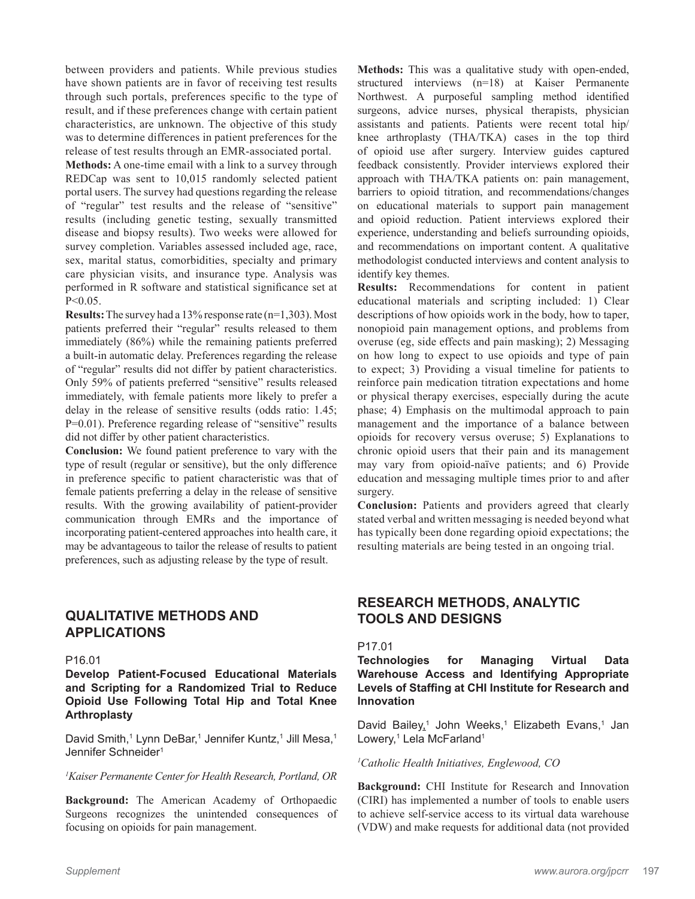between providers and patients. While previous studies have shown patients are in favor of receiving test results through such portals, preferences specific to the type of result, and if these preferences change with certain patient characteristics, are unknown. The objective of this study was to determine differences in patient preferences for the release of test results through an EMR-associated portal.

**Methods:** A one-time email with a link to a survey through REDCap was sent to 10,015 randomly selected patient portal users. The survey had questions regarding the release of "regular" test results and the release of "sensitive" results (including genetic testing, sexually transmitted disease and biopsy results). Two weeks were allowed for survey completion. Variables assessed included age, race, sex, marital status, comorbidities, specialty and primary care physician visits, and insurance type. Analysis was performed in R software and statistical significance set at $P<0.05$.

**Results:** The survey had a 13% response rate (n=1,303). Most patients preferred their "regular" results released to them immediately (86%) while the remaining patients preferred a built-in automatic delay. Preferences regarding the release of "regular" results did not differ by patient characteristics. Only 59% of patients preferred "sensitive" results released immediately, with female patients more likely to prefer a delay in the release of sensitive results (odds ratio: 1.45; $P=0.01$). Preference regarding release of "sensitive" results did not differ by other patient characteristics.

**Conclusion:** We found patient preference to vary with the type of result (regular or sensitive), but the only difference in preference specific to patient characteristic was that of female patients preferring a delay in the release of sensitive results. With the growing availability of patient-provider communication through EMRs and the importance of incorporating patient-centered approaches into health care, it may be advantageous to tailor the release of results to patient preferences, such as adjusting release by the type of result.

## QUALITATIVE METHODS AND APPLICATIONS

P16.01

### Develop Patient-Focused Educational Materials and Scripting for a Randomized Trial to Reduce Opioid Use Following Total Hip and Total Knee Arthroplasty

David Smith,[1] Lynn DeBar,[1] Jennifer Kuntz,[1] Jill Mesa,[1] Jennifer Schneider[1]

*[1]Kaiser Permanente Center for Health Research, Portland, OR*

**Background:** The American Academy of Orthopaedic Surgeons recognizes the unintended consequences of focusing on opioids for pain management.

**Methods:** This was a qualitative study with open-ended, structured interviews (n=18) at Kaiser Permanente Northwest. A purposeful sampling method identified surgeons, advice nurses, physical therapists, physician assistants and patients. Patients were recent total hip/knee arthroplasty (THA/TKA) cases in the top third of opioid use after surgery. Interview guides captured feedback consistently. Provider interviews explored their approach with THA/TKA patients on: pain management, barriers to opioid titration, and recommendations/changes on educational materials to support pain management and opioid reduction. Patient interviews explored their experience, understanding and beliefs surrounding opioids, and recommendations on important content. A qualitative methodologist conducted interviews and content analysis to identify key themes.

**Results:** Recommendations for content in patient educational materials and scripting included: 1) Clear descriptions of how opioids work in the body, how to taper, nonopioid pain management options, and problems from overuse (eg, side effects and pain masking); 2) Messaging on how long to expect to use opioids and type of pain to expect; 3) Providing a visual timeline for patients to reinforce pain medication titration expectations and home or physical therapy exercises, especially during the acute phase; 4) Emphasis on the multimodal approach to pain management and the importance of a balance between opioids for recovery versus overuse; 5) Explanations to chronic opioid users that their pain and its management may vary from opioid-naïve patients; and 6) Provide education and messaging multiple times prior to and after surgery.

**Conclusion:** Patients and providers agreed that clearly stated verbal and written messaging is needed beyond what has typically been done regarding opioid expectations; the resulting materials are being tested in an ongoing trial.

## RESEARCH METHODS, ANALYTIC TOOLS AND DESIGNS

P17.01

### Technologies for Managing Virtual Data Warehouse Access and Identifying Appropriate Levels of Staffing at CHI Institute for Research and Innovation

David Bailey,[1] John Weeks,[1] Elizabeth Evans,[1] Jan Lowery,[1] Lela McFarland[1]

*[1]Catholic Health Initiatives, Englewood, CO*

**Background:** CHI Institute for Research and Innovation (CIRI) has implemented a number of tools to enable users to achieve self-service access to its virtual data warehouse (VDW) and make requests for additional data (not provided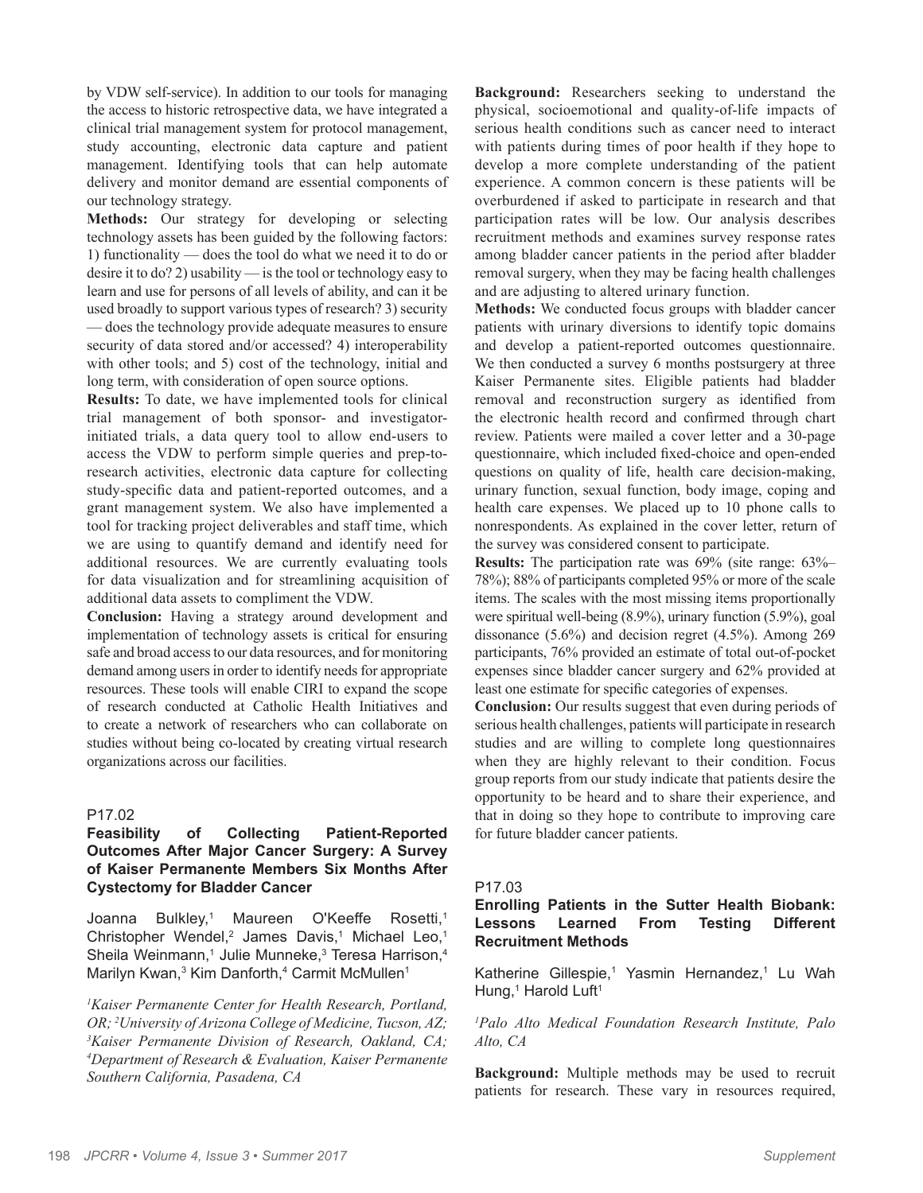by VDW self-service). In addition to our tools for managing the access to historic retrospective data, we have integrated a clinical trial management system for protocol management, study accounting, electronic data capture and patient management. Identifying tools that can help automate delivery and monitor demand are essential components of our technology strategy.

**Methods:** Our strategy for developing or selecting technology assets has been guided by the following factors: 1) functionality — does the tool do what we need it to do or desire it to do? 2) usability — is the tool or technology easy to learn and use for persons of all levels of ability, and can it be used broadly to support various types of research? 3) security — does the technology provide adequate measures to ensure security of data stored and/or accessed? 4) interoperability with other tools; and 5) cost of the technology, initial and long term, with consideration of open source options.

**Results:** To date, we have implemented tools for clinical trial management of both sponsor- and investigator-initiated trials, a data query tool to allow end-users to access the VDW to perform simple queries and prep-to-research activities, electronic data capture for collecting study-specific data and patient-reported outcomes, and a grant management system. We also have implemented a tool for tracking project deliverables and staff time, which we are using to quantify demand and identify need for additional resources. We are currently evaluating tools for data visualization and for streamlining acquisition of additional data assets to compliment the VDW.

**Conclusion:** Having a strategy around development and implementation of technology assets is critical for ensuring safe and broad access to our data resources, and for monitoring demand among users in order to identify needs for appropriate resources. These tools will enable CIRI to expand the scope of research conducted at Catholic Health Initiatives and to create a network of researchers who can collaborate on studies without being co-located by creating virtual research organizations across our facilities.

P17.02

### Feasibility of Collecting Patient-Reported Outcomes After Major Cancer Surgery: A Survey of Kaiser Permanente Members Six Months After Cystectomy for Bladder Cancer

Joanna Bulkley,[1] Maureen O'Keeffe Rosetti,[1] Christopher Wendel,[2] James Davis,[1] Michael Leo,[1] Sheila Weinmann,[1] Julie Munneke,[3] Teresa Harrison,[4] Marilyn Kwan,[3] Kim Danforth,[4] Carmit McMullen[1]

*[1]Kaiser Permanente Center for Health Research, Portland, OR; [2]University of Arizona College of Medicine, Tucson, AZ; [3]Kaiser Permanente Division of Research, Oakland, CA; [4]Department of Research & Evaluation, Kaiser Permanente Southern California, Pasadena, CA*

**Background:** Researchers seeking to understand the physical, socioemotional and quality-of-life impacts of serious health conditions such as cancer need to interact with patients during times of poor health if they hope to develop a more complete understanding of the patient experience. A common concern is these patients will be overburdened if asked to participate in research and that participation rates will be low. Our analysis describes recruitment methods and examines survey response rates among bladder cancer patients in the period after bladder removal surgery, when they may be facing health challenges and are adjusting to altered urinary function.

**Methods:** We conducted focus groups with bladder cancer patients with urinary diversions to identify topic domains and develop a patient-reported outcomes questionnaire. We then conducted a survey 6 months postsurgery at three Kaiser Permanente sites. Eligible patients had bladder removal and reconstruction surgery as identified from the electronic health record and confirmed through chart review. Patients were mailed a cover letter and a 30-page questionnaire, which included fixed-choice and open-ended questions on quality of life, health care decision-making, urinary function, sexual function, body image, coping and health care expenses. We placed up to 10 phone calls to nonrespondents. As explained in the cover letter, return of the survey was considered consent to participate.

**Results:** The participation rate was 69% (site range: 63%–78%); 88% of participants completed 95% or more of the scale items. The scales with the most missing items proportionally were spiritual well-being (8.9%), urinary function (5.9%), goal dissonance (5.6%) and decision regret (4.5%). Among 269 participants, 76% provided an estimate of total out-of-pocket expenses since bladder cancer surgery and 62% provided at least one estimate for specific categories of expenses.

**Conclusion:** Our results suggest that even during periods of serious health challenges, patients will participate in research studies and are willing to complete long questionnaires when they are highly relevant to their condition. Focus group reports from our study indicate that patients desire the opportunity to be heard and to share their experience, and that in doing so they hope to contribute to improving care for future bladder cancer patients.

P17.03

### Enrolling Patients in the Sutter Health Biobank: Lessons Learned From Testing Different Recruitment Methods

Katherine Gillespie,[1] Yasmin Hernandez,[1] Lu Wah Hung,[1] Harold Luft[1]

*[1]Palo Alto Medical Foundation Research Institute, Palo Alto, CA*

**Background:** Multiple methods may be used to recruit patients for research. These vary in resources required,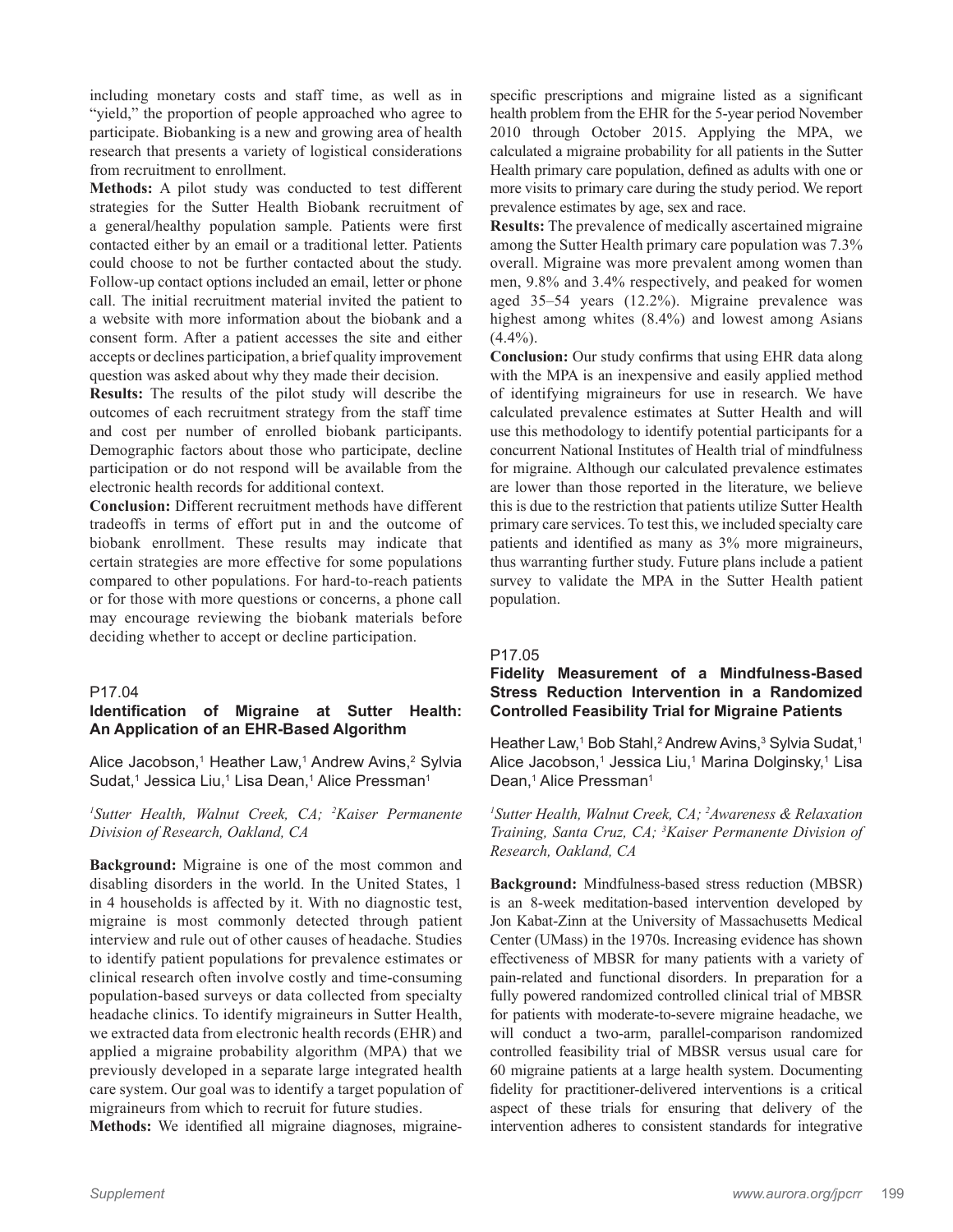including monetary costs and staff time, as well as in "yield," the proportion of people approached who agree to participate. Biobanking is a new and growing area of health research that presents a variety of logistical considerations from recruitment to enrollment.

**Methods:** A pilot study was conducted to test different strategies for the Sutter Health Biobank recruitment of a general/healthy population sample. Patients were first contacted either by an email or a traditional letter. Patients could choose to not be further contacted about the study. Follow-up contact options included an email, letter or phone call. The initial recruitment material invited the patient to a website with more information about the biobank and a consent form. After a patient accesses the site and either accepts or declines participation, a brief quality improvement question was asked about why they made their decision.

**Results:** The results of the pilot study will describe the outcomes of each recruitment strategy from the staff time and cost per number of enrolled biobank participants. Demographic factors about those who participate, decline participation or do not respond will be available from the electronic health records for additional context.

**Conclusion:** Different recruitment methods have different tradeoffs in terms of effort put in and the outcome of biobank enrollment. These results may indicate that certain strategies are more effective for some populations compared to other populations. For hard-to-reach patients or for those with more questions or concerns, a phone call may encourage reviewing the biobank materials before deciding whether to accept or decline participation.

P17.04

### Identification of Migraine at Sutter Health: An Application of an EHR-Based Algorithm

Alice Jacobson,[1] Heather Law,[1] Andrew Avins,[2] Sylvia Sudat,[1] Jessica Liu,[1] Lisa Dean,[1] Alice Pressman[1]

*[1]Sutter Health, Walnut Creek, CA; [2]Kaiser Permanente Division of Research, Oakland, CA*

**Background:** Migraine is one of the most common and disabling disorders in the world. In the United States, 1 in 4 households is affected by it. With no diagnostic test, migraine is most commonly detected through patient interview and rule out of other causes of headache. Studies to identify patient populations for prevalence estimates or clinical research often involve costly and time-consuming population-based surveys or data collected from specialty headache clinics. To identify migraineurs in Sutter Health, we extracted data from electronic health records (EHR) and applied a migraine probability algorithm (MPA) that we previously developed in a separate large integrated health care system. Our goal was to identify a target population of migraineurs from which to recruit for future studies.

**Methods:** We identified all migraine diagnoses, migraine-specific prescriptions and migraine listed as a significant health problem from the EHR for the 5-year period November 2010 through October 2015. Applying the MPA, we calculated a migraine probability for all patients in the Sutter Health primary care population, defined as adults with one or more visits to primary care during the study period. We report prevalence estimates by age, sex and race.

**Results:** The prevalence of medically ascertained migraine among the Sutter Health primary care population was 7.3% overall. Migraine was more prevalent among women than men, 9.8% and 3.4% respectively, and peaked for women aged 35–54 years (12.2%). Migraine prevalence was highest among whites (8.4%) and lowest among Asians (4.4%).

**Conclusion:** Our study confirms that using EHR data along with the MPA is an inexpensive and easily applied method of identifying migraineurs for use in research. We have calculated prevalence estimates at Sutter Health and will use this methodology to identify potential participants for a concurrent National Institutes of Health trial of mindfulness for migraine. Although our calculated prevalence estimates are lower than those reported in the literature, we believe this is due to the restriction that patients utilize Sutter Health primary care services. To test this, we included specialty care patients and identified as many as 3% more migraineurs, thus warranting further study. Future plans include a patient survey to validate the MPA in the Sutter Health patient population.

P17.05

### Fidelity Measurement of a Mindfulness-Based Stress Reduction Intervention in a Randomized Controlled Feasibility Trial for Migraine Patients

Heather Law,[1] Bob Stahl,[2] Andrew Avins,[3] Sylvia Sudat,[1] Alice Jacobson,[1] Jessica Liu,[1] Marina Dolginsky,[1] Lisa Dean,[1] Alice Pressman[1]

*[1]Sutter Health, Walnut Creek, CA; [2]Awareness & Relaxation Training, Santa Cruz, CA; [3]Kaiser Permanente Division of Research, Oakland, CA*

**Background:** Mindfulness-based stress reduction (MBSR) is an 8-week meditation-based intervention developed by Jon Kabat-Zinn at the University of Massachusetts Medical Center (UMass) in the 1970s. Increasing evidence has shown effectiveness of MBSR for many patients with a variety of pain-related and functional disorders. In preparation for a fully powered randomized controlled clinical trial of MBSR for patients with moderate-to-severe migraine headache, we will conduct a two-arm, parallel-comparison randomized controlled feasibility trial of MBSR versus usual care for 60 migraine patients at a large health system. Documenting fidelity for practitioner-delivered interventions is a critical aspect of these trials for ensuring that delivery of the intervention adheres to consistent standards for integrative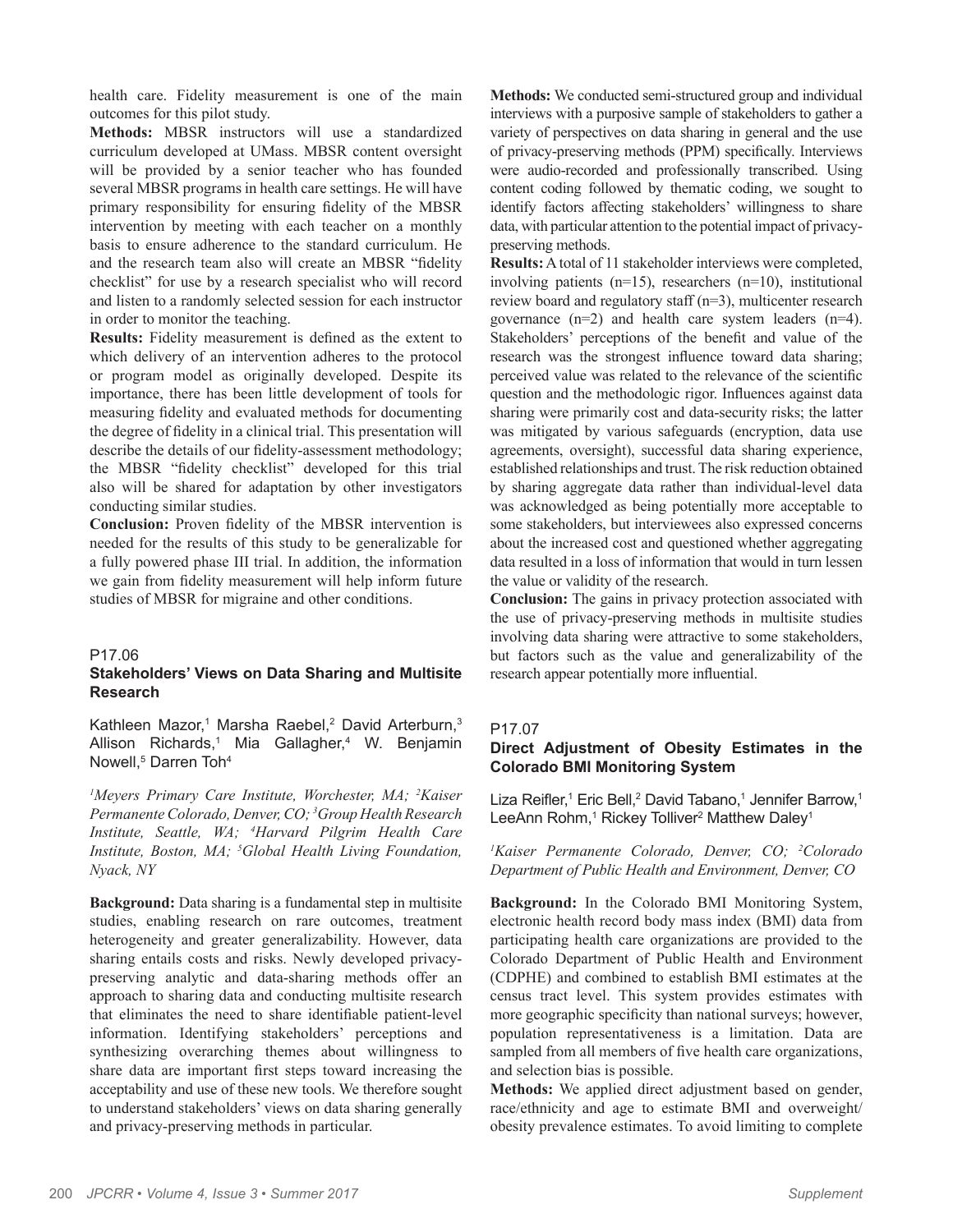health care. Fidelity measurement is one of the main outcomes for this pilot study.

**Methods:** MBSR instructors will use a standardized curriculum developed at UMass. MBSR content oversight will be provided by a senior teacher who has founded several MBSR programs in health care settings. He will have primary responsibility for ensuring fidelity of the MBSR intervention by meeting with each teacher on a monthly basis to ensure adherence to the standard curriculum. He and the research team also will create an MBSR "fidelity checklist" for use by a research specialist who will record and listen to a randomly selected session for each instructor in order to monitor the teaching.

**Results:** Fidelity measurement is defined as the extent to which delivery of an intervention adheres to the protocol or program model as originally developed. Despite its importance, there has been little development of tools for measuring fidelity and evaluated methods for documenting the degree of fidelity in a clinical trial. This presentation will describe the details of our fidelity-assessment methodology; the MBSR "fidelity checklist" developed for this trial also will be shared for adaptation by other investigators conducting similar studies.

**Conclusion:** Proven fidelity of the MBSR intervention is needed for the results of this study to be generalizable for a fully powered phase III trial. In addition, the information we gain from fidelity measurement will help inform future studies of MBSR for migraine and other conditions.

P17.06

### Stakeholders' Views on Data Sharing and Multisite Research

Kathleen Mazor,[1] Marsha Raebel,[2] David Arterburn,[3] Allison Richards,[1] Mia Gallagher,[4] W. Benjamin Nowell,[5] Darren Toh[4]

*[1]Meyers Primary Care Institute, Worchester, MA; [2]Kaiser Permanente Colorado, Denver, CO; [3]Group Health Research Institute, Seattle, WA; [4]Harvard Pilgrim Health Care Institute, Boston, MA; [5]Global Health Living Foundation, Nyack, NY*

**Background:** Data sharing is a fundamental step in multisite studies, enabling research on rare outcomes, treatment heterogeneity and greater generalizability. However, data sharing entails costs and risks. Newly developed privacy-preserving analytic and data-sharing methods offer an approach to sharing data and conducting multisite research that eliminates the need to share identifiable patient-level information. Identifying stakeholders' perceptions and synthesizing overarching themes about willingness to share data are important first steps toward increasing the acceptability and use of these new tools. We therefore sought to understand stakeholders' views on data sharing generally and privacy-preserving methods in particular.

**Methods:** We conducted semi-structured group and individual interviews with a purposive sample of stakeholders to gather a variety of perspectives on data sharing in general and the use of privacy-preserving methods (PPM) specifically. Interviews were audio-recorded and professionally transcribed. Using content coding followed by thematic coding, we sought to identify factors affecting stakeholders' willingness to share data, with particular attention to the potential impact of privacy-preserving methods.

**Results:** A total of 11 stakeholder interviews were completed, involving patients (n=15), researchers (n=10), institutional review board and regulatory staff (n=3), multicenter research governance (n=2) and health care system leaders (n=4). Stakeholders' perceptions of the benefit and value of the research was the strongest influence toward data sharing; perceived value was related to the relevance of the scientific question and the methodologic rigor. Influences against data sharing were primarily cost and data-security risks; the latter was mitigated by various safeguards (encryption, data use agreements, oversight), successful data sharing experience, established relationships and trust. The risk reduction obtained by sharing aggregate data rather than individual-level data was acknowledged as being potentially more acceptable to some stakeholders, but interviewees also expressed concerns about the increased cost and questioned whether aggregating data resulted in a loss of information that would in turn lessen the value or validity of the research.

**Conclusion:** The gains in privacy protection associated with the use of privacy-preserving methods in multisite studies involving data sharing were attractive to some stakeholders, but factors such as the value and generalizability of the research appear potentially more influential.

P17.07

### Direct Adjustment of Obesity Estimates in the Colorado BMI Monitoring System

Liza Reifler,[1] Eric Bell,[2] David Tabano,[1] Jennifer Barrow,[1] LeeAnn Rohm,[1] Rickey Tolliver[2] Matthew Daley[1]

*[1]Kaiser Permanente Colorado, Denver, CO; [2]Colorado Department of Public Health and Environment, Denver, CO*

**Background:** In the Colorado BMI Monitoring System, electronic health record body mass index (BMI) data from participating health care organizations are provided to the Colorado Department of Public Health and Environment (CDPHE) and combined to establish BMI estimates at the census tract level. This system provides estimates with more geographic specificity than national surveys; however, population representativeness is a limitation. Data are sampled from all members of five health care organizations, and selection bias is possible.

**Methods:** We applied direct adjustment based on gender, race/ethnicity and age to estimate BMI and overweight/obesity prevalence estimates. To avoid limiting to complete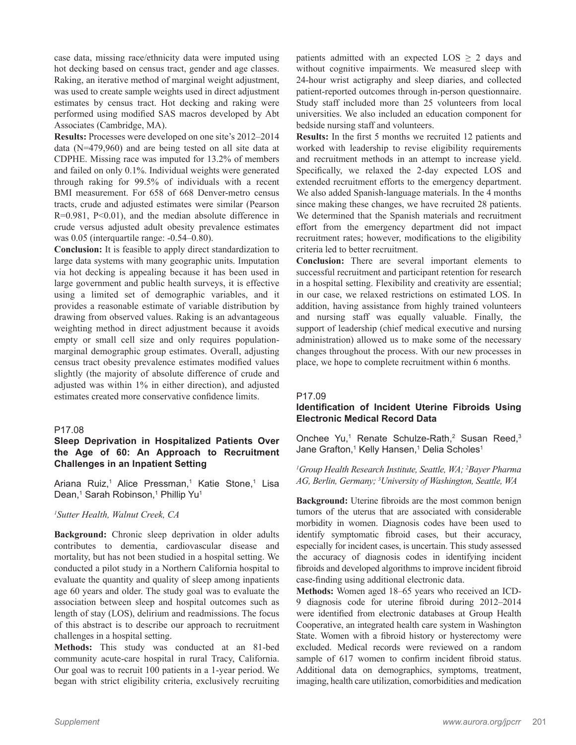case data, missing race/ethnicity data were imputed using hot decking based on census tract, gender and age classes. Raking, an iterative method of marginal weight adjustment, was used to create sample weights used in direct adjustment estimates by census tract. Hot decking and raking were performed using modified SAS macros developed by Abt Associates (Cambridge, MA).

**Results:** Processes were developed on one site's 2012–2014 data (N=479,960) and are being tested on all site data at CDPHE. Missing race was imputed for 13.2% of members and failed on only 0.1%. Individual weights were generated through raking for 99.5% of individuals with a recent BMI measurement. For 658 of 668 Denver-metro census tracts, crude and adjusted estimates were similar (Pearson R=0.981, P<0.01), and the median absolute difference in crude versus adjusted adult obesity prevalence estimates was 0.05 (interquartile range: -0.54–0.80).

**Conclusion:** It is feasible to apply direct standardization to large data systems with many geographic units. Imputation via hot decking is appealing because it has been used in large government and public health surveys, it is effective using a limited set of demographic variables, and it provides a reasonable estimate of variable distribution by drawing from observed values. Raking is an advantageous weighting method in direct adjustment because it avoids empty or small cell size and only requires population-marginal demographic group estimates. Overall, adjusting census tract obesity prevalence estimates modified values slightly (the majority of absolute difference of crude and adjusted was within 1% in either direction), and adjusted estimates created more conservative confidence limits.

P17.08

### Sleep Deprivation in Hospitalized Patients Over the Age of 60: An Approach to Recruitment Challenges in an Inpatient Setting

Ariana Ruiz,[1] Alice Pressman,[1] Katie Stone,[1] Lisa Dean,[1] Sarah Robinson,[1] Phillip Yu[1]

*[1]Sutter Health, Walnut Creek, CA*

**Background:** Chronic sleep deprivation in older adults contributes to dementia, cardiovascular disease and mortality, but has not been studied in a hospital setting. We conducted a pilot study in a Northern California hospital to evaluate the quantity and quality of sleep among inpatients age 60 years and older. The study goal was to evaluate the association between sleep and hospital outcomes such as length of stay (LOS), delirium and readmissions. The focus of this abstract is to describe our approach to recruitment challenges in a hospital setting.

**Methods:** This study was conducted at an 81-bed community acute-care hospital in rural Tracy, California. Our goal was to recruit 100 patients in a 1-year period. We began with strict eligibility criteria, exclusively recruiting patients admitted with an expected LOS $\geq$ 2 days and without cognitive impairments. We measured sleep with 24-hour wrist actigraphy and sleep diaries, and collected patient-reported outcomes through in-person questionnaire. Study staff included more than 25 volunteers from local universities. We also included an education component for bedside nursing staff and volunteers.

**Results:** In the first 5 months we recruited 12 patients and worked with leadership to revise eligibility requirements and recruitment methods in an attempt to increase yield. Specifically, we relaxed the 2-day expected LOS and extended recruitment efforts to the emergency department. We also added Spanish-language materials. In the 4 months since making these changes, we have recruited 28 patients. We determined that the Spanish materials and recruitment effort from the emergency department did not impact recruitment rates; however, modifications to the eligibility criteria led to better recruitment.

**Conclusion:** There are several important elements to successful recruitment and participant retention for research in a hospital setting. Flexibility and creativity are essential; in our case, we relaxed restrictions on estimated LOS. In addition, having assistance from highly trained volunteers and nursing staff was equally valuable. Finally, the support of leadership (chief medical executive and nursing administration) allowed us to make some of the necessary changes throughout the process. With our new processes in place, we hope to complete recruitment within 6 months.

P17.09

### Identification of Incident Uterine Fibroids Using Electronic Medical Record Data

Onchee Yu,[1] Renate Schulze-Rath,[2] Susan Reed,[3] Jane Grafton,[1] Kelly Hansen,[1] Delia Scholes[1]

*[1]Group Health Research Institute, Seattle, WA; [2]Bayer Pharma AG, Berlin, Germany; [3]University of Washington, Seattle, WA*

**Background:** Uterine fibroids are the most common benign tumors of the uterus that are associated with considerable morbidity in women. Diagnosis codes have been used to identify symptomatic fibroid cases, but their accuracy, especially for incident cases, is uncertain. This study assessed the accuracy of diagnosis codes in identifying incident fibroids and developed algorithms to improve incident fibroid case-finding using additional electronic data.

**Methods:** Women aged 18–65 years who received an ICD-9 diagnosis code for uterine fibroid during 2012–2014 were identified from electronic databases at Group Health Cooperative, an integrated health care system in Washington State. Women with a fibroid history or hysterectomy were excluded. Medical records were reviewed on a random sample of 617 women to confirm incident fibroid status. Additional data on demographics, symptoms, treatment, imaging, health care utilization, comorbidities and medication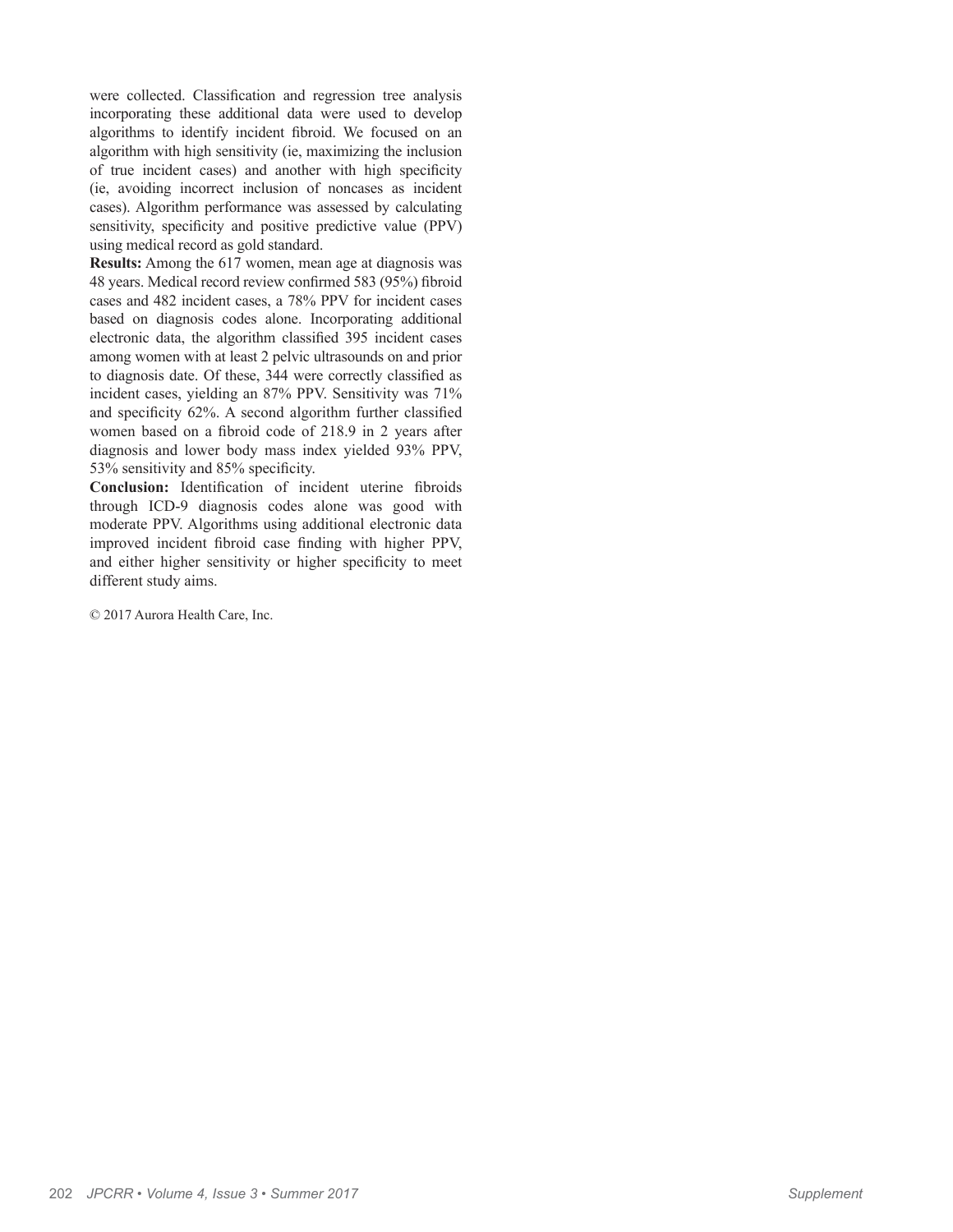were collected. Classification and regression tree analysis incorporating these additional data were used to develop algorithms to identify incident fibroid. We focused on an algorithm with high sensitivity (ie, maximizing the inclusion of true incident cases) and another with high specificity (ie, avoiding incorrect inclusion of noncases as incident cases). Algorithm performance was assessed by calculating sensitivity, specificity and positive predictive value (PPV) using medical record as gold standard.

**Results:** Among the 617 women, mean age at diagnosis was 48 years. Medical record review confirmed 583 (95%) fibroid cases and 482 incident cases, a 78% PPV for incident cases based on diagnosis codes alone. Incorporating additional electronic data, the algorithm classified 395 incident cases among women with at least 2 pelvic ultrasounds on and prior to diagnosis date. Of these, 344 were correctly classified as incident cases, yielding an 87% PPV. Sensitivity was 71% and specificity 62%. A second algorithm further classified women based on a fibroid code of 218.9 in 2 years after diagnosis and lower body mass index yielded 93% PPV, 53% sensitivity and 85% specificity.

**Conclusion:** Identification of incident uterine fibroids through ICD-9 diagnosis codes alone was good with moderate PPV. Algorithms using additional electronic data improved incident fibroid case finding with higher PPV, and either higher sensitivity or higher specificity to meet different study aims.

© 2017 Aurora Health Care, Inc.